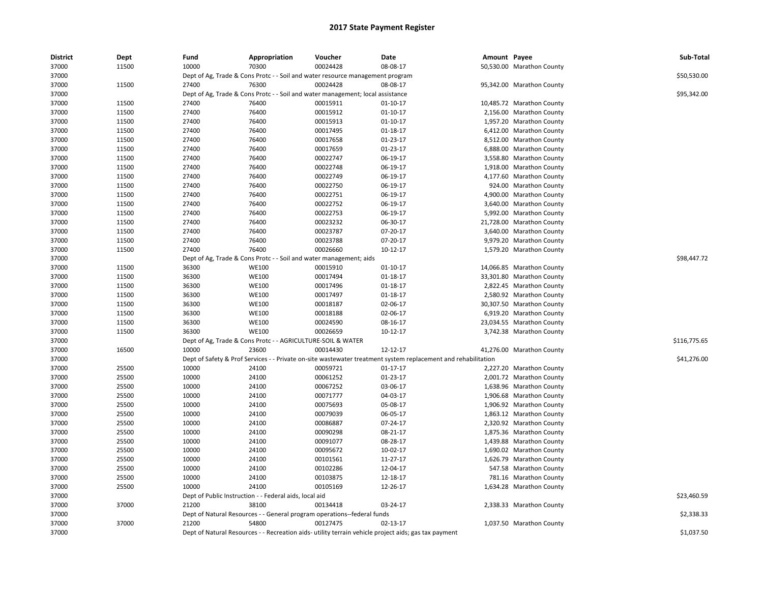# 2017 State Payment Register

| District | Dept | Fund | Appropriation | Voucher | Date | Amount | Payee | Sub-Total |
|---|---|---|---|---|---|---|---|---|
| 37000 | 11500 | 10000 | 70300 | 00024428 | 08-08-17 | 50,530.00 | Marathon County | |
| 37000 | | Dept of Ag, Trade & Cons Protc - - Soil and water resource management program | | | | | | $50,530.00 |
| 37000 | 11500 | 27400 | 76300 | 00024428 | 08-08-17 | 95,342.00 | Marathon County | |
| 37000 | | Dept of Ag, Trade & Cons Protc - - Soil and water management; local assistance | | | | | | $95,342.00 |
| 37000 | 11500 | 27400 | 76400 | 00015911 | 01-10-17 | 10,485.72 | Marathon County | |
| 37000 | 11500 | 27400 | 76400 | 00015912 | 01-10-17 | 2,156.00 | Marathon County | |
| 37000 | 11500 | 27400 | 76400 | 00015913 | 01-10-17 | 1,957.20 | Marathon County | |
| 37000 | 11500 | 27400 | 76400 | 00017495 | 01-18-17 | 6,412.00 | Marathon County | |
| 37000 | 11500 | 27400 | 76400 | 00017658 | 01-23-17 | 8,512.00 | Marathon County | |
| 37000 | 11500 | 27400 | 76400 | 00017659 | 01-23-17 | 6,888.00 | Marathon County | |
| 37000 | 11500 | 27400 | 76400 | 00022747 | 06-19-17 | 3,558.80 | Marathon County | |
| 37000 | 11500 | 27400 | 76400 | 00022748 | 06-19-17 | 1,918.00 | Marathon County | |
| 37000 | 11500 | 27400 | 76400 | 00022749 | 06-19-17 | 4,177.60 | Marathon County | |
| 37000 | 11500 | 27400 | 76400 | 00022750 | 06-19-17 | 924.00 | Marathon County | |
| 37000 | 11500 | 27400 | 76400 | 00022751 | 06-19-17 | 4,900.00 | Marathon County | |
| 37000 | 11500 | 27400 | 76400 | 00022752 | 06-19-17 | 3,640.00 | Marathon County | |
| 37000 | 11500 | 27400 | 76400 | 00022753 | 06-19-17 | 5,992.00 | Marathon County | |
| 37000 | 11500 | 27400 | 76400 | 00023232 | 06-30-17 | 21,728.00 | Marathon County | |
| 37000 | 11500 | 27400 | 76400 | 00023787 | 07-20-17 | 3,640.00 | Marathon County | |
| 37000 | 11500 | 27400 | 76400 | 00023788 | 07-20-17 | 9,979.20 | Marathon County | |
| 37000 | 11500 | 27400 | 76400 | 00026660 | 10-12-17 | 1,579.20 | Marathon County | |
| 37000 | | Dept of Ag, Trade & Cons Protc - - Soil and water management; aids | | | | | | $98,447.72 |
| 37000 | 11500 | 36300 | WE100 | 00015910 | 01-10-17 | 14,066.85 | Marathon County | |
| 37000 | 11500 | 36300 | WE100 | 00017494 | 01-18-17 | 33,301.80 | Marathon County | |
| 37000 | 11500 | 36300 | WE100 | 00017496 | 01-18-17 | 2,822.45 | Marathon County | |
| 37000 | 11500 | 36300 | WE100 | 00017497 | 01-18-17 | 2,580.92 | Marathon County | |
| 37000 | 11500 | 36300 | WE100 | 00018187 | 02-06-17 | 30,307.50 | Marathon County | |
| 37000 | 11500 | 36300 | WE100 | 00018188 | 02-06-17 | 6,919.20 | Marathon County | |
| 37000 | 11500 | 36300 | WE100 | 00024590 | 08-16-17 | 23,034.55 | Marathon County | |
| 37000 | 11500 | 36300 | WE100 | 00026659 | 10-12-17 | 3,742.38 | Marathon County | |
| 37000 | | Dept of Ag, Trade & Cons Protc - - AGRICULTURE-SOIL & WATER | | | | | | $116,775.65 |
| 37000 | 16500 | 10000 | 23600 | 00014430 | 12-12-17 | 41,276.00 | Marathon County | |
| 37000 | | Dept of Safety & Prof Services - - Private on-site wastewater treatment system replacement and rehabilitation | | | | | | $41,276.00 |
| 37000 | 25500 | 10000 | 24100 | 00059721 | 01-17-17 | 2,227.20 | Marathon County | |
| 37000 | 25500 | 10000 | 24100 | 00061252 | 01-23-17 | 2,001.72 | Marathon County | |
| 37000 | 25500 | 10000 | 24100 | 00067252 | 03-06-17 | 1,638.96 | Marathon County | |
| 37000 | 25500 | 10000 | 24100 | 00071777 | 04-03-17 | 1,906.68 | Marathon County | |
| 37000 | 25500 | 10000 | 24100 | 00075693 | 05-08-17 | 1,906.92 | Marathon County | |
| 37000 | 25500 | 10000 | 24100 | 00079039 | 06-05-17 | 1,863.12 | Marathon County | |
| 37000 | 25500 | 10000 | 24100 | 00086887 | 07-24-17 | 2,320.92 | Marathon County | |
| 37000 | 25500 | 10000 | 24100 | 00090298 | 08-21-17 | 1,875.36 | Marathon County | |
| 37000 | 25500 | 10000 | 24100 | 00091077 | 08-28-17 | 1,439.88 | Marathon County | |
| 37000 | 25500 | 10000 | 24100 | 00095672 | 10-02-17 | 1,690.02 | Marathon County | |
| 37000 | 25500 | 10000 | 24100 | 00101561 | 11-27-17 | 1,626.79 | Marathon County | |
| 37000 | 25500 | 10000 | 24100 | 00102286 | 12-04-17 | 547.58 | Marathon County | |
| 37000 | 25500 | 10000 | 24100 | 00103875 | 12-18-17 | 781.16 | Marathon County | |
| 37000 | 25500 | 10000 | 24100 | 00105169 | 12-26-17 | 1,634.28 | Marathon County | |
| 37000 | | Dept of Public Instruction - - Federal aids, local aid | | | | | | $23,460.59 |
| 37000 | 37000 | 21200 | 38100 | 00134418 | 03-24-17 | 2,338.33 | Marathon County | |
| 37000 | | Dept of Natural Resources - - General program operations--federal funds | | | | | | $2,338.33 |
| 37000 | 37000 | 21200 | 54800 | 00127475 | 02-13-17 | 1,037.50 | Marathon County | |
| 37000 | | Dept of Natural Resources - - Recreation aids- utility terrain vehicle project aids; gas tax payment | | | | | | $1,037.50 |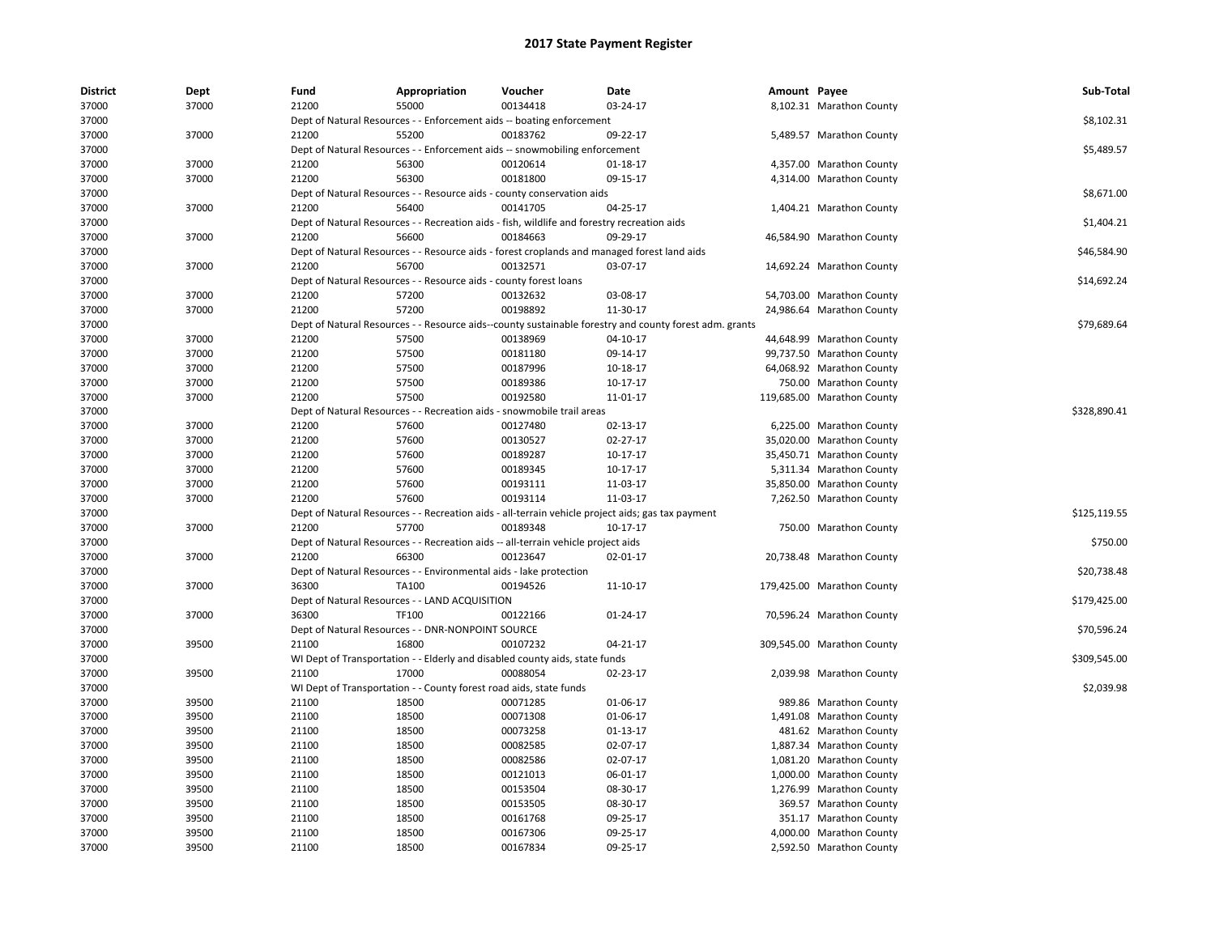# 2017 State Payment Register

| District | Dept | Fund | Appropriation | Voucher | Date | Amount | Payee | Sub-Total |
|---|---|---|---|---|---|---|---|---|
| 37000 | 37000 | 21200 | 55000 | 00134418 | 03-24-17 | 8,102.31 | Marathon County | |
| 37000 | | Dept of Natural Resources - - Enforcement aids -- boating enforcement | | | | | | $8,102.31 |
| 37000 | 37000 | 21200 | 55200 | 00183762 | 09-22-17 | 5,489.57 | Marathon County | |
| 37000 | | Dept of Natural Resources - - Enforcement aids -- snowmobiling enforcement | | | | | | $5,489.57 |
| 37000 | 37000 | 21200 | 56300 | 00120614 | 01-18-17 | 4,357.00 | Marathon County | |
| 37000 | 37000 | 21200 | 56300 | 00181800 | 09-15-17 | 4,314.00 | Marathon County | |
| 37000 | | Dept of Natural Resources - - Resource aids - county conservation aids | | | | | | $8,671.00 |
| 37000 | 37000 | 21200 | 56400 | 00141705 | 04-25-17 | 1,404.21 | Marathon County | |
| 37000 | | Dept of Natural Resources - - Recreation aids - fish, wildlife and forestry recreation aids | | | | | | $1,404.21 |
| 37000 | 37000 | 21200 | 56600 | 00184663 | 09-29-17 | 46,584.90 | Marathon County | |
| 37000 | | Dept of Natural Resources - - Resource aids - forest croplands and managed forest land aids | | | | | | $46,584.90 |
| 37000 | 37000 | 21200 | 56700 | 00132571 | 03-07-17 | 14,692.24 | Marathon County | |
| 37000 | | Dept of Natural Resources - - Resource aids - county forest loans | | | | | | $14,692.24 |
| 37000 | 37000 | 21200 | 57200 | 00132632 | 03-08-17 | 54,703.00 | Marathon County | |
| 37000 | 37000 | 21200 | 57200 | 00198892 | 11-30-17 | 24,986.64 | Marathon County | |
| 37000 | | Dept of Natural Resources - - Resource aids--county sustainable forestry and county forest adm. grants | | | | | | $79,689.64 |
| 37000 | 37000 | 21200 | 57500 | 00138969 | 04-10-17 | 44,648.99 | Marathon County | |
| 37000 | 37000 | 21200 | 57500 | 00181180 | 09-14-17 | 99,737.50 | Marathon County | |
| 37000 | 37000 | 21200 | 57500 | 00187996 | 10-18-17 | 64,068.92 | Marathon County | |
| 37000 | 37000 | 21200 | 57500 | 00189386 | 10-17-17 | 750.00 | Marathon County | |
| 37000 | 37000 | 21200 | 57500 | 00192580 | 11-01-17 | 119,685.00 | Marathon County | |
| 37000 | | Dept of Natural Resources - - Recreation aids - snowmobile trail areas | | | | | | $328,890.41 |
| 37000 | 37000 | 21200 | 57600 | 00127480 | 02-13-17 | 6,225.00 | Marathon County | |
| 37000 | 37000 | 21200 | 57600 | 00130527 | 02-27-17 | 35,020.00 | Marathon County | |
| 37000 | 37000 | 21200 | 57600 | 00189287 | 10-17-17 | 35,450.71 | Marathon County | |
| 37000 | 37000 | 21200 | 57600 | 00189345 | 10-17-17 | 5,311.34 | Marathon County | |
| 37000 | 37000 | 21200 | 57600 | 00193111 | 11-03-17 | 35,850.00 | Marathon County | |
| 37000 | 37000 | 21200 | 57600 | 00193114 | 11-03-17 | 7,262.50 | Marathon County | |
| 37000 | | Dept of Natural Resources - - Recreation aids - all-terrain vehicle project aids; gas tax payment | | | | | | $125,119.55 |
| 37000 | 37000 | 21200 | 57700 | 00189348 | 10-17-17 | 750.00 | Marathon County | |
| 37000 | | Dept of Natural Resources - - Recreation aids -- all-terrain vehicle project aids | | | | | | $750.00 |
| 37000 | 37000 | 21200 | 66300 | 00123647 | 02-01-17 | 20,738.48 | Marathon County | |
| 37000 | | Dept of Natural Resources - - Environmental aids - lake protection | | | | | | $20,738.48 |
| 37000 | 37000 | 36300 | TA100 | 00194526 | 11-10-17 | 179,425.00 | Marathon County | |
| 37000 | | Dept of Natural Resources - - LAND ACQUISITION | | | | | | $179,425.00 |
| 37000 | 37000 | 36300 | TF100 | 00122166 | 01-24-17 | 70,596.24 | Marathon County | |
| 37000 | | Dept of Natural Resources - - DNR-NONPOINT SOURCE | | | | | | $70,596.24 |
| 37000 | 39500 | 21100 | 16800 | 00107232 | 04-21-17 | 309,545.00 | Marathon County | |
| 37000 | | WI Dept of Transportation - - Elderly and disabled county aids, state funds | | | | | | $309,545.00 |
| 37000 | 39500 | 21100 | 17000 | 00088054 | 02-23-17 | 2,039.98 | Marathon County | |
| 37000 | | WI Dept of Transportation - - County forest road aids, state funds | | | | | | $2,039.98 |
| 37000 | 39500 | 21100 | 18500 | 00071285 | 01-06-17 | 989.86 | Marathon County | |
| 37000 | 39500 | 21100 | 18500 | 00071308 | 01-06-17 | 1,491.08 | Marathon County | |
| 37000 | 39500 | 21100 | 18500 | 00073258 | 01-13-17 | 481.62 | Marathon County | |
| 37000 | 39500 | 21100 | 18500 | 00082585 | 02-07-17 | 1,887.34 | Marathon County | |
| 37000 | 39500 | 21100 | 18500 | 00082586 | 02-07-17 | 1,081.20 | Marathon County | |
| 37000 | 39500 | 21100 | 18500 | 00121013 | 06-01-17 | 1,000.00 | Marathon County | |
| 37000 | 39500 | 21100 | 18500 | 00153504 | 08-30-17 | 1,276.99 | Marathon County | |
| 37000 | 39500 | 21100 | 18500 | 00153505 | 08-30-17 | 369.57 | Marathon County | |
| 37000 | 39500 | 21100 | 18500 | 00161768 | 09-25-17 | 351.17 | Marathon County | |
| 37000 | 39500 | 21100 | 18500 | 00167306 | 09-25-17 | 4,000.00 | Marathon County | |
| 37000 | 39500 | 21100 | 18500 | 00167834 | 09-25-17 | 2,592.50 | Marathon County | |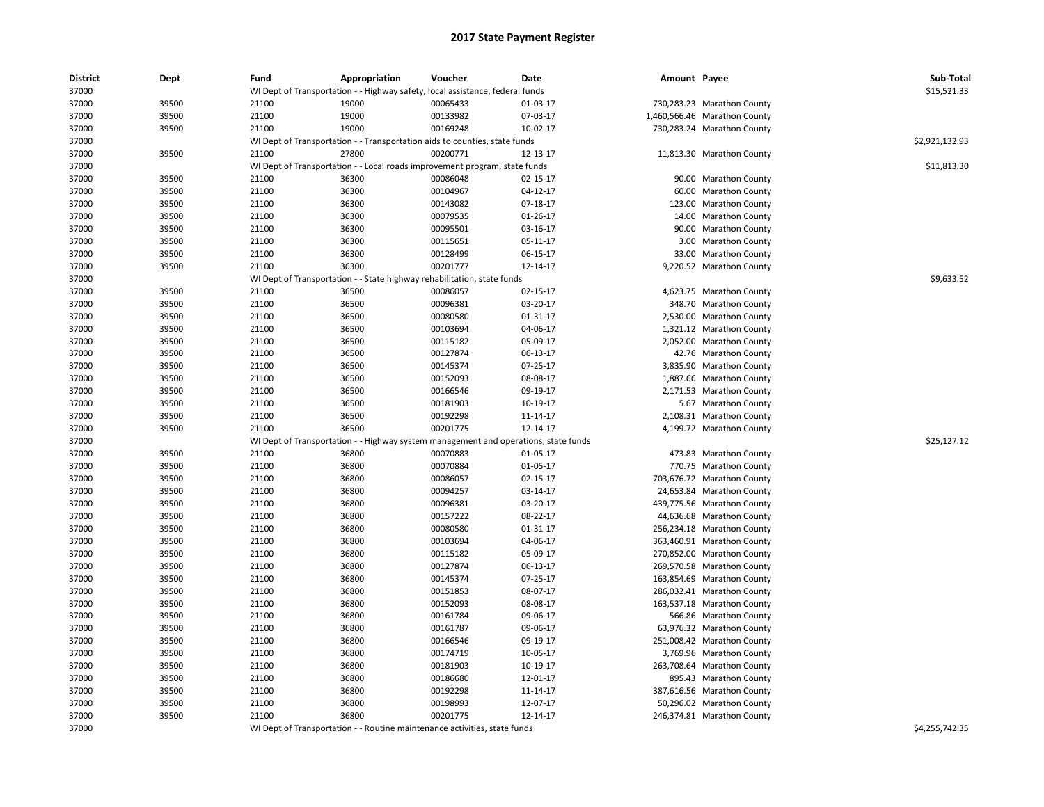# 2017 State Payment Register

| District | Dept | Fund | Appropriation | Voucher | Date | Amount | Payee | Sub-Total |
|---|---|---|---|---|---|---|---|---|
| 37000 | | WI Dept of Transportation - - Highway safety, local assistance, federal funds | | | | | | $15,521.33 |
| 37000 | 39500 | 21100 | 19000 | 00065433 | 01-03-17 | 730,283.23 | Marathon County | |
| 37000 | 39500 | 21100 | 19000 | 00133982 | 07-03-17 | 1,460,566.46 | Marathon County | |
| 37000 | 39500 | 21100 | 19000 | 00169248 | 10-02-17 | 730,283.24 | Marathon County | |
| 37000 | | WI Dept of Transportation - - Transportation aids to counties, state funds | | | | | | $2,921,132.93 |
| 37000 | 39500 | 21100 | 27800 | 00200771 | 12-13-17 | 11,813.30 | Marathon County | |
| 37000 | | WI Dept of Transportation - - Local roads improvement program, state funds | | | | | | $11,813.30 |
| 37000 | 39500 | 21100 | 36300 | 00086048 | 02-15-17 | 90.00 | Marathon County | |
| 37000 | 39500 | 21100 | 36300 | 00104967 | 04-12-17 | 60.00 | Marathon County | |
| 37000 | 39500 | 21100 | 36300 | 00143082 | 07-18-17 | 123.00 | Marathon County | |
| 37000 | 39500 | 21100 | 36300 | 00079535 | 01-26-17 | 14.00 | Marathon County | |
| 37000 | 39500 | 21100 | 36300 | 00095501 | 03-16-17 | 90.00 | Marathon County | |
| 37000 | 39500 | 21100 | 36300 | 00115651 | 05-11-17 | 3.00 | Marathon County | |
| 37000 | 39500 | 21100 | 36300 | 00128499 | 06-15-17 | 33.00 | Marathon County | |
| 37000 | 39500 | 21100 | 36300 | 00201777 | 12-14-17 | 9,220.52 | Marathon County | |
| 37000 | | WI Dept of Transportation - - State highway rehabilitation, state funds | | | | | | $9,633.52 |
| 37000 | 39500 | 21100 | 36500 | 00086057 | 02-15-17 | 4,623.75 | Marathon County | |
| 37000 | 39500 | 21100 | 36500 | 00096381 | 03-20-17 | 348.70 | Marathon County | |
| 37000 | 39500 | 21100 | 36500 | 00080580 | 01-31-17 | 2,530.00 | Marathon County | |
| 37000 | 39500 | 21100 | 36500 | 00103694 | 04-06-17 | 1,321.12 | Marathon County | |
| 37000 | 39500 | 21100 | 36500 | 00115182 | 05-09-17 | 2,052.00 | Marathon County | |
| 37000 | 39500 | 21100 | 36500 | 00127874 | 06-13-17 | 42.76 | Marathon County | |
| 37000 | 39500 | 21100 | 36500 | 00145374 | 07-25-17 | 3,835.90 | Marathon County | |
| 37000 | 39500 | 21100 | 36500 | 00152093 | 08-08-17 | 1,887.66 | Marathon County | |
| 37000 | 39500 | 21100 | 36500 | 00166546 | 09-19-17 | 2,171.53 | Marathon County | |
| 37000 | 39500 | 21100 | 36500 | 00181903 | 10-19-17 | 5.67 | Marathon County | |
| 37000 | 39500 | 21100 | 36500 | 00192298 | 11-14-17 | 2,108.31 | Marathon County | |
| 37000 | 39500 | 21100 | 36500 | 00201775 | 12-14-17 | 4,199.72 | Marathon County | |
| 37000 | | WI Dept of Transportation - - Highway system management and operations, state funds | | | | | | $25,127.12 |
| 37000 | 39500 | 21100 | 36800 | 00070883 | 01-05-17 | 473.83 | Marathon County | |
| 37000 | 39500 | 21100 | 36800 | 00070884 | 01-05-17 | 770.75 | Marathon County | |
| 37000 | 39500 | 21100 | 36800 | 00086057 | 02-15-17 | 703,676.72 | Marathon County | |
| 37000 | 39500 | 21100 | 36800 | 00094257 | 03-14-17 | 24,653.84 | Marathon County | |
| 37000 | 39500 | 21100 | 36800 | 00096381 | 03-20-17 | 439,775.56 | Marathon County | |
| 37000 | 39500 | 21100 | 36800 | 00157222 | 08-22-17 | 44,636.68 | Marathon County | |
| 37000 | 39500 | 21100 | 36800 | 00080580 | 01-31-17 | 256,234.18 | Marathon County | |
| 37000 | 39500 | 21100 | 36800 | 00103694 | 04-06-17 | 363,460.91 | Marathon County | |
| 37000 | 39500 | 21100 | 36800 | 00115182 | 05-09-17 | 270,852.00 | Marathon County | |
| 37000 | 39500 | 21100 | 36800 | 00127874 | 06-13-17 | 269,570.58 | Marathon County | |
| 37000 | 39500 | 21100 | 36800 | 00145374 | 07-25-17 | 163,854.69 | Marathon County | |
| 37000 | 39500 | 21100 | 36800 | 00151853 | 08-07-17 | 286,032.41 | Marathon County | |
| 37000 | 39500 | 21100 | 36800 | 00152093 | 08-08-17 | 163,537.18 | Marathon County | |
| 37000 | 39500 | 21100 | 36800 | 00161784 | 09-06-17 | 566.86 | Marathon County | |
| 37000 | 39500 | 21100 | 36800 | 00161787 | 09-06-17 | 63,976.32 | Marathon County | |
| 37000 | 39500 | 21100 | 36800 | 00166546 | 09-19-17 | 251,008.42 | Marathon County | |
| 37000 | 39500 | 21100 | 36800 | 00174719 | 10-05-17 | 3,769.96 | Marathon County | |
| 37000 | 39500 | 21100 | 36800 | 00181903 | 10-19-17 | 263,708.64 | Marathon County | |
| 37000 | 39500 | 21100 | 36800 | 00186680 | 12-01-17 | 895.43 | Marathon County | |
| 37000 | 39500 | 21100 | 36800 | 00192298 | 11-14-17 | 387,616.56 | Marathon County | |
| 37000 | 39500 | 21100 | 36800 | 00198993 | 12-07-17 | 50,296.02 | Marathon County | |
| 37000 | 39500 | 21100 | 36800 | 00201775 | 12-14-17 | 246,374.81 | Marathon County | |
| 37000 | | WI Dept of Transportation - - Routine maintenance activities, state funds | | | | | | $4,255,742.35 |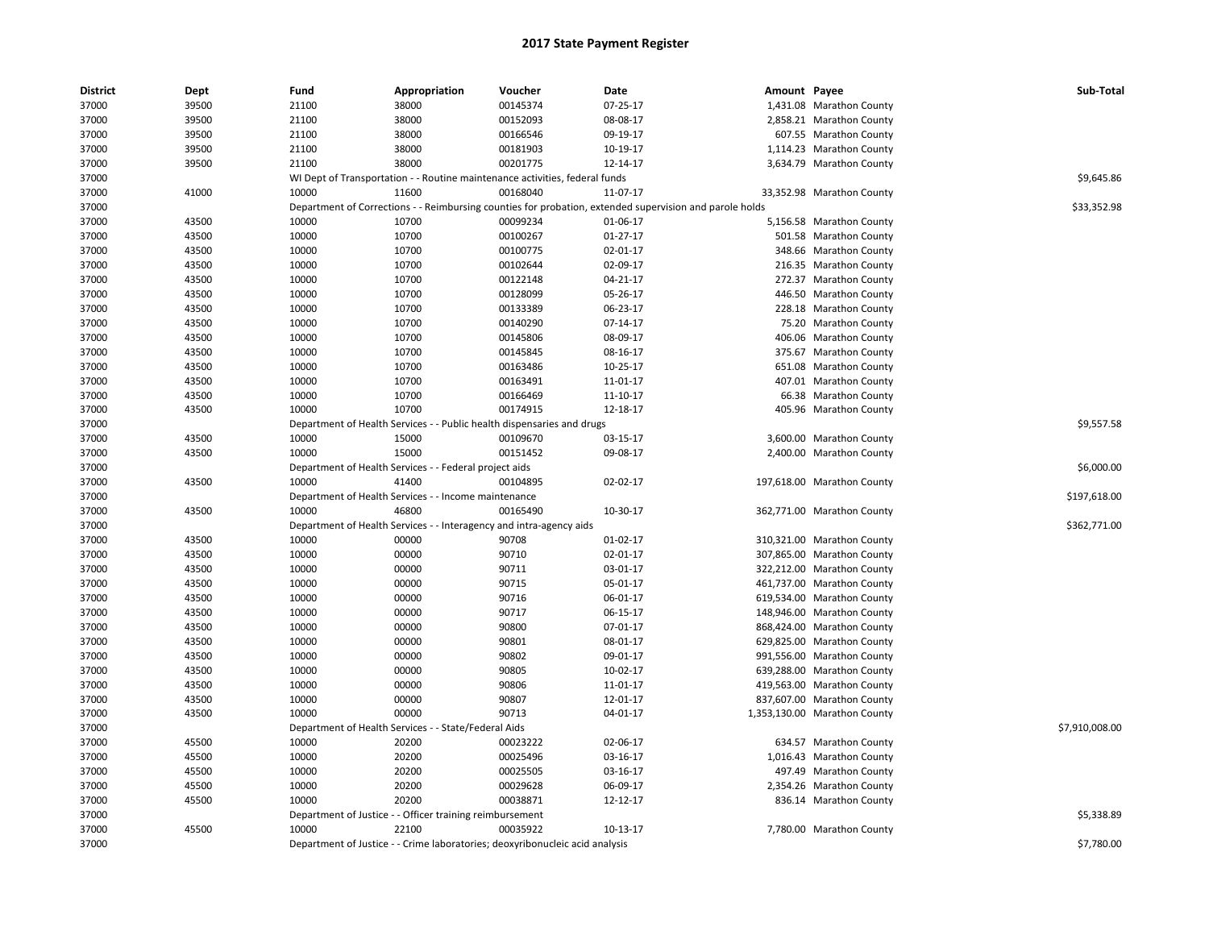# 2017 State Payment Register

| District | Dept | Fund | Appropriation | Voucher | Date | Amount | Payee | Sub-Total |
|---|---|---|---|---|---|---|---|---|
| 37000 | 39500 | 21100 | 38000 | 00145374 | 07-25-17 | 1,431.08 | Marathon County | |
| 37000 | 39500 | 21100 | 38000 | 00152093 | 08-08-17 | 2,858.21 | Marathon County | |
| 37000 | 39500 | 21100 | 38000 | 00166546 | 09-19-17 | 607.55 | Marathon County | |
| 37000 | 39500 | 21100 | 38000 | 00181903 | 10-19-17 | 1,114.23 | Marathon County | |
| 37000 | 39500 | 21100 | 38000 | 00201775 | 12-14-17 | 3,634.79 | Marathon County | |
| 37000 | | WI Dept of Transportation - - Routine maintenance activities, federal funds | | | | | | $9,645.86 |
| 37000 | 41000 | 10000 | 11600 | 00168040 | 11-07-17 | 33,352.98 | Marathon County | |
| 37000 | | Department of Corrections - - Reimbursing counties for probation, extended supervision and parole holds | | | | | | $33,352.98 |
| 37000 | 43500 | 10000 | 10700 | 00099234 | 01-06-17 | 5,156.58 | Marathon County | |
| 37000 | 43500 | 10000 | 10700 | 00100267 | 01-27-17 | 501.58 | Marathon County | |
| 37000 | 43500 | 10000 | 10700 | 00100775 | 02-01-17 | 348.66 | Marathon County | |
| 37000 | 43500 | 10000 | 10700 | 00102644 | 02-09-17 | 216.35 | Marathon County | |
| 37000 | 43500 | 10000 | 10700 | 00122148 | 04-21-17 | 272.37 | Marathon County | |
| 37000 | 43500 | 10000 | 10700 | 00128099 | 05-26-17 | 446.50 | Marathon County | |
| 37000 | 43500 | 10000 | 10700 | 00133389 | 06-23-17 | 228.18 | Marathon County | |
| 37000 | 43500 | 10000 | 10700 | 00140290 | 07-14-17 | 75.20 | Marathon County | |
| 37000 | 43500 | 10000 | 10700 | 00145806 | 08-09-17 | 406.06 | Marathon County | |
| 37000 | 43500 | 10000 | 10700 | 00145845 | 08-16-17 | 375.67 | Marathon County | |
| 37000 | 43500 | 10000 | 10700 | 00163486 | 10-25-17 | 651.08 | Marathon County | |
| 37000 | 43500 | 10000 | 10700 | 00163491 | 11-01-17 | 407.01 | Marathon County | |
| 37000 | 43500 | 10000 | 10700 | 00166469 | 11-10-17 | 66.38 | Marathon County | |
| 37000 | 43500 | 10000 | 10700 | 00174915 | 12-18-17 | 405.96 | Marathon County | |
| 37000 | | Department of Health Services - - Public health dispensaries and drugs | | | | | | $9,557.58 |
| 37000 | 43500 | 10000 | 15000 | 00109670 | 03-15-17 | 3,600.00 | Marathon County | |
| 37000 | 43500 | 10000 | 15000 | 00151452 | 09-08-17 | 2,400.00 | Marathon County | |
| 37000 | | Department of Health Services - - Federal project aids | | | | | | $6,000.00 |
| 37000 | 43500 | 10000 | 41400 | 00104895 | 02-02-17 | 197,618.00 | Marathon County | |
| 37000 | | Department of Health Services - - Income maintenance | | | | | | $197,618.00 |
| 37000 | 43500 | 10000 | 46800 | 00165490 | 10-30-17 | 362,771.00 | Marathon County | |
| 37000 | | Department of Health Services - - Interagency and intra-agency aids | | | | | | $362,771.00 |
| 37000 | 43500 | 10000 | 00000 | 90708 | 01-02-17 | 310,321.00 | Marathon County | |
| 37000 | 43500 | 10000 | 00000 | 90710 | 02-01-17 | 307,865.00 | Marathon County | |
| 37000 | 43500 | 10000 | 00000 | 90711 | 03-01-17 | 322,212.00 | Marathon County | |
| 37000 | 43500 | 10000 | 00000 | 90715 | 05-01-17 | 461,737.00 | Marathon County | |
| 37000 | 43500 | 10000 | 00000 | 90716 | 06-01-17 | 619,534.00 | Marathon County | |
| 37000 | 43500 | 10000 | 00000 | 90717 | 06-15-17 | 148,946.00 | Marathon County | |
| 37000 | 43500 | 10000 | 00000 | 90800 | 07-01-17 | 868,424.00 | Marathon County | |
| 37000 | 43500 | 10000 | 00000 | 90801 | 08-01-17 | 629,825.00 | Marathon County | |
| 37000 | 43500 | 10000 | 00000 | 90802 | 09-01-17 | 991,556.00 | Marathon County | |
| 37000 | 43500 | 10000 | 00000 | 90805 | 10-02-17 | 639,288.00 | Marathon County | |
| 37000 | 43500 | 10000 | 00000 | 90806 | 11-01-17 | 419,563.00 | Marathon County | |
| 37000 | 43500 | 10000 | 00000 | 90807 | 12-01-17 | 837,607.00 | Marathon County | |
| 37000 | 43500 | 10000 | 00000 | 90713 | 04-01-17 | 1,353,130.00 | Marathon County | |
| 37000 | | Department of Health Services - - State/Federal Aids | | | | | | $7,910,008.00 |
| 37000 | 45500 | 10000 | 20200 | 00023222 | 02-06-17 | 634.57 | Marathon County | |
| 37000 | 45500 | 10000 | 20200 | 00025496 | 03-16-17 | 1,016.43 | Marathon County | |
| 37000 | 45500 | 10000 | 20200 | 00025505 | 03-16-17 | 497.49 | Marathon County | |
| 37000 | 45500 | 10000 | 20200 | 00029628 | 06-09-17 | 2,354.26 | Marathon County | |
| 37000 | 45500 | 10000 | 20200 | 00038871 | 12-12-17 | 836.14 | Marathon County | |
| 37000 | | Department of Justice - - Officer training reimbursement | | | | | | $5,338.89 |
| 37000 | 45500 | 10000 | 22100 | 00035922 | 10-13-17 | 7,780.00 | Marathon County | |
| 37000 | | Department of Justice - - Crime laboratories; deoxyribonucleic acid analysis | | | | | | $7,780.00 |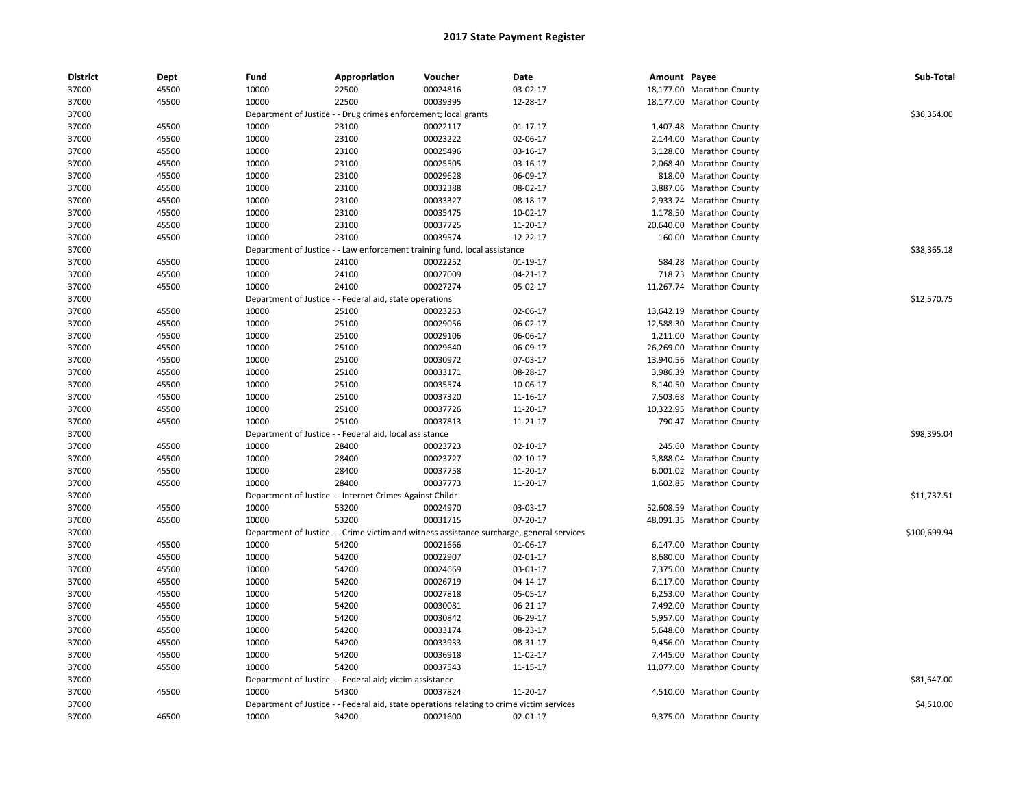# 2017 State Payment Register

| District | Dept | Fund | Appropriation | Voucher | Date | Amount | Payee | Sub-Total |
|---|---|---|---|---|---|---|---|---|
| 37000 | 45500 | 10000 | 22500 | 00024816 | 03-02-17 | 18,177.00 | Marathon County | |
| 37000 | 45500 | 10000 | 22500 | 00039395 | 12-28-17 | 18,177.00 | Marathon County | |
| 37000 | | Department of Justice - - Drug crimes enforcement; local grants | | | | | | $36,354.00 |
| 37000 | 45500 | 10000 | 23100 | 00022117 | 01-17-17 | 1,407.48 | Marathon County | |
| 37000 | 45500 | 10000 | 23100 | 00023222 | 02-06-17 | 2,144.00 | Marathon County | |
| 37000 | 45500 | 10000 | 23100 | 00025496 | 03-16-17 | 3,128.00 | Marathon County | |
| 37000 | 45500 | 10000 | 23100 | 00025505 | 03-16-17 | 2,068.40 | Marathon County | |
| 37000 | 45500 | 10000 | 23100 | 00029628 | 06-09-17 | 818.00 | Marathon County | |
| 37000 | 45500 | 10000 | 23100 | 00032388 | 08-02-17 | 3,887.06 | Marathon County | |
| 37000 | 45500 | 10000 | 23100 | 00033327 | 08-18-17 | 2,933.74 | Marathon County | |
| 37000 | 45500 | 10000 | 23100 | 00035475 | 10-02-17 | 1,178.50 | Marathon County | |
| 37000 | 45500 | 10000 | 23100 | 00037725 | 11-20-17 | 20,640.00 | Marathon County | |
| 37000 | 45500 | 10000 | 23100 | 00039574 | 12-22-17 | 160.00 | Marathon County | |
| 37000 | | Department of Justice - - Law enforcement training fund, local assistance | | | | | | $38,365.18 |
| 37000 | 45500 | 10000 | 24100 | 00022252 | 01-19-17 | 584.28 | Marathon County | |
| 37000 | 45500 | 10000 | 24100 | 00027009 | 04-21-17 | 718.73 | Marathon County | |
| 37000 | 45500 | 10000 | 24100 | 00027274 | 05-02-17 | 11,267.74 | Marathon County | |
| 37000 | | Department of Justice - - Federal aid, state operations | | | | | | $12,570.75 |
| 37000 | 45500 | 10000 | 25100 | 00023253 | 02-06-17 | 13,642.19 | Marathon County | |
| 37000 | 45500 | 10000 | 25100 | 00029056 | 06-02-17 | 12,588.30 | Marathon County | |
| 37000 | 45500 | 10000 | 25100 | 00029106 | 06-06-17 | 1,211.00 | Marathon County | |
| 37000 | 45500 | 10000 | 25100 | 00029640 | 06-09-17 | 26,269.00 | Marathon County | |
| 37000 | 45500 | 10000 | 25100 | 00030972 | 07-03-17 | 13,940.56 | Marathon County | |
| 37000 | 45500 | 10000 | 25100 | 00033171 | 08-28-17 | 3,986.39 | Marathon County | |
| 37000 | 45500 | 10000 | 25100 | 00035574 | 10-06-17 | 8,140.50 | Marathon County | |
| 37000 | 45500 | 10000 | 25100 | 00037320 | 11-16-17 | 7,503.68 | Marathon County | |
| 37000 | 45500 | 10000 | 25100 | 00037726 | 11-20-17 | 10,322.95 | Marathon County | |
| 37000 | 45500 | 10000 | 25100 | 00037813 | 11-21-17 | 790.47 | Marathon County | |
| 37000 | | Department of Justice - - Federal aid, local assistance | | | | | | $98,395.04 |
| 37000 | 45500 | 10000 | 28400 | 00023723 | 02-10-17 | 245.60 | Marathon County | |
| 37000 | 45500 | 10000 | 28400 | 00023727 | 02-10-17 | 3,888.04 | Marathon County | |
| 37000 | 45500 | 10000 | 28400 | 00037758 | 11-20-17 | 6,001.02 | Marathon County | |
| 37000 | 45500 | 10000 | 28400 | 00037773 | 11-20-17 | 1,602.85 | Marathon County | |
| 37000 | | Department of Justice - - Internet Crimes Against Childr | | | | | | $11,737.51 |
| 37000 | 45500 | 10000 | 53200 | 00024970 | 03-03-17 | 52,608.59 | Marathon County | |
| 37000 | 45500 | 10000 | 53200 | 00031715 | 07-20-17 | 48,091.35 | Marathon County | |
| 37000 | | Department of Justice - - Crime victim and witness assistance surcharge, general services | | | | | | $100,699.94 |
| 37000 | 45500 | 10000 | 54200 | 00021666 | 01-06-17 | 6,147.00 | Marathon County | |
| 37000 | 45500 | 10000 | 54200 | 00022907 | 02-01-17 | 8,680.00 | Marathon County | |
| 37000 | 45500 | 10000 | 54200 | 00024669 | 03-01-17 | 7,375.00 | Marathon County | |
| 37000 | 45500 | 10000 | 54200 | 00026719 | 04-14-17 | 6,117.00 | Marathon County | |
| 37000 | 45500 | 10000 | 54200 | 00027818 | 05-05-17 | 6,253.00 | Marathon County | |
| 37000 | 45500 | 10000 | 54200 | 00030081 | 06-21-17 | 7,492.00 | Marathon County | |
| 37000 | 45500 | 10000 | 54200 | 00030842 | 06-29-17 | 5,957.00 | Marathon County | |
| 37000 | 45500 | 10000 | 54200 | 00033174 | 08-23-17 | 5,648.00 | Marathon County | |
| 37000 | 45500 | 10000 | 54200 | 00033933 | 08-31-17 | 9,456.00 | Marathon County | |
| 37000 | 45500 | 10000 | 54200 | 00036918 | 11-02-17 | 7,445.00 | Marathon County | |
| 37000 | 45500 | 10000 | 54200 | 00037543 | 11-15-17 | 11,077.00 | Marathon County | |
| 37000 | | Department of Justice - - Federal aid; victim assistance | | | | | | $81,647.00 |
| 37000 | 45500 | 10000 | 54300 | 00037824 | 11-20-17 | 4,510.00 | Marathon County | |
| 37000 | | Department of Justice - - Federal aid, state operations relating to crime victim services | | | | | | $4,510.00 |
| 37000 | 46500 | 10000 | 34200 | 00021600 | 02-01-17 | 9,375.00 | Marathon County | |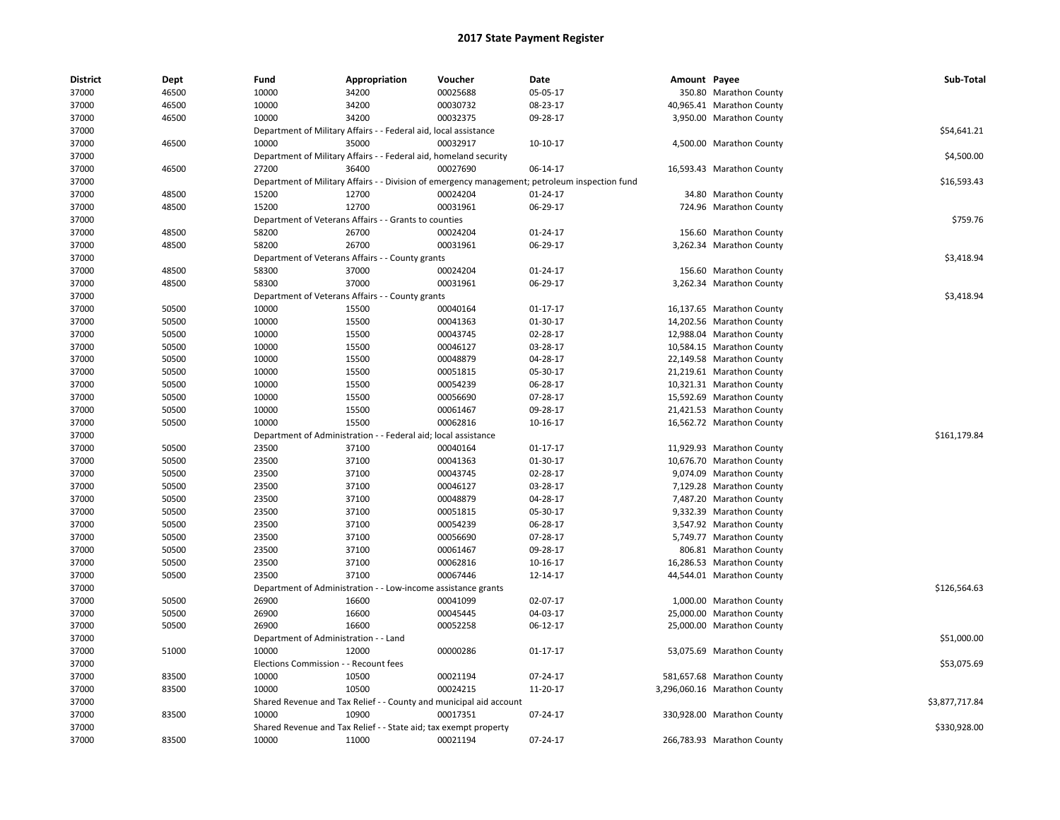## 2017 State Payment Register

| District | Dept | Fund | Appropriation | Voucher | Date | Amount | Payee | Sub-Total |
|---|---|---|---|---|---|---|---|---|
| 37000 | 46500 | 10000 | 34200 | 00025688 | 05-05-17 | 350.80 | Marathon County | |
| 37000 | 46500 | 10000 | 34200 | 00030732 | 08-23-17 | 40,965.41 | Marathon County | |
| 37000 | 46500 | 10000 | 34200 | 00032375 | 09-28-17 | 3,950.00 | Marathon County | |
| 37000 | | Department of Military Affairs - - Federal aid, local assistance | | | | | | $54,641.21 |
| 37000 | 46500 | 10000 | 35000 | 00032917 | 10-10-17 | 4,500.00 | Marathon County | |
| 37000 | | Department of Military Affairs - - Federal aid, homeland security | | | | | | $4,500.00 |
| 37000 | 46500 | 27200 | 36400 | 00027690 | 06-14-17 | 16,593.43 | Marathon County | |
| 37000 | | Department of Military Affairs - - Division of emergency management; petroleum inspection fund | | | | | | $16,593.43 |
| 37000 | 48500 | 15200 | 12700 | 00024204 | 01-24-17 | 34.80 | Marathon County | |
| 37000 | 48500 | 15200 | 12700 | 00031961 | 06-29-17 | 724.96 | Marathon County | |
| 37000 | | Department of Veterans Affairs - - Grants to counties | | | | | | $759.76 |
| 37000 | 48500 | 58200 | 26700 | 00024204 | 01-24-17 | 156.60 | Marathon County | |
| 37000 | 48500 | 58200 | 26700 | 00031961 | 06-29-17 | 3,262.34 | Marathon County | |
| 37000 | | Department of Veterans Affairs - - County grants | | | | | | $3,418.94 |
| 37000 | 48500 | 58300 | 37000 | 00024204 | 01-24-17 | 156.60 | Marathon County | |
| 37000 | 48500 | 58300 | 37000 | 00031961 | 06-29-17 | 3,262.34 | Marathon County | |
| 37000 | | Department of Veterans Affairs - - County grants | | | | | | $3,418.94 |
| 37000 | 50500 | 10000 | 15500 | 00040164 | 01-17-17 | 16,137.65 | Marathon County | |
| 37000 | 50500 | 10000 | 15500 | 00041363 | 01-30-17 | 14,202.56 | Marathon County | |
| 37000 | 50500 | 10000 | 15500 | 00043745 | 02-28-17 | 12,988.04 | Marathon County | |
| 37000 | 50500 | 10000 | 15500 | 00046127 | 03-28-17 | 10,584.15 | Marathon County | |
| 37000 | 50500 | 10000 | 15500 | 00048879 | 04-28-17 | 22,149.58 | Marathon County | |
| 37000 | 50500 | 10000 | 15500 | 00051815 | 05-30-17 | 21,219.61 | Marathon County | |
| 37000 | 50500 | 10000 | 15500 | 00054239 | 06-28-17 | 10,321.31 | Marathon County | |
| 37000 | 50500 | 10000 | 15500 | 00056690 | 07-28-17 | 15,592.69 | Marathon County | |
| 37000 | 50500 | 10000 | 15500 | 00061467 | 09-28-17 | 21,421.53 | Marathon County | |
| 37000 | 50500 | 10000 | 15500 | 00062816 | 10-16-17 | 16,562.72 | Marathon County | |
| 37000 | | Department of Administration - - Federal aid; local assistance | | | | | | $161,179.84 |
| 37000 | 50500 | 23500 | 37100 | 00040164 | 01-17-17 | 11,929.93 | Marathon County | |
| 37000 | 50500 | 23500 | 37100 | 00041363 | 01-30-17 | 10,676.70 | Marathon County | |
| 37000 | 50500 | 23500 | 37100 | 00043745 | 02-28-17 | 9,074.09 | Marathon County | |
| 37000 | 50500 | 23500 | 37100 | 00046127 | 03-28-17 | 7,129.28 | Marathon County | |
| 37000 | 50500 | 23500 | 37100 | 00048879 | 04-28-17 | 7,487.20 | Marathon County | |
| 37000 | 50500 | 23500 | 37100 | 00051815 | 05-30-17 | 9,332.39 | Marathon County | |
| 37000 | 50500 | 23500 | 37100 | 00054239 | 06-28-17 | 3,547.92 | Marathon County | |
| 37000 | 50500 | 23500 | 37100 | 00056690 | 07-28-17 | 5,749.77 | Marathon County | |
| 37000 | 50500 | 23500 | 37100 | 00061467 | 09-28-17 | 806.81 | Marathon County | |
| 37000 | 50500 | 23500 | 37100 | 00062816 | 10-16-17 | 16,286.53 | Marathon County | |
| 37000 | 50500 | 23500 | 37100 | 00067446 | 12-14-17 | 44,544.01 | Marathon County | |
| 37000 | | Department of Administration - - Low-income assistance grants | | | | | | $126,564.63 |
| 37000 | 50500 | 26900 | 16600 | 00041099 | 02-07-17 | 1,000.00 | Marathon County | |
| 37000 | 50500 | 26900 | 16600 | 00045445 | 04-03-17 | 25,000.00 | Marathon County | |
| 37000 | 50500 | 26900 | 16600 | 00052258 | 06-12-17 | 25,000.00 | Marathon County | |
| 37000 | | Department of Administration - - Land | | | | | | $51,000.00 |
| 37000 | 51000 | 10000 | 12000 | 00000286 | 01-17-17 | 53,075.69 | Marathon County | |
| 37000 | | Elections Commission - - Recount fees | | | | | | $53,075.69 |
| 37000 | 83500 | 10000 | 10500 | 00021194 | 07-24-17 | 581,657.68 | Marathon County | |
| 37000 | 83500 | 10000 | 10500 | 00024215 | 11-20-17 | 3,296,060.16 | Marathon County | |
| 37000 | | Shared Revenue and Tax Relief - - County and municipal aid account | | | | | | $3,877,717.84 |
| 37000 | 83500 | 10000 | 10900 | 00017351 | 07-24-17 | 330,928.00 | Marathon County | |
| 37000 | | Shared Revenue and Tax Relief - - State aid; tax exempt property | | | | | | $330,928.00 |
| 37000 | 83500 | 10000 | 11000 | 00021194 | 07-24-17 | 266,783.93 | Marathon County | |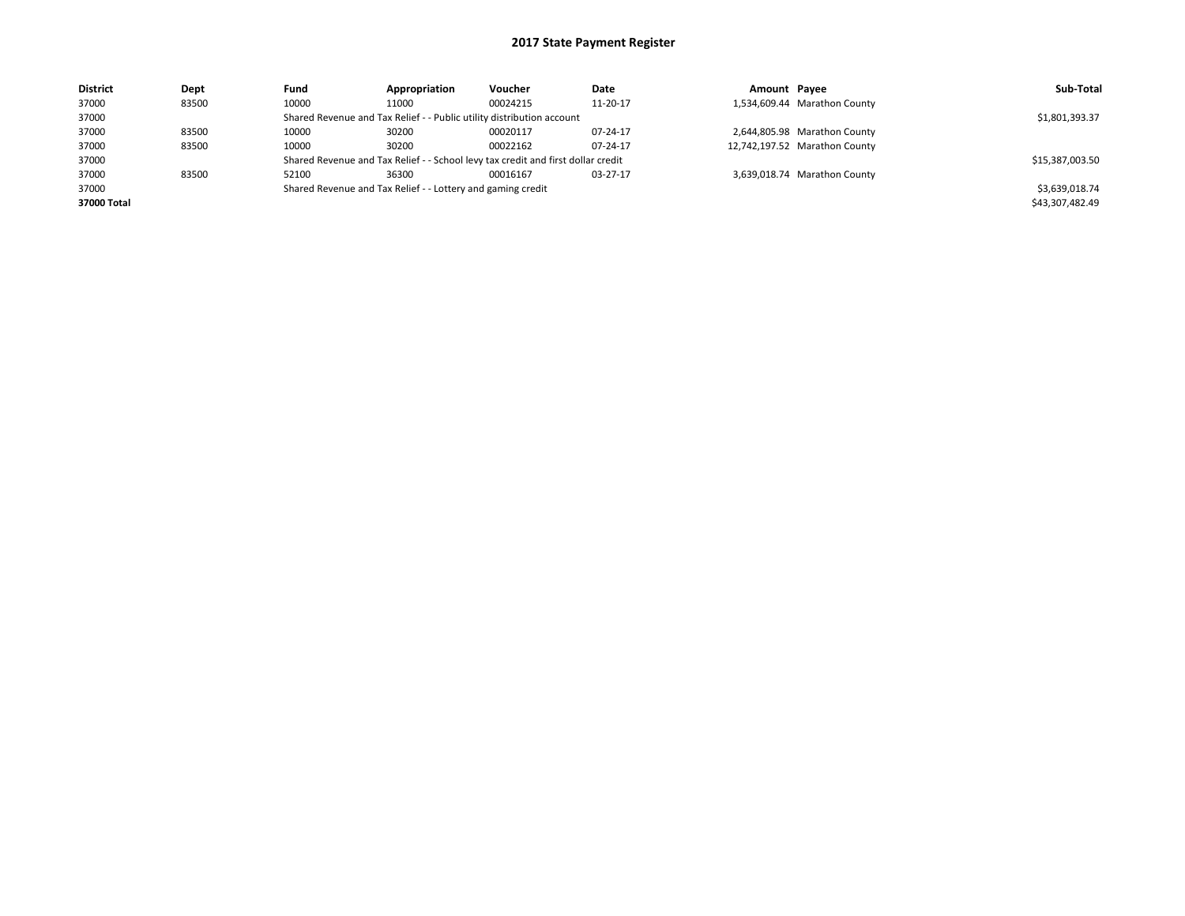# 2017 State Payment Register

| District | Dept | Fund | Appropriation | Voucher | Date | Amount | Payee | Sub-Total |
|---|---|---|---|---|---|---|---|---|
| 37000 | 83500 | 10000 | 11000 | 00024215 | 11-20-17 | 1,534,609.44 | Marathon County | |
| 37000 | | Shared Revenue and Tax Relief - - Public utility distribution account | | | | | | $1,801,393.37 |
| 37000 | 83500 | 10000 | 30200 | 00020117 | 07-24-17 | 2,644,805.98 | Marathon County | |
| 37000 | 83500 | 10000 | 30200 | 00022162 | 07-24-17 | 12,742,197.52 | Marathon County | |
| 37000 | | Shared Revenue and Tax Relief - - School levy tax credit and first dollar credit | | | | | | $15,387,003.50 |
| 37000 | 83500 | 52100 | 36300 | 00016167 | 03-27-17 | 3,639,018.74 | Marathon County | |
| 37000 | | Shared Revenue and Tax Relief - - Lottery and gaming credit | | | | | | $3,639,018.74 |
| **37000 Total** | | | | | | | | $43,307,482.49 |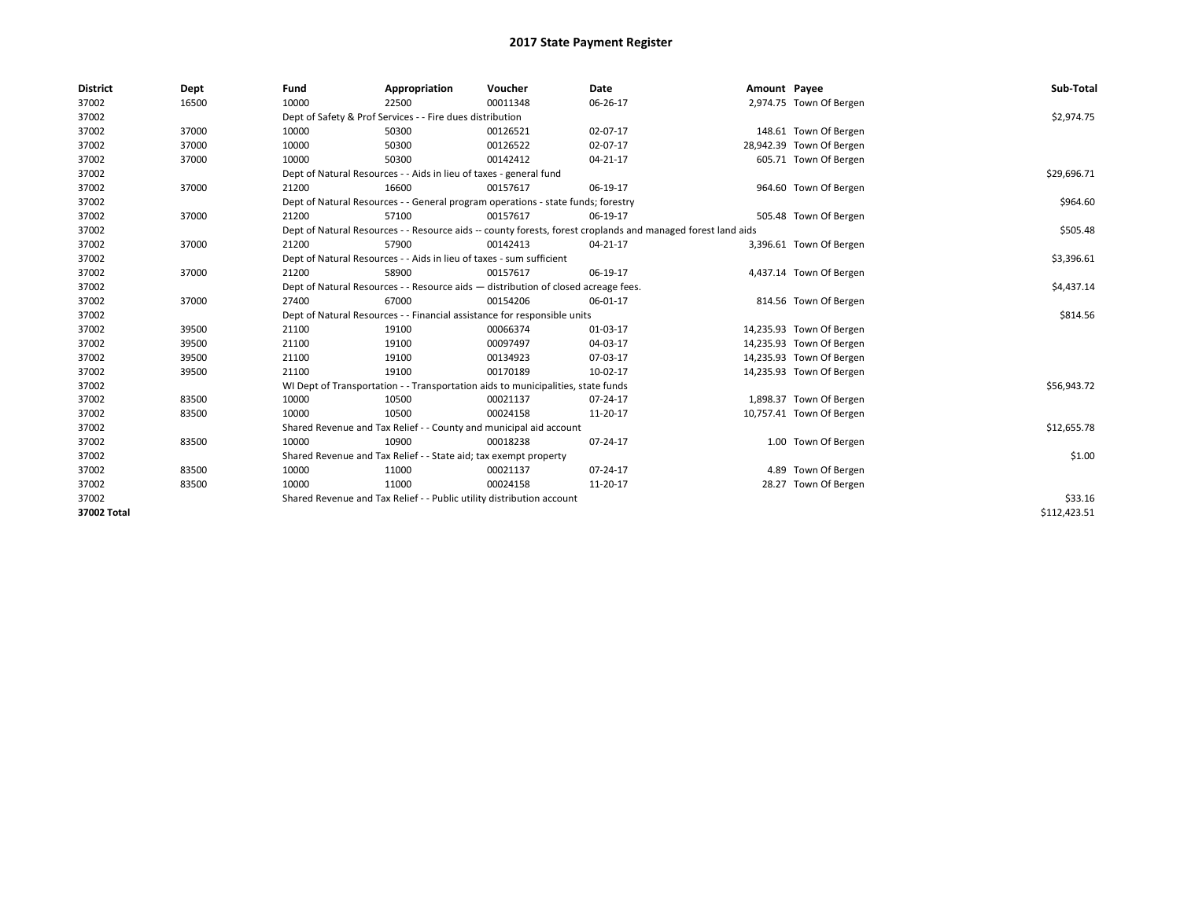# 2017 State Payment Register

| District | Dept | Fund | Appropriation | Voucher | Date | Amount | Payee | Sub-Total |
|---|---|---|---|---|---|---|---|---|
| 37002 | 16500 | 10000 | 22500 | 00011348 | 06-26-17 | 2,974.75 | Town Of Bergen | |
| 37002 | | Dept of Safety & Prof Services - - Fire dues distribution | | | | | | $2,974.75 |
| 37002 | 37000 | 10000 | 50300 | 00126521 | 02-07-17 | 148.61 | Town Of Bergen | |
| 37002 | 37000 | 10000 | 50300 | 00126522 | 02-07-17 | 28,942.39 | Town Of Bergen | |
| 37002 | 37000 | 10000 | 50300 | 00142412 | 04-21-17 | 605.71 | Town Of Bergen | |
| 37002 | | Dept of Natural Resources - - Aids in lieu of taxes - general fund | | | | | | $29,696.71 |
| 37002 | 37000 | 21200 | 16600 | 00157617 | 06-19-17 | 964.60 | Town Of Bergen | |
| 37002 | | Dept of Natural Resources - - General program operations - state funds; forestry | | | | | | $964.60 |
| 37002 | 37000 | 21200 | 57100 | 00157617 | 06-19-17 | 505.48 | Town Of Bergen | |
| 37002 | | Dept of Natural Resources - - Resource aids -- county forests, forest croplands and managed forest land aids | | | | | | $505.48 |
| 37002 | 37000 | 21200 | 57900 | 00142413 | 04-21-17 | 3,396.61 | Town Of Bergen | |
| 37002 | | Dept of Natural Resources - - Aids in lieu of taxes - sum sufficient | | | | | | $3,396.61 |
| 37002 | 37000 | 21200 | 58900 | 00157617 | 06-19-17 | 4,437.14 | Town Of Bergen | |
| 37002 | | Dept of Natural Resources - - Resource aids — distribution of closed acreage fees. | | | | | | $4,437.14 |
| 37002 | 37000 | 27400 | 67000 | 00154206 | 06-01-17 | 814.56 | Town Of Bergen | |
| 37002 | | Dept of Natural Resources - - Financial assistance for responsible units | | | | | | $814.56 |
| 37002 | 39500 | 21100 | 19100 | 00066374 | 01-03-17 | 14,235.93 | Town Of Bergen | |
| 37002 | 39500 | 21100 | 19100 | 00097497 | 04-03-17 | 14,235.93 | Town Of Bergen | |
| 37002 | 39500 | 21100 | 19100 | 00134923 | 07-03-17 | 14,235.93 | Town Of Bergen | |
| 37002 | 39500 | 21100 | 19100 | 00170189 | 10-02-17 | 14,235.93 | Town Of Bergen | |
| 37002 | | WI Dept of Transportation - - Transportation aids to municipalities, state funds | | | | | | $56,943.72 |
| 37002 | 83500 | 10000 | 10500 | 00021137 | 07-24-17 | 1,898.37 | Town Of Bergen | |
| 37002 | 83500 | 10000 | 10500 | 00024158 | 11-20-17 | 10,757.41 | Town Of Bergen | |
| 37002 | | Shared Revenue and Tax Relief - - County and municipal aid account | | | | | | $12,655.78 |
| 37002 | 83500 | 10000 | 10900 | 00018238 | 07-24-17 | 1.00 | Town Of Bergen | |
| 37002 | | Shared Revenue and Tax Relief - - State aid; tax exempt property | | | | | | $1.00 |
| 37002 | 83500 | 10000 | 11000 | 00021137 | 07-24-17 | 4.89 | Town Of Bergen | |
| 37002 | 83500 | 10000 | 11000 | 00024158 | 11-20-17 | 28.27 | Town Of Bergen | |
| 37002 | | Shared Revenue and Tax Relief - - Public utility distribution account | | | | | | $33.16 |
| **37002 Total** | | | | | | | | $112,423.51 |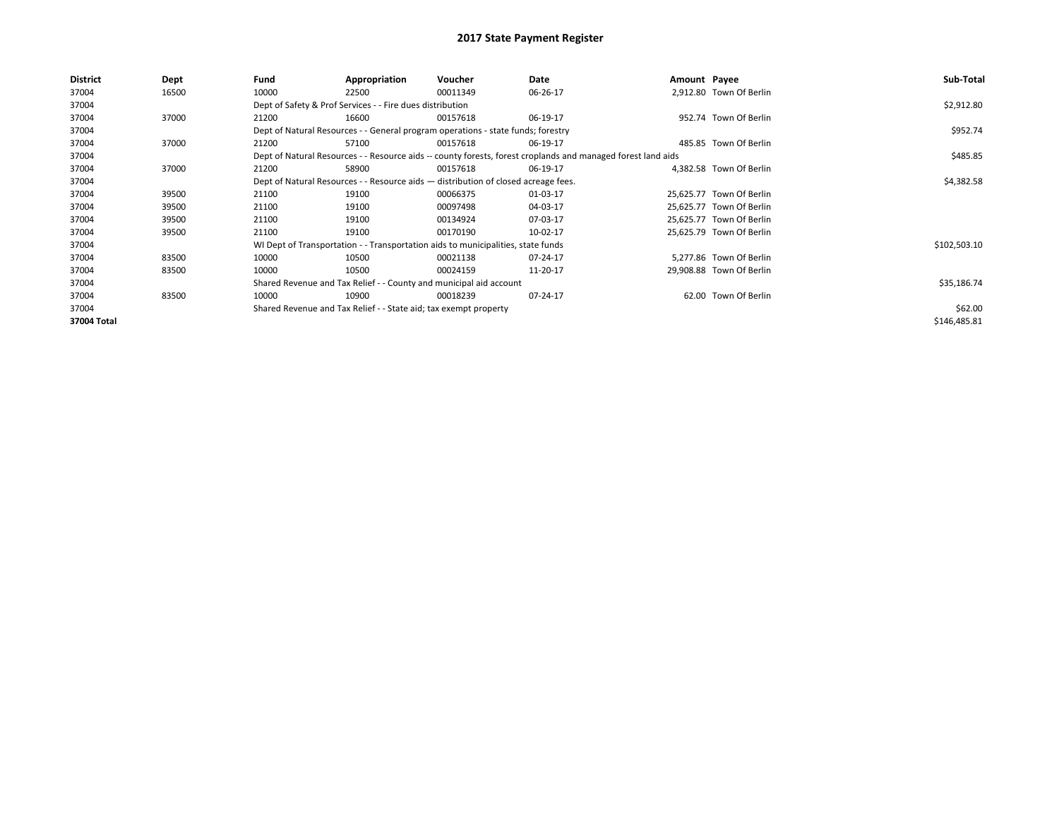# 2017 State Payment Register

| District | Dept | Fund | Appropriation | Voucher | Date | Amount | Payee | Sub-Total |
|---|---|---|---|---|---|---|---|---|
| 37004 | 16500 | 10000 | 22500 | 00011349 | 06-26-17 | 2,912.80 | Town Of Berlin | |
| 37004 | | Dept of Safety & Prof Services - - Fire dues distribution | | | | | | $2,912.80 |
| 37004 | 37000 | 21200 | 16600 | 00157618 | 06-19-17 | 952.74 | Town Of Berlin | |
| 37004 | | Dept of Natural Resources - - General program operations - state funds; forestry | | | | | | $952.74 |
| 37004 | 37000 | 21200 | 57100 | 00157618 | 06-19-17 | 485.85 | Town Of Berlin | |
| 37004 | | Dept of Natural Resources - - Resource aids -- county forests, forest croplands and managed forest land aids | | | | | | $485.85 |
| 37004 | 37000 | 21200 | 58900 | 00157618 | 06-19-17 | 4,382.58 | Town Of Berlin | |
| 37004 | | Dept of Natural Resources - - Resource aids — distribution of closed acreage fees. | | | | | | $4,382.58 |
| 37004 | 39500 | 21100 | 19100 | 00066375 | 01-03-17 | 25,625.77 | Town Of Berlin | |
| 37004 | 39500 | 21100 | 19100 | 00097498 | 04-03-17 | 25,625.77 | Town Of Berlin | |
| 37004 | 39500 | 21100 | 19100 | 00134924 | 07-03-17 | 25,625.77 | Town Of Berlin | |
| 37004 | 39500 | 21100 | 19100 | 00170190 | 10-02-17 | 25,625.79 | Town Of Berlin | |
| 37004 | | WI Dept of Transportation - - Transportation aids to municipalities, state funds | | | | | | $102,503.10 |
| 37004 | 83500 | 10000 | 10500 | 00021138 | 07-24-17 | 5,277.86 | Town Of Berlin | |
| 37004 | 83500 | 10000 | 10500 | 00024159 | 11-20-17 | 29,908.88 | Town Of Berlin | |
| 37004 | | Shared Revenue and Tax Relief - - County and municipal aid account | | | | | | $35,186.74 |
| 37004 | 83500 | 10000 | 10900 | 00018239 | 07-24-17 | 62.00 | Town Of Berlin | |
| 37004 | | Shared Revenue and Tax Relief - - State aid; tax exempt property | | | | | | $62.00 |
| 37004 Total | | | | | | | | $146,485.81 |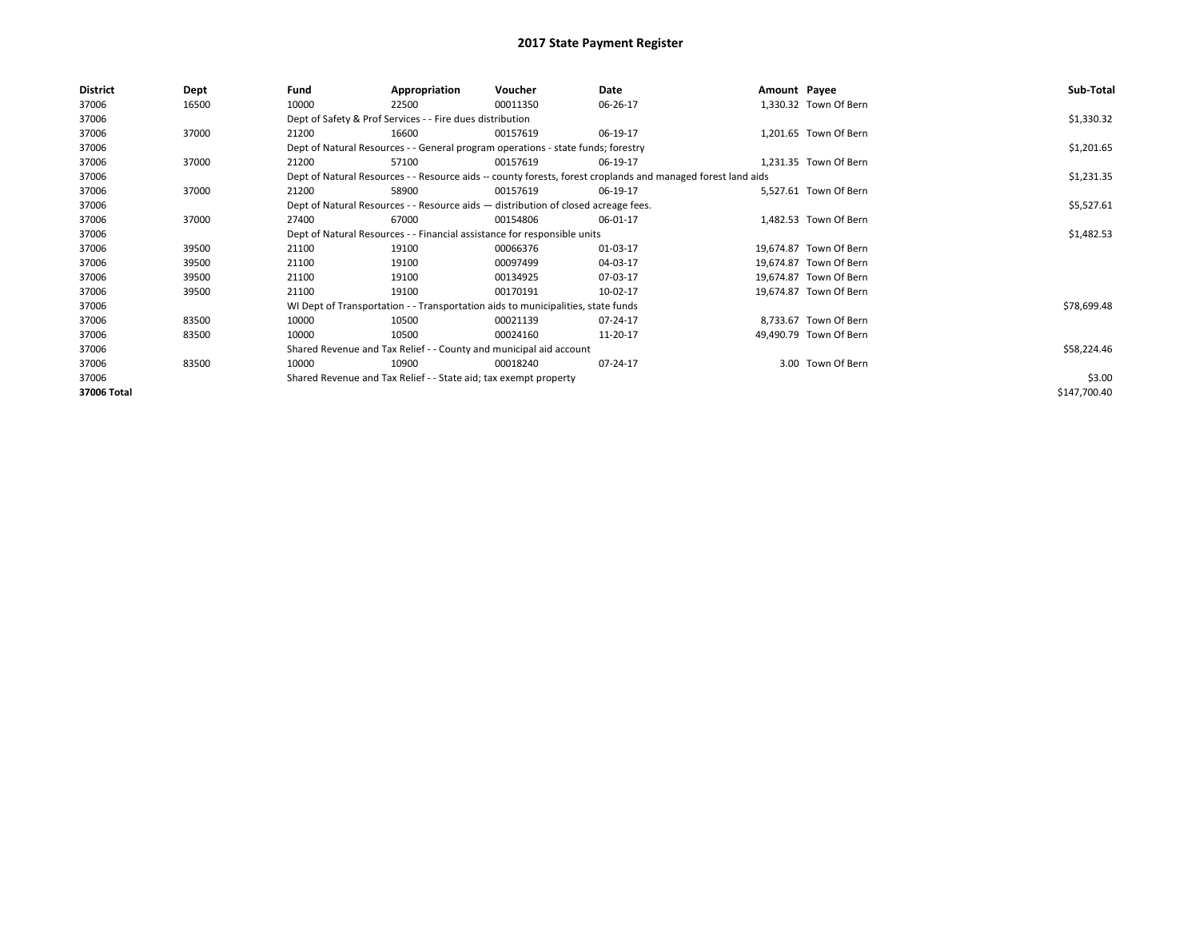# 2017 State Payment Register

| District | Dept | Fund | Appropriation | Voucher | Date | Amount | Payee | Sub-Total |
|---|---|---|---|---|---|---|---|---|
| 37006 | 16500 | 10000 | 22500 | 00011350 | 06-26-17 | 1,330.32 | Town Of Bern | |
| 37006 | | Dept of Safety & Prof Services - - Fire dues distribution | | | | | | $1,330.32 |
| 37006 | 37000 | 21200 | 16600 | 00157619 | 06-19-17 | 1,201.65 | Town Of Bern | |
| 37006 | | Dept of Natural Resources - - General program operations - state funds; forestry | | | | | | $1,201.65 |
| 37006 | 37000 | 21200 | 57100 | 00157619 | 06-19-17 | 1,231.35 | Town Of Bern | |
| 37006 | | Dept of Natural Resources - - Resource aids -- county forests, forest croplands and managed forest land aids | | | | | | $1,231.35 |
| 37006 | 37000 | 21200 | 58900 | 00157619 | 06-19-17 | 5,527.61 | Town Of Bern | |
| 37006 | | Dept of Natural Resources - - Resource aids — distribution of closed acreage fees. | | | | | | $5,527.61 |
| 37006 | 37000 | 27400 | 67000 | 00154806 | 06-01-17 | 1,482.53 | Town Of Bern | |
| 37006 | | Dept of Natural Resources - - Financial assistance for responsible units | | | | | | $1,482.53 |
| 37006 | 39500 | 21100 | 19100 | 00066376 | 01-03-17 | 19,674.87 | Town Of Bern | |
| 37006 | 39500 | 21100 | 19100 | 00097499 | 04-03-17 | 19,674.87 | Town Of Bern | |
| 37006 | 39500 | 21100 | 19100 | 00134925 | 07-03-17 | 19,674.87 | Town Of Bern | |
| 37006 | 39500 | 21100 | 19100 | 00170191 | 10-02-17 | 19,674.87 | Town Of Bern | |
| 37006 | | WI Dept of Transportation - - Transportation aids to municipalities, state funds | | | | | | $78,699.48 |
| 37006 | 83500 | 10000 | 10500 | 00021139 | 07-24-17 | 8,733.67 | Town Of Bern | |
| 37006 | 83500 | 10000 | 10500 | 00024160 | 11-20-17 | 49,490.79 | Town Of Bern | |
| 37006 | | Shared Revenue and Tax Relief - - County and municipal aid account | | | | | | $58,224.46 |
| 37006 | 83500 | 10000 | 10900 | 00018240 | 07-24-17 | 3.00 | Town Of Bern | |
| 37006 | | Shared Revenue and Tax Relief - - State aid; tax exempt property | | | | | | $3.00 |
| **37006 Total** | | | | | | | | $147,700.40 |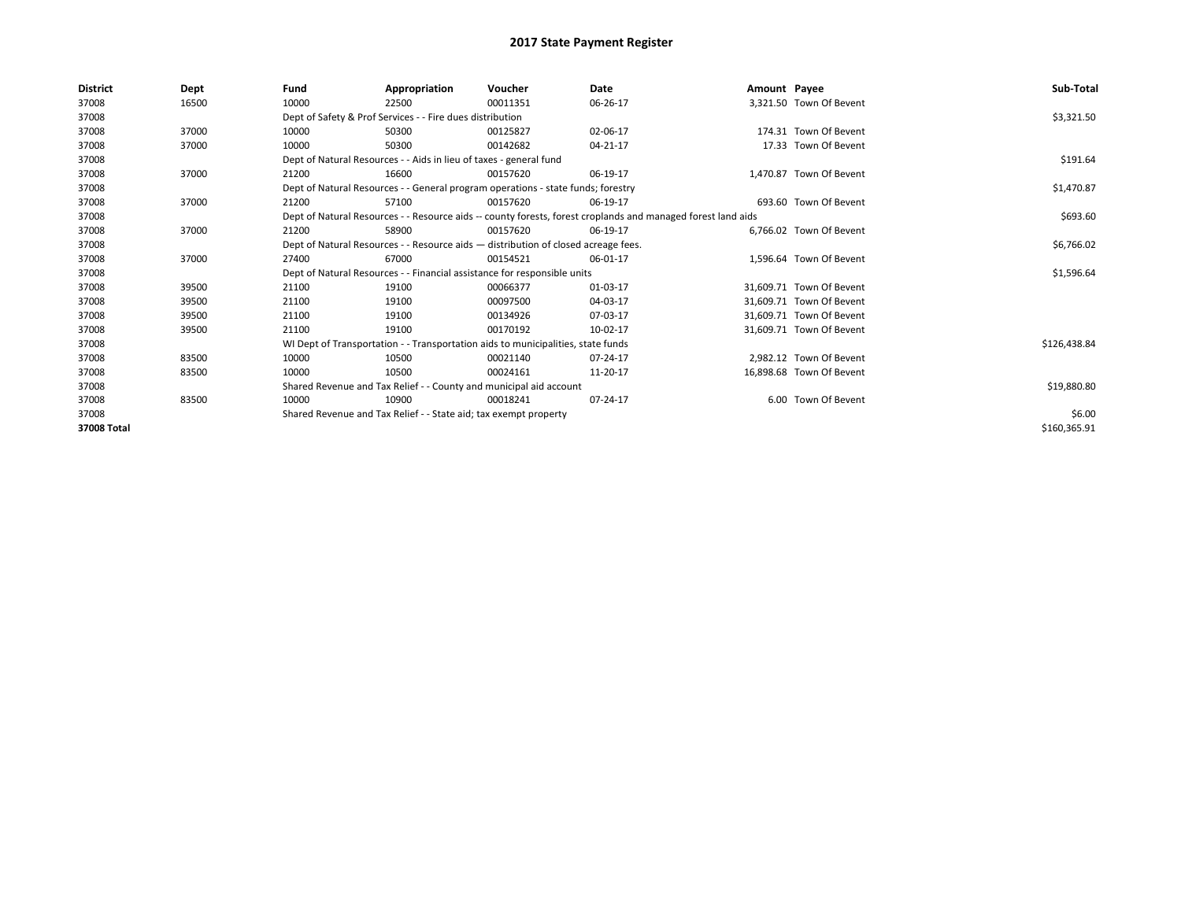# 2017 State Payment Register

| District | Dept | Fund | Appropriation | Voucher | Date | Amount | Payee | Sub-Total |
|---|---|---|---|---|---|---|---|---|
| 37008 | 16500 | 10000 | 22500 | 00011351 | 06-26-17 | 3,321.50 | Town Of Bevent | |
| 37008 | | Dept of Safety & Prof Services - - Fire dues distribution | | | | | | $3,321.50 |
| 37008 | 37000 | 10000 | 50300 | 00125827 | 02-06-17 | 174.31 | Town Of Bevent | |
| 37008 | 37000 | 10000 | 50300 | 00142682 | 04-21-17 | 17.33 | Town Of Bevent | |
| 37008 | | Dept of Natural Resources - - Aids in lieu of taxes - general fund | | | | | | $191.64 |
| 37008 | 37000 | 21200 | 16600 | 00157620 | 06-19-17 | 1,470.87 | Town Of Bevent | |
| 37008 | | Dept of Natural Resources - - General program operations - state funds; forestry | | | | | | $1,470.87 |
| 37008 | 37000 | 21200 | 57100 | 00157620 | 06-19-17 | 693.60 | Town Of Bevent | |
| 37008 | | Dept of Natural Resources - - Resource aids -- county forests, forest croplands and managed forest land aids | | | | | | $693.60 |
| 37008 | 37000 | 21200 | 58900 | 00157620 | 06-19-17 | 6,766.02 | Town Of Bevent | |
| 37008 | | Dept of Natural Resources - - Resource aids — distribution of closed acreage fees. | | | | | | $6,766.02 |
| 37008 | 37000 | 27400 | 67000 | 00154521 | 06-01-17 | 1,596.64 | Town Of Bevent | |
| 37008 | | Dept of Natural Resources - - Financial assistance for responsible units | | | | | | $1,596.64 |
| 37008 | 39500 | 21100 | 19100 | 00066377 | 01-03-17 | 31,609.71 | Town Of Bevent | |
| 37008 | 39500 | 21100 | 19100 | 00097500 | 04-03-17 | 31,609.71 | Town Of Bevent | |
| 37008 | 39500 | 21100 | 19100 | 00134926 | 07-03-17 | 31,609.71 | Town Of Bevent | |
| 37008 | 39500 | 21100 | 19100 | 00170192 | 10-02-17 | 31,609.71 | Town Of Bevent | |
| 37008 | | WI Dept of Transportation - - Transportation aids to municipalities, state funds | | | | | | $126,438.84 |
| 37008 | 83500 | 10000 | 10500 | 00021140 | 07-24-17 | 2,982.12 | Town Of Bevent | |
| 37008 | 83500 | 10000 | 10500 | 00024161 | 11-20-17 | 16,898.68 | Town Of Bevent | |
| 37008 | | Shared Revenue and Tax Relief - - County and municipal aid account | | | | | | $19,880.80 |
| 37008 | 83500 | 10000 | 10900 | 00018241 | 07-24-17 | 6.00 | Town Of Bevent | |
| 37008 | | Shared Revenue and Tax Relief - - State aid; tax exempt property | | | | | | $6.00 |
| **37008 Total** | | | | | | | | $160,365.91 |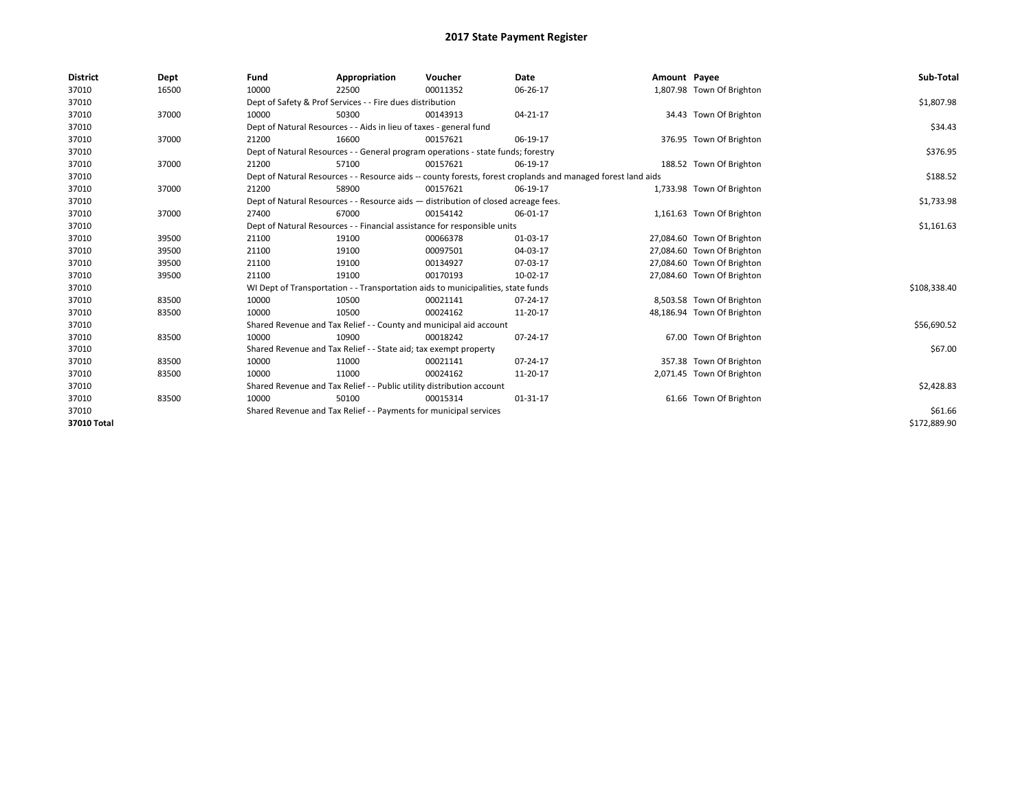# 2017 State Payment Register

| District | Dept | Fund | Appropriation | Voucher | Date | Amount | Payee | Sub-Total |
|---|---|---|---|---|---|---|---|---|
| 37010 | 16500 | 10000 | 22500 | 00011352 | 06-26-17 | 1,807.98 | Town Of Brighton | |
| 37010 | | Dept of Safety & Prof Services - - Fire dues distribution | | | | | | $1,807.98 |
| 37010 | 37000 | 10000 | 50300 | 00143913 | 04-21-17 | 34.43 | Town Of Brighton | |
| 37010 | | Dept of Natural Resources - - Aids in lieu of taxes - general fund | | | | | | $34.43 |
| 37010 | 37000 | 21200 | 16600 | 00157621 | 06-19-17 | 376.95 | Town Of Brighton | |
| 37010 | | Dept of Natural Resources - - General program operations - state funds; forestry | | | | | | $376.95 |
| 37010 | 37000 | 21200 | 57100 | 00157621 | 06-19-17 | 188.52 | Town Of Brighton | |
| 37010 | | Dept of Natural Resources - - Resource aids -- county forests, forest croplands and managed forest land aids | | | | | | $188.52 |
| 37010 | 37000 | 21200 | 58900 | 00157621 | 06-19-17 | 1,733.98 | Town Of Brighton | |
| 37010 | | Dept of Natural Resources - - Resource aids — distribution of closed acreage fees. | | | | | | $1,733.98 |
| 37010 | 37000 | 27400 | 67000 | 00154142 | 06-01-17 | 1,161.63 | Town Of Brighton | |
| 37010 | | Dept of Natural Resources - - Financial assistance for responsible units | | | | | | $1,161.63 |
| 37010 | 39500 | 21100 | 19100 | 00066378 | 01-03-17 | 27,084.60 | Town Of Brighton | |
| 37010 | 39500 | 21100 | 19100 | 00097501 | 04-03-17 | 27,084.60 | Town Of Brighton | |
| 37010 | 39500 | 21100 | 19100 | 00134927 | 07-03-17 | 27,084.60 | Town Of Brighton | |
| 37010 | 39500 | 21100 | 19100 | 00170193 | 10-02-17 | 27,084.60 | Town Of Brighton | |
| 37010 | | WI Dept of Transportation - - Transportation aids to municipalities, state funds | | | | | | $108,338.40 |
| 37010 | 83500 | 10000 | 10500 | 00021141 | 07-24-17 | 8,503.58 | Town Of Brighton | |
| 37010 | 83500 | 10000 | 10500 | 00024162 | 11-20-17 | 48,186.94 | Town Of Brighton | |
| 37010 | | Shared Revenue and Tax Relief - - County and municipal aid account | | | | | | $56,690.52 |
| 37010 | 83500 | 10000 | 10900 | 00018242 | 07-24-17 | 67.00 | Town Of Brighton | |
| 37010 | | Shared Revenue and Tax Relief - - State aid; tax exempt property | | | | | | $67.00 |
| 37010 | 83500 | 10000 | 11000 | 00021141 | 07-24-17 | 357.38 | Town Of Brighton | |
| 37010 | 83500 | 10000 | 11000 | 00024162 | 11-20-17 | 2,071.45 | Town Of Brighton | |
| 37010 | | Shared Revenue and Tax Relief - - Public utility distribution account | | | | | | $2,428.83 |
| 37010 | 83500 | 10000 | 50100 | 00015314 | 01-31-17 | 61.66 | Town Of Brighton | |
| 37010 | | Shared Revenue and Tax Relief - - Payments for municipal services | | | | | | $61.66 |
| **37010 Total** | | | | | | | | $172,889.90 |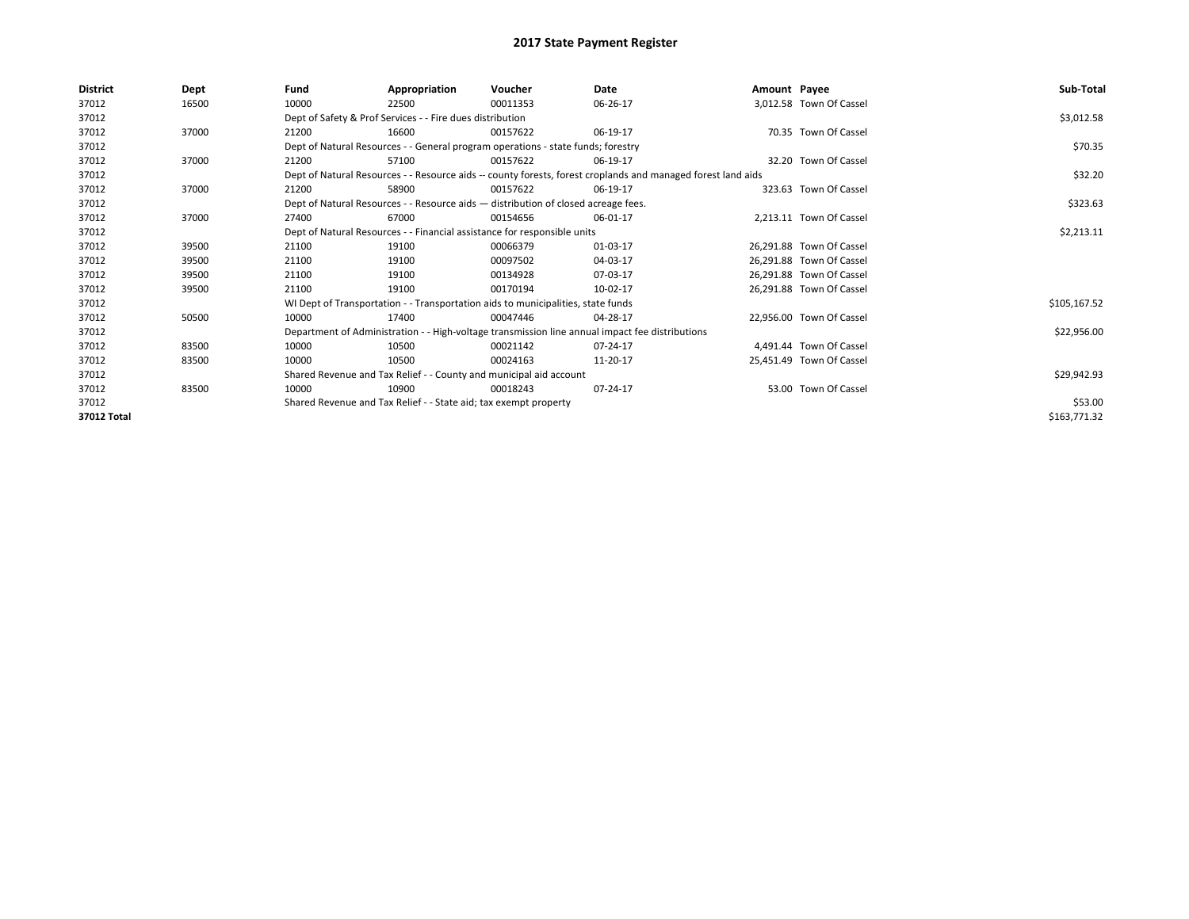# 2017 State Payment Register

| District | Dept | Fund | Appropriation | Voucher | Date | Amount | Payee | Sub-Total |
|---|---|---|---|---|---|---|---|---|
| 37012 | 16500 | 10000 | 22500 | 00011353 | 06-26-17 | 3,012.58 | Town Of Cassel | |
| 37012 | | Dept of Safety & Prof Services - - Fire dues distribution | | | | | | $3,012.58 |
| 37012 | 37000 | 21200 | 16600 | 00157622 | 06-19-17 | 70.35 | Town Of Cassel | |
| 37012 | | Dept of Natural Resources - - General program operations - state funds; forestry | | | | | | $70.35 |
| 37012 | 37000 | 21200 | 57100 | 00157622 | 06-19-17 | 32.20 | Town Of Cassel | |
| 37012 | | Dept of Natural Resources - - Resource aids -- county forests, forest croplands and managed forest land aids | | | | | | $32.20 |
| 37012 | 37000 | 21200 | 58900 | 00157622 | 06-19-17 | 323.63 | Town Of Cassel | |
| 37012 | | Dept of Natural Resources - - Resource aids — distribution of closed acreage fees. | | | | | | $323.63 |
| 37012 | 37000 | 27400 | 67000 | 00154656 | 06-01-17 | 2,213.11 | Town Of Cassel | |
| 37012 | | Dept of Natural Resources - - Financial assistance for responsible units | | | | | | $2,213.11 |
| 37012 | 39500 | 21100 | 19100 | 00066379 | 01-03-17 | 26,291.88 | Town Of Cassel | |
| 37012 | 39500 | 21100 | 19100 | 00097502 | 04-03-17 | 26,291.88 | Town Of Cassel | |
| 37012 | 39500 | 21100 | 19100 | 00134928 | 07-03-17 | 26,291.88 | Town Of Cassel | |
| 37012 | 39500 | 21100 | 19100 | 00170194 | 10-02-17 | 26,291.88 | Town Of Cassel | |
| 37012 | | WI Dept of Transportation - - Transportation aids to municipalities, state funds | | | | | | $105,167.52 |
| 37012 | 50500 | 10000 | 17400 | 00047446 | 04-28-17 | 22,956.00 | Town Of Cassel | |
| 37012 | | Department of Administration - - High-voltage transmission line annual impact fee distributions | | | | | | $22,956.00 |
| 37012 | 83500 | 10000 | 10500 | 00021142 | 07-24-17 | 4,491.44 | Town Of Cassel | |
| 37012 | 83500 | 10000 | 10500 | 00024163 | 11-20-17 | 25,451.49 | Town Of Cassel | |
| 37012 | | Shared Revenue and Tax Relief - - County and municipal aid account | | | | | | $29,942.93 |
| 37012 | 83500 | 10000 | 10900 | 00018243 | 07-24-17 | 53.00 | Town Of Cassel | |
| 37012 | | Shared Revenue and Tax Relief - - State aid; tax exempt property | | | | | | $53.00 |
| 37012 Total | | | | | | | | $163,771.32 |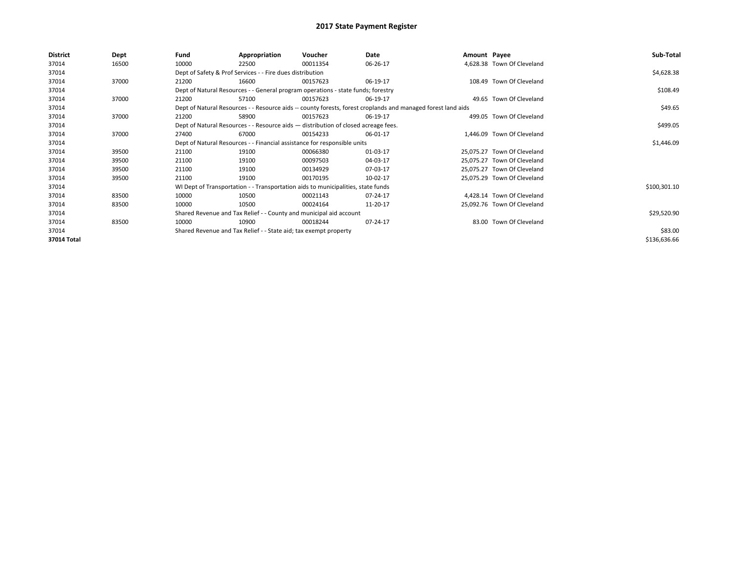# 2017 State Payment Register

| District | Dept | Fund | Appropriation | Voucher | Date | Amount | Payee | Sub-Total |
|---|---|---|---|---|---|---|---|---|
| 37014 | 16500 | 10000 | 22500 | 00011354 | 06-26-17 | 4,628.38 | Town Of Cleveland | |
| 37014 | | Dept of Safety & Prof Services - - Fire dues distribution | | | | | | $4,628.38 |
| 37014 | 37000 | 21200 | 16600 | 00157623 | 06-19-17 | 108.49 | Town Of Cleveland | |
| 37014 | | Dept of Natural Resources - - General program operations - state funds; forestry | | | | | | $108.49 |
| 37014 | 37000 | 21200 | 57100 | 00157623 | 06-19-17 | 49.65 | Town Of Cleveland | |
| 37014 | | Dept of Natural Resources - - Resource aids -- county forests, forest croplands and managed forest land aids | | | | | | $49.65 |
| 37014 | 37000 | 21200 | 58900 | 00157623 | 06-19-17 | 499.05 | Town Of Cleveland | |
| 37014 | | Dept of Natural Resources - - Resource aids — distribution of closed acreage fees. | | | | | | $499.05 |
| 37014 | 37000 | 27400 | 67000 | 00154233 | 06-01-17 | 1,446.09 | Town Of Cleveland | |
| 37014 | | Dept of Natural Resources - - Financial assistance for responsible units | | | | | | $1,446.09 |
| 37014 | 39500 | 21100 | 19100 | 00066380 | 01-03-17 | 25,075.27 | Town Of Cleveland | |
| 37014 | 39500 | 21100 | 19100 | 00097503 | 04-03-17 | 25,075.27 | Town Of Cleveland | |
| 37014 | 39500 | 21100 | 19100 | 00134929 | 07-03-17 | 25,075.27 | Town Of Cleveland | |
| 37014 | 39500 | 21100 | 19100 | 00170195 | 10-02-17 | 25,075.29 | Town Of Cleveland | |
| 37014 | | WI Dept of Transportation - - Transportation aids to municipalities, state funds | | | | | | $100,301.10 |
| 37014 | 83500 | 10000 | 10500 | 00021143 | 07-24-17 | 4,428.14 | Town Of Cleveland | |
| 37014 | 83500 | 10000 | 10500 | 00024164 | 11-20-17 | 25,092.76 | Town Of Cleveland | |
| 37014 | | Shared Revenue and Tax Relief - - County and municipal aid account | | | | | | $29,520.90 |
| 37014 | 83500 | 10000 | 10900 | 00018244 | 07-24-17 | 83.00 | Town Of Cleveland | |
| 37014 | | Shared Revenue and Tax Relief - - State aid; tax exempt property | | | | | | $83.00 |
| **37014 Total** | | | | | | | | $136,636.66 |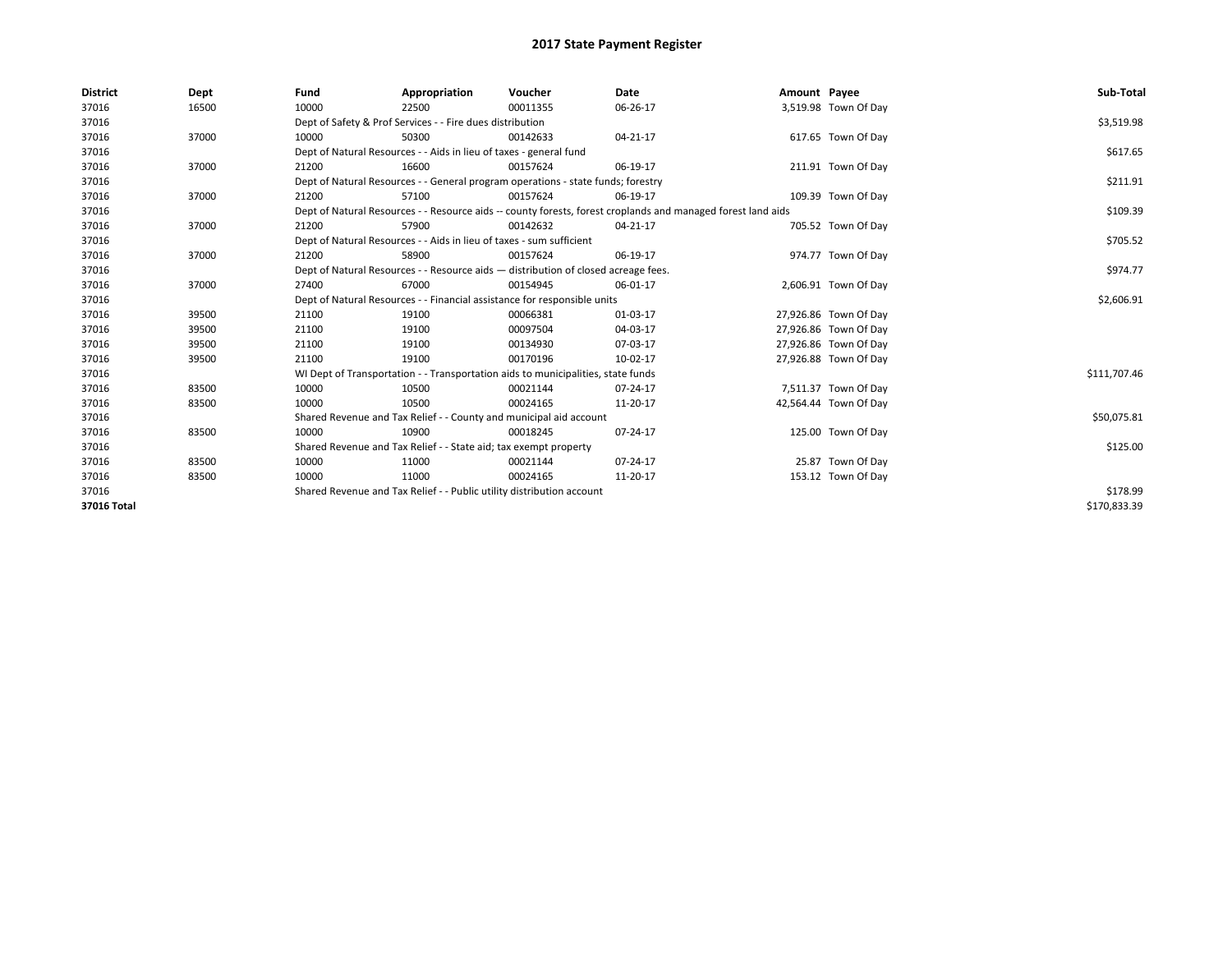# 2017 State Payment Register

| District | Dept | Fund | Appropriation | Voucher | Date | Amount | Payee | Sub-Total |
|---|---|---|---|---|---|---|---|---|
| 37016 | 16500 | 10000 | 22500 | 00011355 | 06-26-17 | 3,519.98 | Town Of Day | |
| 37016 | | Dept of Safety & Prof Services - - Fire dues distribution | | | | | | $3,519.98 |
| 37016 | 37000 | 10000 | 50300 | 00142633 | 04-21-17 | 617.65 | Town Of Day | |
| 37016 | | Dept of Natural Resources - - Aids in lieu of taxes - general fund | | | | | | $617.65 |
| 37016 | 37000 | 21200 | 16600 | 00157624 | 06-19-17 | 211.91 | Town Of Day | |
| 37016 | | Dept of Natural Resources - - General program operations - state funds; forestry | | | | | | $211.91 |
| 37016 | 37000 | 21200 | 57100 | 00157624 | 06-19-17 | 109.39 | Town Of Day | |
| 37016 | | Dept of Natural Resources - - Resource aids -- county forests, forest croplands and managed forest land aids | | | | | | $109.39 |
| 37016 | 37000 | 21200 | 57900 | 00142632 | 04-21-17 | 705.52 | Town Of Day | |
| 37016 | | Dept of Natural Resources - - Aids in lieu of taxes - sum sufficient | | | | | | $705.52 |
| 37016 | 37000 | 21200 | 58900 | 00157624 | 06-19-17 | 974.77 | Town Of Day | |
| 37016 | | Dept of Natural Resources - - Resource aids — distribution of closed acreage fees. | | | | | | $974.77 |
| 37016 | 37000 | 27400 | 67000 | 00154945 | 06-01-17 | 2,606.91 | Town Of Day | |
| 37016 | | Dept of Natural Resources - - Financial assistance for responsible units | | | | | | $2,606.91 |
| 37016 | 39500 | 21100 | 19100 | 00066381 | 01-03-17 | 27,926.86 | Town Of Day | |
| 37016 | 39500 | 21100 | 19100 | 00097504 | 04-03-17 | 27,926.86 | Town Of Day | |
| 37016 | 39500 | 21100 | 19100 | 00134930 | 07-03-17 | 27,926.86 | Town Of Day | |
| 37016 | 39500 | 21100 | 19100 | 00170196 | 10-02-17 | 27,926.88 | Town Of Day | |
| 37016 | | WI Dept of Transportation - - Transportation aids to municipalities, state funds | | | | | | $111,707.46 |
| 37016 | 83500 | 10000 | 10500 | 00021144 | 07-24-17 | 7,511.37 | Town Of Day | |
| 37016 | 83500 | 10000 | 10500 | 00024165 | 11-20-17 | 42,564.44 | Town Of Day | |
| 37016 | | Shared Revenue and Tax Relief - - County and municipal aid account | | | | | | $50,075.81 |
| 37016 | 83500 | 10000 | 10900 | 00018245 | 07-24-17 | 125.00 | Town Of Day | |
| 37016 | | Shared Revenue and Tax Relief - - State aid; tax exempt property | | | | | | $125.00 |
| 37016 | 83500 | 10000 | 11000 | 00021144 | 07-24-17 | 25.87 | Town Of Day | |
| 37016 | 83500 | 10000 | 11000 | 00024165 | 11-20-17 | 153.12 | Town Of Day | |
| 37016 | | Shared Revenue and Tax Relief - - Public utility distribution account | | | | | | $178.99 |
| **37016 Total** | | | | | | | | $170,833.39 |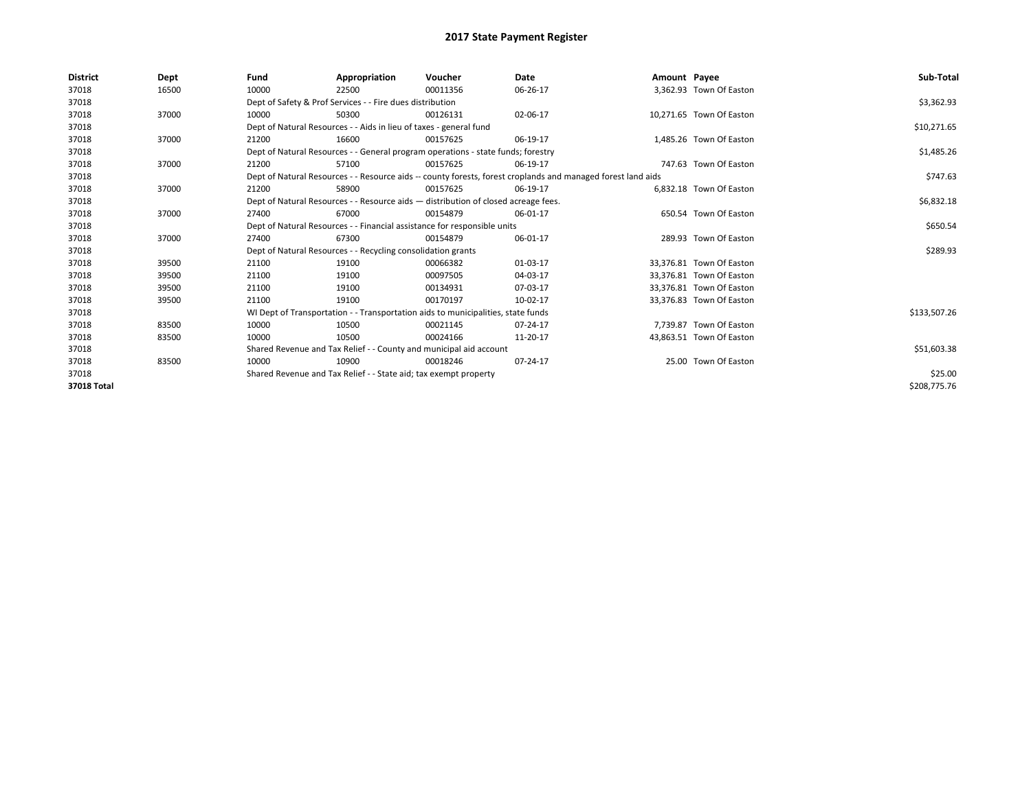# 2017 State Payment Register

| District | Dept | Fund | Appropriation | Voucher | Date | Amount | Payee | Sub-Total |
|---|---|---|---|---|---|---|---|---|
| 37018 | 16500 | 10000 | 22500 | 00011356 | 06-26-17 | 3,362.93 | Town Of Easton | |
| 37018 | | Dept of Safety & Prof Services - - Fire dues distribution | | | | | | $3,362.93 |
| 37018 | 37000 | 10000 | 50300 | 00126131 | 02-06-17 | 10,271.65 | Town Of Easton | |
| 37018 | | Dept of Natural Resources - - Aids in lieu of taxes - general fund | | | | | | $10,271.65 |
| 37018 | 37000 | 21200 | 16600 | 00157625 | 06-19-17 | 1,485.26 | Town Of Easton | |
| 37018 | | Dept of Natural Resources - - General program operations - state funds; forestry | | | | | | $1,485.26 |
| 37018 | 37000 | 21200 | 57100 | 00157625 | 06-19-17 | 747.63 | Town Of Easton | |
| 37018 | | Dept of Natural Resources - - Resource aids -- county forests, forest croplands and managed forest land aids | | | | | | $747.63 |
| 37018 | 37000 | 21200 | 58900 | 00157625 | 06-19-17 | 6,832.18 | Town Of Easton | |
| 37018 | | Dept of Natural Resources - - Resource aids — distribution of closed acreage fees. | | | | | | $6,832.18 |
| 37018 | 37000 | 27400 | 67000 | 00154879 | 06-01-17 | 650.54 | Town Of Easton | |
| 37018 | | Dept of Natural Resources - - Financial assistance for responsible units | | | | | | $650.54 |
| 37018 | 37000 | 27400 | 67300 | 00154879 | 06-01-17 | 289.93 | Town Of Easton | |
| 37018 | | Dept of Natural Resources - - Recycling consolidation grants | | | | | | $289.93 |
| 37018 | 39500 | 21100 | 19100 | 00066382 | 01-03-17 | 33,376.81 | Town Of Easton | |
| 37018 | 39500 | 21100 | 19100 | 00097505 | 04-03-17 | 33,376.81 | Town Of Easton | |
| 37018 | 39500 | 21100 | 19100 | 00134931 | 07-03-17 | 33,376.81 | Town Of Easton | |
| 37018 | 39500 | 21100 | 19100 | 00170197 | 10-02-17 | 33,376.83 | Town Of Easton | |
| 37018 | | WI Dept of Transportation - - Transportation aids to municipalities, state funds | | | | | | $133,507.26 |
| 37018 | 83500 | 10000 | 10500 | 00021145 | 07-24-17 | 7,739.87 | Town Of Easton | |
| 37018 | 83500 | 10000 | 10500 | 00024166 | 11-20-17 | 43,863.51 | Town Of Easton | |
| 37018 | | Shared Revenue and Tax Relief - - County and municipal aid account | | | | | | $51,603.38 |
| 37018 | 83500 | 10000 | 10900 | 00018246 | 07-24-17 | 25.00 | Town Of Easton | |
| 37018 | | Shared Revenue and Tax Relief - - State aid; tax exempt property | | | | | | $25.00 |
| **37018 Total** | | | | | | | | $208,775.76 |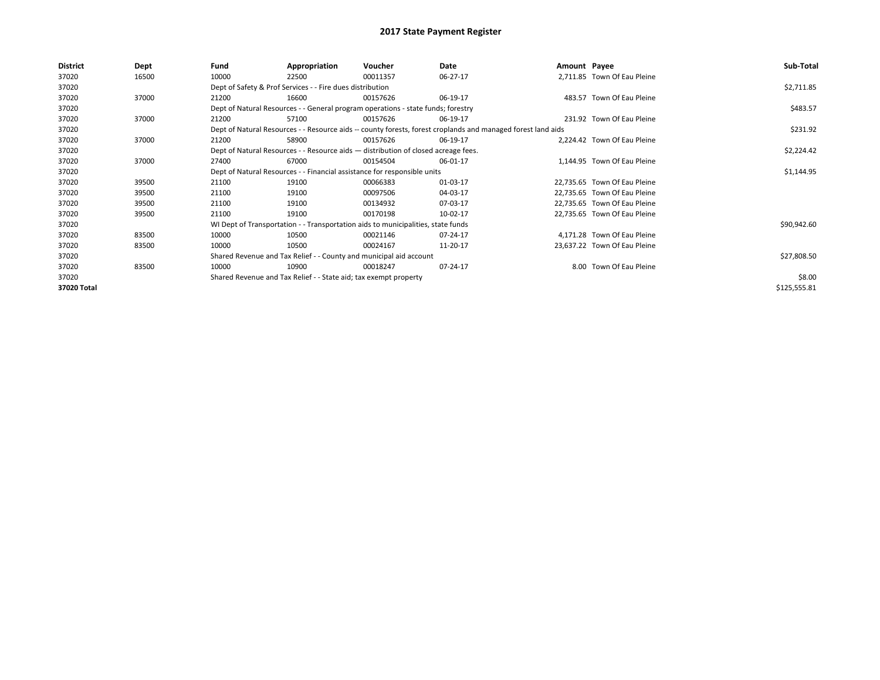# 2017 State Payment Register

| District | Dept | Fund | Appropriation | Voucher | Date | Amount | Payee | Sub-Total |
|---|---|---|---|---|---|---|---|---|
| 37020 | 16500 | 10000 | 22500 | 00011357 | 06-27-17 | 2,711.85 | Town Of Eau Pleine | |
| 37020 | | Dept of Safety & Prof Services - - Fire dues distribution | | | | | | $2,711.85 |
| 37020 | 37000 | 21200 | 16600 | 00157626 | 06-19-17 | 483.57 | Town Of Eau Pleine | |
| 37020 | | Dept of Natural Resources - - General program operations - state funds; forestry | | | | | | $483.57 |
| 37020 | 37000 | 21200 | 57100 | 00157626 | 06-19-17 | 231.92 | Town Of Eau Pleine | |
| 37020 | | Dept of Natural Resources - - Resource aids -- county forests, forest croplands and managed forest land aids | | | | | | $231.92 |
| 37020 | 37000 | 21200 | 58900 | 00157626 | 06-19-17 | 2,224.42 | Town Of Eau Pleine | |
| 37020 | | Dept of Natural Resources - - Resource aids — distribution of closed acreage fees. | | | | | | $2,224.42 |
| 37020 | 37000 | 27400 | 67000 | 00154504 | 06-01-17 | 1,144.95 | Town Of Eau Pleine | |
| 37020 | | Dept of Natural Resources - - Financial assistance for responsible units | | | | | | $1,144.95 |
| 37020 | 39500 | 21100 | 19100 | 00066383 | 01-03-17 | 22,735.65 | Town Of Eau Pleine | |
| 37020 | 39500 | 21100 | 19100 | 00097506 | 04-03-17 | 22,735.65 | Town Of Eau Pleine | |
| 37020 | 39500 | 21100 | 19100 | 00134932 | 07-03-17 | 22,735.65 | Town Of Eau Pleine | |
| 37020 | 39500 | 21100 | 19100 | 00170198 | 10-02-17 | 22,735.65 | Town Of Eau Pleine | |
| 37020 | | WI Dept of Transportation - - Transportation aids to municipalities, state funds | | | | | | $90,942.60 |
| 37020 | 83500 | 10000 | 10500 | 00021146 | 07-24-17 | 4,171.28 | Town Of Eau Pleine | |
| 37020 | 83500 | 10000 | 10500 | 00024167 | 11-20-17 | 23,637.22 | Town Of Eau Pleine | |
| 37020 | | Shared Revenue and Tax Relief - - County and municipal aid account | | | | | | $27,808.50 |
| 37020 | 83500 | 10000 | 10900 | 00018247 | 07-24-17 | 8.00 | Town Of Eau Pleine | |
| 37020 | | Shared Revenue and Tax Relief - - State aid; tax exempt property | | | | | | $8.00 |
| **37020 Total** | | | | | | | | $125,555.81 |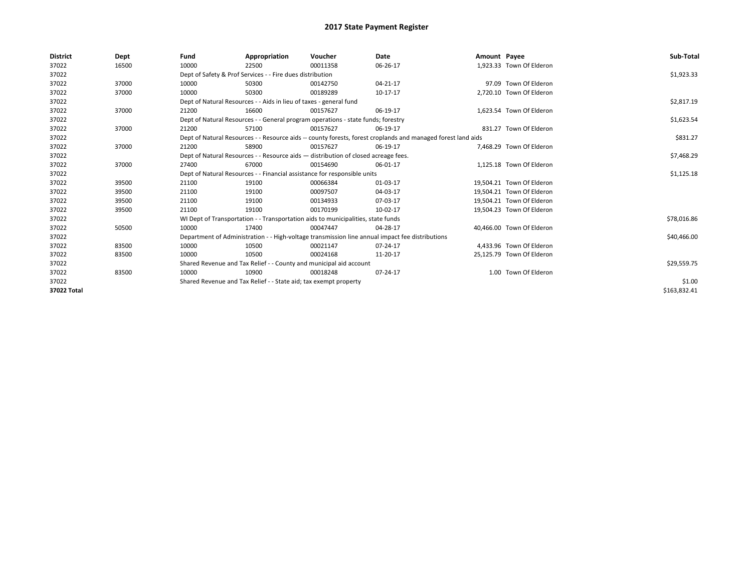# 2017 State Payment Register

| District | Dept | Fund | Appropriation | Voucher | Date | Amount | Payee | Sub-Total |
|---|---|---|---|---|---|---|---|---|
| 37022 | 16500 | 10000 | 22500 | 00011358 | 06-26-17 | 1,923.33 | Town Of Elderon | |
| 37022 | | Dept of Safety & Prof Services - - Fire dues distribution | | | | | | $1,923.33 |
| 37022 | 37000 | 10000 | 50300 | 00142750 | 04-21-17 | 97.09 | Town Of Elderon | |
| 37022 | 37000 | 10000 | 50300 | 00189289 | 10-17-17 | 2,720.10 | Town Of Elderon | |
| 37022 | | Dept of Natural Resources - - Aids in lieu of taxes - general fund | | | | | | $2,817.19 |
| 37022 | 37000 | 21200 | 16600 | 00157627 | 06-19-17 | 1,623.54 | Town Of Elderon | |
| 37022 | | Dept of Natural Resources - - General program operations - state funds; forestry | | | | | | $1,623.54 |
| 37022 | 37000 | 21200 | 57100 | 00157627 | 06-19-17 | 831.27 | Town Of Elderon | |
| 37022 | | Dept of Natural Resources - - Resource aids -- county forests, forest croplands and managed forest land aids | | | | | | $831.27 |
| 37022 | 37000 | 21200 | 58900 | 00157627 | 06-19-17 | 7,468.29 | Town Of Elderon | |
| 37022 | | Dept of Natural Resources - - Resource aids — distribution of closed acreage fees. | | | | | | $7,468.29 |
| 37022 | 37000 | 27400 | 67000 | 00154690 | 06-01-17 | 1,125.18 | Town Of Elderon | |
| 37022 | | Dept of Natural Resources - - Financial assistance for responsible units | | | | | | $1,125.18 |
| 37022 | 39500 | 21100 | 19100 | 00066384 | 01-03-17 | 19,504.21 | Town Of Elderon | |
| 37022 | 39500 | 21100 | 19100 | 00097507 | 04-03-17 | 19,504.21 | Town Of Elderon | |
| 37022 | 39500 | 21100 | 19100 | 00134933 | 07-03-17 | 19,504.21 | Town Of Elderon | |
| 37022 | 39500 | 21100 | 19100 | 00170199 | 10-02-17 | 19,504.23 | Town Of Elderon | |
| 37022 | | WI Dept of Transportation - - Transportation aids to municipalities, state funds | | | | | | $78,016.86 |
| 37022 | 50500 | 10000 | 17400 | 00047447 | 04-28-17 | 40,466.00 | Town Of Elderon | |
| 37022 | | Department of Administration - - High-voltage transmission line annual impact fee distributions | | | | | | $40,466.00 |
| 37022 | 83500 | 10000 | 10500 | 00021147 | 07-24-17 | 4,433.96 | Town Of Elderon | |
| 37022 | 83500 | 10000 | 10500 | 00024168 | 11-20-17 | 25,125.79 | Town Of Elderon | |
| 37022 | | Shared Revenue and Tax Relief - - County and municipal aid account | | | | | | $29,559.75 |
| 37022 | 83500 | 10000 | 10900 | 00018248 | 07-24-17 | 1.00 | Town Of Elderon | |
| 37022 | | Shared Revenue and Tax Relief - - State aid; tax exempt property | | | | | | $1.00 |
| 37022 Total | | | | | | | | $163,832.41 |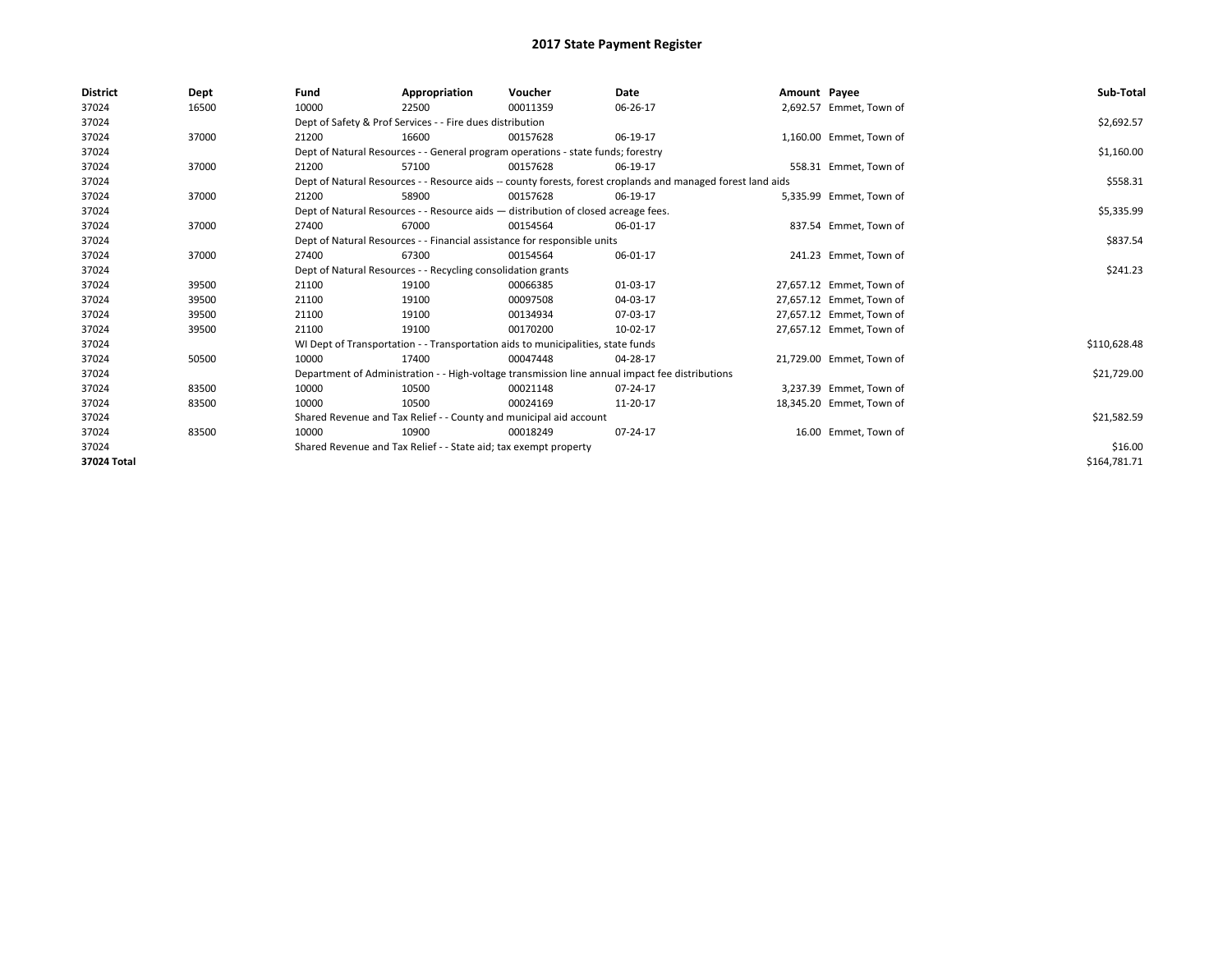# 2017 State Payment Register

| District | Dept | Fund | Appropriation | Voucher | Date | Amount | Payee | Sub-Total |
|---|---|---|---|---|---|---|---|---|
| 37024 | 16500 | 10000 | 22500 | 00011359 | 06-26-17 | 2,692.57 | Emmet, Town of | |
| 37024 | | Dept of Safety & Prof Services - - Fire dues distribution | | | | | | $2,692.57 |
| 37024 | 37000 | 21200 | 16600 | 00157628 | 06-19-17 | 1,160.00 | Emmet, Town of | |
| 37024 | | Dept of Natural Resources - - General program operations - state funds; forestry | | | | | | $1,160.00 |
| 37024 | 37000 | 21200 | 57100 | 00157628 | 06-19-17 | 558.31 | Emmet, Town of | |
| 37024 | | Dept of Natural Resources - - Resource aids -- county forests, forest croplands and managed forest land aids | | | | | | $558.31 |
| 37024 | 37000 | 21200 | 58900 | 00157628 | 06-19-17 | 5,335.99 | Emmet, Town of | |
| 37024 | | Dept of Natural Resources - - Resource aids — distribution of closed acreage fees. | | | | | | $5,335.99 |
| 37024 | 37000 | 27400 | 67000 | 00154564 | 06-01-17 | 837.54 | Emmet, Town of | |
| 37024 | | Dept of Natural Resources - - Financial assistance for responsible units | | | | | | $837.54 |
| 37024 | 37000 | 27400 | 67300 | 00154564 | 06-01-17 | 241.23 | Emmet, Town of | |
| 37024 | | Dept of Natural Resources - - Recycling consolidation grants | | | | | | $241.23 |
| 37024 | 39500 | 21100 | 19100 | 00066385 | 01-03-17 | 27,657.12 | Emmet, Town of | |
| 37024 | 39500 | 21100 | 19100 | 00097508 | 04-03-17 | 27,657.12 | Emmet, Town of | |
| 37024 | 39500 | 21100 | 19100 | 00134934 | 07-03-17 | 27,657.12 | Emmet, Town of | |
| 37024 | 39500 | 21100 | 19100 | 00170200 | 10-02-17 | 27,657.12 | Emmet, Town of | |
| 37024 | | WI Dept of Transportation - - Transportation aids to municipalities, state funds | | | | | | $110,628.48 |
| 37024 | 50500 | 10000 | 17400 | 00047448 | 04-28-17 | 21,729.00 | Emmet, Town of | |
| 37024 | | Department of Administration - - High-voltage transmission line annual impact fee distributions | | | | | | $21,729.00 |
| 37024 | 83500 | 10000 | 10500 | 00021148 | 07-24-17 | 3,237.39 | Emmet, Town of | |
| 37024 | 83500 | 10000 | 10500 | 00024169 | 11-20-17 | 18,345.20 | Emmet, Town of | |
| 37024 | | Shared Revenue and Tax Relief - - County and municipal aid account | | | | | | $21,582.59 |
| 37024 | 83500 | 10000 | 10900 | 00018249 | 07-24-17 | 16.00 | Emmet, Town of | |
| 37024 | | Shared Revenue and Tax Relief - - State aid; tax exempt property | | | | | | $16.00 |
| **37024 Total** | | | | | | | | $164,781.71 |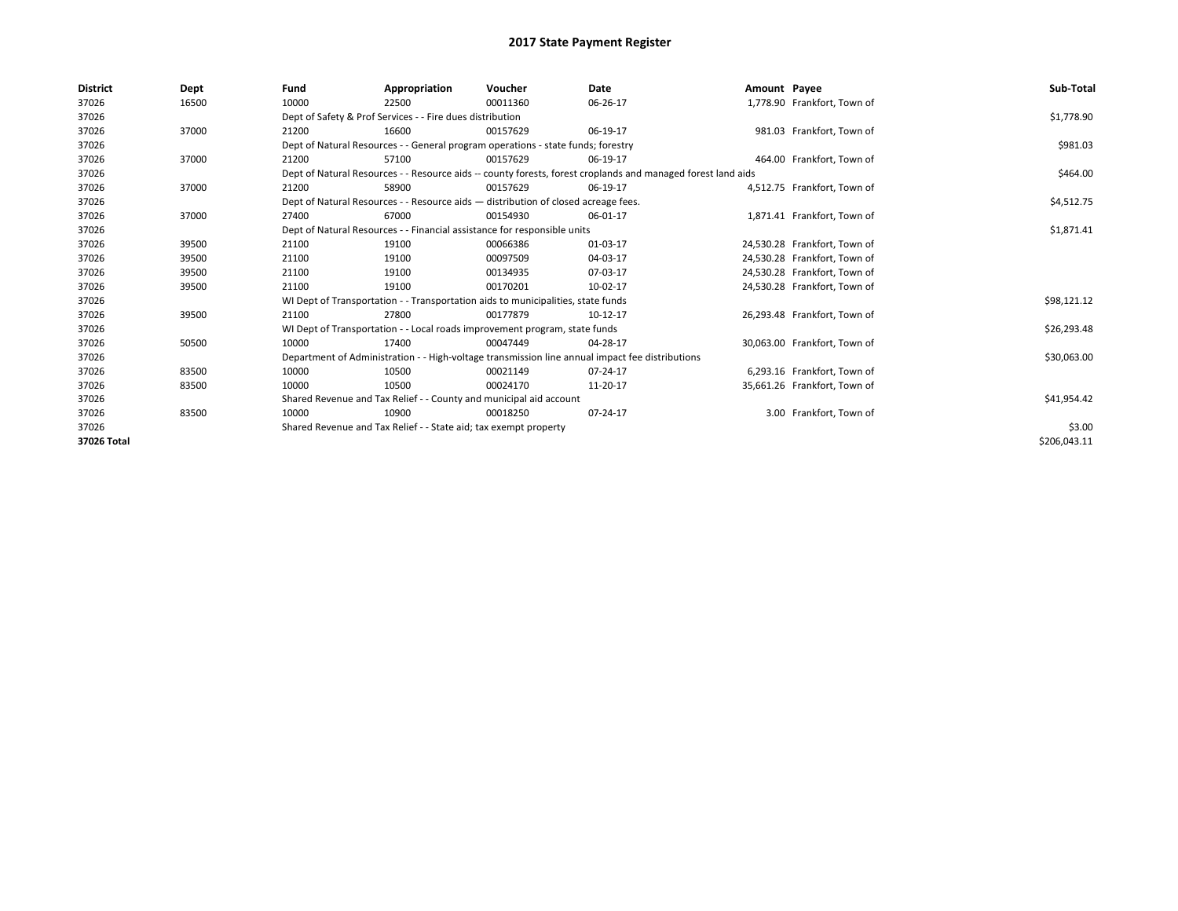# 2017 State Payment Register

| District | Dept | Fund | Appropriation | Voucher | Date | Amount | Payee | Sub-Total |
|---|---|---|---|---|---|---|---|---|
| 37026 | 16500 | 10000 | 22500 | 00011360 | 06-26-17 | 1,778.90 | Frankfort, Town of | |
| 37026 | | Dept of Safety & Prof Services - - Fire dues distribution | | | | | | $1,778.90 |
| 37026 | 37000 | 21200 | 16600 | 00157629 | 06-19-17 | 981.03 | Frankfort, Town of | |
| 37026 | | Dept of Natural Resources - - General program operations - state funds; forestry | | | | | | $981.03 |
| 37026 | 37000 | 21200 | 57100 | 00157629 | 06-19-17 | 464.00 | Frankfort, Town of | |
| 37026 | | Dept of Natural Resources - - Resource aids -- county forests, forest croplands and managed forest land aids | | | | | | $464.00 |
| 37026 | 37000 | 21200 | 58900 | 00157629 | 06-19-17 | 4,512.75 | Frankfort, Town of | |
| 37026 | | Dept of Natural Resources - - Resource aids — distribution of closed acreage fees. | | | | | | $4,512.75 |
| 37026 | 37000 | 27400 | 67000 | 00154930 | 06-01-17 | 1,871.41 | Frankfort, Town of | |
| 37026 | | Dept of Natural Resources - - Financial assistance for responsible units | | | | | | $1,871.41 |
| 37026 | 39500 | 21100 | 19100 | 00066386 | 01-03-17 | 24,530.28 | Frankfort, Town of | |
| 37026 | 39500 | 21100 | 19100 | 00097509 | 04-03-17 | 24,530.28 | Frankfort, Town of | |
| 37026 | 39500 | 21100 | 19100 | 00134935 | 07-03-17 | 24,530.28 | Frankfort, Town of | |
| 37026 | 39500 | 21100 | 19100 | 00170201 | 10-02-17 | 24,530.28 | Frankfort, Town of | |
| 37026 | | WI Dept of Transportation - - Transportation aids to municipalities, state funds | | | | | | $98,121.12 |
| 37026 | 39500 | 21100 | 27800 | 00177879 | 10-12-17 | 26,293.48 | Frankfort, Town of | |
| 37026 | | WI Dept of Transportation - - Local roads improvement program, state funds | | | | | | $26,293.48 |
| 37026 | 50500 | 10000 | 17400 | 00047449 | 04-28-17 | 30,063.00 | Frankfort, Town of | |
| 37026 | | Department of Administration - - High-voltage transmission line annual impact fee distributions | | | | | | $30,063.00 |
| 37026 | 83500 | 10000 | 10500 | 00021149 | 07-24-17 | 6,293.16 | Frankfort, Town of | |
| 37026 | 83500 | 10000 | 10500 | 00024170 | 11-20-17 | 35,661.26 | Frankfort, Town of | |
| 37026 | | Shared Revenue and Tax Relief - - County and municipal aid account | | | | | | $41,954.42 |
| 37026 | 83500 | 10000 | 10900 | 00018250 | 07-24-17 | 3.00 | Frankfort, Town of | |
| 37026 | | Shared Revenue and Tax Relief - - State aid; tax exempt property | | | | | | $3.00 |
| **37026 Total** | | | | | | | | $206,043.11 |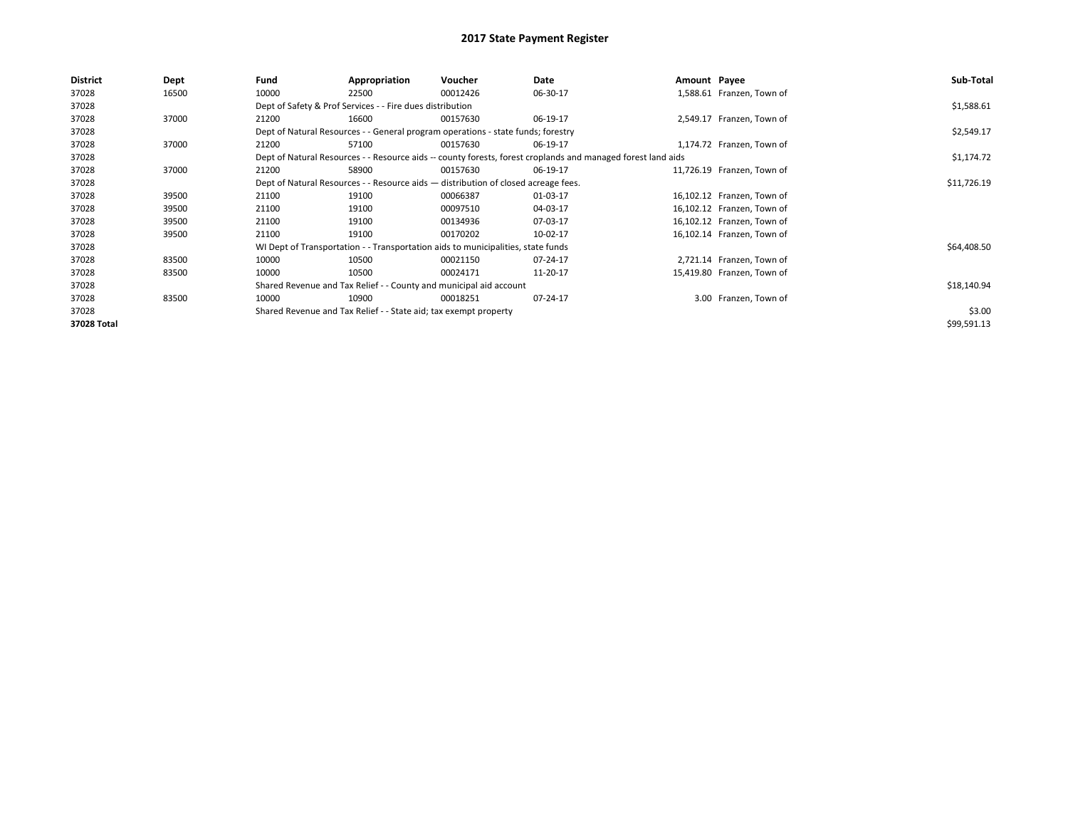# 2017 State Payment Register

| District | Dept | Fund | Appropriation | Voucher | Date | Amount | Payee | Sub-Total |
|---|---|---|---|---|---|---|---|---|
| 37028 | 16500 | 10000 | 22500 | 00012426 | 06-30-17 | 1,588.61 | Franzen, Town of | |
| 37028 | | Dept of Safety & Prof Services - - Fire dues distribution | | | | | | $1,588.61 |
| 37028 | 37000 | 21200 | 16600 | 00157630 | 06-19-17 | 2,549.17 | Franzen, Town of | |
| 37028 | | Dept of Natural Resources - - General program operations - state funds; forestry | | | | | | $2,549.17 |
| 37028 | 37000 | 21200 | 57100 | 00157630 | 06-19-17 | 1,174.72 | Franzen, Town of | |
| 37028 | | Dept of Natural Resources - - Resource aids -- county forests, forest croplands and managed forest land aids | | | | | | $1,174.72 |
| 37028 | 37000 | 21200 | 58900 | 00157630 | 06-19-17 | 11,726.19 | Franzen, Town of | |
| 37028 | | Dept of Natural Resources - - Resource aids — distribution of closed acreage fees. | | | | | | $11,726.19 |
| 37028 | 39500 | 21100 | 19100 | 00066387 | 01-03-17 | 16,102.12 | Franzen, Town of | |
| 37028 | 39500 | 21100 | 19100 | 00097510 | 04-03-17 | 16,102.12 | Franzen, Town of | |
| 37028 | 39500 | 21100 | 19100 | 00134936 | 07-03-17 | 16,102.12 | Franzen, Town of | |
| 37028 | 39500 | 21100 | 19100 | 00170202 | 10-02-17 | 16,102.14 | Franzen, Town of | |
| 37028 | | WI Dept of Transportation - - Transportation aids to municipalities, state funds | | | | | | $64,408.50 |
| 37028 | 83500 | 10000 | 10500 | 00021150 | 07-24-17 | 2,721.14 | Franzen, Town of | |
| 37028 | 83500 | 10000 | 10500 | 00024171 | 11-20-17 | 15,419.80 | Franzen, Town of | |
| 37028 | | Shared Revenue and Tax Relief - - County and municipal aid account | | | | | | $18,140.94 |
| 37028 | 83500 | 10000 | 10900 | 00018251 | 07-24-17 | 3.00 | Franzen, Town of | |
| 37028 | | Shared Revenue and Tax Relief - - State aid; tax exempt property | | | | | | $3.00 |
| **37028 Total** | | | | | | | | $99,591.13 |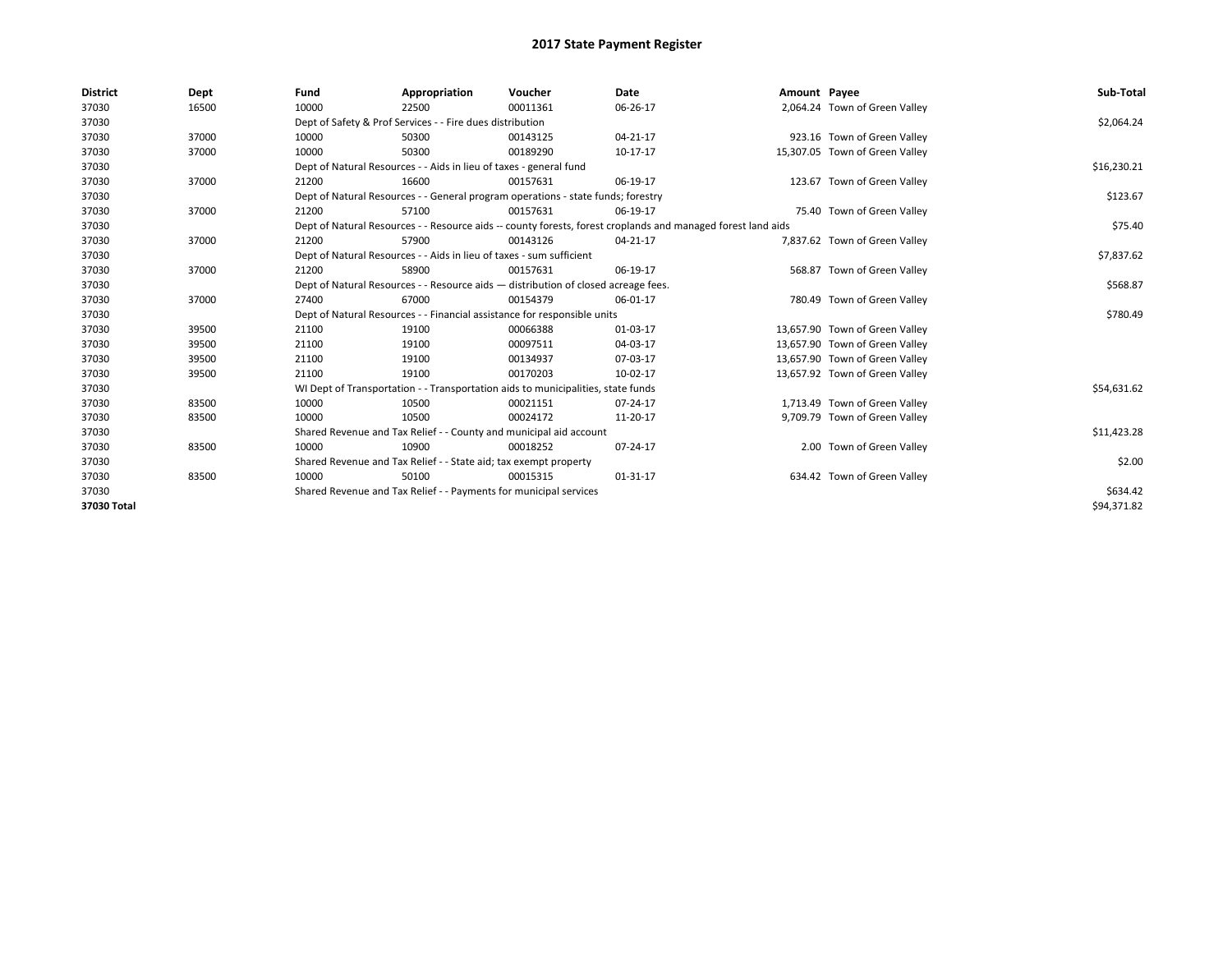# 2017 State Payment Register

| District | Dept | Fund | Appropriation | Voucher | Date | Amount | Payee | Sub-Total |
|---|---|---|---|---|---|---|---|---|
| 37030 | 16500 | 10000 | 22500 | 00011361 | 06-26-17 | 2,064.24 | Town of Green Valley | |
| 37030 | | Dept of Safety & Prof Services - - Fire dues distribution | | | | | | $2,064.24 |
| 37030 | 37000 | 10000 | 50300 | 00143125 | 04-21-17 | 923.16 | Town of Green Valley | |
| 37030 | 37000 | 10000 | 50300 | 00189290 | 10-17-17 | 15,307.05 | Town of Green Valley | |
| 37030 | | Dept of Natural Resources - - Aids in lieu of taxes - general fund | | | | | | $16,230.21 |
| 37030 | 37000 | 21200 | 16600 | 00157631 | 06-19-17 | 123.67 | Town of Green Valley | |
| 37030 | | Dept of Natural Resources - - General program operations - state funds; forestry | | | | | | $123.67 |
| 37030 | 37000 | 21200 | 57100 | 00157631 | 06-19-17 | 75.40 | Town of Green Valley | |
| 37030 | | Dept of Natural Resources - - Resource aids -- county forests, forest croplands and managed forest land aids | | | | | | $75.40 |
| 37030 | 37000 | 21200 | 57900 | 00143126 | 04-21-17 | 7,837.62 | Town of Green Valley | |
| 37030 | | Dept of Natural Resources - - Aids in lieu of taxes - sum sufficient | | | | | | $7,837.62 |
| 37030 | 37000 | 21200 | 58900 | 00157631 | 06-19-17 | 568.87 | Town of Green Valley | |
| 37030 | | Dept of Natural Resources - - Resource aids — distribution of closed acreage fees. | | | | | | $568.87 |
| 37030 | 37000 | 27400 | 67000 | 00154379 | 06-01-17 | 780.49 | Town of Green Valley | |
| 37030 | | Dept of Natural Resources - - Financial assistance for responsible units | | | | | | $780.49 |
| 37030 | 39500 | 21100 | 19100 | 00066388 | 01-03-17 | 13,657.90 | Town of Green Valley | |
| 37030 | 39500 | 21100 | 19100 | 00097511 | 04-03-17 | 13,657.90 | Town of Green Valley | |
| 37030 | 39500 | 21100 | 19100 | 00134937 | 07-03-17 | 13,657.90 | Town of Green Valley | |
| 37030 | 39500 | 21100 | 19100 | 00170203 | 10-02-17 | 13,657.92 | Town of Green Valley | |
| 37030 | | WI Dept of Transportation - - Transportation aids to municipalities, state funds | | | | | | $54,631.62 |
| 37030 | 83500 | 10000 | 10500 | 00021151 | 07-24-17 | 1,713.49 | Town of Green Valley | |
| 37030 | 83500 | 10000 | 10500 | 00024172 | 11-20-17 | 9,709.79 | Town of Green Valley | |
| 37030 | | Shared Revenue and Tax Relief - - County and municipal aid account | | | | | | $11,423.28 |
| 37030 | 83500 | 10000 | 10900 | 00018252 | 07-24-17 | 2.00 | Town of Green Valley | |
| 37030 | | Shared Revenue and Tax Relief - - State aid; tax exempt property | | | | | | $2.00 |
| 37030 | 83500 | 10000 | 50100 | 00015315 | 01-31-17 | 634.42 | Town of Green Valley | |
| 37030 | | Shared Revenue and Tax Relief - - Payments for municipal services | | | | | | $634.42 |
| 37030 Total | | | | | | | | $94,371.82 |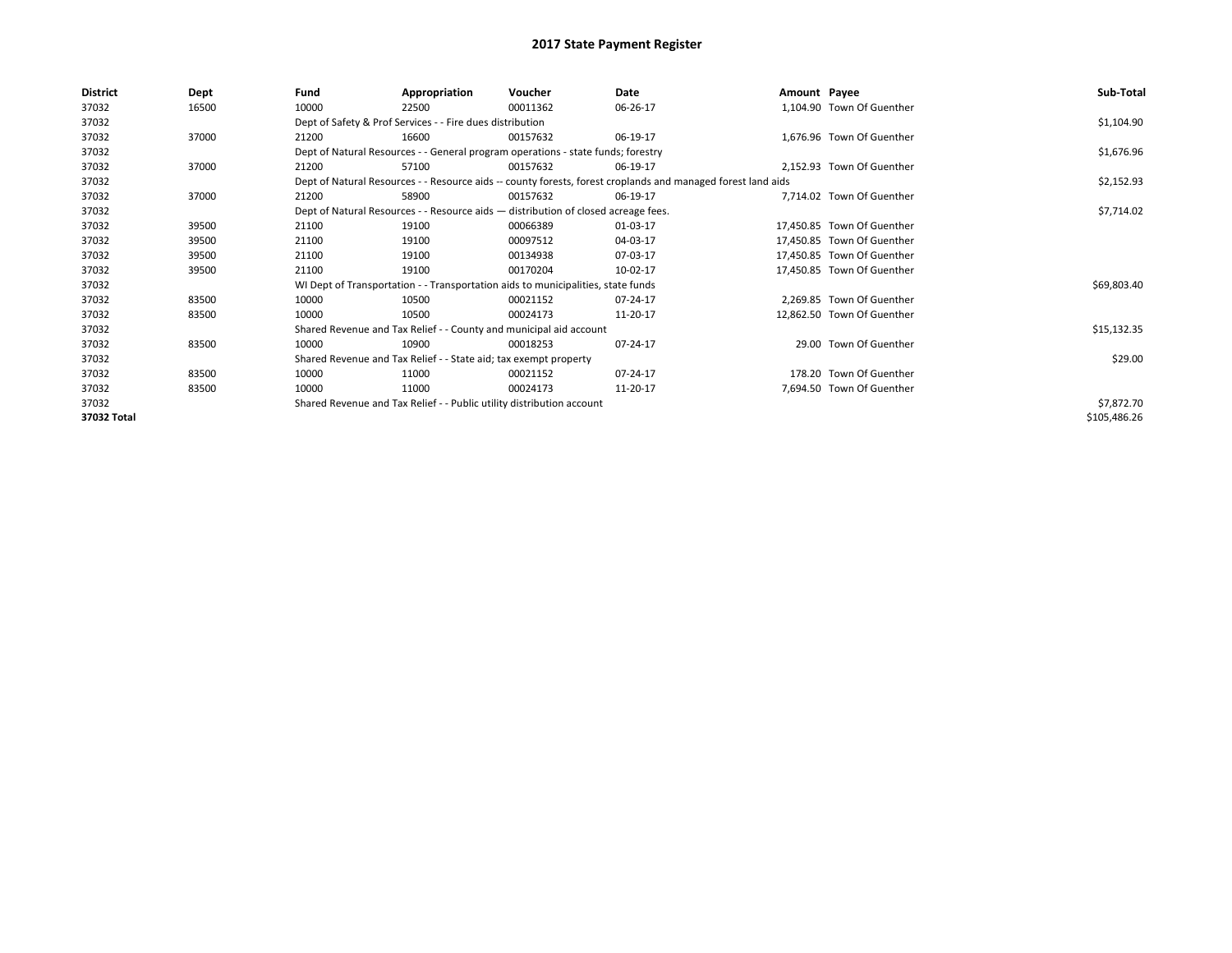# 2017 State Payment Register

| District | Dept | Fund | Appropriation | Voucher | Date | Amount | Payee | Sub-Total |
|---|---|---|---|---|---|---|---|---|
| 37032 | 16500 | 10000 | 22500 | 00011362 | 06-26-17 | 1,104.90 | Town Of Guenther | |
| 37032 | | Dept of Safety & Prof Services - - Fire dues distribution | | | | | | $1,104.90 |
| 37032 | 37000 | 21200 | 16600 | 00157632 | 06-19-17 | 1,676.96 | Town Of Guenther | |
| 37032 | | Dept of Natural Resources - - General program operations - state funds; forestry | | | | | | $1,676.96 |
| 37032 | 37000 | 21200 | 57100 | 00157632 | 06-19-17 | 2,152.93 | Town Of Guenther | |
| 37032 | | Dept of Natural Resources - - Resource aids -- county forests, forest croplands and managed forest land aids | | | | | | $2,152.93 |
| 37032 | 37000 | 21200 | 58900 | 00157632 | 06-19-17 | 7,714.02 | Town Of Guenther | |
| 37032 | | Dept of Natural Resources - - Resource aids — distribution of closed acreage fees. | | | | | | $7,714.02 |
| 37032 | 39500 | 21100 | 19100 | 00066389 | 01-03-17 | 17,450.85 | Town Of Guenther | |
| 37032 | 39500 | 21100 | 19100 | 00097512 | 04-03-17 | 17,450.85 | Town Of Guenther | |
| 37032 | 39500 | 21100 | 19100 | 00134938 | 07-03-17 | 17,450.85 | Town Of Guenther | |
| 37032 | 39500 | 21100 | 19100 | 00170204 | 10-02-17 | 17,450.85 | Town Of Guenther | |
| 37032 | | WI Dept of Transportation - - Transportation aids to municipalities, state funds | | | | | | $69,803.40 |
| 37032 | 83500 | 10000 | 10500 | 00021152 | 07-24-17 | 2,269.85 | Town Of Guenther | |
| 37032 | 83500 | 10000 | 10500 | 00024173 | 11-20-17 | 12,862.50 | Town Of Guenther | |
| 37032 | | Shared Revenue and Tax Relief - - County and municipal aid account | | | | | | $15,132.35 |
| 37032 | 83500 | 10000 | 10900 | 00018253 | 07-24-17 | 29.00 | Town Of Guenther | |
| 37032 | | Shared Revenue and Tax Relief - - State aid; tax exempt property | | | | | | $29.00 |
| 37032 | 83500 | 10000 | 11000 | 00021152 | 07-24-17 | 178.20 | Town Of Guenther | |
| 37032 | 83500 | 10000 | 11000 | 00024173 | 11-20-17 | 7,694.50 | Town Of Guenther | |
| 37032 | | Shared Revenue and Tax Relief - - Public utility distribution account | | | | | | $7,872.70 |
| **37032 Total** | | | | | | | | $105,486.26 |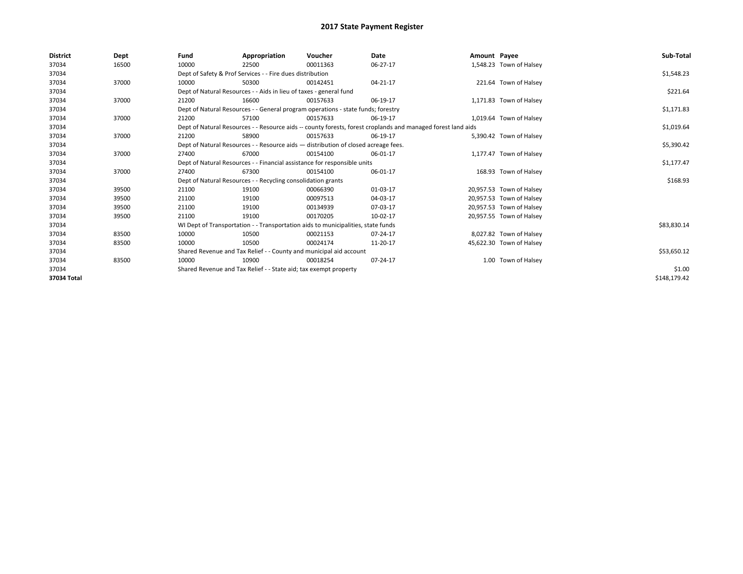# 2017 State Payment Register

| District | Dept | Fund | Appropriation | Voucher | Date | Amount | Payee | Sub-Total |
|---|---|---|---|---|---|---|---|---|
| 37034 | 16500 | 10000 | 22500 | 00011363 | 06-27-17 | 1,548.23 | Town of Halsey | |
| 37034 | | Dept of Safety & Prof Services - - Fire dues distribution | | | | | | $1,548.23 |
| 37034 | 37000 | 10000 | 50300 | 00142451 | 04-21-17 | 221.64 | Town of Halsey | |
| 37034 | | Dept of Natural Resources - - Aids in lieu of taxes - general fund | | | | | | $221.64 |
| 37034 | 37000 | 21200 | 16600 | 00157633 | 06-19-17 | 1,171.83 | Town of Halsey | |
| 37034 | | Dept of Natural Resources - - General program operations - state funds; forestry | | | | | | $1,171.83 |
| 37034 | 37000 | 21200 | 57100 | 00157633 | 06-19-17 | 1,019.64 | Town of Halsey | |
| 37034 | | Dept of Natural Resources - - Resource aids -- county forests, forest croplands and managed forest land aids | | | | | | $1,019.64 |
| 37034 | 37000 | 21200 | 58900 | 00157633 | 06-19-17 | 5,390.42 | Town of Halsey | |
| 37034 | | Dept of Natural Resources - - Resource aids — distribution of closed acreage fees. | | | | | | $5,390.42 |
| 37034 | 37000 | 27400 | 67000 | 00154100 | 06-01-17 | 1,177.47 | Town of Halsey | |
| 37034 | | Dept of Natural Resources - - Financial assistance for responsible units | | | | | | $1,177.47 |
| 37034 | 37000 | 27400 | 67300 | 00154100 | 06-01-17 | 168.93 | Town of Halsey | |
| 37034 | | Dept of Natural Resources - - Recycling consolidation grants | | | | | | $168.93 |
| 37034 | 39500 | 21100 | 19100 | 00066390 | 01-03-17 | 20,957.53 | Town of Halsey | |
| 37034 | 39500 | 21100 | 19100 | 00097513 | 04-03-17 | 20,957.53 | Town of Halsey | |
| 37034 | 39500 | 21100 | 19100 | 00134939 | 07-03-17 | 20,957.53 | Town of Halsey | |
| 37034 | 39500 | 21100 | 19100 | 00170205 | 10-02-17 | 20,957.55 | Town of Halsey | |
| 37034 | | WI Dept of Transportation - - Transportation aids to municipalities, state funds | | | | | | $83,830.14 |
| 37034 | 83500 | 10000 | 10500 | 00021153 | 07-24-17 | 8,027.82 | Town of Halsey | |
| 37034 | 83500 | 10000 | 10500 | 00024174 | 11-20-17 | 45,622.30 | Town of Halsey | |
| 37034 | | Shared Revenue and Tax Relief - - County and municipal aid account | | | | | | $53,650.12 |
| 37034 | 83500 | 10000 | 10900 | 00018254 | 07-24-17 | 1.00 | Town of Halsey | |
| 37034 | | Shared Revenue and Tax Relief - - State aid; tax exempt property | | | | | | $1.00 |
| 37034 Total | | | | | | | | $148,179.42 |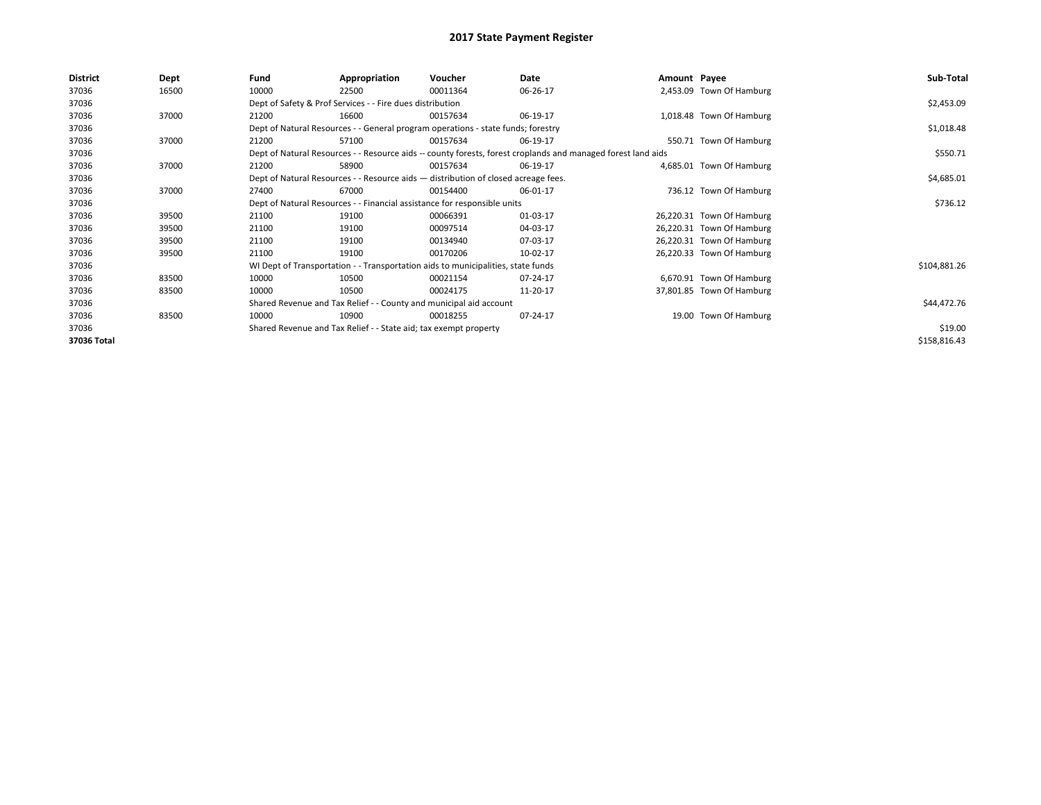# 2017 State Payment Register

| District | Dept | Fund | Appropriation | Voucher | Date | Amount | Payee | Sub-Total |
|---|---|---|---|---|---|---|---|---|
| 37036 | 16500 | 10000 | 22500 | 00011364 | 06-26-17 | 2,453.09 | Town Of Hamburg | |
| 37036 | | Dept of Safety & Prof Services - - Fire dues distribution | | | | | | $2,453.09 |
| 37036 | 37000 | 21200 | 16600 | 00157634 | 06-19-17 | 1,018.48 | Town Of Hamburg | |
| 37036 | | Dept of Natural Resources - - General program operations - state funds; forestry | | | | | | $1,018.48 |
| 37036 | 37000 | 21200 | 57100 | 00157634 | 06-19-17 | 550.71 | Town Of Hamburg | |
| 37036 | | Dept of Natural Resources - - Resource aids -- county forests, forest croplands and managed forest land aids | | | | | | $550.71 |
| 37036 | 37000 | 21200 | 58900 | 00157634 | 06-19-17 | 4,685.01 | Town Of Hamburg | |
| 37036 | | Dept of Natural Resources - - Resource aids — distribution of closed acreage fees. | | | | | | $4,685.01 |
| 37036 | 37000 | 27400 | 67000 | 00154400 | 06-01-17 | 736.12 | Town Of Hamburg | |
| 37036 | | Dept of Natural Resources - - Financial assistance for responsible units | | | | | | $736.12 |
| 37036 | 39500 | 21100 | 19100 | 00066391 | 01-03-17 | 26,220.31 | Town Of Hamburg | |
| 37036 | 39500 | 21100 | 19100 | 00097514 | 04-03-17 | 26,220.31 | Town Of Hamburg | |
| 37036 | 39500 | 21100 | 19100 | 00134940 | 07-03-17 | 26,220.31 | Town Of Hamburg | |
| 37036 | 39500 | 21100 | 19100 | 00170206 | 10-02-17 | 26,220.33 | Town Of Hamburg | |
| 37036 | | WI Dept of Transportation - - Transportation aids to municipalities, state funds | | | | | | $104,881.26 |
| 37036 | 83500 | 10000 | 10500 | 00021154 | 07-24-17 | 6,670.91 | Town Of Hamburg | |
| 37036 | 83500 | 10000 | 10500 | 00024175 | 11-20-17 | 37,801.85 | Town Of Hamburg | |
| 37036 | | Shared Revenue and Tax Relief - - County and municipal aid account | | | | | | $44,472.76 |
| 37036 | 83500 | 10000 | 10900 | 00018255 | 07-24-17 | 19.00 | Town Of Hamburg | |
| 37036 | | Shared Revenue and Tax Relief - - State aid; tax exempt property | | | | | | $19.00 |
| **37036 Total** | | | | | | | | $158,816.43 |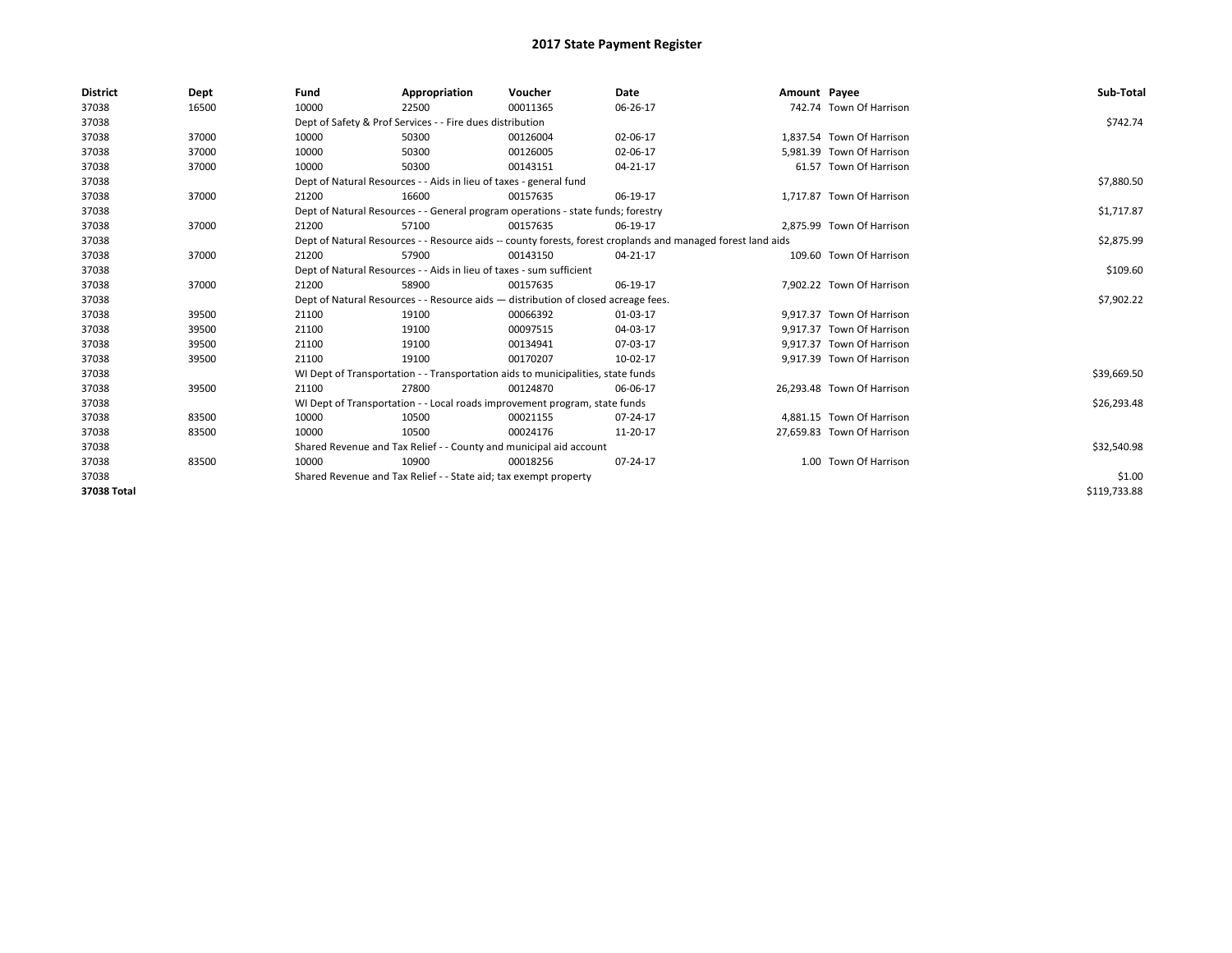# 2017 State Payment Register

| District | Dept | Fund | Appropriation | Voucher | Date | Amount | Payee | Sub-Total |
|---|---|---|---|---|---|---|---|---|
| 37038 | 16500 | 10000 | 22500 | 00011365 | 06-26-17 | 742.74 | Town Of Harrison | |
| 37038 | | Dept of Safety & Prof Services - - Fire dues distribution | | | | | | $742.74 |
| 37038 | 37000 | 10000 | 50300 | 00126004 | 02-06-17 | 1,837.54 | Town Of Harrison | |
| 37038 | 37000 | 10000 | 50300 | 00126005 | 02-06-17 | 5,981.39 | Town Of Harrison | |
| 37038 | 37000 | 10000 | 50300 | 00143151 | 04-21-17 | 61.57 | Town Of Harrison | |
| 37038 | | Dept of Natural Resources - - Aids in lieu of taxes - general fund | | | | | | $7,880.50 |
| 37038 | 37000 | 21200 | 16600 | 00157635 | 06-19-17 | 1,717.87 | Town Of Harrison | |
| 37038 | | Dept of Natural Resources - - General program operations - state funds; forestry | | | | | | $1,717.87 |
| 37038 | 37000 | 21200 | 57100 | 00157635 | 06-19-17 | 2,875.99 | Town Of Harrison | |
| 37038 | | Dept of Natural Resources - - Resource aids -- county forests, forest croplands and managed forest land aids | | | | | | $2,875.99 |
| 37038 | 37000 | 21200 | 57900 | 00143150 | 04-21-17 | 109.60 | Town Of Harrison | |
| 37038 | | Dept of Natural Resources - - Aids in lieu of taxes - sum sufficient | | | | | | $109.60 |
| 37038 | 37000 | 21200 | 58900 | 00157635 | 06-19-17 | 7,902.22 | Town Of Harrison | |
| 37038 | | Dept of Natural Resources - - Resource aids — distribution of closed acreage fees. | | | | | | $7,902.22 |
| 37038 | 39500 | 21100 | 19100 | 00066392 | 01-03-17 | 9,917.37 | Town Of Harrison | |
| 37038 | 39500 | 21100 | 19100 | 00097515 | 04-03-17 | 9,917.37 | Town Of Harrison | |
| 37038 | 39500 | 21100 | 19100 | 00134941 | 07-03-17 | 9,917.37 | Town Of Harrison | |
| 37038 | 39500 | 21100 | 19100 | 00170207 | 10-02-17 | 9,917.39 | Town Of Harrison | |
| 37038 | | WI Dept of Transportation - - Transportation aids to municipalities, state funds | | | | | | $39,669.50 |
| 37038 | 39500 | 21100 | 27800 | 00124870 | 06-06-17 | 26,293.48 | Town Of Harrison | |
| 37038 | | WI Dept of Transportation - - Local roads improvement program, state funds | | | | | | $26,293.48 |
| 37038 | 83500 | 10000 | 10500 | 00021155 | 07-24-17 | 4,881.15 | Town Of Harrison | |
| 37038 | 83500 | 10000 | 10500 | 00024176 | 11-20-17 | 27,659.83 | Town Of Harrison | |
| 37038 | | Shared Revenue and Tax Relief - - County and municipal aid account | | | | | | $32,540.98 |
| 37038 | 83500 | 10000 | 10900 | 00018256 | 07-24-17 | 1.00 | Town Of Harrison | |
| 37038 | | Shared Revenue and Tax Relief - - State aid; tax exempt property | | | | | | $1.00 |
| 37038 Total | | | | | | | | $119,733.88 |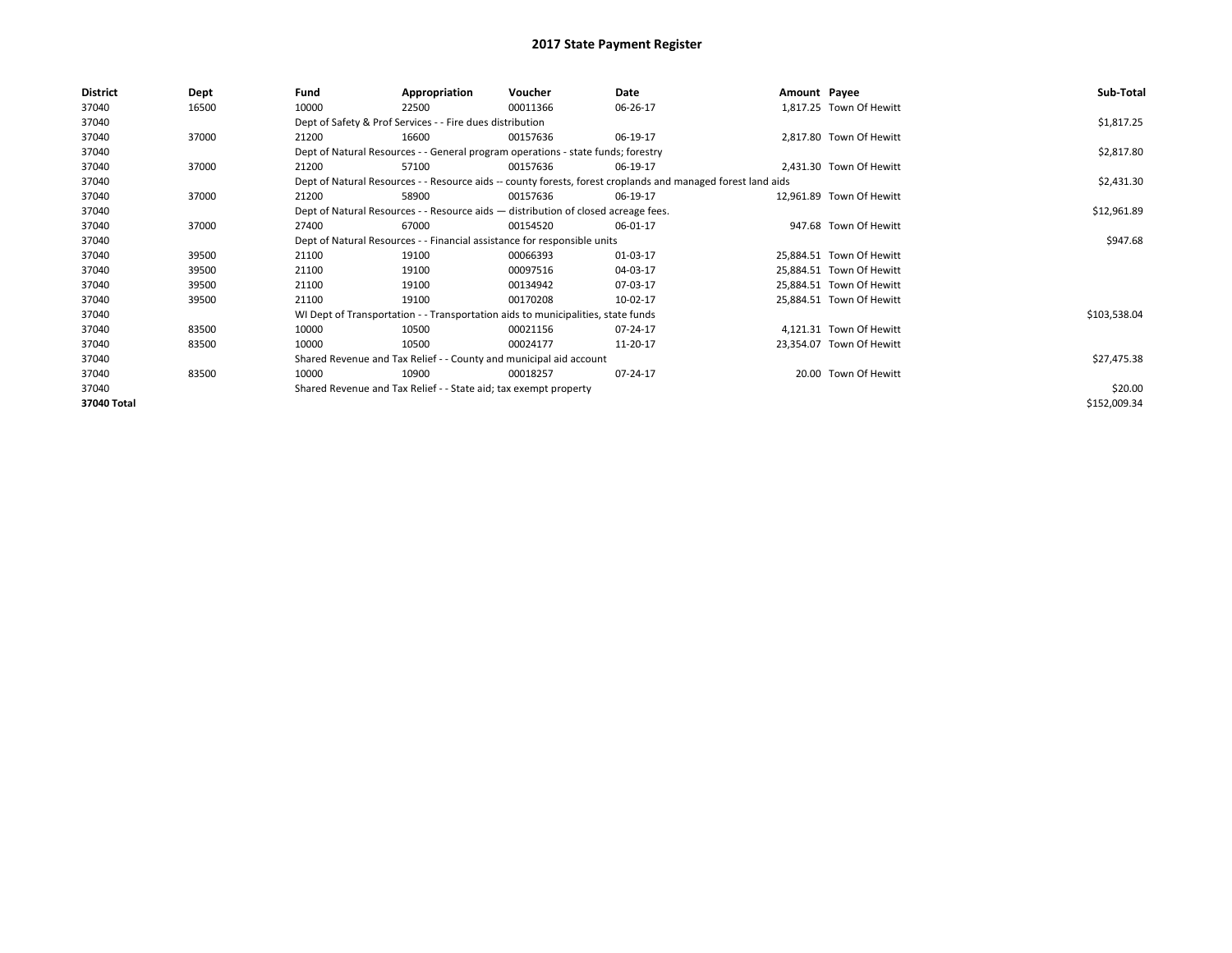# 2017 State Payment Register

| District | Dept | Fund | Appropriation | Voucher | Date | Amount | Payee | Sub-Total |
|---|---|---|---|---|---|---|---|---|
| 37040 | 16500 | 10000 | 22500 | 00011366 | 06-26-17 | 1,817.25 | Town Of Hewitt | |
| 37040 | | Dept of Safety & Prof Services - - Fire dues distribution | | | | | | $1,817.25 |
| 37040 | 37000 | 21200 | 16600 | 00157636 | 06-19-17 | 2,817.80 | Town Of Hewitt | |
| 37040 | | Dept of Natural Resources - - General program operations - state funds; forestry | | | | | | $2,817.80 |
| 37040 | 37000 | 21200 | 57100 | 00157636 | 06-19-17 | 2,431.30 | Town Of Hewitt | |
| 37040 | | Dept of Natural Resources - - Resource aids -- county forests, forest croplands and managed forest land aids | | | | | | $2,431.30 |
| 37040 | 37000 | 21200 | 58900 | 00157636 | 06-19-17 | 12,961.89 | Town Of Hewitt | |
| 37040 | | Dept of Natural Resources - - Resource aids — distribution of closed acreage fees. | | | | | | $12,961.89 |
| 37040 | 37000 | 27400 | 67000 | 00154520 | 06-01-17 | 947.68 | Town Of Hewitt | |
| 37040 | | Dept of Natural Resources - - Financial assistance for responsible units | | | | | | $947.68 |
| 37040 | 39500 | 21100 | 19100 | 00066393 | 01-03-17 | 25,884.51 | Town Of Hewitt | |
| 37040 | 39500 | 21100 | 19100 | 00097516 | 04-03-17 | 25,884.51 | Town Of Hewitt | |
| 37040 | 39500 | 21100 | 19100 | 00134942 | 07-03-17 | 25,884.51 | Town Of Hewitt | |
| 37040 | 39500 | 21100 | 19100 | 00170208 | 10-02-17 | 25,884.51 | Town Of Hewitt | |
| 37040 | | WI Dept of Transportation - - Transportation aids to municipalities, state funds | | | | | | $103,538.04 |
| 37040 | 83500 | 10000 | 10500 | 00021156 | 07-24-17 | 4,121.31 | Town Of Hewitt | |
| 37040 | 83500 | 10000 | 10500 | 00024177 | 11-20-17 | 23,354.07 | Town Of Hewitt | |
| 37040 | | Shared Revenue and Tax Relief - - County and municipal aid account | | | | | | $27,475.38 |
| 37040 | 83500 | 10000 | 10900 | 00018257 | 07-24-17 | 20.00 | Town Of Hewitt | |
| 37040 | | Shared Revenue and Tax Relief - - State aid; tax exempt property | | | | | | $20.00 |
| **37040 Total** | | | | | | | | $152,009.34 |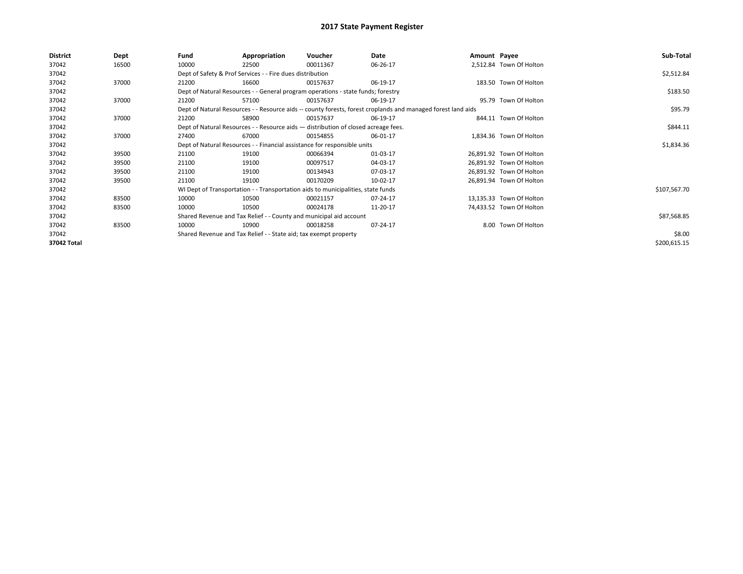# 2017 State Payment Register

| District | Dept | Fund | Appropriation | Voucher | Date | Amount | Payee | Sub-Total |
|---|---|---|---|---|---|---|---|---|
| 37042 | 16500 | 10000 | 22500 | 00011367 | 06-26-17 | 2,512.84 | Town Of Holton | |
| 37042 | | Dept of Safety & Prof Services - - Fire dues distribution | | | | | | $2,512.84 |
| 37042 | 37000 | 21200 | 16600 | 00157637 | 06-19-17 | 183.50 | Town Of Holton | |
| 37042 | | Dept of Natural Resources - - General program operations - state funds; forestry | | | | | | $183.50 |
| 37042 | 37000 | 21200 | 57100 | 00157637 | 06-19-17 | 95.79 | Town Of Holton | |
| 37042 | | Dept of Natural Resources - - Resource aids -- county forests, forest croplands and managed forest land aids | | | | | | $95.79 |
| 37042 | 37000 | 21200 | 58900 | 00157637 | 06-19-17 | 844.11 | Town Of Holton | |
| 37042 | | Dept of Natural Resources - - Resource aids — distribution of closed acreage fees. | | | | | | $844.11 |
| 37042 | 37000 | 27400 | 67000 | 00154855 | 06-01-17 | 1,834.36 | Town Of Holton | |
| 37042 | | Dept of Natural Resources - - Financial assistance for responsible units | | | | | | $1,834.36 |
| 37042 | 39500 | 21100 | 19100 | 00066394 | 01-03-17 | 26,891.92 | Town Of Holton | |
| 37042 | 39500 | 21100 | 19100 | 00097517 | 04-03-17 | 26,891.92 | Town Of Holton | |
| 37042 | 39500 | 21100 | 19100 | 00134943 | 07-03-17 | 26,891.92 | Town Of Holton | |
| 37042 | 39500 | 21100 | 19100 | 00170209 | 10-02-17 | 26,891.94 | Town Of Holton | |
| 37042 | | WI Dept of Transportation - - Transportation aids to municipalities, state funds | | | | | | $107,567.70 |
| 37042 | 83500 | 10000 | 10500 | 00021157 | 07-24-17 | 13,135.33 | Town Of Holton | |
| 37042 | 83500 | 10000 | 10500 | 00024178 | 11-20-17 | 74,433.52 | Town Of Holton | |
| 37042 | | Shared Revenue and Tax Relief - - County and municipal aid account | | | | | | $87,568.85 |
| 37042 | 83500 | 10000 | 10900 | 00018258 | 07-24-17 | 8.00 | Town Of Holton | |
| 37042 | | Shared Revenue and Tax Relief - - State aid; tax exempt property | | | | | | $8.00 |
| **37042 Total** | | | | | | | | $200,615.15 |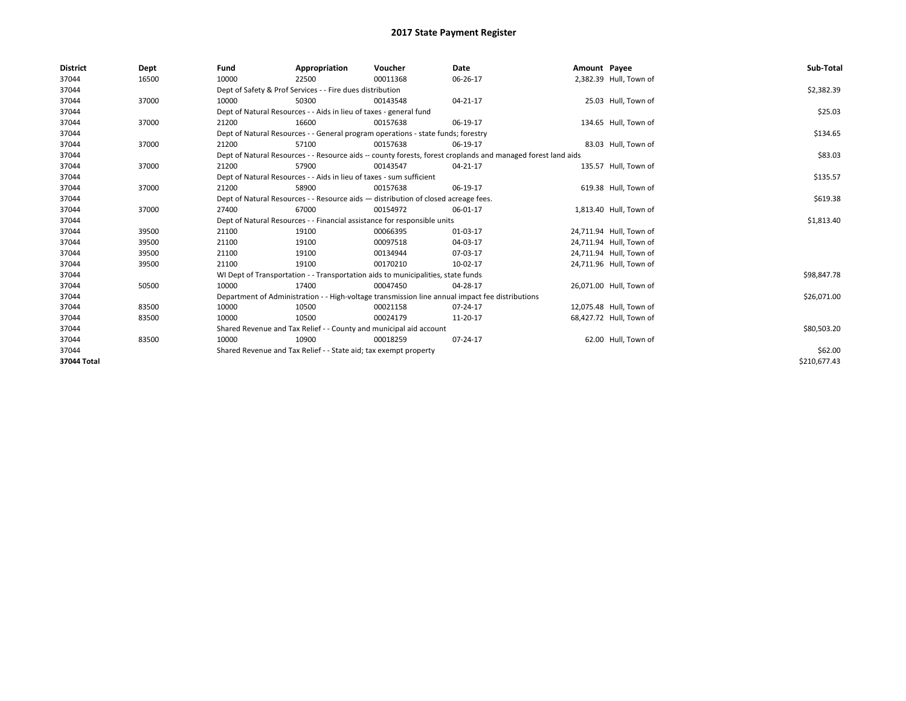# 2017 State Payment Register

| District | Dept | Fund | Appropriation | Voucher | Date | Amount | Payee | Sub-Total |
|---|---|---|---|---|---|---|---|---|
| 37044 | 16500 | 10000 | 22500 | 00011368 | 06-26-17 | 2,382.39 | Hull, Town of | |
| 37044 | | Dept of Safety & Prof Services - - Fire dues distribution | | | | | | $2,382.39 |
| 37044 | 37000 | 10000 | 50300 | 00143548 | 04-21-17 | 25.03 | Hull, Town of | |
| 37044 | | Dept of Natural Resources - - Aids in lieu of taxes - general fund | | | | | | $25.03 |
| 37044 | 37000 | 21200 | 16600 | 00157638 | 06-19-17 | 134.65 | Hull, Town of | |
| 37044 | | Dept of Natural Resources - - General program operations - state funds; forestry | | | | | | $134.65 |
| 37044 | 37000 | 21200 | 57100 | 00157638 | 06-19-17 | 83.03 | Hull, Town of | |
| 37044 | | Dept of Natural Resources - - Resource aids -- county forests, forest croplands and managed forest land aids | | | | | | $83.03 |
| 37044 | 37000 | 21200 | 57900 | 00143547 | 04-21-17 | 135.57 | Hull, Town of | |
| 37044 | | Dept of Natural Resources - - Aids in lieu of taxes - sum sufficient | | | | | | $135.57 |
| 37044 | 37000 | 21200 | 58900 | 00157638 | 06-19-17 | 619.38 | Hull, Town of | |
| 37044 | | Dept of Natural Resources - - Resource aids — distribution of closed acreage fees. | | | | | | $619.38 |
| 37044 | 37000 | 27400 | 67000 | 00154972 | 06-01-17 | 1,813.40 | Hull, Town of | |
| 37044 | | Dept of Natural Resources - - Financial assistance for responsible units | | | | | | $1,813.40 |
| 37044 | 39500 | 21100 | 19100 | 00066395 | 01-03-17 | 24,711.94 | Hull, Town of | |
| 37044 | 39500 | 21100 | 19100 | 00097518 | 04-03-17 | 24,711.94 | Hull, Town of | |
| 37044 | 39500 | 21100 | 19100 | 00134944 | 07-03-17 | 24,711.94 | Hull, Town of | |
| 37044 | 39500 | 21100 | 19100 | 00170210 | 10-02-17 | 24,711.96 | Hull, Town of | |
| 37044 | | WI Dept of Transportation - - Transportation aids to municipalities, state funds | | | | | | $98,847.78 |
| 37044 | 50500 | 10000 | 17400 | 00047450 | 04-28-17 | 26,071.00 | Hull, Town of | |
| 37044 | | Department of Administration - - High-voltage transmission line annual impact fee distributions | | | | | | $26,071.00 |
| 37044 | 83500 | 10000 | 10500 | 00021158 | 07-24-17 | 12,075.48 | Hull, Town of | |
| 37044 | 83500 | 10000 | 10500 | 00024179 | 11-20-17 | 68,427.72 | Hull, Town of | |
| 37044 | | Shared Revenue and Tax Relief - - County and municipal aid account | | | | | | $80,503.20 |
| 37044 | 83500 | 10000 | 10900 | 00018259 | 07-24-17 | 62.00 | Hull, Town of | |
| 37044 | | Shared Revenue and Tax Relief - - State aid; tax exempt property | | | | | | $62.00 |
| 37044 Total | | | | | | | | $210,677.43 |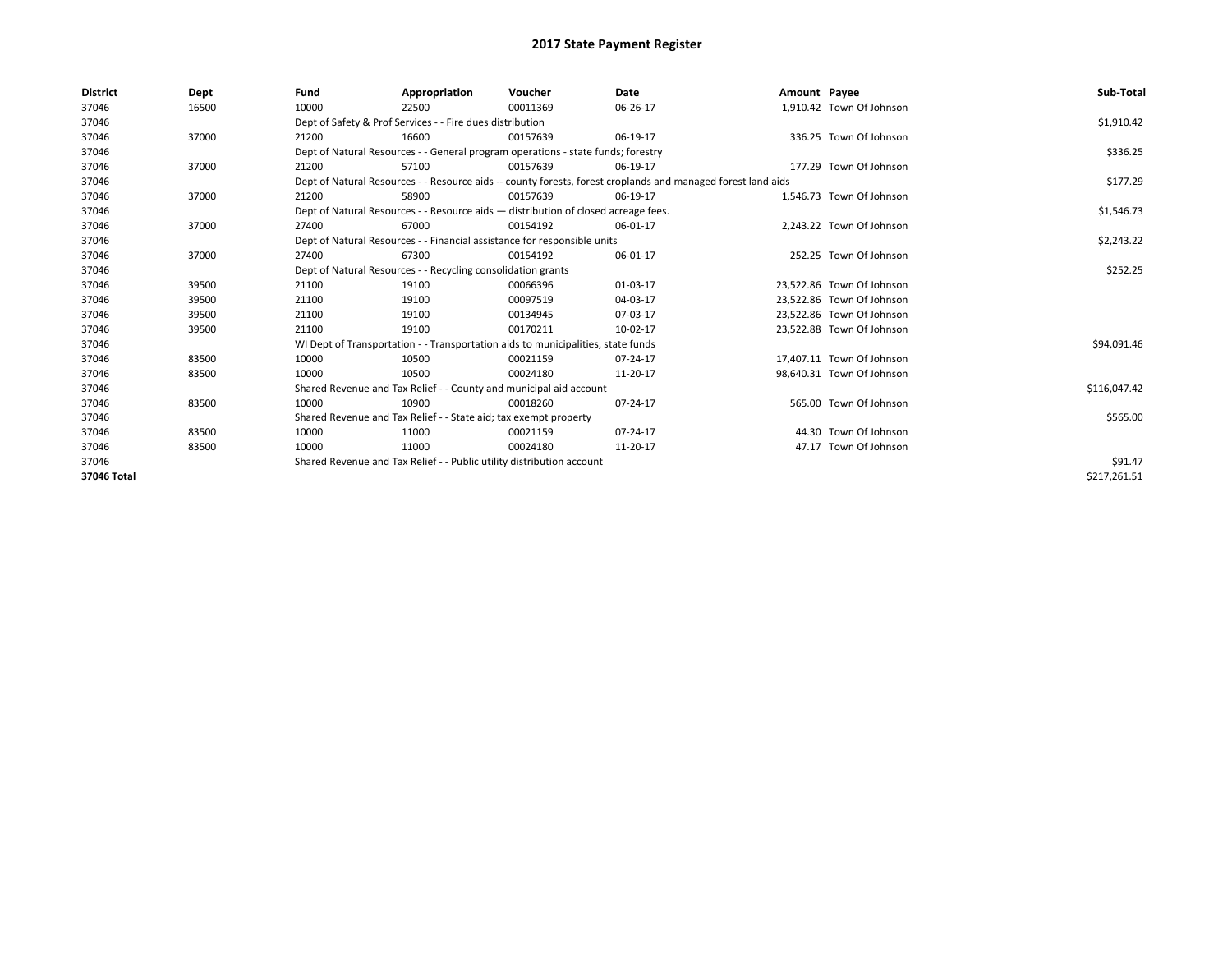# 2017 State Payment Register

| District | Dept | Fund | Appropriation | Voucher | Date | Amount | Payee | Sub-Total |
|---|---|---|---|---|---|---|---|---|
| 37046 | 16500 | 10000 | 22500 | 00011369 | 06-26-17 | 1,910.42 | Town Of Johnson | |
| 37046 | | Dept of Safety & Prof Services - - Fire dues distribution | | | | | | $1,910.42 |
| 37046 | 37000 | 21200 | 16600 | 00157639 | 06-19-17 | 336.25 | Town Of Johnson | |
| 37046 | | Dept of Natural Resources - - General program operations - state funds; forestry | | | | | | $336.25 |
| 37046 | 37000 | 21200 | 57100 | 00157639 | 06-19-17 | 177.29 | Town Of Johnson | |
| 37046 | | Dept of Natural Resources - - Resource aids -- county forests, forest croplands and managed forest land aids | | | | | | $177.29 |
| 37046 | 37000 | 21200 | 58900 | 00157639 | 06-19-17 | 1,546.73 | Town Of Johnson | |
| 37046 | | Dept of Natural Resources - - Resource aids — distribution of closed acreage fees. | | | | | | $1,546.73 |
| 37046 | 37000 | 27400 | 67000 | 00154192 | 06-01-17 | 2,243.22 | Town Of Johnson | |
| 37046 | | Dept of Natural Resources - - Financial assistance for responsible units | | | | | | $2,243.22 |
| 37046 | 37000 | 27400 | 67300 | 00154192 | 06-01-17 | 252.25 | Town Of Johnson | |
| 37046 | | Dept of Natural Resources - - Recycling consolidation grants | | | | | | $252.25 |
| 37046 | 39500 | 21100 | 19100 | 00066396 | 01-03-17 | 23,522.86 | Town Of Johnson | |
| 37046 | 39500 | 21100 | 19100 | 00097519 | 04-03-17 | 23,522.86 | Town Of Johnson | |
| 37046 | 39500 | 21100 | 19100 | 00134945 | 07-03-17 | 23,522.86 | Town Of Johnson | |
| 37046 | 39500 | 21100 | 19100 | 00170211 | 10-02-17 | 23,522.88 | Town Of Johnson | |
| 37046 | | WI Dept of Transportation - - Transportation aids to municipalities, state funds | | | | | | $94,091.46 |
| 37046 | 83500 | 10000 | 10500 | 00021159 | 07-24-17 | 17,407.11 | Town Of Johnson | |
| 37046 | 83500 | 10000 | 10500 | 00024180 | 11-20-17 | 98,640.31 | Town Of Johnson | |
| 37046 | | Shared Revenue and Tax Relief - - County and municipal aid account | | | | | | $116,047.42 |
| 37046 | 83500 | 10000 | 10900 | 00018260 | 07-24-17 | 565.00 | Town Of Johnson | |
| 37046 | | Shared Revenue and Tax Relief - - State aid; tax exempt property | | | | | | $565.00 |
| 37046 | 83500 | 10000 | 11000 | 00021159 | 07-24-17 | 44.30 | Town Of Johnson | |
| 37046 | 83500 | 10000 | 11000 | 00024180 | 11-20-17 | 47.17 | Town Of Johnson | |
| 37046 | | Shared Revenue and Tax Relief - - Public utility distribution account | | | | | | $91.47 |
| 37046 Total | | | | | | | | $217,261.51 |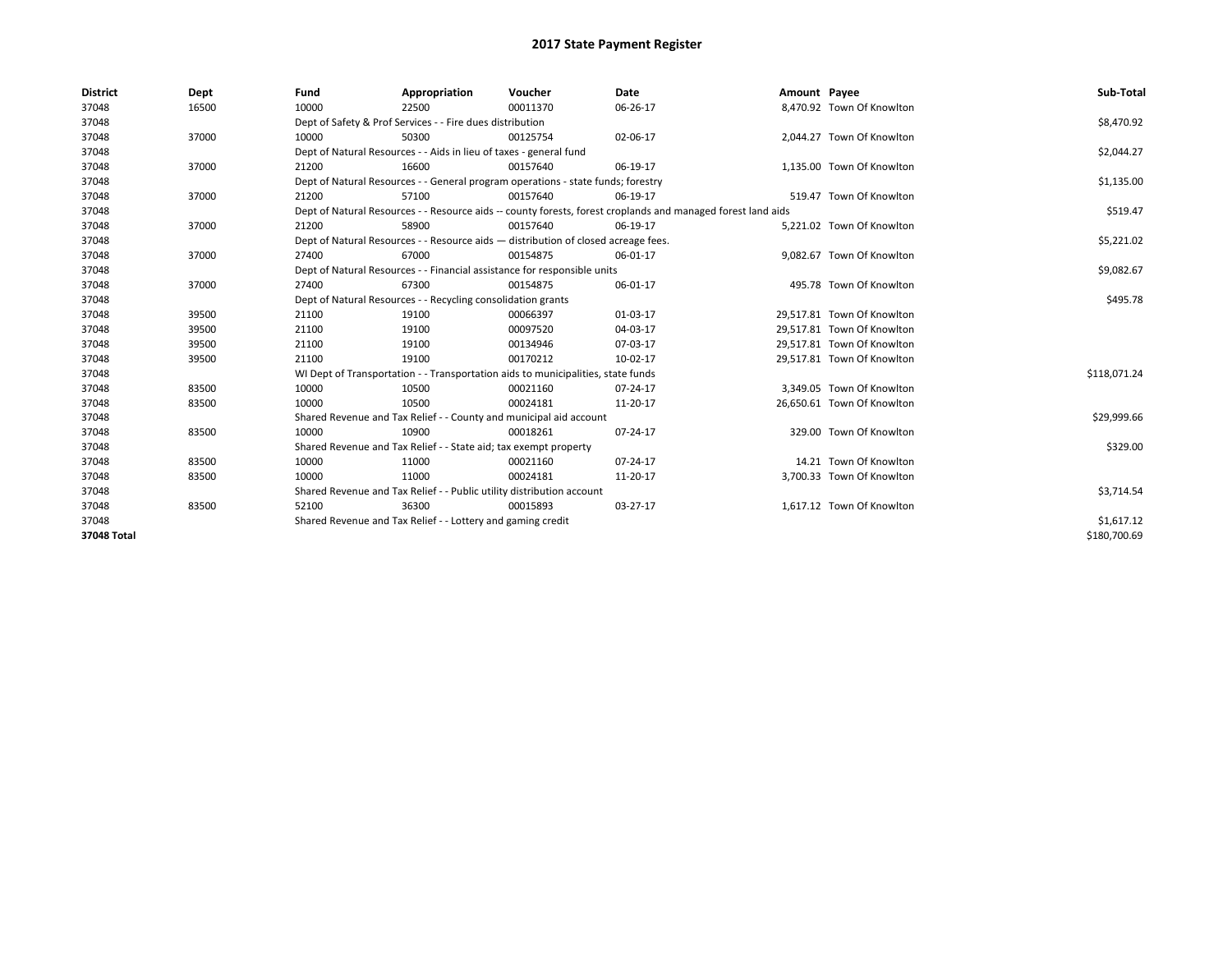# 2017 State Payment Register

| District | Dept | Fund | Appropriation | Voucher | Date | Amount | Payee | Sub-Total |
|---|---|---|---|---|---|---|---|---|
| 37048 | 16500 | 10000 | 22500 | 00011370 | 06-26-17 | 8,470.92 | Town Of Knowlton | |
| 37048 | | Dept of Safety & Prof Services - - Fire dues distribution | | | | | | $8,470.92 |
| 37048 | 37000 | 10000 | 50300 | 00125754 | 02-06-17 | 2,044.27 | Town Of Knowlton | |
| 37048 | | Dept of Natural Resources - - Aids in lieu of taxes - general fund | | | | | | $2,044.27 |
| 37048 | 37000 | 21200 | 16600 | 00157640 | 06-19-17 | 1,135.00 | Town Of Knowlton | |
| 37048 | | Dept of Natural Resources - - General program operations - state funds; forestry | | | | | | $1,135.00 |
| 37048 | 37000 | 21200 | 57100 | 00157640 | 06-19-17 | 519.47 | Town Of Knowlton | |
| 37048 | | Dept of Natural Resources - - Resource aids -- county forests, forest croplands and managed forest land aids | | | | | | $519.47 |
| 37048 | 37000 | 21200 | 58900 | 00157640 | 06-19-17 | 5,221.02 | Town Of Knowlton | |
| 37048 | | Dept of Natural Resources - - Resource aids — distribution of closed acreage fees. | | | | | | $5,221.02 |
| 37048 | 37000 | 27400 | 67000 | 00154875 | 06-01-17 | 9,082.67 | Town Of Knowlton | |
| 37048 | | Dept of Natural Resources - - Financial assistance for responsible units | | | | | | $9,082.67 |
| 37048 | 37000 | 27400 | 67300 | 00154875 | 06-01-17 | 495.78 | Town Of Knowlton | |
| 37048 | | Dept of Natural Resources - - Recycling consolidation grants | | | | | | $495.78 |
| 37048 | 39500 | 21100 | 19100 | 00066397 | 01-03-17 | 29,517.81 | Town Of Knowlton | |
| 37048 | 39500 | 21100 | 19100 | 00097520 | 04-03-17 | 29,517.81 | Town Of Knowlton | |
| 37048 | 39500 | 21100 | 19100 | 00134946 | 07-03-17 | 29,517.81 | Town Of Knowlton | |
| 37048 | 39500 | 21100 | 19100 | 00170212 | 10-02-17 | 29,517.81 | Town Of Knowlton | |
| 37048 | | WI Dept of Transportation - - Transportation aids to municipalities, state funds | | | | | | $118,071.24 |
| 37048 | 83500 | 10000 | 10500 | 00021160 | 07-24-17 | 3,349.05 | Town Of Knowlton | |
| 37048 | 83500 | 10000 | 10500 | 00024181 | 11-20-17 | 26,650.61 | Town Of Knowlton | |
| 37048 | | Shared Revenue and Tax Relief - - County and municipal aid account | | | | | | $29,999.66 |
| 37048 | 83500 | 10000 | 10900 | 00018261 | 07-24-17 | 329.00 | Town Of Knowlton | |
| 37048 | | Shared Revenue and Tax Relief - - State aid; tax exempt property | | | | | | $329.00 |
| 37048 | 83500 | 10000 | 11000 | 00021160 | 07-24-17 | 14.21 | Town Of Knowlton | |
| 37048 | 83500 | 10000 | 11000 | 00024181 | 11-20-17 | 3,700.33 | Town Of Knowlton | |
| 37048 | | Shared Revenue and Tax Relief - - Public utility distribution account | | | | | | $3,714.54 |
| 37048 | 83500 | 52100 | 36300 | 00015893 | 03-27-17 | 1,617.12 | Town Of Knowlton | |
| 37048 | | Shared Revenue and Tax Relief - - Lottery and gaming credit | | | | | | $1,617.12 |
| **37048 Total** | | | | | | | | $180,700.69 |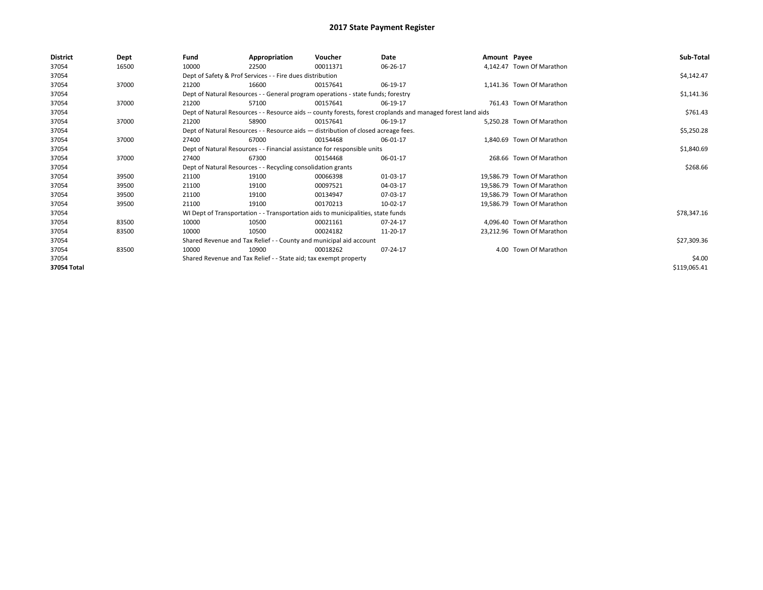# 2017 State Payment Register

| District | Dept | Fund | Appropriation | Voucher | Date | Amount | Payee | Sub-Total |
|---|---|---|---|---|---|---|---|---|
| 37054 | 16500 | 10000 | 22500 | 00011371 | 06-26-17 | 4,142.47 | Town Of Marathon | |
| 37054 | | Dept of Safety & Prof Services - - Fire dues distribution | | | | | | $4,142.47 |
| 37054 | 37000 | 21200 | 16600 | 00157641 | 06-19-17 | 1,141.36 | Town Of Marathon | |
| 37054 | | Dept of Natural Resources - - General program operations - state funds; forestry | | | | | | $1,141.36 |
| 37054 | 37000 | 21200 | 57100 | 00157641 | 06-19-17 | 761.43 | Town Of Marathon | |
| 37054 | | Dept of Natural Resources - - Resource aids -- county forests, forest croplands and managed forest land aids | | | | | | $761.43 |
| 37054 | 37000 | 21200 | 58900 | 00157641 | 06-19-17 | 5,250.28 | Town Of Marathon | |
| 37054 | | Dept of Natural Resources - - Resource aids — distribution of closed acreage fees. | | | | | | $5,250.28 |
| 37054 | 37000 | 27400 | 67000 | 00154468 | 06-01-17 | 1,840.69 | Town Of Marathon | |
| 37054 | | Dept of Natural Resources - - Financial assistance for responsible units | | | | | | $1,840.69 |
| 37054 | 37000 | 27400 | 67300 | 00154468 | 06-01-17 | 268.66 | Town Of Marathon | |
| 37054 | | Dept of Natural Resources - - Recycling consolidation grants | | | | | | $268.66 |
| 37054 | 39500 | 21100 | 19100 | 00066398 | 01-03-17 | 19,586.79 | Town Of Marathon | |
| 37054 | 39500 | 21100 | 19100 | 00097521 | 04-03-17 | 19,586.79 | Town Of Marathon | |
| 37054 | 39500 | 21100 | 19100 | 00134947 | 07-03-17 | 19,586.79 | Town Of Marathon | |
| 37054 | 39500 | 21100 | 19100 | 00170213 | 10-02-17 | 19,586.79 | Town Of Marathon | |
| 37054 | | WI Dept of Transportation - - Transportation aids to municipalities, state funds | | | | | | $78,347.16 |
| 37054 | 83500 | 10000 | 10500 | 00021161 | 07-24-17 | 4,096.40 | Town Of Marathon | |
| 37054 | 83500 | 10000 | 10500 | 00024182 | 11-20-17 | 23,212.96 | Town Of Marathon | |
| 37054 | | Shared Revenue and Tax Relief - - County and municipal aid account | | | | | | $27,309.36 |
| 37054 | 83500 | 10000 | 10900 | 00018262 | 07-24-17 | 4.00 | Town Of Marathon | |
| 37054 | | Shared Revenue and Tax Relief - - State aid; tax exempt property | | | | | | $4.00 |
| **37054 Total** | | | | | | | | $119,065.41 |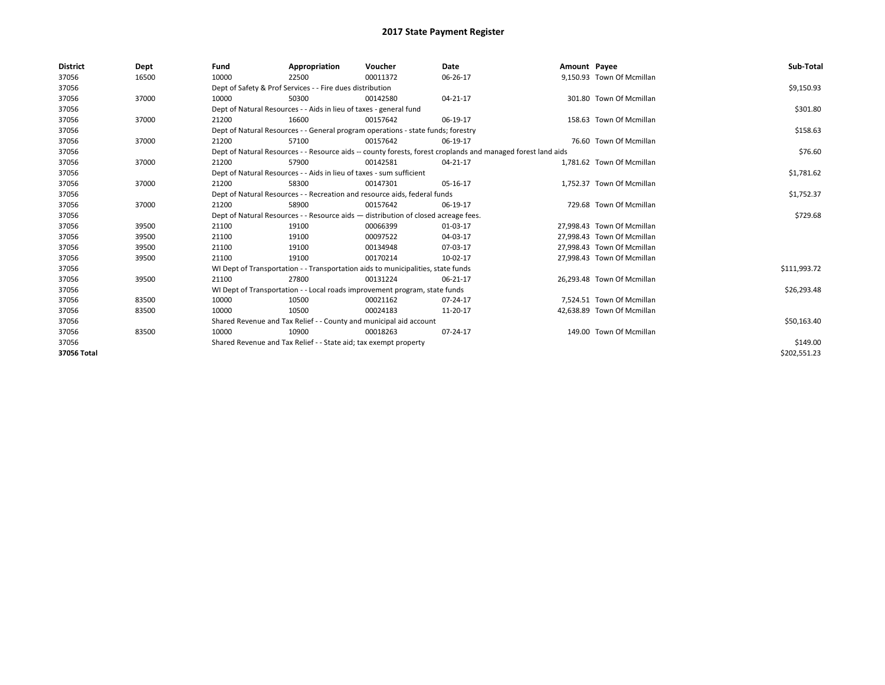# 2017 State Payment Register

| District | Dept | Fund | Appropriation | Voucher | Date | Amount | Payee | Sub-Total |
|---|---|---|---|---|---|---|---|---|
| 37056 | 16500 | 10000 | 22500 | 00011372 | 06-26-17 | 9,150.93 | Town Of Mcmillan | |
| 37056 | | Dept of Safety & Prof Services - - Fire dues distribution | | | | | | $9,150.93 |
| 37056 | 37000 | 10000 | 50300 | 00142580 | 04-21-17 | 301.80 | Town Of Mcmillan | |
| 37056 | | Dept of Natural Resources - - Aids in lieu of taxes - general fund | | | | | | $301.80 |
| 37056 | 37000 | 21200 | 16600 | 00157642 | 06-19-17 | 158.63 | Town Of Mcmillan | |
| 37056 | | Dept of Natural Resources - - General program operations - state funds; forestry | | | | | | $158.63 |
| 37056 | 37000 | 21200 | 57100 | 00157642 | 06-19-17 | 76.60 | Town Of Mcmillan | |
| 37056 | | Dept of Natural Resources - - Resource aids -- county forests, forest croplands and managed forest land aids | | | | | | $76.60 |
| 37056 | 37000 | 21200 | 57900 | 00142581 | 04-21-17 | 1,781.62 | Town Of Mcmillan | |
| 37056 | | Dept of Natural Resources - - Aids in lieu of taxes - sum sufficient | | | | | | $1,781.62 |
| 37056 | 37000 | 21200 | 58300 | 00147301 | 05-16-17 | 1,752.37 | Town Of Mcmillan | |
| 37056 | | Dept of Natural Resources - - Recreation and resource aids, federal funds | | | | | | $1,752.37 |
| 37056 | 37000 | 21200 | 58900 | 00157642 | 06-19-17 | 729.68 | Town Of Mcmillan | |
| 37056 | | Dept of Natural Resources - - Resource aids — distribution of closed acreage fees. | | | | | | $729.68 |
| 37056 | 39500 | 21100 | 19100 | 00066399 | 01-03-17 | 27,998.43 | Town Of Mcmillan | |
| 37056 | 39500 | 21100 | 19100 | 00097522 | 04-03-17 | 27,998.43 | Town Of Mcmillan | |
| 37056 | 39500 | 21100 | 19100 | 00134948 | 07-03-17 | 27,998.43 | Town Of Mcmillan | |
| 37056 | 39500 | 21100 | 19100 | 00170214 | 10-02-17 | 27,998.43 | Town Of Mcmillan | |
| 37056 | | WI Dept of Transportation - - Transportation aids to municipalities, state funds | | | | | | $111,993.72 |
| 37056 | 39500 | 21100 | 27800 | 00131224 | 06-21-17 | 26,293.48 | Town Of Mcmillan | |
| 37056 | | WI Dept of Transportation - - Local roads improvement program, state funds | | | | | | $26,293.48 |
| 37056 | 83500 | 10000 | 10500 | 00021162 | 07-24-17 | 7,524.51 | Town Of Mcmillan | |
| 37056 | 83500 | 10000 | 10500 | 00024183 | 11-20-17 | 42,638.89 | Town Of Mcmillan | |
| 37056 | | Shared Revenue and Tax Relief - - County and municipal aid account | | | | | | $50,163.40 |
| 37056 | 83500 | 10000 | 10900 | 00018263 | 07-24-17 | 149.00 | Town Of Mcmillan | |
| 37056 | | Shared Revenue and Tax Relief - - State aid; tax exempt property | | | | | | $149.00 |
| 37056 Total | | | | | | | | $202,551.23 |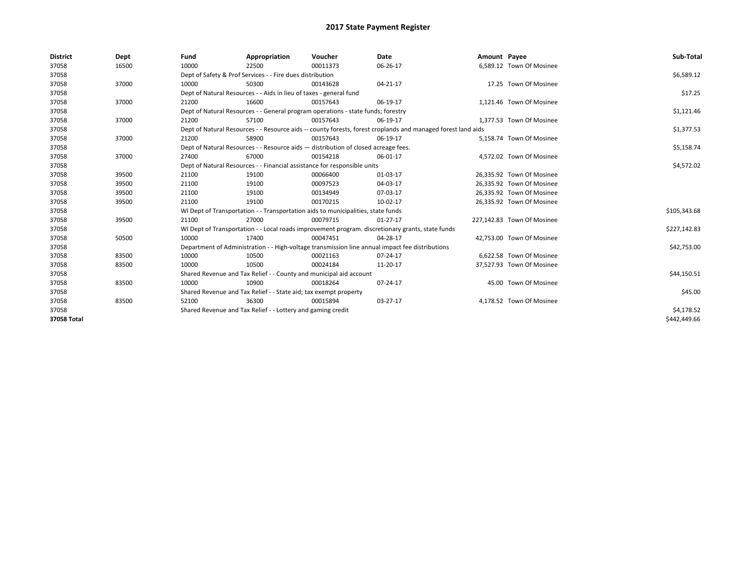# 2017 State Payment Register

| District | Dept | Fund | Appropriation | Voucher | Date | Amount | Payee | Sub-Total |
|---|---|---|---|---|---|---|---|---|
| 37058 | 16500 | 10000 | 22500 | 00011373 | 06-26-17 | 6,589.12 | Town Of Mosinee | |
| 37058 | | Dept of Safety & Prof Services - - Fire dues distribution | | | | | | $6,589.12 |
| 37058 | 37000 | 10000 | 50300 | 00143628 | 04-21-17 | 17.25 | Town Of Mosinee | |
| 37058 | | Dept of Natural Resources - - Aids in lieu of taxes - general fund | | | | | | $17.25 |
| 37058 | 37000 | 21200 | 16600 | 00157643 | 06-19-17 | 1,121.46 | Town Of Mosinee | |
| 37058 | | Dept of Natural Resources - - General program operations - state funds; forestry | | | | | | $1,121.46 |
| 37058 | 37000 | 21200 | 57100 | 00157643 | 06-19-17 | 1,377.53 | Town Of Mosinee | |
| 37058 | | Dept of Natural Resources - - Resource aids -- county forests, forest croplands and managed forest land aids | | | | | | $1,377.53 |
| 37058 | 37000 | 21200 | 58900 | 00157643 | 06-19-17 | 5,158.74 | Town Of Mosinee | |
| 37058 | | Dept of Natural Resources - - Resource aids — distribution of closed acreage fees. | | | | | | $5,158.74 |
| 37058 | 37000 | 27400 | 67000 | 00154218 | 06-01-17 | 4,572.02 | Town Of Mosinee | |
| 37058 | | Dept of Natural Resources - - Financial assistance for responsible units | | | | | | $4,572.02 |
| 37058 | 39500 | 21100 | 19100 | 00066400 | 01-03-17 | 26,335.92 | Town Of Mosinee | |
| 37058 | 39500 | 21100 | 19100 | 00097523 | 04-03-17 | 26,335.92 | Town Of Mosinee | |
| 37058 | 39500 | 21100 | 19100 | 00134949 | 07-03-17 | 26,335.92 | Town Of Mosinee | |
| 37058 | 39500 | 21100 | 19100 | 00170215 | 10-02-17 | 26,335.92 | Town Of Mosinee | |
| 37058 | | WI Dept of Transportation - - Transportation aids to municipalities, state funds | | | | | | $105,343.68 |
| 37058 | 39500 | 21100 | 27000 | 00079715 | 01-27-17 | 227,142.83 | Town Of Mosinee | |
| 37058 | | WI Dept of Transportation - - Local roads improvement program. discretionary grants, state funds | | | | | | $227,142.83 |
| 37058 | 50500 | 10000 | 17400 | 00047451 | 04-28-17 | 42,753.00 | Town Of Mosinee | |
| 37058 | | Department of Administration - - High-voltage transmission line annual impact fee distributions | | | | | | $42,753.00 |
| 37058 | 83500 | 10000 | 10500 | 00021163 | 07-24-17 | 6,622.58 | Town Of Mosinee | |
| 37058 | 83500 | 10000 | 10500 | 00024184 | 11-20-17 | 37,527.93 | Town Of Mosinee | |
| 37058 | | Shared Revenue and Tax Relief - - County and municipal aid account | | | | | | $44,150.51 |
| 37058 | 83500 | 10000 | 10900 | 00018264 | 07-24-17 | 45.00 | Town Of Mosinee | |
| 37058 | | Shared Revenue and Tax Relief - - State aid; tax exempt property | | | | | | $45.00 |
| 37058 | 83500 | 52100 | 36300 | 00015894 | 03-27-17 | 4,178.52 | Town Of Mosinee | |
| 37058 | | Shared Revenue and Tax Relief - - Lottery and gaming credit | | | | | | $4,178.52 |
| **37058 Total** | | | | | | | | $442,449.66 |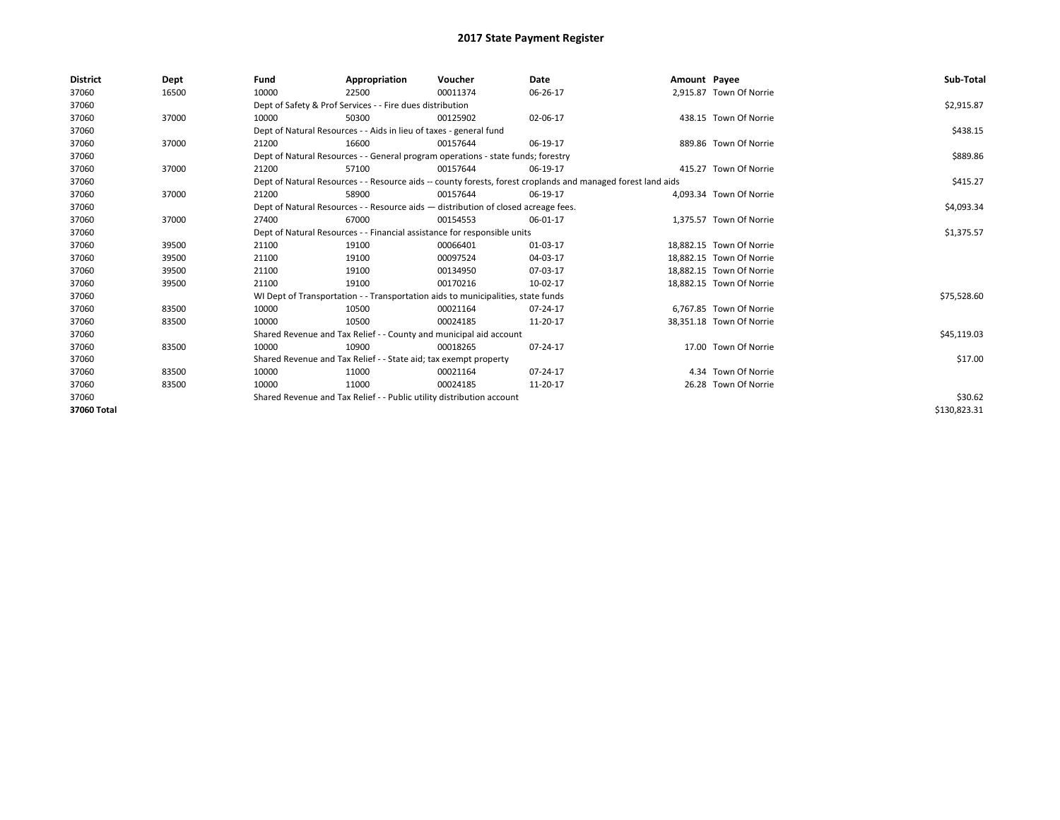# 2017 State Payment Register

| District | Dept | Fund | Appropriation | Voucher | Date | Amount | Payee | Sub-Total |
|---|---|---|---|---|---|---|---|---|
| 37060 | 16500 | 10000 | 22500 | 00011374 | 06-26-17 | 2,915.87 | Town Of Norrie | |
| 37060 | | Dept of Safety & Prof Services - - Fire dues distribution | | | | | | $2,915.87 |
| 37060 | 37000 | 10000 | 50300 | 00125902 | 02-06-17 | 438.15 | Town Of Norrie | |
| 37060 | | Dept of Natural Resources - - Aids in lieu of taxes - general fund | | | | | | $438.15 |
| 37060 | 37000 | 21200 | 16600 | 00157644 | 06-19-17 | 889.86 | Town Of Norrie | |
| 37060 | | Dept of Natural Resources - - General program operations - state funds; forestry | | | | | | $889.86 |
| 37060 | 37000 | 21200 | 57100 | 00157644 | 06-19-17 | 415.27 | Town Of Norrie | |
| 37060 | | Dept of Natural Resources - - Resource aids -- county forests, forest croplands and managed forest land aids | | | | | | $415.27 |
| 37060 | 37000 | 21200 | 58900 | 00157644 | 06-19-17 | 4,093.34 | Town Of Norrie | |
| 37060 | | Dept of Natural Resources - - Resource aids — distribution of closed acreage fees. | | | | | | $4,093.34 |
| 37060 | 37000 | 27400 | 67000 | 00154553 | 06-01-17 | 1,375.57 | Town Of Norrie | |
| 37060 | | Dept of Natural Resources - - Financial assistance for responsible units | | | | | | $1,375.57 |
| 37060 | 39500 | 21100 | 19100 | 00066401 | 01-03-17 | 18,882.15 | Town Of Norrie | |
| 37060 | 39500 | 21100 | 19100 | 00097524 | 04-03-17 | 18,882.15 | Town Of Norrie | |
| 37060 | 39500 | 21100 | 19100 | 00134950 | 07-03-17 | 18,882.15 | Town Of Norrie | |
| 37060 | 39500 | 21100 | 19100 | 00170216 | 10-02-17 | 18,882.15 | Town Of Norrie | |
| 37060 | | WI Dept of Transportation - - Transportation aids to municipalities, state funds | | | | | | $75,528.60 |
| 37060 | 83500 | 10000 | 10500 | 00021164 | 07-24-17 | 6,767.85 | Town Of Norrie | |
| 37060 | 83500 | 10000 | 10500 | 00024185 | 11-20-17 | 38,351.18 | Town Of Norrie | |
| 37060 | | Shared Revenue and Tax Relief - - County and municipal aid account | | | | | | $45,119.03 |
| 37060 | 83500 | 10000 | 10900 | 00018265 | 07-24-17 | 17.00 | Town Of Norrie | |
| 37060 | | Shared Revenue and Tax Relief - - State aid; tax exempt property | | | | | | $17.00 |
| 37060 | 83500 | 10000 | 11000 | 00021164 | 07-24-17 | 4.34 | Town Of Norrie | |
| 37060 | 83500 | 10000 | 11000 | 00024185 | 11-20-17 | 26.28 | Town Of Norrie | |
| 37060 | | Shared Revenue and Tax Relief - - Public utility distribution account | | | | | | $30.62 |
| **37060 Total** | | | | | | | | $130,823.31 |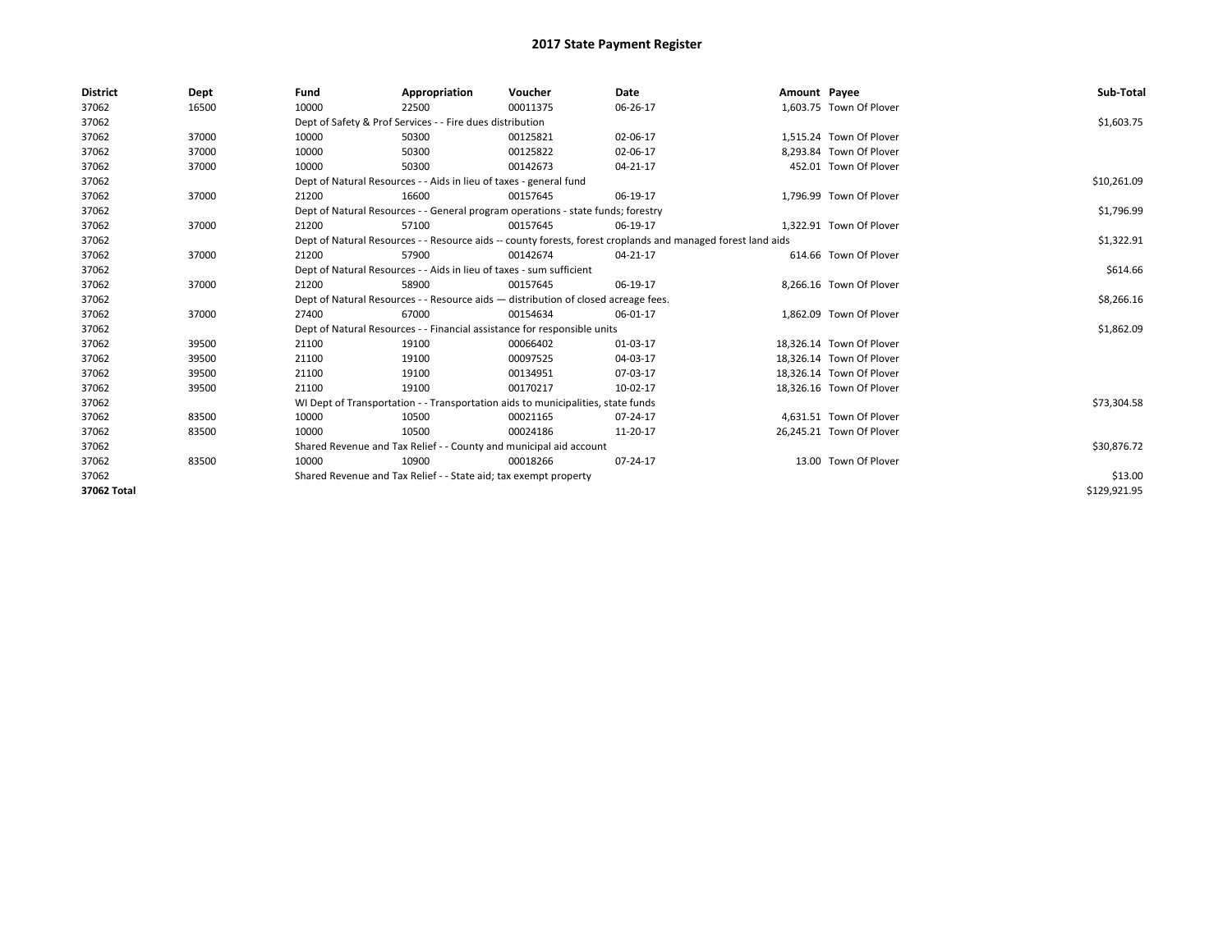# 2017 State Payment Register

| District | Dept | Fund | Appropriation | Voucher | Date | Amount | Payee | Sub-Total |
|---|---|---|---|---|---|---|---|---|
| 37062 | 16500 | 10000 | 22500 | 00011375 | 06-26-17 | 1,603.75 | Town Of Plover | |
| 37062 | | Dept of Safety & Prof Services - - Fire dues distribution | | | | | | $1,603.75 |
| 37062 | 37000 | 10000 | 50300 | 00125821 | 02-06-17 | 1,515.24 | Town Of Plover | |
| 37062 | 37000 | 10000 | 50300 | 00125822 | 02-06-17 | 8,293.84 | Town Of Plover | |
| 37062 | 37000 | 10000 | 50300 | 00142673 | 04-21-17 | 452.01 | Town Of Plover | |
| 37062 | | Dept of Natural Resources - - Aids in lieu of taxes - general fund | | | | | | $10,261.09 |
| 37062 | 37000 | 21200 | 16600 | 00157645 | 06-19-17 | 1,796.99 | Town Of Plover | |
| 37062 | | Dept of Natural Resources - - General program operations - state funds; forestry | | | | | | $1,796.99 |
| 37062 | 37000 | 21200 | 57100 | 00157645 | 06-19-17 | 1,322.91 | Town Of Plover | |
| 37062 | | Dept of Natural Resources - - Resource aids -- county forests, forest croplands and managed forest land aids | | | | | | $1,322.91 |
| 37062 | 37000 | 21200 | 57900 | 00142674 | 04-21-17 | 614.66 | Town Of Plover | |
| 37062 | | Dept of Natural Resources - - Aids in lieu of taxes - sum sufficient | | | | | | $614.66 |
| 37062 | 37000 | 21200 | 58900 | 00157645 | 06-19-17 | 8,266.16 | Town Of Plover | |
| 37062 | | Dept of Natural Resources - - Resource aids — distribution of closed acreage fees. | | | | | | $8,266.16 |
| 37062 | 37000 | 27400 | 67000 | 00154634 | 06-01-17 | 1,862.09 | Town Of Plover | |
| 37062 | | Dept of Natural Resources - - Financial assistance for responsible units | | | | | | $1,862.09 |
| 37062 | 39500 | 21100 | 19100 | 00066402 | 01-03-17 | 18,326.14 | Town Of Plover | |
| 37062 | 39500 | 21100 | 19100 | 00097525 | 04-03-17 | 18,326.14 | Town Of Plover | |
| 37062 | 39500 | 21100 | 19100 | 00134951 | 07-03-17 | 18,326.14 | Town Of Plover | |
| 37062 | 39500 | 21100 | 19100 | 00170217 | 10-02-17 | 18,326.16 | Town Of Plover | |
| 37062 | | WI Dept of Transportation - - Transportation aids to municipalities, state funds | | | | | | $73,304.58 |
| 37062 | 83500 | 10000 | 10500 | 00021165 | 07-24-17 | 4,631.51 | Town Of Plover | |
| 37062 | 83500 | 10000 | 10500 | 00024186 | 11-20-17 | 26,245.21 | Town Of Plover | |
| 37062 | | Shared Revenue and Tax Relief - - County and municipal aid account | | | | | | $30,876.72 |
| 37062 | 83500 | 10000 | 10900 | 00018266 | 07-24-17 | 13.00 | Town Of Plover | |
| 37062 | | Shared Revenue and Tax Relief - - State aid; tax exempt property | | | | | | $13.00 |
| 37062 Total | | | | | | | | $129,921.95 |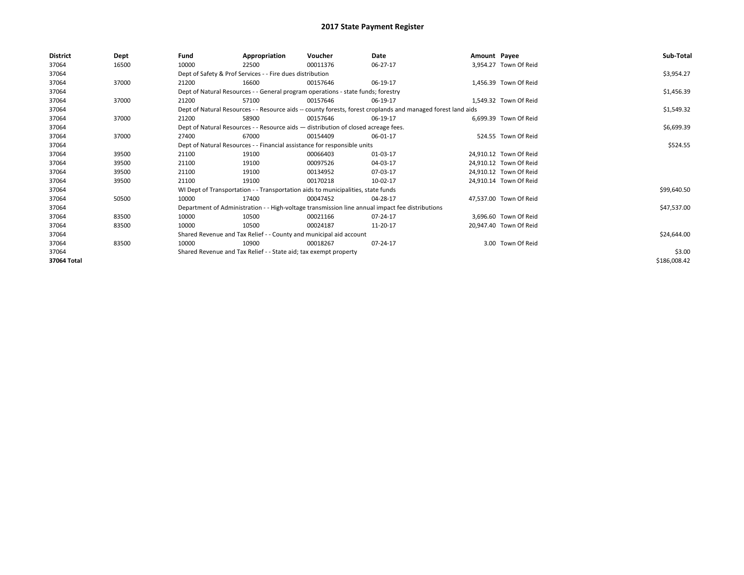# 2017 State Payment Register

| District | Dept | Fund | Appropriation | Voucher | Date | Amount | Payee | Sub-Total |
|---|---|---|---|---|---|---|---|---|
| 37064 | 16500 | 10000 | 22500 | 00011376 | 06-27-17 | 3,954.27 | Town Of Reid | |
| 37064 | | Dept of Safety & Prof Services - - Fire dues distribution | | | | | | $3,954.27 |
| 37064 | 37000 | 21200 | 16600 | 00157646 | 06-19-17 | 1,456.39 | Town Of Reid | |
| 37064 | | Dept of Natural Resources - - General program operations - state funds; forestry | | | | | | $1,456.39 |
| 37064 | 37000 | 21200 | 57100 | 00157646 | 06-19-17 | 1,549.32 | Town Of Reid | |
| 37064 | | Dept of Natural Resources - - Resource aids -- county forests, forest croplands and managed forest land aids | | | | | | $1,549.32 |
| 37064 | 37000 | 21200 | 58900 | 00157646 | 06-19-17 | 6,699.39 | Town Of Reid | |
| 37064 | | Dept of Natural Resources - - Resource aids — distribution of closed acreage fees. | | | | | | $6,699.39 |
| 37064 | 37000 | 27400 | 67000 | 00154409 | 06-01-17 | 524.55 | Town Of Reid | |
| 37064 | | Dept of Natural Resources - - Financial assistance for responsible units | | | | | | $524.55 |
| 37064 | 39500 | 21100 | 19100 | 00066403 | 01-03-17 | 24,910.12 | Town Of Reid | |
| 37064 | 39500 | 21100 | 19100 | 00097526 | 04-03-17 | 24,910.12 | Town Of Reid | |
| 37064 | 39500 | 21100 | 19100 | 00134952 | 07-03-17 | 24,910.12 | Town Of Reid | |
| 37064 | 39500 | 21100 | 19100 | 00170218 | 10-02-17 | 24,910.14 | Town Of Reid | |
| 37064 | | WI Dept of Transportation - - Transportation aids to municipalities, state funds | | | | | | $99,640.50 |
| 37064 | 50500 | 10000 | 17400 | 00047452 | 04-28-17 | 47,537.00 | Town Of Reid | |
| 37064 | | Department of Administration - - High-voltage transmission line annual impact fee distributions | | | | | | $47,537.00 |
| 37064 | 83500 | 10000 | 10500 | 00021166 | 07-24-17 | 3,696.60 | Town Of Reid | |
| 37064 | 83500 | 10000 | 10500 | 00024187 | 11-20-17 | 20,947.40 | Town Of Reid | |
| 37064 | | Shared Revenue and Tax Relief - - County and municipal aid account | | | | | | $24,644.00 |
| 37064 | 83500 | 10000 | 10900 | 00018267 | 07-24-17 | 3.00 | Town Of Reid | |
| 37064 | | Shared Revenue and Tax Relief - - State aid; tax exempt property | | | | | | $3.00 |
| 37064 Total | | | | | | | | $186,008.42 |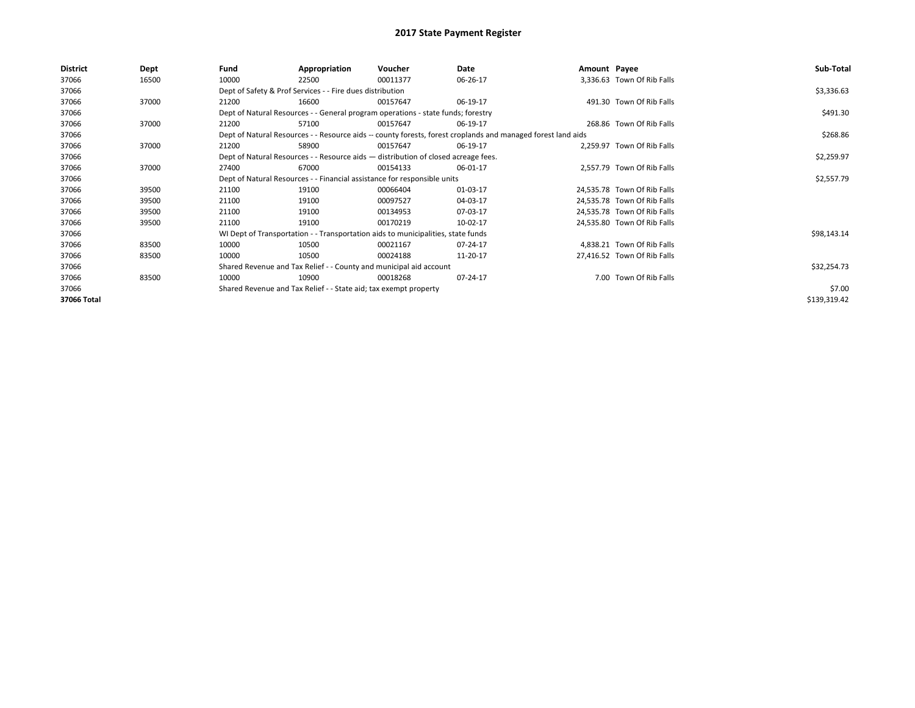# 2017 State Payment Register

| District | Dept | Fund | Appropriation | Voucher | Date | Amount | Payee | Sub-Total |
|---|---|---|---|---|---|---|---|---|
| 37066 | 16500 | 10000 | 22500 | 00011377 | 06-26-17 | 3,336.63 | Town Of Rib Falls | |
| 37066 | | Dept of Safety & Prof Services - - Fire dues distribution | | | | | | $3,336.63 |
| 37066 | 37000 | 21200 | 16600 | 00157647 | 06-19-17 | 491.30 | Town Of Rib Falls | |
| 37066 | | Dept of Natural Resources - - General program operations - state funds; forestry | | | | | | $491.30 |
| 37066 | 37000 | 21200 | 57100 | 00157647 | 06-19-17 | 268.86 | Town Of Rib Falls | |
| 37066 | | Dept of Natural Resources - - Resource aids -- county forests, forest croplands and managed forest land aids | | | | | | $268.86 |
| 37066 | 37000 | 21200 | 58900 | 00157647 | 06-19-17 | 2,259.97 | Town Of Rib Falls | |
| 37066 | | Dept of Natural Resources - - Resource aids — distribution of closed acreage fees. | | | | | | $2,259.97 |
| 37066 | 37000 | 27400 | 67000 | 00154133 | 06-01-17 | 2,557.79 | Town Of Rib Falls | |
| 37066 | | Dept of Natural Resources - - Financial assistance for responsible units | | | | | | $2,557.79 |
| 37066 | 39500 | 21100 | 19100 | 00066404 | 01-03-17 | 24,535.78 | Town Of Rib Falls | |
| 37066 | 39500 | 21100 | 19100 | 00097527 | 04-03-17 | 24,535.78 | Town Of Rib Falls | |
| 37066 | 39500 | 21100 | 19100 | 00134953 | 07-03-17 | 24,535.78 | Town Of Rib Falls | |
| 37066 | 39500 | 21100 | 19100 | 00170219 | 10-02-17 | 24,535.80 | Town Of Rib Falls | |
| 37066 | | WI Dept of Transportation - - Transportation aids to municipalities, state funds | | | | | | $98,143.14 |
| 37066 | 83500 | 10000 | 10500 | 00021167 | 07-24-17 | 4,838.21 | Town Of Rib Falls | |
| 37066 | 83500 | 10000 | 10500 | 00024188 | 11-20-17 | 27,416.52 | Town Of Rib Falls | |
| 37066 | | Shared Revenue and Tax Relief - - County and municipal aid account | | | | | | $32,254.73 |
| 37066 | 83500 | 10000 | 10900 | 00018268 | 07-24-17 | 7.00 | Town Of Rib Falls | |
| 37066 | | Shared Revenue and Tax Relief - - State aid; tax exempt property | | | | | | $7.00 |
| **37066 Total** | | | | | | | | $139,319.42 |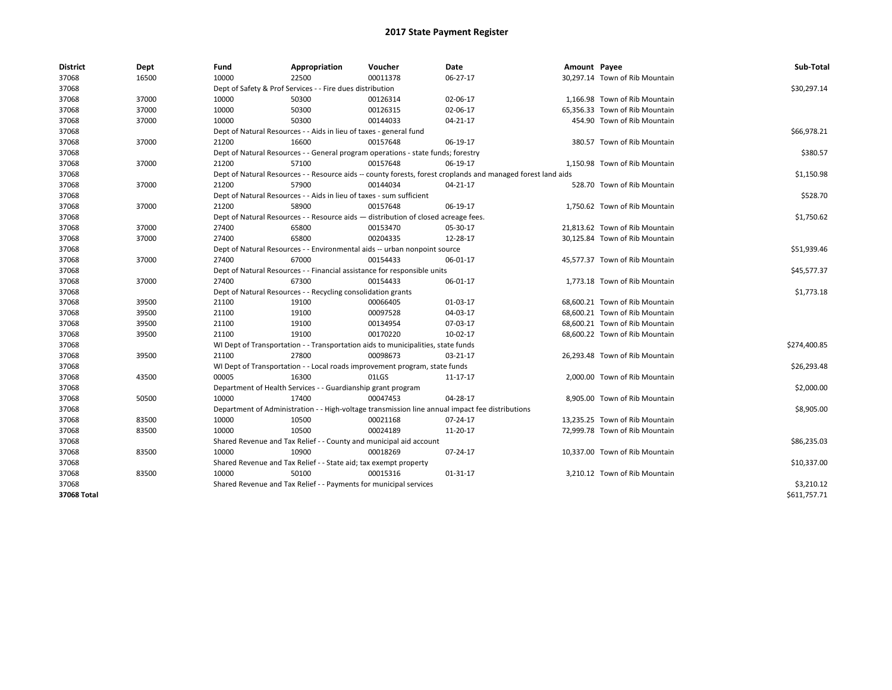# 2017 State Payment Register

| District | Dept | Fund | Appropriation | Voucher | Date | Amount | Payee | Sub-Total |
|---|---|---|---|---|---|---|---|---|
| 37068 | 16500 | 10000 | 22500 | 00011378 | 06-27-17 | 30,297.14 | Town of Rib Mountain | |
| 37068 | | Dept of Safety & Prof Services - - Fire dues distribution | | | | | | $30,297.14 |
| 37068 | 37000 | 10000 | 50300 | 00126314 | 02-06-17 | 1,166.98 | Town of Rib Mountain | |
| 37068 | 37000 | 10000 | 50300 | 00126315 | 02-06-17 | 65,356.33 | Town of Rib Mountain | |
| 37068 | 37000 | 10000 | 50300 | 00144033 | 04-21-17 | 454.90 | Town of Rib Mountain | |
| 37068 | | Dept of Natural Resources - - Aids in lieu of taxes - general fund | | | | | | $66,978.21 |
| 37068 | 37000 | 21200 | 16600 | 00157648 | 06-19-17 | 380.57 | Town of Rib Mountain | |
| 37068 | | Dept of Natural Resources - - General program operations - state funds; forestry | | | | | | $380.57 |
| 37068 | 37000 | 21200 | 57100 | 00157648 | 06-19-17 | 1,150.98 | Town of Rib Mountain | |
| 37068 | | Dept of Natural Resources - - Resource aids -- county forests, forest croplands and managed forest land aids | | | | | | $1,150.98 |
| 37068 | 37000 | 21200 | 57900 | 00144034 | 04-21-17 | 528.70 | Town of Rib Mountain | |
| 37068 | | Dept of Natural Resources - - Aids in lieu of taxes - sum sufficient | | | | | | $528.70 |
| 37068 | 37000 | 21200 | 58900 | 00157648 | 06-19-17 | 1,750.62 | Town of Rib Mountain | |
| 37068 | | Dept of Natural Resources - - Resource aids — distribution of closed acreage fees. | | | | | | $1,750.62 |
| 37068 | 37000 | 27400 | 65800 | 00153470 | 05-30-17 | 21,813.62 | Town of Rib Mountain | |
| 37068 | 37000 | 27400 | 65800 | 00204335 | 12-28-17 | 30,125.84 | Town of Rib Mountain | |
| 37068 | | Dept of Natural Resources - - Environmental aids -- urban nonpoint source | | | | | | $51,939.46 |
| 37068 | 37000 | 27400 | 67000 | 00154433 | 06-01-17 | 45,577.37 | Town of Rib Mountain | |
| 37068 | | Dept of Natural Resources - - Financial assistance for responsible units | | | | | | $45,577.37 |
| 37068 | 37000 | 27400 | 67300 | 00154433 | 06-01-17 | 1,773.18 | Town of Rib Mountain | |
| 37068 | | Dept of Natural Resources - - Recycling consolidation grants | | | | | | $1,773.18 |
| 37068 | 39500 | 21100 | 19100 | 00066405 | 01-03-17 | 68,600.21 | Town of Rib Mountain | |
| 37068 | 39500 | 21100 | 19100 | 00097528 | 04-03-17 | 68,600.21 | Town of Rib Mountain | |
| 37068 | 39500 | 21100 | 19100 | 00134954 | 07-03-17 | 68,600.21 | Town of Rib Mountain | |
| 37068 | 39500 | 21100 | 19100 | 00170220 | 10-02-17 | 68,600.22 | Town of Rib Mountain | |
| 37068 | | WI Dept of Transportation - - Transportation aids to municipalities, state funds | | | | | | $274,400.85 |
| 37068 | 39500 | 21100 | 27800 | 00098673 | 03-21-17 | 26,293.48 | Town of Rib Mountain | |
| 37068 | | WI Dept of Transportation - - Local roads improvement program, state funds | | | | | | $26,293.48 |
| 37068 | 43500 | 00005 | 16300 | 01LGS | 11-17-17 | 2,000.00 | Town of Rib Mountain | |
| 37068 | | Department of Health Services - - Guardianship grant program | | | | | | $2,000.00 |
| 37068 | 50500 | 10000 | 17400 | 00047453 | 04-28-17 | 8,905.00 | Town of Rib Mountain | |
| 37068 | | Department of Administration - - High-voltage transmission line annual impact fee distributions | | | | | | $8,905.00 |
| 37068 | 83500 | 10000 | 10500 | 00021168 | 07-24-17 | 13,235.25 | Town of Rib Mountain | |
| 37068 | 83500 | 10000 | 10500 | 00024189 | 11-20-17 | 72,999.78 | Town of Rib Mountain | |
| 37068 | | Shared Revenue and Tax Relief - - County and municipal aid account | | | | | | $86,235.03 |
| 37068 | 83500 | 10000 | 10900 | 00018269 | 07-24-17 | 10,337.00 | Town of Rib Mountain | |
| 37068 | | Shared Revenue and Tax Relief - - State aid; tax exempt property | | | | | | $10,337.00 |
| 37068 | 83500 | 10000 | 50100 | 00015316 | 01-31-17 | 3,210.12 | Town of Rib Mountain | |
| 37068 | | Shared Revenue and Tax Relief - - Payments for municipal services | | | | | | $3,210.12 |
| **37068 Total** | | | | | | | | $611,757.71 |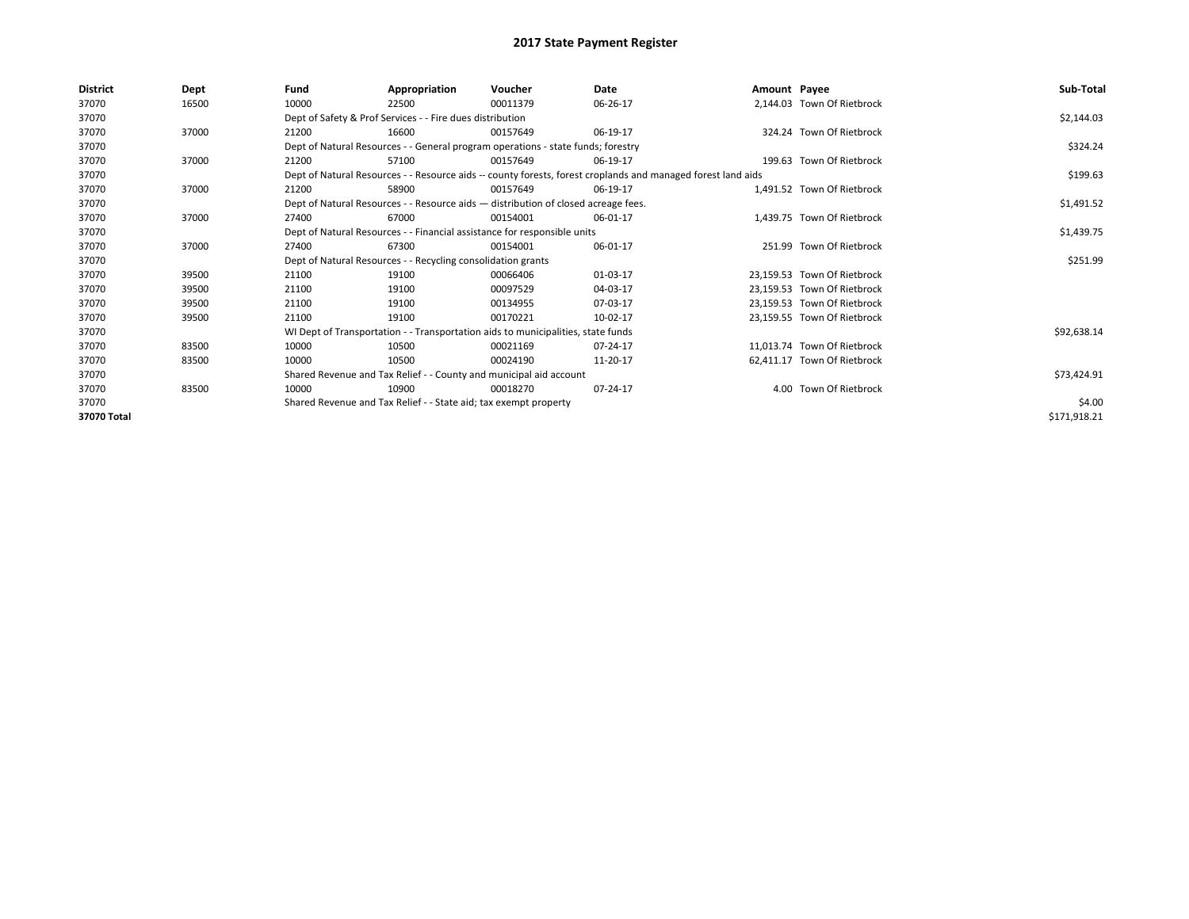# 2017 State Payment Register

| District | Dept | Fund | Appropriation | Voucher | Date | Amount | Payee | Sub-Total |
|---|---|---|---|---|---|---|---|---|
| 37070 | 16500 | 10000 | 22500 | 00011379 | 06-26-17 | 2,144.03 | Town Of Rietbrock | |
| 37070 | | Dept of Safety & Prof Services - - Fire dues distribution | | | | | | $2,144.03 |
| 37070 | 37000 | 21200 | 16600 | 00157649 | 06-19-17 | 324.24 | Town Of Rietbrock | |
| 37070 | | Dept of Natural Resources - - General program operations - state funds; forestry | | | | | | $324.24 |
| 37070 | 37000 | 21200 | 57100 | 00157649 | 06-19-17 | 199.63 | Town Of Rietbrock | |
| 37070 | | Dept of Natural Resources - - Resource aids -- county forests, forest croplands and managed forest land aids | | | | | | $199.63 |
| 37070 | 37000 | 21200 | 58900 | 00157649 | 06-19-17 | 1,491.52 | Town Of Rietbrock | |
| 37070 | | Dept of Natural Resources - - Resource aids — distribution of closed acreage fees. | | | | | | $1,491.52 |
| 37070 | 37000 | 27400 | 67000 | 00154001 | 06-01-17 | 1,439.75 | Town Of Rietbrock | |
| 37070 | | Dept of Natural Resources - - Financial assistance for responsible units | | | | | | $1,439.75 |
| 37070 | 37000 | 27400 | 67300 | 00154001 | 06-01-17 | 251.99 | Town Of Rietbrock | |
| 37070 | | Dept of Natural Resources - - Recycling consolidation grants | | | | | | $251.99 |
| 37070 | 39500 | 21100 | 19100 | 00066406 | 01-03-17 | 23,159.53 | Town Of Rietbrock | |
| 37070 | 39500 | 21100 | 19100 | 00097529 | 04-03-17 | 23,159.53 | Town Of Rietbrock | |
| 37070 | 39500 | 21100 | 19100 | 00134955 | 07-03-17 | 23,159.53 | Town Of Rietbrock | |
| 37070 | 39500 | 21100 | 19100 | 00170221 | 10-02-17 | 23,159.55 | Town Of Rietbrock | |
| 37070 | | WI Dept of Transportation - - Transportation aids to municipalities, state funds | | | | | | $92,638.14 |
| 37070 | 83500 | 10000 | 10500 | 00021169 | 07-24-17 | 11,013.74 | Town Of Rietbrock | |
| 37070 | 83500 | 10000 | 10500 | 00024190 | 11-20-17 | 62,411.17 | Town Of Rietbrock | |
| 37070 | | Shared Revenue and Tax Relief - - County and municipal aid account | | | | | | $73,424.91 |
| 37070 | 83500 | 10000 | 10900 | 00018270 | 07-24-17 | 4.00 | Town Of Rietbrock | |
| 37070 | | Shared Revenue and Tax Relief - - State aid; tax exempt property | | | | | | $4.00 |
| 37070 Total | | | | | | | | $171,918.21 |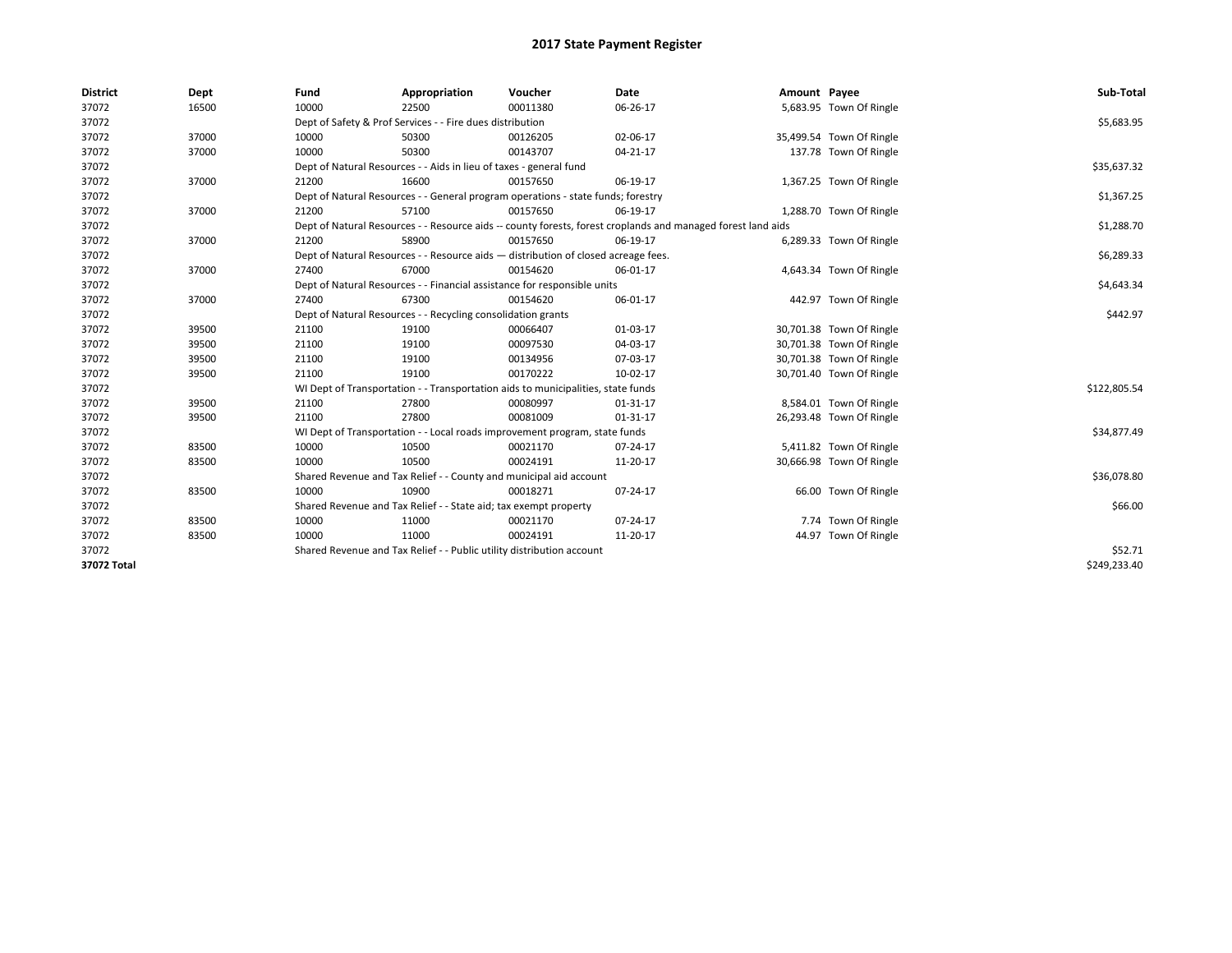# 2017 State Payment Register

| District | Dept | Fund | Appropriation | Voucher | Date | Amount | Payee | Sub-Total |
|---|---|---|---|---|---|---|---|---|
| 37072 | 16500 | 10000 | 22500 | 00011380 | 06-26-17 | 5,683.95 | Town Of Ringle | |
| 37072 | | Dept of Safety & Prof Services - - Fire dues distribution | | | | | | $5,683.95 |
| 37072 | 37000 | 10000 | 50300 | 00126205 | 02-06-17 | 35,499.54 | Town Of Ringle | |
| 37072 | 37000 | 10000 | 50300 | 00143707 | 04-21-17 | 137.78 | Town Of Ringle | |
| 37072 | | Dept of Natural Resources - - Aids in lieu of taxes - general fund | | | | | | $35,637.32 |
| 37072 | 37000 | 21200 | 16600 | 00157650 | 06-19-17 | 1,367.25 | Town Of Ringle | |
| 37072 | | Dept of Natural Resources - - General program operations - state funds; forestry | | | | | | $1,367.25 |
| 37072 | 37000 | 21200 | 57100 | 00157650 | 06-19-17 | 1,288.70 | Town Of Ringle | |
| 37072 | | Dept of Natural Resources - - Resource aids -- county forests, forest croplands and managed forest land aids | | | | | | $1,288.70 |
| 37072 | 37000 | 21200 | 58900 | 00157650 | 06-19-17 | 6,289.33 | Town Of Ringle | |
| 37072 | | Dept of Natural Resources - - Resource aids — distribution of closed acreage fees. | | | | | | $6,289.33 |
| 37072 | 37000 | 27400 | 67000 | 00154620 | 06-01-17 | 4,643.34 | Town Of Ringle | |
| 37072 | | Dept of Natural Resources - - Financial assistance for responsible units | | | | | | $4,643.34 |
| 37072 | 37000 | 27400 | 67300 | 00154620 | 06-01-17 | 442.97 | Town Of Ringle | |
| 37072 | | Dept of Natural Resources - - Recycling consolidation grants | | | | | | $442.97 |
| 37072 | 39500 | 21100 | 19100 | 00066407 | 01-03-17 | 30,701.38 | Town Of Ringle | |
| 37072 | 39500 | 21100 | 19100 | 00097530 | 04-03-17 | 30,701.38 | Town Of Ringle | |
| 37072 | 39500 | 21100 | 19100 | 00134956 | 07-03-17 | 30,701.38 | Town Of Ringle | |
| 37072 | 39500 | 21100 | 19100 | 00170222 | 10-02-17 | 30,701.40 | Town Of Ringle | |
| 37072 | | WI Dept of Transportation - - Transportation aids to municipalities, state funds | | | | | | $122,805.54 |
| 37072 | 39500 | 21100 | 27800 | 00080997 | 01-31-17 | 8,584.01 | Town Of Ringle | |
| 37072 | 39500 | 21100 | 27800 | 00081009 | 01-31-17 | 26,293.48 | Town Of Ringle | |
| 37072 | | WI Dept of Transportation - - Local roads improvement program, state funds | | | | | | $34,877.49 |
| 37072 | 83500 | 10000 | 10500 | 00021170 | 07-24-17 | 5,411.82 | Town Of Ringle | |
| 37072 | 83500 | 10000 | 10500 | 00024191 | 11-20-17 | 30,666.98 | Town Of Ringle | |
| 37072 | | Shared Revenue and Tax Relief - - County and municipal aid account | | | | | | $36,078.80 |
| 37072 | 83500 | 10000 | 10900 | 00018271 | 07-24-17 | 66.00 | Town Of Ringle | |
| 37072 | | Shared Revenue and Tax Relief - - State aid; tax exempt property | | | | | | $66.00 |
| 37072 | 83500 | 10000 | 11000 | 00021170 | 07-24-17 | 7.74 | Town Of Ringle | |
| 37072 | 83500 | 10000 | 11000 | 00024191 | 11-20-17 | 44.97 | Town Of Ringle | |
| 37072 | | Shared Revenue and Tax Relief - - Public utility distribution account | | | | | | $52.71 |
| **37072 Total** | | | | | | | | $249,233.40 |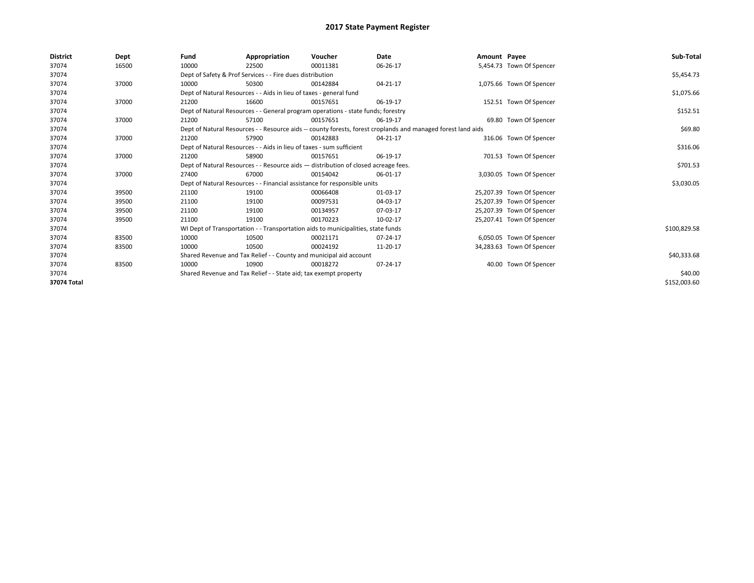# 2017 State Payment Register

| District | Dept | Fund | Appropriation | Voucher | Date | Amount | Payee | Sub-Total |
|---|---|---|---|---|---|---|---|---|
| 37074 | 16500 | 10000 | 22500 | 00011381 | 06-26-17 | 5,454.73 | Town Of Spencer | |
| 37074 | | Dept of Safety & Prof Services - - Fire dues distribution | | | | | | $5,454.73 |
| 37074 | 37000 | 10000 | 50300 | 00142884 | 04-21-17 | 1,075.66 | Town Of Spencer | |
| 37074 | | Dept of Natural Resources - - Aids in lieu of taxes - general fund | | | | | | $1,075.66 |
| 37074 | 37000 | 21200 | 16600 | 00157651 | 06-19-17 | 152.51 | Town Of Spencer | |
| 37074 | | Dept of Natural Resources - - General program operations - state funds; forestry | | | | | | $152.51 |
| 37074 | 37000 | 21200 | 57100 | 00157651 | 06-19-17 | 69.80 | Town Of Spencer | |
| 37074 | | Dept of Natural Resources - - Resource aids -- county forests, forest croplands and managed forest land aids | | | | | | $69.80 |
| 37074 | 37000 | 21200 | 57900 | 00142883 | 04-21-17 | 316.06 | Town Of Spencer | |
| 37074 | | Dept of Natural Resources - - Aids in lieu of taxes - sum sufficient | | | | | | $316.06 |
| 37074 | 37000 | 21200 | 58900 | 00157651 | 06-19-17 | 701.53 | Town Of Spencer | |
| 37074 | | Dept of Natural Resources - - Resource aids — distribution of closed acreage fees. | | | | | | $701.53 |
| 37074 | 37000 | 27400 | 67000 | 00154042 | 06-01-17 | 3,030.05 | Town Of Spencer | |
| 37074 | | Dept of Natural Resources - - Financial assistance for responsible units | | | | | | $3,030.05 |
| 37074 | 39500 | 21100 | 19100 | 00066408 | 01-03-17 | 25,207.39 | Town Of Spencer | |
| 37074 | 39500 | 21100 | 19100 | 00097531 | 04-03-17 | 25,207.39 | Town Of Spencer | |
| 37074 | 39500 | 21100 | 19100 | 00134957 | 07-03-17 | 25,207.39 | Town Of Spencer | |
| 37074 | 39500 | 21100 | 19100 | 00170223 | 10-02-17 | 25,207.41 | Town Of Spencer | |
| 37074 | | WI Dept of Transportation - - Transportation aids to municipalities, state funds | | | | | | $100,829.58 |
| 37074 | 83500 | 10000 | 10500 | 00021171 | 07-24-17 | 6,050.05 | Town Of Spencer | |
| 37074 | 83500 | 10000 | 10500 | 00024192 | 11-20-17 | 34,283.63 | Town Of Spencer | |
| 37074 | | Shared Revenue and Tax Relief - - County and municipal aid account | | | | | | $40,333.68 |
| 37074 | 83500 | 10000 | 10900 | 00018272 | 07-24-17 | 40.00 | Town Of Spencer | |
| 37074 | | Shared Revenue and Tax Relief - - State aid; tax exempt property | | | | | | $40.00 |
| 37074 Total | | | | | | | | $152,003.60 |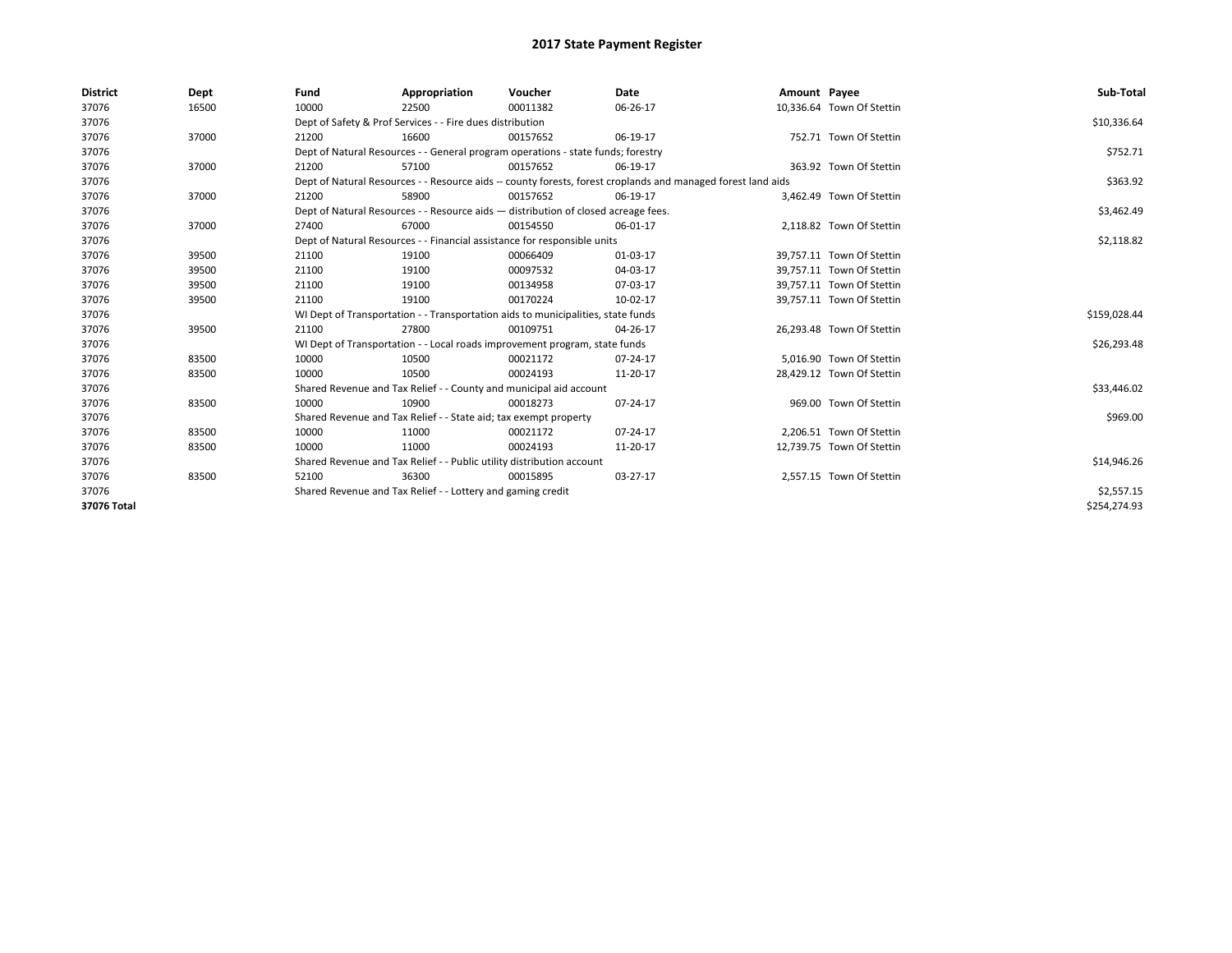# 2017 State Payment Register

| District | Dept | Fund | Appropriation | Voucher | Date | Amount | Payee | Sub-Total |
|---|---|---|---|---|---|---|---|---|
| 37076 | 16500 | 10000 | 22500 | 00011382 | 06-26-17 | 10,336.64 | Town Of Stettin | |
| 37076 | | Dept of Safety & Prof Services - - Fire dues distribution | | | | | | $10,336.64 |
| 37076 | 37000 | 21200 | 16600 | 00157652 | 06-19-17 | 752.71 | Town Of Stettin | |
| 37076 | | Dept of Natural Resources - - General program operations - state funds; forestry | | | | | | $752.71 |
| 37076 | 37000 | 21200 | 57100 | 00157652 | 06-19-17 | 363.92 | Town Of Stettin | |
| 37076 | | Dept of Natural Resources - - Resource aids -- county forests, forest croplands and managed forest land aids | | | | | | $363.92 |
| 37076 | 37000 | 21200 | 58900 | 00157652 | 06-19-17 | 3,462.49 | Town Of Stettin | |
| 37076 | | Dept of Natural Resources - - Resource aids — distribution of closed acreage fees. | | | | | | $3,462.49 |
| 37076 | 37000 | 27400 | 67000 | 00154550 | 06-01-17 | 2,118.82 | Town Of Stettin | |
| 37076 | | Dept of Natural Resources - - Financial assistance for responsible units | | | | | | $2,118.82 |
| 37076 | 39500 | 21100 | 19100 | 00066409 | 01-03-17 | 39,757.11 | Town Of Stettin | |
| 37076 | 39500 | 21100 | 19100 | 00097532 | 04-03-17 | 39,757.11 | Town Of Stettin | |
| 37076 | 39500 | 21100 | 19100 | 00134958 | 07-03-17 | 39,757.11 | Town Of Stettin | |
| 37076 | 39500 | 21100 | 19100 | 00170224 | 10-02-17 | 39,757.11 | Town Of Stettin | |
| 37076 | | WI Dept of Transportation - - Transportation aids to municipalities, state funds | | | | | | $159,028.44 |
| 37076 | 39500 | 21100 | 27800 | 00109751 | 04-26-17 | 26,293.48 | Town Of Stettin | |
| 37076 | | WI Dept of Transportation - - Local roads improvement program, state funds | | | | | | $26,293.48 |
| 37076 | 83500 | 10000 | 10500 | 00021172 | 07-24-17 | 5,016.90 | Town Of Stettin | |
| 37076 | 83500 | 10000 | 10500 | 00024193 | 11-20-17 | 28,429.12 | Town Of Stettin | |
| 37076 | | Shared Revenue and Tax Relief - - County and municipal aid account | | | | | | $33,446.02 |
| 37076 | 83500 | 10000 | 10900 | 00018273 | 07-24-17 | 969.00 | Town Of Stettin | |
| 37076 | | Shared Revenue and Tax Relief - - State aid; tax exempt property | | | | | | $969.00 |
| 37076 | 83500 | 10000 | 11000 | 00021172 | 07-24-17 | 2,206.51 | Town Of Stettin | |
| 37076 | 83500 | 10000 | 11000 | 00024193 | 11-20-17 | 12,739.75 | Town Of Stettin | |
| 37076 | | Shared Revenue and Tax Relief - - Public utility distribution account | | | | | | $14,946.26 |
| 37076 | 83500 | 52100 | 36300 | 00015895 | 03-27-17 | 2,557.15 | Town Of Stettin | |
| 37076 | | Shared Revenue and Tax Relief - - Lottery and gaming credit | | | | | | $2,557.15 |
| **37076 Total** | | | | | | | | $254,274.93 |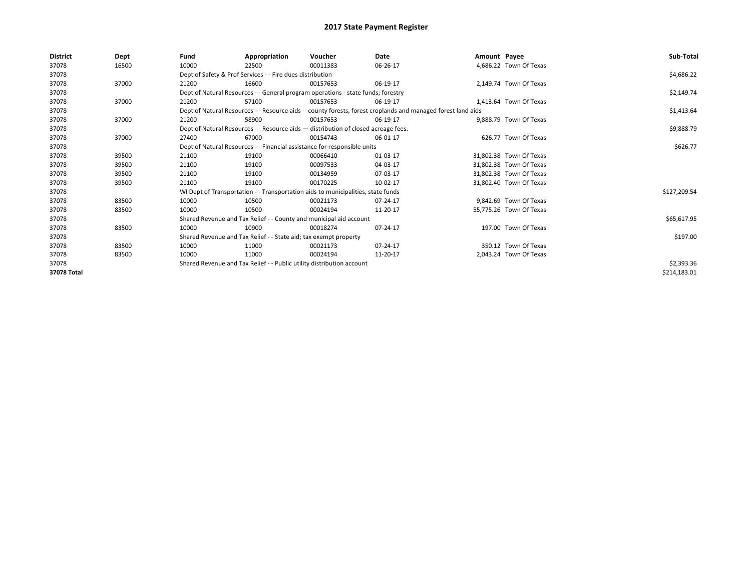# 2017 State Payment Register

| District | Dept | Fund | Appropriation | Voucher | Date | Amount | Payee | Sub-Total |
| --- | --- | --- | --- | --- | --- | --- | --- | --- |
| 37078 | 16500 | 10000 | 22500 | 00011383 | 06-26-17 | 4,686.22 | Town Of Texas | |
| 37078 | | Dept of Safety & Prof Services - - Fire dues distribution | | | | | | $4,686.22 |
| 37078 | 37000 | 21200 | 16600 | 00157653 | 06-19-17 | 2,149.74 | Town Of Texas | |
| 37078 | | Dept of Natural Resources - - General program operations - state funds; forestry | | | | | | $2,149.74 |
| 37078 | 37000 | 21200 | 57100 | 00157653 | 06-19-17 | 1,413.64 | Town Of Texas | |
| 37078 | | Dept of Natural Resources - - Resource aids -- county forests, forest croplands and managed forest land aids | | | | | | $1,413.64 |
| 37078 | 37000 | 21200 | 58900 | 00157653 | 06-19-17 | 9,888.79 | Town Of Texas | |
| 37078 | | Dept of Natural Resources - - Resource aids — distribution of closed acreage fees. | | | | | | $9,888.79 |
| 37078 | 37000 | 27400 | 67000 | 00154743 | 06-01-17 | 626.77 | Town Of Texas | |
| 37078 | | Dept of Natural Resources - - Financial assistance for responsible units | | | | | | $626.77 |
| 37078 | 39500 | 21100 | 19100 | 00066410 | 01-03-17 | 31,802.38 | Town Of Texas | |
| 37078 | 39500 | 21100 | 19100 | 00097533 | 04-03-17 | 31,802.38 | Town Of Texas | |
| 37078 | 39500 | 21100 | 19100 | 00134959 | 07-03-17 | 31,802.38 | Town Of Texas | |
| 37078 | 39500 | 21100 | 19100 | 00170225 | 10-02-17 | 31,802.40 | Town Of Texas | |
| 37078 | | WI Dept of Transportation - - Transportation aids to municipalities, state funds | | | | | | $127,209.54 |
| 37078 | 83500 | 10000 | 10500 | 00021173 | 07-24-17 | 9,842.69 | Town Of Texas | |
| 37078 | 83500 | 10000 | 10500 | 00024194 | 11-20-17 | 55,775.26 | Town Of Texas | |
| 37078 | | Shared Revenue and Tax Relief - - County and municipal aid account | | | | | | $65,617.95 |
| 37078 | 83500 | 10000 | 10900 | 00018274 | 07-24-17 | 197.00 | Town Of Texas | |
| 37078 | | Shared Revenue and Tax Relief - - State aid; tax exempt property | | | | | | $197.00 |
| 37078 | 83500 | 10000 | 11000 | 00021173 | 07-24-17 | 350.12 | Town Of Texas | |
| 37078 | 83500 | 10000 | 11000 | 00024194 | 11-20-17 | 2,043.24 | Town Of Texas | |
| 37078 | | Shared Revenue and Tax Relief - - Public utility distribution account | | | | | | $2,393.36 |
| **37078 Total** | | | | | | | | $214,183.01 |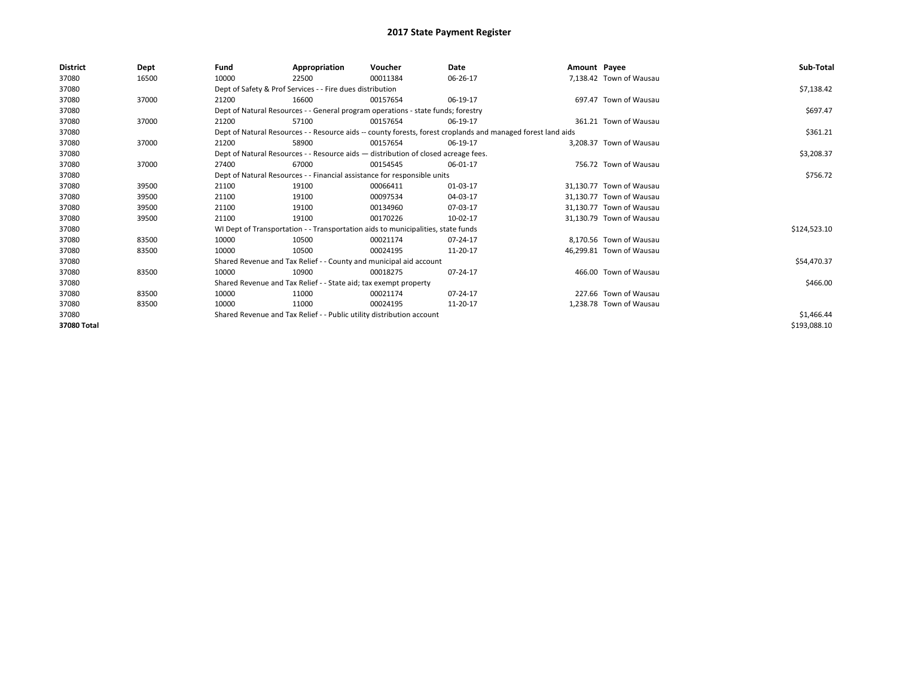# 2017 State Payment Register

| District | Dept | Fund | Appropriation | Voucher | Date | Amount | Payee | Sub-Total |
|---|---|---|---|---|---|---|---|---|
| 37080 | 16500 | 10000 | 22500 | 00011384 | 06-26-17 | 7,138.42 | Town of Wausau | |
| 37080 | | Dept of Safety & Prof Services - - Fire dues distribution | | | | | | $7,138.42 |
| 37080 | 37000 | 21200 | 16600 | 00157654 | 06-19-17 | 697.47 | Town of Wausau | |
| 37080 | | Dept of Natural Resources - - General program operations - state funds; forestry | | | | | | $697.47 |
| 37080 | 37000 | 21200 | 57100 | 00157654 | 06-19-17 | 361.21 | Town of Wausau | |
| 37080 | | Dept of Natural Resources - - Resource aids -- county forests, forest croplands and managed forest land aids | | | | | | $361.21 |
| 37080 | 37000 | 21200 | 58900 | 00157654 | 06-19-17 | 3,208.37 | Town of Wausau | |
| 37080 | | Dept of Natural Resources - - Resource aids — distribution of closed acreage fees. | | | | | | $3,208.37 |
| 37080 | 37000 | 27400 | 67000 | 00154545 | 06-01-17 | 756.72 | Town of Wausau | |
| 37080 | | Dept of Natural Resources - - Financial assistance for responsible units | | | | | | $756.72 |
| 37080 | 39500 | 21100 | 19100 | 00066411 | 01-03-17 | 31,130.77 | Town of Wausau | |
| 37080 | 39500 | 21100 | 19100 | 00097534 | 04-03-17 | 31,130.77 | Town of Wausau | |
| 37080 | 39500 | 21100 | 19100 | 00134960 | 07-03-17 | 31,130.77 | Town of Wausau | |
| 37080 | 39500 | 21100 | 19100 | 00170226 | 10-02-17 | 31,130.79 | Town of Wausau | |
| 37080 | | WI Dept of Transportation - - Transportation aids to municipalities, state funds | | | | | | $124,523.10 |
| 37080 | 83500 | 10000 | 10500 | 00021174 | 07-24-17 | 8,170.56 | Town of Wausau | |
| 37080 | 83500 | 10000 | 10500 | 00024195 | 11-20-17 | 46,299.81 | Town of Wausau | |
| 37080 | | Shared Revenue and Tax Relief - - County and municipal aid account | | | | | | $54,470.37 |
| 37080 | 83500 | 10000 | 10900 | 00018275 | 07-24-17 | 466.00 | Town of Wausau | |
| 37080 | | Shared Revenue and Tax Relief - - State aid; tax exempt property | | | | | | $466.00 |
| 37080 | 83500 | 10000 | 11000 | 00021174 | 07-24-17 | 227.66 | Town of Wausau | |
| 37080 | 83500 | 10000 | 11000 | 00024195 | 11-20-17 | 1,238.78 | Town of Wausau | |
| 37080 | | Shared Revenue and Tax Relief - - Public utility distribution account | | | | | | $1,466.44 |
| **37080 Total** | | | | | | | | $193,088.10 |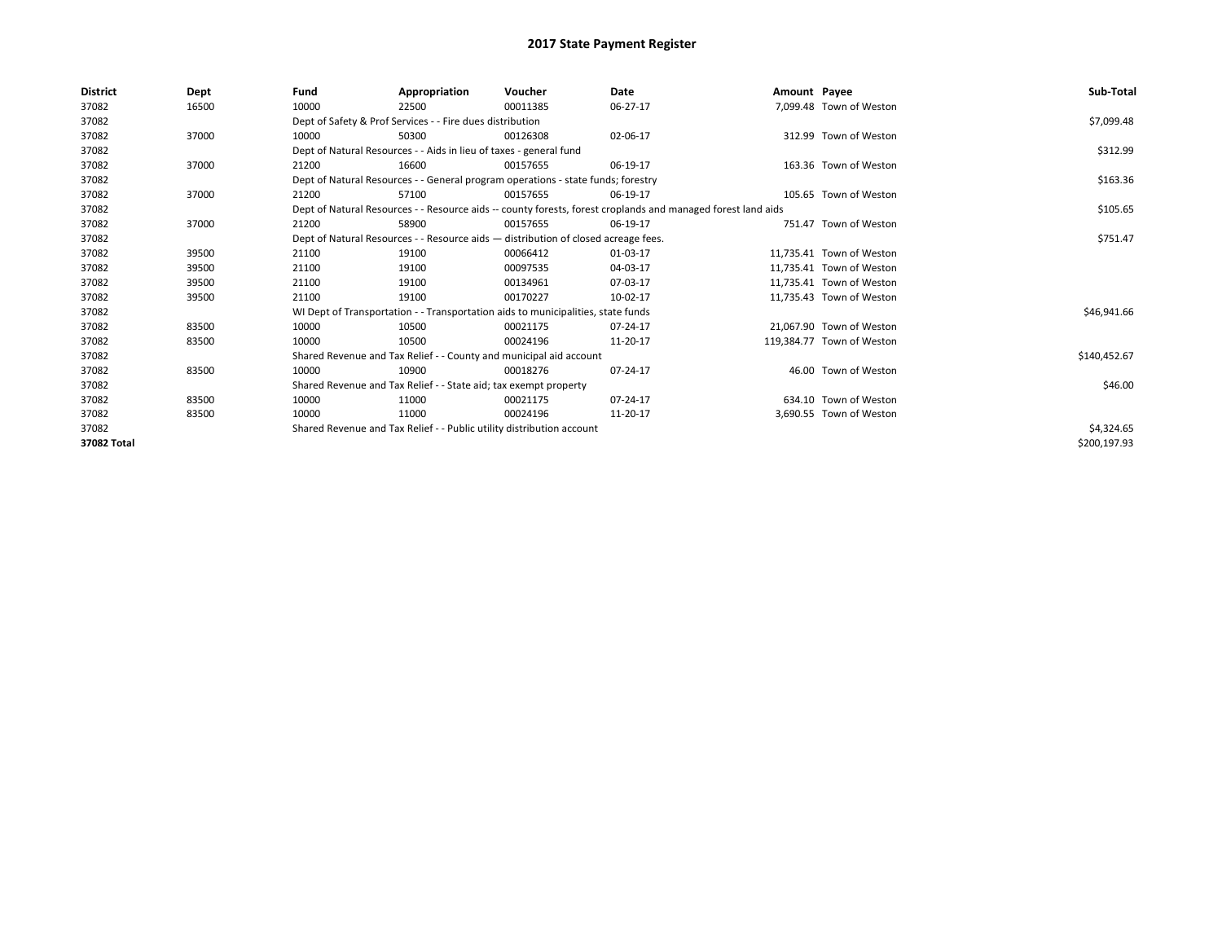# 2017 State Payment Register

| District | Dept | Fund | Appropriation | Voucher | Date | Amount | Payee | Sub-Total |
|---|---|---|---|---|---|---|---|---|
| 37082 | 16500 | 10000 | 22500 | 00011385 | 06-27-17 | 7,099.48 | Town of Weston | |
| 37082 | | Dept of Safety & Prof Services - - Fire dues distribution | | | | | | $7,099.48 |
| 37082 | 37000 | 10000 | 50300 | 00126308 | 02-06-17 | 312.99 | Town of Weston | |
| 37082 | | Dept of Natural Resources - - Aids in lieu of taxes - general fund | | | | | | $312.99 |
| 37082 | 37000 | 21200 | 16600 | 00157655 | 06-19-17 | 163.36 | Town of Weston | |
| 37082 | | Dept of Natural Resources - - General program operations - state funds; forestry | | | | | | $163.36 |
| 37082 | 37000 | 21200 | 57100 | 00157655 | 06-19-17 | 105.65 | Town of Weston | |
| 37082 | | Dept of Natural Resources - - Resource aids -- county forests, forest croplands and managed forest land aids | | | | | | $105.65 |
| 37082 | 37000 | 21200 | 58900 | 00157655 | 06-19-17 | 751.47 | Town of Weston | |
| 37082 | | Dept of Natural Resources - - Resource aids — distribution of closed acreage fees. | | | | | | $751.47 |
| 37082 | 39500 | 21100 | 19100 | 00066412 | 01-03-17 | 11,735.41 | Town of Weston | |
| 37082 | 39500 | 21100 | 19100 | 00097535 | 04-03-17 | 11,735.41 | Town of Weston | |
| 37082 | 39500 | 21100 | 19100 | 00134961 | 07-03-17 | 11,735.41 | Town of Weston | |
| 37082 | 39500 | 21100 | 19100 | 00170227 | 10-02-17 | 11,735.43 | Town of Weston | |
| 37082 | | WI Dept of Transportation - - Transportation aids to municipalities, state funds | | | | | | $46,941.66 |
| 37082 | 83500 | 10000 | 10500 | 00021175 | 07-24-17 | 21,067.90 | Town of Weston | |
| 37082 | 83500 | 10000 | 10500 | 00024196 | 11-20-17 | 119,384.77 | Town of Weston | |
| 37082 | | Shared Revenue and Tax Relief - - County and municipal aid account | | | | | | $140,452.67 |
| 37082 | 83500 | 10000 | 10900 | 00018276 | 07-24-17 | 46.00 | Town of Weston | |
| 37082 | | Shared Revenue and Tax Relief - - State aid; tax exempt property | | | | | | $46.00 |
| 37082 | 83500 | 10000 | 11000 | 00021175 | 07-24-17 | 634.10 | Town of Weston | |
| 37082 | 83500 | 10000 | 11000 | 00024196 | 11-20-17 | 3,690.55 | Town of Weston | |
| 37082 | | Shared Revenue and Tax Relief - - Public utility distribution account | | | | | | $4,324.65 |
| **37082 Total** | | | | | | | | $200,197.93 |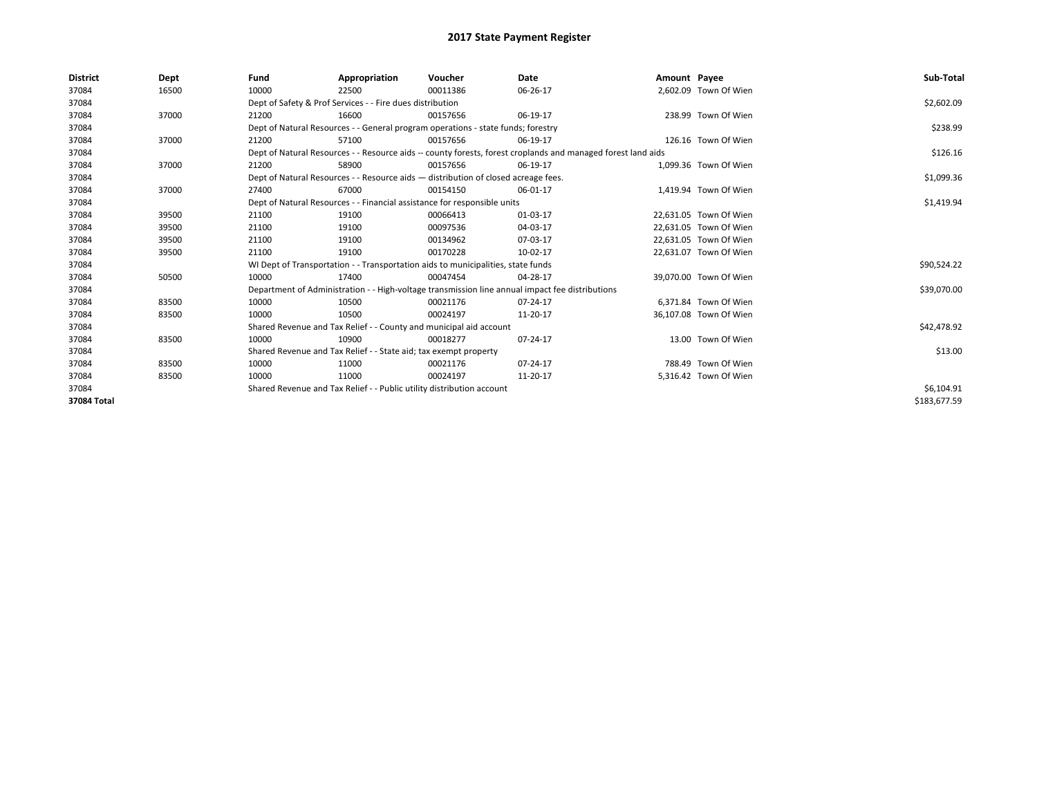# 2017 State Payment Register

| District | Dept | Fund | Appropriation | Voucher | Date | Amount | Payee | Sub-Total |
|---|---|---|---|---|---|---|---|---|
| 37084 | 16500 | 10000 | 22500 | 00011386 | 06-26-17 | 2,602.09 | Town Of Wien | |
| 37084 | | Dept of Safety & Prof Services - - Fire dues distribution | | | | | | $2,602.09 |
| 37084 | 37000 | 21200 | 16600 | 00157656 | 06-19-17 | 238.99 | Town Of Wien | |
| 37084 | | Dept of Natural Resources - - General program operations - state funds; forestry | | | | | | $238.99 |
| 37084 | 37000 | 21200 | 57100 | 00157656 | 06-19-17 | 126.16 | Town Of Wien | |
| 37084 | | Dept of Natural Resources - - Resource aids -- county forests, forest croplands and managed forest land aids | | | | | | $126.16 |
| 37084 | 37000 | 21200 | 58900 | 00157656 | 06-19-17 | 1,099.36 | Town Of Wien | |
| 37084 | | Dept of Natural Resources - - Resource aids — distribution of closed acreage fees. | | | | | | $1,099.36 |
| 37084 | 37000 | 27400 | 67000 | 00154150 | 06-01-17 | 1,419.94 | Town Of Wien | |
| 37084 | | Dept of Natural Resources - - Financial assistance for responsible units | | | | | | $1,419.94 |
| 37084 | 39500 | 21100 | 19100 | 00066413 | 01-03-17 | 22,631.05 | Town Of Wien | |
| 37084 | 39500 | 21100 | 19100 | 00097536 | 04-03-17 | 22,631.05 | Town Of Wien | |
| 37084 | 39500 | 21100 | 19100 | 00134962 | 07-03-17 | 22,631.05 | Town Of Wien | |
| 37084 | 39500 | 21100 | 19100 | 00170228 | 10-02-17 | 22,631.07 | Town Of Wien | |
| 37084 | | WI Dept of Transportation - - Transportation aids to municipalities, state funds | | | | | | $90,524.22 |
| 37084 | 50500 | 10000 | 17400 | 00047454 | 04-28-17 | 39,070.00 | Town Of Wien | |
| 37084 | | Department of Administration - - High-voltage transmission line annual impact fee distributions | | | | | | $39,070.00 |
| 37084 | 83500 | 10000 | 10500 | 00021176 | 07-24-17 | 6,371.84 | Town Of Wien | |
| 37084 | 83500 | 10000 | 10500 | 00024197 | 11-20-17 | 36,107.08 | Town Of Wien | |
| 37084 | | Shared Revenue and Tax Relief - - County and municipal aid account | | | | | | $42,478.92 |
| 37084 | 83500 | 10000 | 10900 | 00018277 | 07-24-17 | 13.00 | Town Of Wien | |
| 37084 | | Shared Revenue and Tax Relief - - State aid; tax exempt property | | | | | | $13.00 |
| 37084 | 83500 | 10000 | 11000 | 00021176 | 07-24-17 | 788.49 | Town Of Wien | |
| 37084 | 83500 | 10000 | 11000 | 00024197 | 11-20-17 | 5,316.42 | Town Of Wien | |
| 37084 | | Shared Revenue and Tax Relief - - Public utility distribution account | | | | | | $6,104.91 |
| 37084 Total | | | | | | | | $183,677.59 |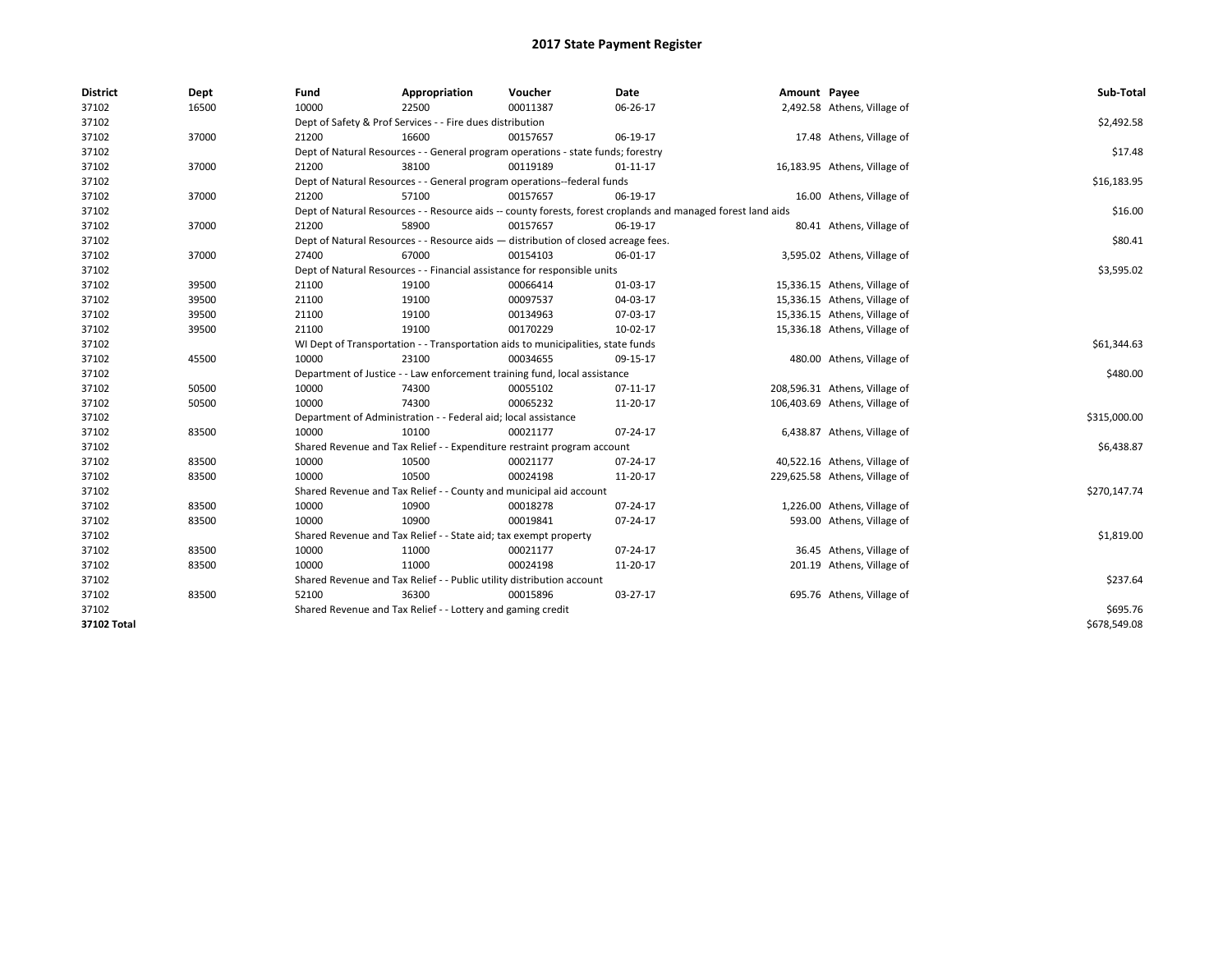# 2017 State Payment Register

| District | Dept | Fund | Appropriation | Voucher | Date | Amount | Payee | Sub-Total |
|---|---|---|---|---|---|---|---|---|
| 37102 | 16500 | 10000 | 22500 | 00011387 | 06-26-17 | 2,492.58 | Athens, Village of | |
| 37102 | | Dept of Safety & Prof Services - - Fire dues distribution | | | | | | $2,492.58 |
| 37102 | 37000 | 21200 | 16600 | 00157657 | 06-19-17 | 17.48 | Athens, Village of | |
| 37102 | | Dept of Natural Resources - - General program operations - state funds; forestry | | | | | | $17.48 |
| 37102 | 37000 | 21200 | 38100 | 00119189 | 01-11-17 | 16,183.95 | Athens, Village of | |
| 37102 | | Dept of Natural Resources - - General program operations--federal funds | | | | | | $16,183.95 |
| 37102 | 37000 | 21200 | 57100 | 00157657 | 06-19-17 | 16.00 | Athens, Village of | |
| 37102 | | Dept of Natural Resources - - Resource aids -- county forests, forest croplands and managed forest land aids | | | | | | $16.00 |
| 37102 | 37000 | 21200 | 58900 | 00157657 | 06-19-17 | 80.41 | Athens, Village of | |
| 37102 | | Dept of Natural Resources - - Resource aids — distribution of closed acreage fees. | | | | | | $80.41 |
| 37102 | 37000 | 27400 | 67000 | 00154103 | 06-01-17 | 3,595.02 | Athens, Village of | |
| 37102 | | Dept of Natural Resources - - Financial assistance for responsible units | | | | | | $3,595.02 |
| 37102 | 39500 | 21100 | 19100 | 00066414 | 01-03-17 | 15,336.15 | Athens, Village of | |
| 37102 | 39500 | 21100 | 19100 | 00097537 | 04-03-17 | 15,336.15 | Athens, Village of | |
| 37102 | 39500 | 21100 | 19100 | 00134963 | 07-03-17 | 15,336.15 | Athens, Village of | |
| 37102 | 39500 | 21100 | 19100 | 00170229 | 10-02-17 | 15,336.18 | Athens, Village of | |
| 37102 | | WI Dept of Transportation - - Transportation aids to municipalities, state funds | | | | | | $61,344.63 |
| 37102 | 45500 | 10000 | 23100 | 00034655 | 09-15-17 | 480.00 | Athens, Village of | |
| 37102 | | Department of Justice - - Law enforcement training fund, local assistance | | | | | | $480.00 |
| 37102 | 50500 | 10000 | 74300 | 00055102 | 07-11-17 | 208,596.31 | Athens, Village of | |
| 37102 | 50500 | 10000 | 74300 | 00065232 | 11-20-17 | 106,403.69 | Athens, Village of | |
| 37102 | | Department of Administration - - Federal aid; local assistance | | | | | | $315,000.00 |
| 37102 | 83500 | 10000 | 10100 | 00021177 | 07-24-17 | 6,438.87 | Athens, Village of | |
| 37102 | | Shared Revenue and Tax Relief - - Expenditure restraint program account | | | | | | $6,438.87 |
| 37102 | 83500 | 10000 | 10500 | 00021177 | 07-24-17 | 40,522.16 | Athens, Village of | |
| 37102 | 83500 | 10000 | 10500 | 00024198 | 11-20-17 | 229,625.58 | Athens, Village of | |
| 37102 | | Shared Revenue and Tax Relief - - County and municipal aid account | | | | | | $270,147.74 |
| 37102 | 83500 | 10000 | 10900 | 00018278 | 07-24-17 | 1,226.00 | Athens, Village of | |
| 37102 | 83500 | 10000 | 10900 | 00019841 | 07-24-17 | 593.00 | Athens, Village of | |
| 37102 | | Shared Revenue and Tax Relief - - State aid; tax exempt property | | | | | | $1,819.00 |
| 37102 | 83500 | 10000 | 11000 | 00021177 | 07-24-17 | 36.45 | Athens, Village of | |
| 37102 | 83500 | 10000 | 11000 | 00024198 | 11-20-17 | 201.19 | Athens, Village of | |
| 37102 | | Shared Revenue and Tax Relief - - Public utility distribution account | | | | | | $237.64 |
| 37102 | 83500 | 52100 | 36300 | 00015896 | 03-27-17 | 695.76 | Athens, Village of | |
| 37102 | | Shared Revenue and Tax Relief - - Lottery and gaming credit | | | | | | $695.76 |
| **37102 Total** | | | | | | | | $678,549.08 |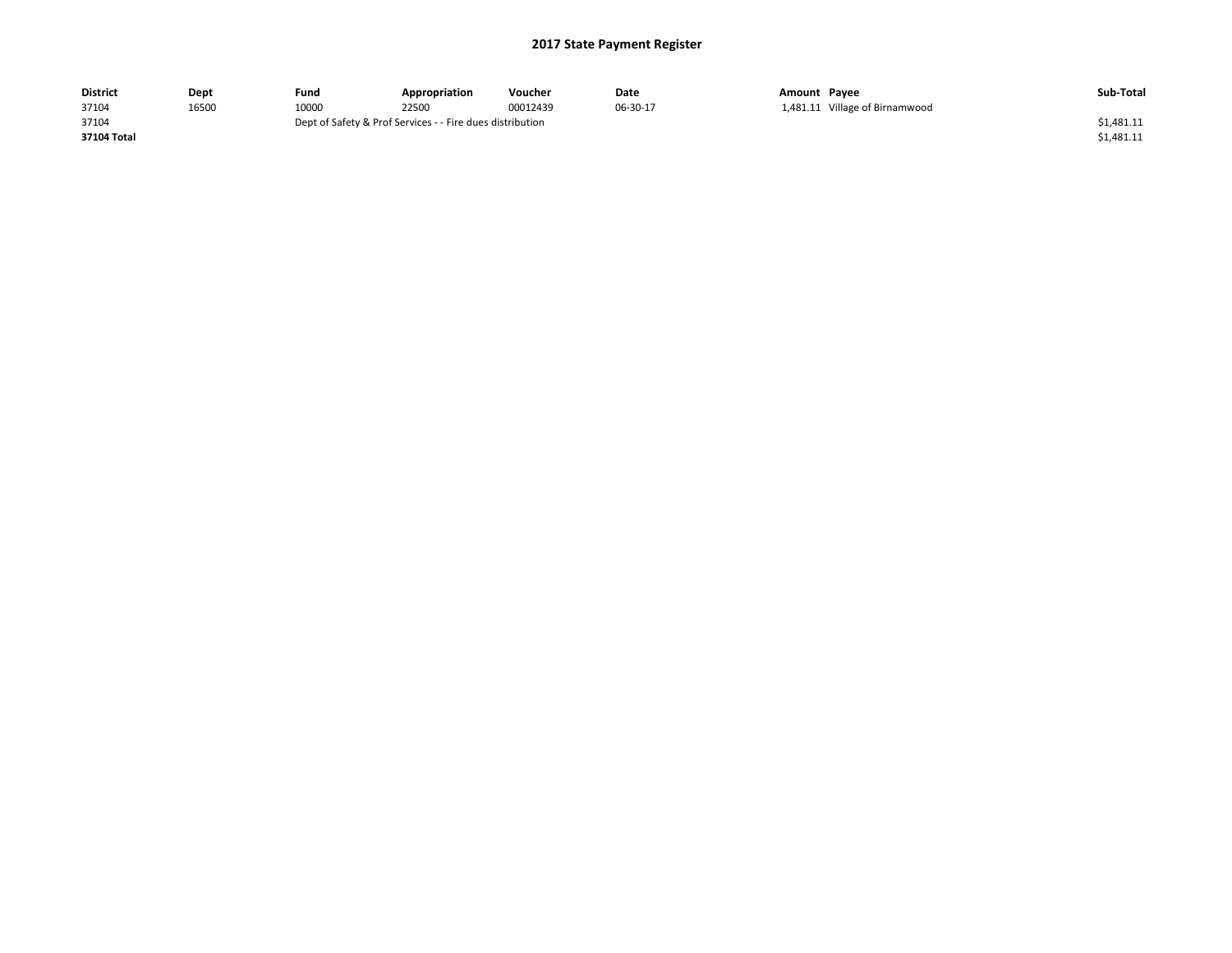# 2017 State Payment Register

| District | Dept | Fund | Appropriation | Voucher | Date | Amount | Payee | Sub-Total |
|---|---|---|---|---|---|---|---|---|
| 37104 | 16500 | 10000 | 22500 | 00012439 | 06-30-17 | 1,481.11 | Village of Birnamwood | |
| 37104 | | Dept of Safety & Prof Services - - Fire dues distribution | | | | | | $1,481.11 |
| **37104 Total** | | | | | | | | $1,481.11 |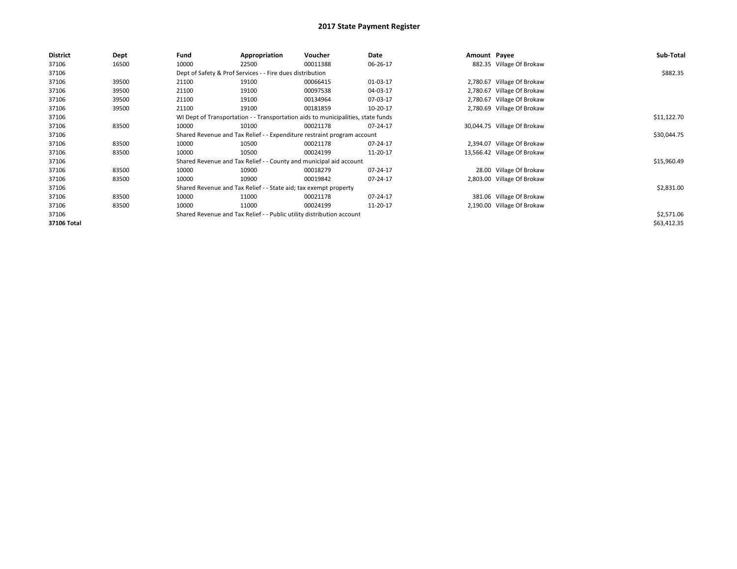# 2017 State Payment Register

| District | Dept | Fund | Appropriation | Voucher | Date | Amount | Payee | Sub-Total |
|---|---|---|---|---|---|---|---|---|
| 37106 | 16500 | 10000 | 22500 | 00011388 | 06-26-17 | 882.35 | Village Of Brokaw | |
| 37106 | | Dept of Safety & Prof Services - - Fire dues distribution | | | | | | $882.35 |
| 37106 | 39500 | 21100 | 19100 | 00066415 | 01-03-17 | 2,780.67 | Village Of Brokaw | |
| 37106 | 39500 | 21100 | 19100 | 00097538 | 04-03-17 | 2,780.67 | Village Of Brokaw | |
| 37106 | 39500 | 21100 | 19100 | 00134964 | 07-03-17 | 2,780.67 | Village Of Brokaw | |
| 37106 | 39500 | 21100 | 19100 | 00181859 | 10-20-17 | 2,780.69 | Village Of Brokaw | |
| 37106 | | WI Dept of Transportation - - Transportation aids to municipalities, state funds | | | | | | $11,122.70 |
| 37106 | 83500 | 10000 | 10100 | 00021178 | 07-24-17 | 30,044.75 | Village Of Brokaw | |
| 37106 | | Shared Revenue and Tax Relief - - Expenditure restraint program account | | | | | | $30,044.75 |
| 37106 | 83500 | 10000 | 10500 | 00021178 | 07-24-17 | 2,394.07 | Village Of Brokaw | |
| 37106 | 83500 | 10000 | 10500 | 00024199 | 11-20-17 | 13,566.42 | Village Of Brokaw | |
| 37106 | | Shared Revenue and Tax Relief - - County and municipal aid account | | | | | | $15,960.49 |
| 37106 | 83500 | 10000 | 10900 | 00018279 | 07-24-17 | 28.00 | Village Of Brokaw | |
| 37106 | 83500 | 10000 | 10900 | 00019842 | 07-24-17 | 2,803.00 | Village Of Brokaw | |
| 37106 | | Shared Revenue and Tax Relief - - State aid; tax exempt property | | | | | | $2,831.00 |
| 37106 | 83500 | 10000 | 11000 | 00021178 | 07-24-17 | 381.06 | Village Of Brokaw | |
| 37106 | 83500 | 10000 | 11000 | 00024199 | 11-20-17 | 2,190.00 | Village Of Brokaw | |
| 37106 | | Shared Revenue and Tax Relief - - Public utility distribution account | | | | | | $2,571.06 |
| **37106 Total** | | | | | | | | $63,412.35 |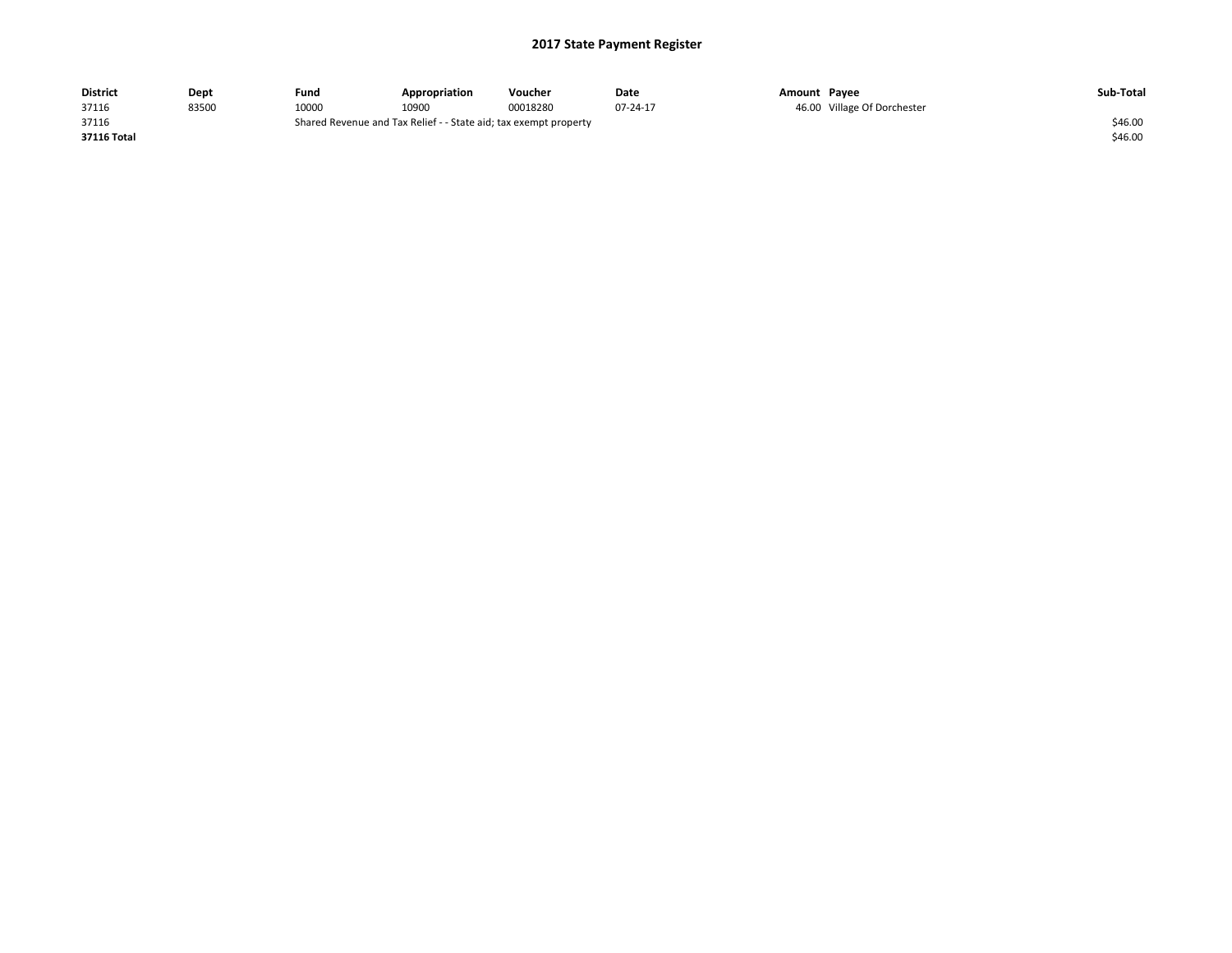# 2017 State Payment Register

| District | Dept | Fund | Appropriation | Voucher | Date | Amount | Payee | Sub-Total |
|---|---|---|---|---|---|---|---|---|
| 37116 | 83500 | 10000 | 10900 | 00018280 | 07-24-17 | 46.00 | Village Of Dorchester | |
| 37116 | | Shared Revenue and Tax Relief - - State aid; tax exempt property | | | | | | $46.00 |
| **37116 Total** | | | | | | | | $46.00 |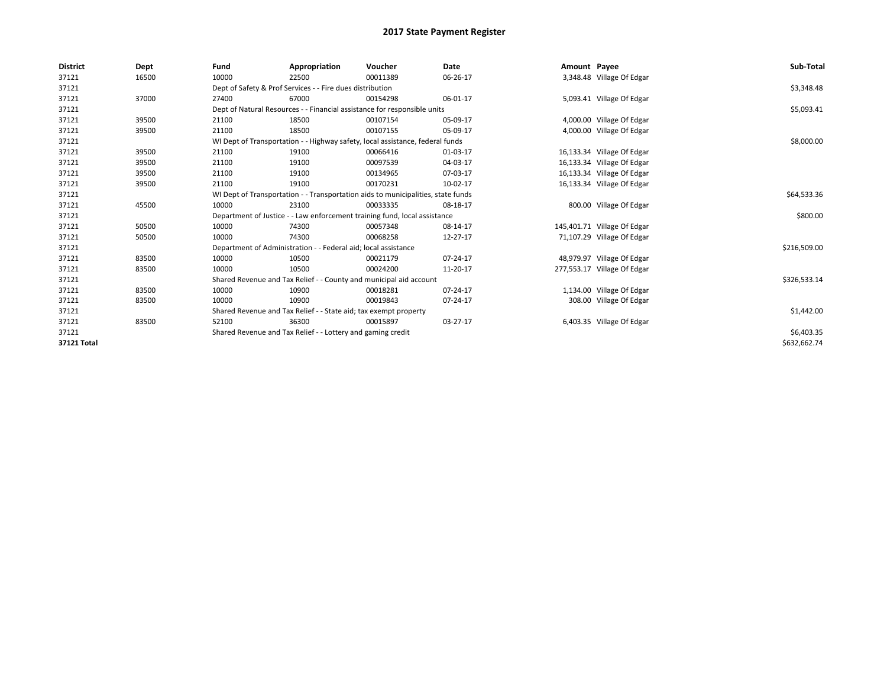# 2017 State Payment Register

| District | Dept | Fund | Appropriation | Voucher | Date | Amount | Payee | Sub-Total |
|---|---|---|---|---|---|---|---|---|
| 37121 | 16500 | 10000 | 22500 | 00011389 | 06-26-17 | 3,348.48 | Village Of Edgar | |
| 37121 | | Dept of Safety & Prof Services - - Fire dues distribution | | | | | | $3,348.48 |
| 37121 | 37000 | 27400 | 67000 | 00154298 | 06-01-17 | 5,093.41 | Village Of Edgar | |
| 37121 | | Dept of Natural Resources - - Financial assistance for responsible units | | | | | | $5,093.41 |
| 37121 | 39500 | 21100 | 18500 | 00107154 | 05-09-17 | 4,000.00 | Village Of Edgar | |
| 37121 | 39500 | 21100 | 18500 | 00107155 | 05-09-17 | 4,000.00 | Village Of Edgar | |
| 37121 | | WI Dept of Transportation - - Highway safety, local assistance, federal funds | | | | | | $8,000.00 |
| 37121 | 39500 | 21100 | 19100 | 00066416 | 01-03-17 | 16,133.34 | Village Of Edgar | |
| 37121 | 39500 | 21100 | 19100 | 00097539 | 04-03-17 | 16,133.34 | Village Of Edgar | |
| 37121 | 39500 | 21100 | 19100 | 00134965 | 07-03-17 | 16,133.34 | Village Of Edgar | |
| 37121 | 39500 | 21100 | 19100 | 00170231 | 10-02-17 | 16,133.34 | Village Of Edgar | |
| 37121 | | WI Dept of Transportation - - Transportation aids to municipalities, state funds | | | | | | $64,533.36 |
| 37121 | 45500 | 10000 | 23100 | 00033335 | 08-18-17 | 800.00 | Village Of Edgar | |
| 37121 | | Department of Justice - - Law enforcement training fund, local assistance | | | | | | $800.00 |
| 37121 | 50500 | 10000 | 74300 | 00057348 | 08-14-17 | 145,401.71 | Village Of Edgar | |
| 37121 | 50500 | 10000 | 74300 | 00068258 | 12-27-17 | 71,107.29 | Village Of Edgar | |
| 37121 | | Department of Administration - - Federal aid; local assistance | | | | | | $216,509.00 |
| 37121 | 83500 | 10000 | 10500 | 00021179 | 07-24-17 | 48,979.97 | Village Of Edgar | |
| 37121 | 83500 | 10000 | 10500 | 00024200 | 11-20-17 | 277,553.17 | Village Of Edgar | |
| 37121 | | Shared Revenue and Tax Relief - - County and municipal aid account | | | | | | $326,533.14 |
| 37121 | 83500 | 10000 | 10900 | 00018281 | 07-24-17 | 1,134.00 | Village Of Edgar | |
| 37121 | 83500 | 10000 | 10900 | 00019843 | 07-24-17 | 308.00 | Village Of Edgar | |
| 37121 | | Shared Revenue and Tax Relief - - State aid; tax exempt property | | | | | | $1,442.00 |
| 37121 | 83500 | 52100 | 36300 | 00015897 | 03-27-17 | 6,403.35 | Village Of Edgar | |
| 37121 | | Shared Revenue and Tax Relief - - Lottery and gaming credit | | | | | | $6,403.35 |
| **37121 Total** | | | | | | | | $632,662.74 |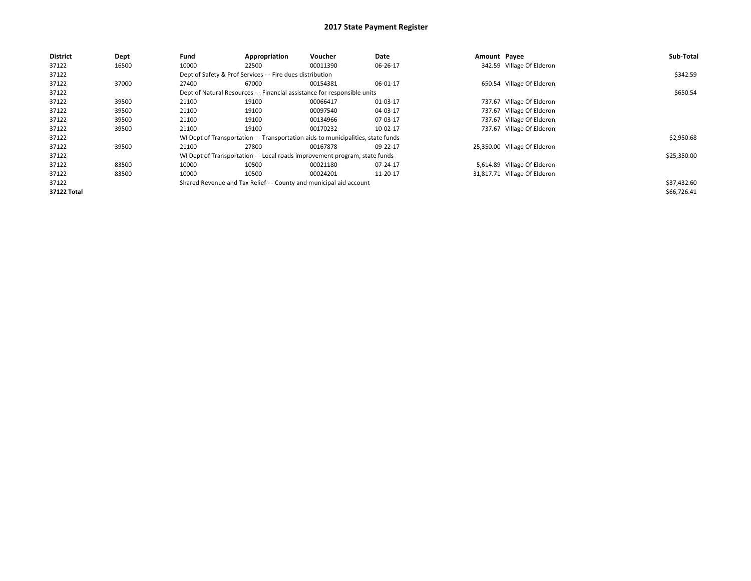# 2017 State Payment Register

| District | Dept | Fund | Appropriation | Voucher | Date | Amount | Payee | Sub-Total |
|---|---|---|---|---|---|---|---|---|
| 37122 | 16500 | 10000 | 22500 | 00011390 | 06-26-17 | 342.59 | Village Of Elderon | |
| 37122 | | Dept of Safety & Prof Services - - Fire dues distribution | | | | | | $342.59 |
| 37122 | 37000 | 27400 | 67000 | 00154381 | 06-01-17 | 650.54 | Village Of Elderon | |
| 37122 | | Dept of Natural Resources - - Financial assistance for responsible units | | | | | | $650.54 |
| 37122 | 39500 | 21100 | 19100 | 00066417 | 01-03-17 | 737.67 | Village Of Elderon | |
| 37122 | 39500 | 21100 | 19100 | 00097540 | 04-03-17 | 737.67 | Village Of Elderon | |
| 37122 | 39500 | 21100 | 19100 | 00134966 | 07-03-17 | 737.67 | Village Of Elderon | |
| 37122 | 39500 | 21100 | 19100 | 00170232 | 10-02-17 | 737.67 | Village Of Elderon | |
| 37122 | | WI Dept of Transportation - - Transportation aids to municipalities, state funds | | | | | | $2,950.68 |
| 37122 | 39500 | 21100 | 27800 | 00167878 | 09-22-17 | 25,350.00 | Village Of Elderon | |
| 37122 | | WI Dept of Transportation - - Local roads improvement program, state funds | | | | | | $25,350.00 |
| 37122 | 83500 | 10000 | 10500 | 00021180 | 07-24-17 | 5,614.89 | Village Of Elderon | |
| 37122 | 83500 | 10000 | 10500 | 00024201 | 11-20-17 | 31,817.71 | Village Of Elderon | |
| 37122 | | Shared Revenue and Tax Relief - - County and municipal aid account | | | | | | $37,432.60 |
| **37122 Total** | | | | | | | | $66,726.41 |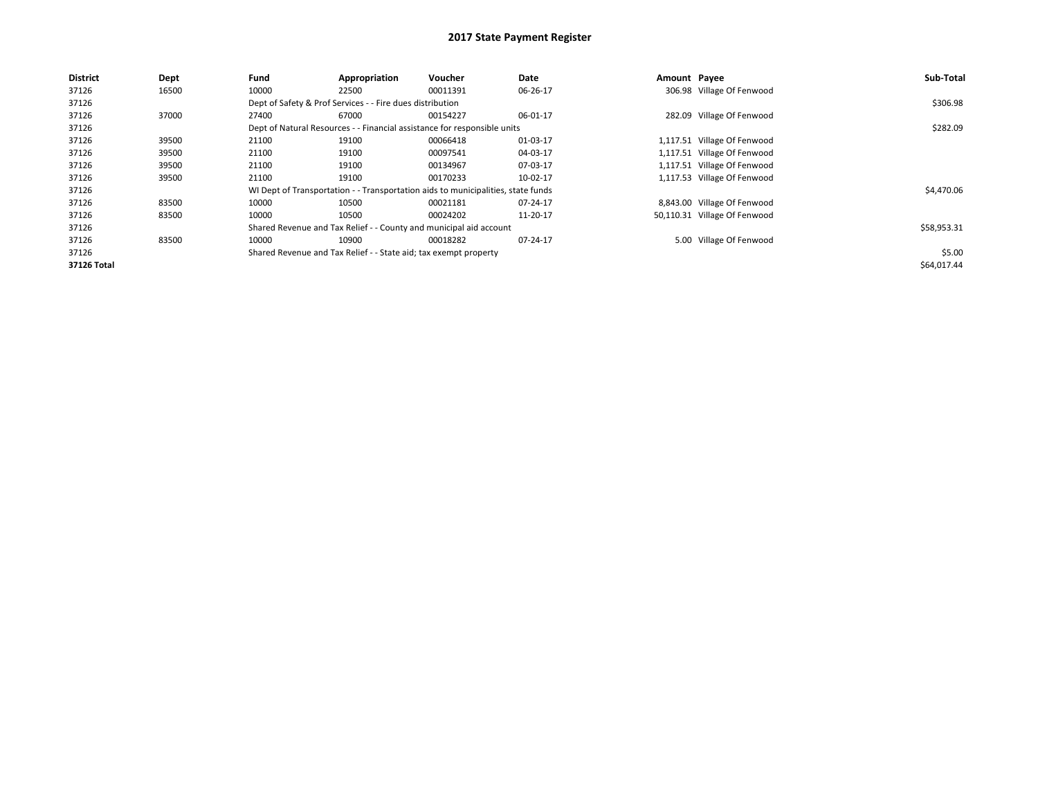# 2017 State Payment Register

| District | Dept | Fund | Appropriation | Voucher | Date | Amount | Payee | Sub-Total |
|---|---|---|---|---|---|---|---|---|
| 37126 | 16500 | 10000 | 22500 | 00011391 | 06-26-17 | 306.98 | Village Of Fenwood | |
| 37126 | | Dept of Safety & Prof Services - - Fire dues distribution | | | | | | $306.98 |
| 37126 | 37000 | 27400 | 67000 | 00154227 | 06-01-17 | 282.09 | Village Of Fenwood | |
| 37126 | | Dept of Natural Resources - - Financial assistance for responsible units | | | | | | $282.09 |
| 37126 | 39500 | 21100 | 19100 | 00066418 | 01-03-17 | 1,117.51 | Village Of Fenwood | |
| 37126 | 39500 | 21100 | 19100 | 00097541 | 04-03-17 | 1,117.51 | Village Of Fenwood | |
| 37126 | 39500 | 21100 | 19100 | 00134967 | 07-03-17 | 1,117.51 | Village Of Fenwood | |
| 37126 | 39500 | 21100 | 19100 | 00170233 | 10-02-17 | 1,117.53 | Village Of Fenwood | |
| 37126 | | WI Dept of Transportation - - Transportation aids to municipalities, state funds | | | | | | $4,470.06 |
| 37126 | 83500 | 10000 | 10500 | 00021181 | 07-24-17 | 8,843.00 | Village Of Fenwood | |
| 37126 | 83500 | 10000 | 10500 | 00024202 | 11-20-17 | 50,110.31 | Village Of Fenwood | |
| 37126 | | Shared Revenue and Tax Relief - - County and municipal aid account | | | | | | $58,953.31 |
| 37126 | 83500 | 10000 | 10900 | 00018282 | 07-24-17 | 5.00 | Village Of Fenwood | |
| 37126 | | Shared Revenue and Tax Relief - - State aid; tax exempt property | | | | | | $5.00 |
| **37126 Total** | | | | | | | | $64,017.44 |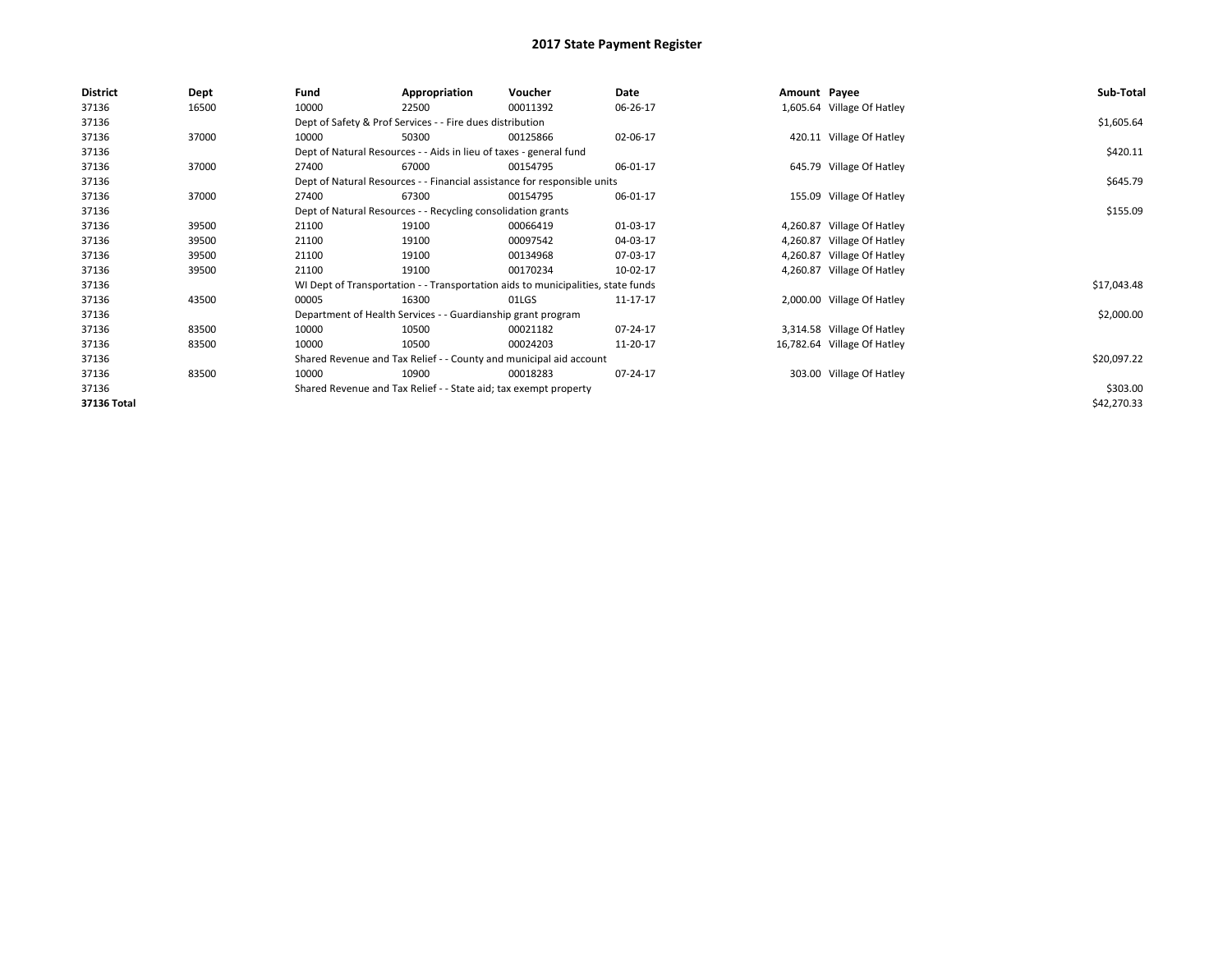# 2017 State Payment Register

| District | Dept | Fund | Appropriation | Voucher | Date | Amount | Payee | Sub-Total |
|---|---|---|---|---|---|---|---|---|
| 37136 | 16500 | 10000 | 22500 | 00011392 | 06-26-17 | 1,605.64 | Village Of Hatley | |
| 37136 | | Dept of Safety & Prof Services - - Fire dues distribution | | | | | | $1,605.64 |
| 37136 | 37000 | 10000 | 50300 | 00125866 | 02-06-17 | 420.11 | Village Of Hatley | |
| 37136 | | Dept of Natural Resources - - Aids in lieu of taxes - general fund | | | | | | $420.11 |
| 37136 | 37000 | 27400 | 67000 | 00154795 | 06-01-17 | 645.79 | Village Of Hatley | |
| 37136 | | Dept of Natural Resources - - Financial assistance for responsible units | | | | | | $645.79 |
| 37136 | 37000 | 27400 | 67300 | 00154795 | 06-01-17 | 155.09 | Village Of Hatley | |
| 37136 | | Dept of Natural Resources - - Recycling consolidation grants | | | | | | $155.09 |
| 37136 | 39500 | 21100 | 19100 | 00066419 | 01-03-17 | 4,260.87 | Village Of Hatley | |
| 37136 | 39500 | 21100 | 19100 | 00097542 | 04-03-17 | 4,260.87 | Village Of Hatley | |
| 37136 | 39500 | 21100 | 19100 | 00134968 | 07-03-17 | 4,260.87 | Village Of Hatley | |
| 37136 | 39500 | 21100 | 19100 | 00170234 | 10-02-17 | 4,260.87 | Village Of Hatley | |
| 37136 | | WI Dept of Transportation - - Transportation aids to municipalities, state funds | | | | | | $17,043.48 |
| 37136 | 43500 | 00005 | 16300 | 01LGS | 11-17-17 | 2,000.00 | Village Of Hatley | |
| 37136 | | Department of Health Services - - Guardianship grant program | | | | | | $2,000.00 |
| 37136 | 83500 | 10000 | 10500 | 00021182 | 07-24-17 | 3,314.58 | Village Of Hatley | |
| 37136 | 83500 | 10000 | 10500 | 00024203 | 11-20-17 | 16,782.64 | Village Of Hatley | |
| 37136 | | Shared Revenue and Tax Relief - - County and municipal aid account | | | | | | $20,097.22 |
| 37136 | 83500 | 10000 | 10900 | 00018283 | 07-24-17 | 303.00 | Village Of Hatley | |
| 37136 | | Shared Revenue and Tax Relief - - State aid; tax exempt property | | | | | | $303.00 |
| **37136 Total** | | | | | | | | $42,270.33 |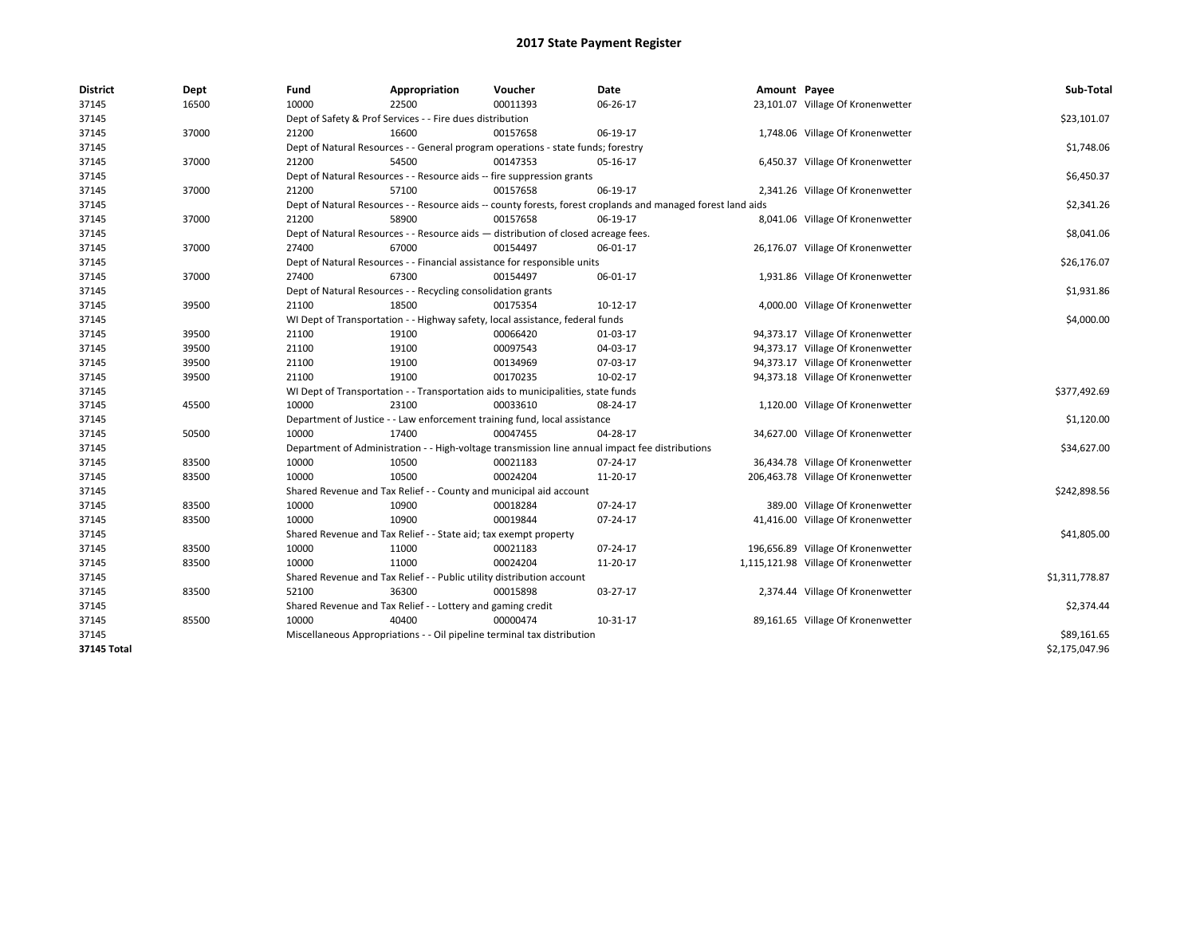# 2017 State Payment Register

| District | Dept | Fund | Appropriation | Voucher | Date | Amount | Payee | Sub-Total |
|---|---|---|---|---|---|---|---|---|
| 37145 | 16500 | 10000 | 22500 | 00011393 | 06-26-17 | 23,101.07 | Village Of Kronenwetter | |
| 37145 | | Dept of Safety & Prof Services - - Fire dues distribution | | | | | | $23,101.07 |
| 37145 | 37000 | 21200 | 16600 | 00157658 | 06-19-17 | 1,748.06 | Village Of Kronenwetter | |
| 37145 | | Dept of Natural Resources - - General program operations - state funds; forestry | | | | | | $1,748.06 |
| 37145 | 37000 | 21200 | 54500 | 00147353 | 05-16-17 | 6,450.37 | Village Of Kronenwetter | |
| 37145 | | Dept of Natural Resources - - Resource aids -- fire suppression grants | | | | | | $6,450.37 |
| 37145 | 37000 | 21200 | 57100 | 00157658 | 06-19-17 | 2,341.26 | Village Of Kronenwetter | |
| 37145 | | Dept of Natural Resources - - Resource aids -- county forests, forest croplands and managed forest land aids | | | | | | $2,341.26 |
| 37145 | 37000 | 21200 | 58900 | 00157658 | 06-19-17 | 8,041.06 | Village Of Kronenwetter | |
| 37145 | | Dept of Natural Resources - - Resource aids — distribution of closed acreage fees. | | | | | | $8,041.06 |
| 37145 | 37000 | 27400 | 67000 | 00154497 | 06-01-17 | 26,176.07 | Village Of Kronenwetter | |
| 37145 | | Dept of Natural Resources - - Financial assistance for responsible units | | | | | | $26,176.07 |
| 37145 | 37000 | 27400 | 67300 | 00154497 | 06-01-17 | 1,931.86 | Village Of Kronenwetter | |
| 37145 | | Dept of Natural Resources - - Recycling consolidation grants | | | | | | $1,931.86 |
| 37145 | 39500 | 21100 | 18500 | 00175354 | 10-12-17 | 4,000.00 | Village Of Kronenwetter | |
| 37145 | | WI Dept of Transportation - - Highway safety, local assistance, federal funds | | | | | | $4,000.00 |
| 37145 | 39500 | 21100 | 19100 | 00066420 | 01-03-17 | 94,373.17 | Village Of Kronenwetter | |
| 37145 | 39500 | 21100 | 19100 | 00097543 | 04-03-17 | 94,373.17 | Village Of Kronenwetter | |
| 37145 | 39500 | 21100 | 19100 | 00134969 | 07-03-17 | 94,373.17 | Village Of Kronenwetter | |
| 37145 | 39500 | 21100 | 19100 | 00170235 | 10-02-17 | 94,373.18 | Village Of Kronenwetter | |
| 37145 | | WI Dept of Transportation - - Transportation aids to municipalities, state funds | | | | | | $377,492.69 |
| 37145 | 45500 | 10000 | 23100 | 00033610 | 08-24-17 | 1,120.00 | Village Of Kronenwetter | |
| 37145 | | Department of Justice - - Law enforcement training fund, local assistance | | | | | | $1,120.00 |
| 37145 | 50500 | 10000 | 17400 | 00047455 | 04-28-17 | 34,627.00 | Village Of Kronenwetter | |
| 37145 | | Department of Administration - - High-voltage transmission line annual impact fee distributions | | | | | | $34,627.00 |
| 37145 | 83500 | 10000 | 10500 | 00021183 | 07-24-17 | 36,434.78 | Village Of Kronenwetter | |
| 37145 | 83500 | 10000 | 10500 | 00024204 | 11-20-17 | 206,463.78 | Village Of Kronenwetter | |
| 37145 | | Shared Revenue and Tax Relief - - County and municipal aid account | | | | | | $242,898.56 |
| 37145 | 83500 | 10000 | 10900 | 00018284 | 07-24-17 | 389.00 | Village Of Kronenwetter | |
| 37145 | 83500 | 10000 | 10900 | 00019844 | 07-24-17 | 41,416.00 | Village Of Kronenwetter | |
| 37145 | | Shared Revenue and Tax Relief - - State aid; tax exempt property | | | | | | $41,805.00 |
| 37145 | 83500 | 10000 | 11000 | 00021183 | 07-24-17 | 196,656.89 | Village Of Kronenwetter | |
| 37145 | 83500 | 10000 | 11000 | 00024204 | 11-20-17 | 1,115,121.98 | Village Of Kronenwetter | |
| 37145 | | Shared Revenue and Tax Relief - - Public utility distribution account | | | | | | $1,311,778.87 |
| 37145 | 83500 | 52100 | 36300 | 00015898 | 03-27-17 | 2,374.44 | Village Of Kronenwetter | |
| 37145 | | Shared Revenue and Tax Relief - - Lottery and gaming credit | | | | | | $2,374.44 |
| 37145 | 85500 | 10000 | 40400 | 00000474 | 10-31-17 | 89,161.65 | Village Of Kronenwetter | |
| 37145 | | Miscellaneous Appropriations - - Oil pipeline terminal tax distribution | | | | | | $89,161.65 |
| **37145 Total** | | | | | | | | $2,175,047.96 |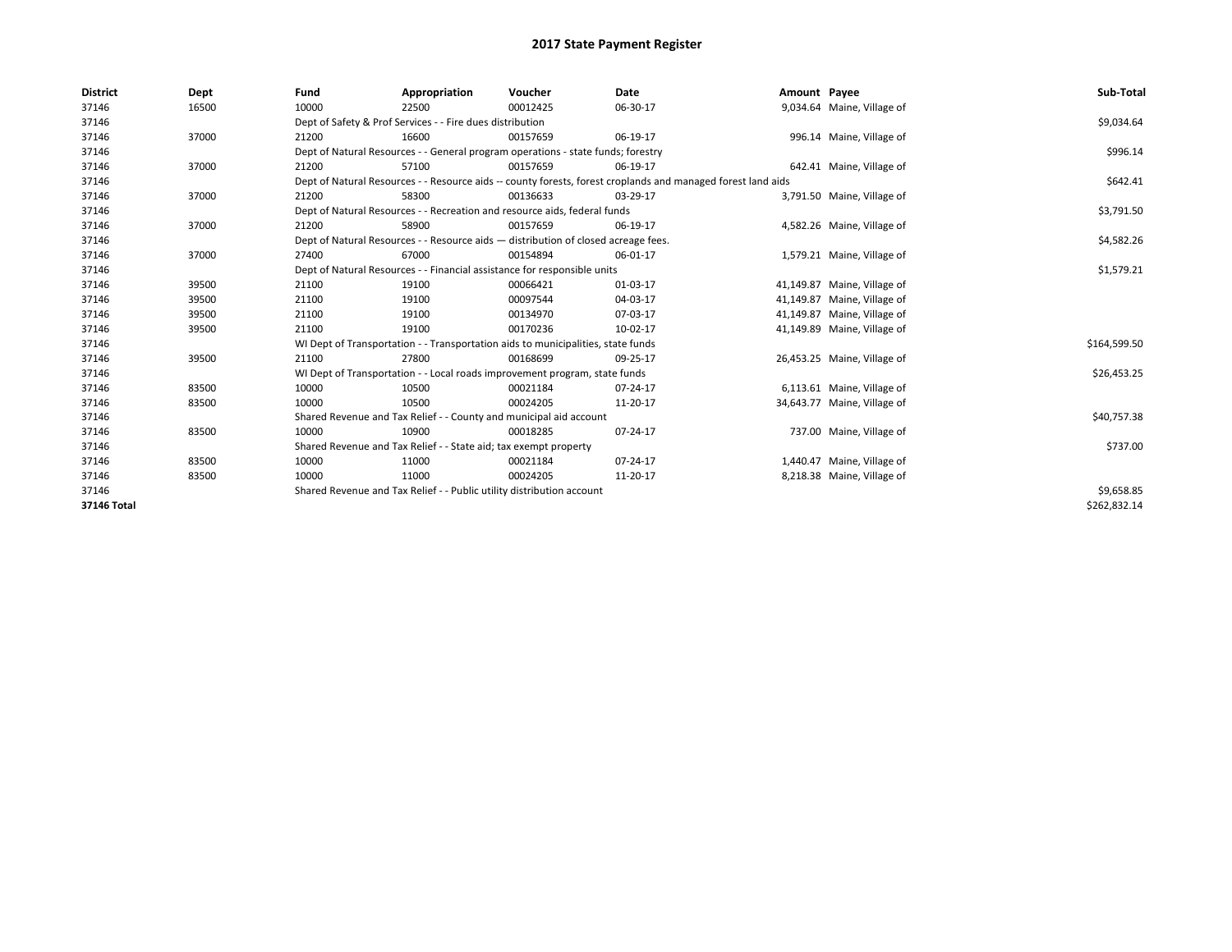# 2017 State Payment Register

| District | Dept | Fund | Appropriation | Voucher | Date | Amount | Payee | Sub-Total |
|---|---|---|---|---|---|---|---|---|
| 37146 | 16500 | 10000 | 22500 | 00012425 | 06-30-17 | 9,034.64 | Maine, Village of | |
| 37146 | | Dept of Safety & Prof Services - - Fire dues distribution | | | | | | $9,034.64 |
| 37146 | 37000 | 21200 | 16600 | 00157659 | 06-19-17 | 996.14 | Maine, Village of | |
| 37146 | | Dept of Natural Resources - - General program operations - state funds; forestry | | | | | | $996.14 |
| 37146 | 37000 | 21200 | 57100 | 00157659 | 06-19-17 | 642.41 | Maine, Village of | |
| 37146 | | Dept of Natural Resources - - Resource aids -- county forests, forest croplands and managed forest land aids | | | | | | $642.41 |
| 37146 | 37000 | 21200 | 58300 | 00136633 | 03-29-17 | 3,791.50 | Maine, Village of | |
| 37146 | | Dept of Natural Resources - - Recreation and resource aids, federal funds | | | | | | $3,791.50 |
| 37146 | 37000 | 21200 | 58900 | 00157659 | 06-19-17 | 4,582.26 | Maine, Village of | |
| 37146 | | Dept of Natural Resources - - Resource aids — distribution of closed acreage fees. | | | | | | $4,582.26 |
| 37146 | 37000 | 27400 | 67000 | 00154894 | 06-01-17 | 1,579.21 | Maine, Village of | |
| 37146 | | Dept of Natural Resources - - Financial assistance for responsible units | | | | | | $1,579.21 |
| 37146 | 39500 | 21100 | 19100 | 00066421 | 01-03-17 | 41,149.87 | Maine, Village of | |
| 37146 | 39500 | 21100 | 19100 | 00097544 | 04-03-17 | 41,149.87 | Maine, Village of | |
| 37146 | 39500 | 21100 | 19100 | 00134970 | 07-03-17 | 41,149.87 | Maine, Village of | |
| 37146 | 39500 | 21100 | 19100 | 00170236 | 10-02-17 | 41,149.89 | Maine, Village of | |
| 37146 | | WI Dept of Transportation - - Transportation aids to municipalities, state funds | | | | | | $164,599.50 |
| 37146 | 39500 | 21100 | 27800 | 00168699 | 09-25-17 | 26,453.25 | Maine, Village of | |
| 37146 | | WI Dept of Transportation - - Local roads improvement program, state funds | | | | | | $26,453.25 |
| 37146 | 83500 | 10000 | 10500 | 00021184 | 07-24-17 | 6,113.61 | Maine, Village of | |
| 37146 | 83500 | 10000 | 10500 | 00024205 | 11-20-17 | 34,643.77 | Maine, Village of | |
| 37146 | | Shared Revenue and Tax Relief - - County and municipal aid account | | | | | | $40,757.38 |
| 37146 | 83500 | 10000 | 10900 | 00018285 | 07-24-17 | 737.00 | Maine, Village of | |
| 37146 | | Shared Revenue and Tax Relief - - State aid; tax exempt property | | | | | | $737.00 |
| 37146 | 83500 | 10000 | 11000 | 00021184 | 07-24-17 | 1,440.47 | Maine, Village of | |
| 37146 | 83500 | 10000 | 11000 | 00024205 | 11-20-17 | 8,218.38 | Maine, Village of | |
| 37146 | | Shared Revenue and Tax Relief - - Public utility distribution account | | | | | | $9,658.85 |
| **37146 Total** | | | | | | | | $262,832.14 |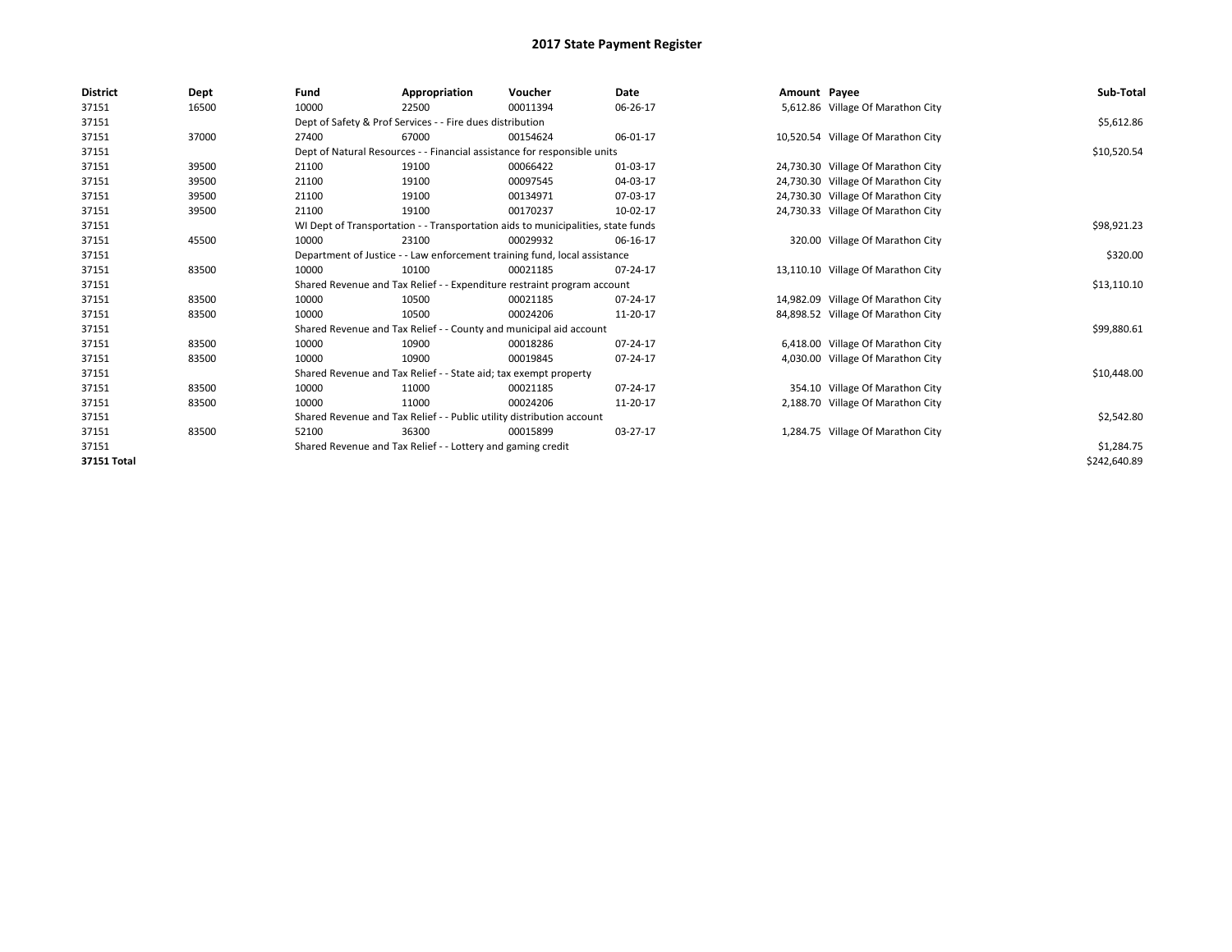# 2017 State Payment Register

| District | Dept | Fund | Appropriation | Voucher | Date | Amount | Payee | Sub-Total |
|---|---|---|---|---|---|---|---|---|
| 37151 | 16500 | 10000 | 22500 | 00011394 | 06-26-17 | 5,612.86 | Village Of Marathon City | |
| 37151 | | Dept of Safety & Prof Services - - Fire dues distribution | | | | | | $5,612.86 |
| 37151 | 37000 | 27400 | 67000 | 00154624 | 06-01-17 | 10,520.54 | Village Of Marathon City | |
| 37151 | | Dept of Natural Resources - - Financial assistance for responsible units | | | | | | $10,520.54 |
| 37151 | 39500 | 21100 | 19100 | 00066422 | 01-03-17 | 24,730.30 | Village Of Marathon City | |
| 37151 | 39500 | 21100 | 19100 | 00097545 | 04-03-17 | 24,730.30 | Village Of Marathon City | |
| 37151 | 39500 | 21100 | 19100 | 00134971 | 07-03-17 | 24,730.30 | Village Of Marathon City | |
| 37151 | 39500 | 21100 | 19100 | 00170237 | 10-02-17 | 24,730.33 | Village Of Marathon City | |
| 37151 | | WI Dept of Transportation - - Transportation aids to municipalities, state funds | | | | | | $98,921.23 |
| 37151 | 45500 | 10000 | 23100 | 00029932 | 06-16-17 | 320.00 | Village Of Marathon City | |
| 37151 | | Department of Justice - - Law enforcement training fund, local assistance | | | | | | $320.00 |
| 37151 | 83500 | 10000 | 10100 | 00021185 | 07-24-17 | 13,110.10 | Village Of Marathon City | |
| 37151 | | Shared Revenue and Tax Relief - - Expenditure restraint program account | | | | | | $13,110.10 |
| 37151 | 83500 | 10000 | 10500 | 00021185 | 07-24-17 | 14,982.09 | Village Of Marathon City | |
| 37151 | 83500 | 10000 | 10500 | 00024206 | 11-20-17 | 84,898.52 | Village Of Marathon City | |
| 37151 | | Shared Revenue and Tax Relief - - County and municipal aid account | | | | | | $99,880.61 |
| 37151 | 83500 | 10000 | 10900 | 00018286 | 07-24-17 | 6,418.00 | Village Of Marathon City | |
| 37151 | 83500 | 10000 | 10900 | 00019845 | 07-24-17 | 4,030.00 | Village Of Marathon City | |
| 37151 | | Shared Revenue and Tax Relief - - State aid; tax exempt property | | | | | | $10,448.00 |
| 37151 | 83500 | 10000 | 11000 | 00021185 | 07-24-17 | 354.10 | Village Of Marathon City | |
| 37151 | 83500 | 10000 | 11000 | 00024206 | 11-20-17 | 2,188.70 | Village Of Marathon City | |
| 37151 | | Shared Revenue and Tax Relief - - Public utility distribution account | | | | | | $2,542.80 |
| 37151 | 83500 | 52100 | 36300 | 00015899 | 03-27-17 | 1,284.75 | Village Of Marathon City | |
| 37151 | | Shared Revenue and Tax Relief - - Lottery and gaming credit | | | | | | $1,284.75 |
| 37151 Total | | | | | | | | $242,640.89 |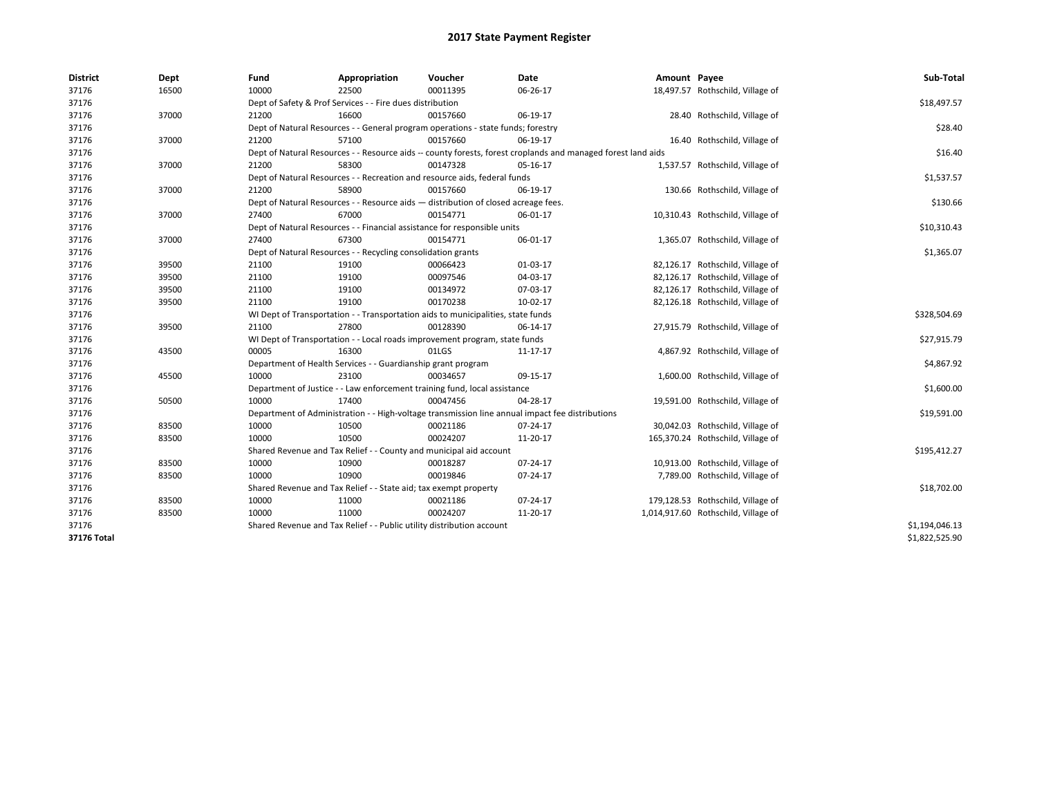# 2017 State Payment Register

| District | Dept | Fund | Appropriation | Voucher | Date | Amount | Payee | Sub-Total |
|---|---|---|---|---|---|---|---|---|
| 37176 | 16500 | 10000 | 22500 | 00011395 | 06-26-17 | 18,497.57 | Rothschild, Village of | |
| 37176 | | Dept of Safety & Prof Services - - Fire dues distribution | | | | | | $18,497.57 |
| 37176 | 37000 | 21200 | 16600 | 00157660 | 06-19-17 | 28.40 | Rothschild, Village of | |
| 37176 | | Dept of Natural Resources - - General program operations - state funds; forestry | | | | | | $28.40 |
| 37176 | 37000 | 21200 | 57100 | 00157660 | 06-19-17 | 16.40 | Rothschild, Village of | |
| 37176 | | Dept of Natural Resources - - Resource aids -- county forests, forest croplands and managed forest land aids | | | | | | $16.40 |
| 37176 | 37000 | 21200 | 58300 | 00147328 | 05-16-17 | 1,537.57 | Rothschild, Village of | |
| 37176 | | Dept of Natural Resources - - Recreation and resource aids, federal funds | | | | | | $1,537.57 |
| 37176 | 37000 | 21200 | 58900 | 00157660 | 06-19-17 | 130.66 | Rothschild, Village of | |
| 37176 | | Dept of Natural Resources - - Resource aids — distribution of closed acreage fees. | | | | | | $130.66 |
| 37176 | 37000 | 27400 | 67000 | 00154771 | 06-01-17 | 10,310.43 | Rothschild, Village of | |
| 37176 | | Dept of Natural Resources - - Financial assistance for responsible units | | | | | | $10,310.43 |
| 37176 | 37000 | 27400 | 67300 | 00154771 | 06-01-17 | 1,365.07 | Rothschild, Village of | |
| 37176 | | Dept of Natural Resources - - Recycling consolidation grants | | | | | | $1,365.07 |
| 37176 | 39500 | 21100 | 19100 | 00066423 | 01-03-17 | 82,126.17 | Rothschild, Village of | |
| 37176 | 39500 | 21100 | 19100 | 00097546 | 04-03-17 | 82,126.17 | Rothschild, Village of | |
| 37176 | 39500 | 21100 | 19100 | 00134972 | 07-03-17 | 82,126.17 | Rothschild, Village of | |
| 37176 | 39500 | 21100 | 19100 | 00170238 | 10-02-17 | 82,126.18 | Rothschild, Village of | |
| 37176 | | WI Dept of Transportation - - Transportation aids to municipalities, state funds | | | | | | $328,504.69 |
| 37176 | 39500 | 21100 | 27800 | 00128390 | 06-14-17 | 27,915.79 | Rothschild, Village of | |
| 37176 | | WI Dept of Transportation - - Local roads improvement program, state funds | | | | | | $27,915.79 |
| 37176 | 43500 | 00005 | 16300 | 01LGS | 11-17-17 | 4,867.92 | Rothschild, Village of | |
| 37176 | | Department of Health Services - - Guardianship grant program | | | | | | $4,867.92 |
| 37176 | 45500 | 10000 | 23100 | 00034657 | 09-15-17 | 1,600.00 | Rothschild, Village of | |
| 37176 | | Department of Justice - - Law enforcement training fund, local assistance | | | | | | $1,600.00 |
| 37176 | 50500 | 10000 | 17400 | 00047456 | 04-28-17 | 19,591.00 | Rothschild, Village of | |
| 37176 | | Department of Administration - - High-voltage transmission line annual impact fee distributions | | | | | | $19,591.00 |
| 37176 | 83500 | 10000 | 10500 | 00021186 | 07-24-17 | 30,042.03 | Rothschild, Village of | |
| 37176 | 83500 | 10000 | 10500 | 00024207 | 11-20-17 | 165,370.24 | Rothschild, Village of | |
| 37176 | | Shared Revenue and Tax Relief - - County and municipal aid account | | | | | | $195,412.27 |
| 37176 | 83500 | 10000 | 10900 | 00018287 | 07-24-17 | 10,913.00 | Rothschild, Village of | |
| 37176 | 83500 | 10000 | 10900 | 00019846 | 07-24-17 | 7,789.00 | Rothschild, Village of | |
| 37176 | | Shared Revenue and Tax Relief - - State aid; tax exempt property | | | | | | $18,702.00 |
| 37176 | 83500 | 10000 | 11000 | 00021186 | 07-24-17 | 179,128.53 | Rothschild, Village of | |
| 37176 | 83500 | 10000 | 11000 | 00024207 | 11-20-17 | 1,014,917.60 | Rothschild, Village of | |
| 37176 | | Shared Revenue and Tax Relief - - Public utility distribution account | | | | | | $1,194,046.13 |
| **37176 Total** | | | | | | | | $1,822,525.90 |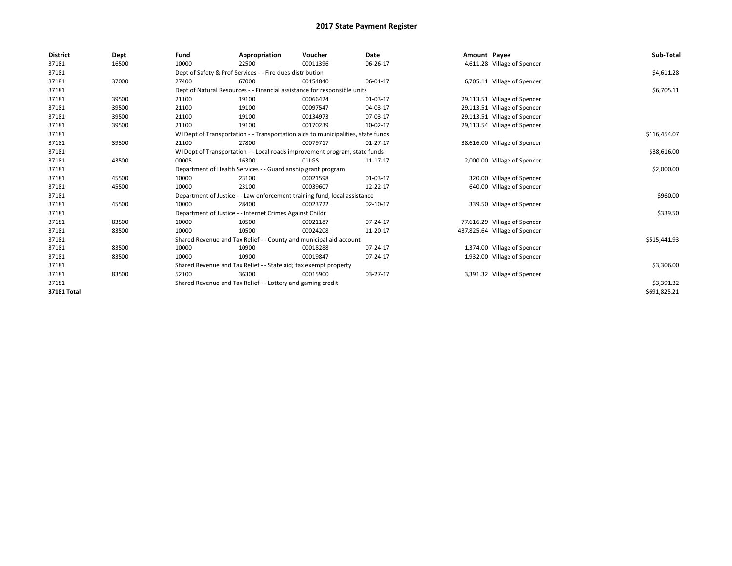# 2017 State Payment Register

| District | Dept | Fund | Appropriation | Voucher | Date | Amount | Payee | Sub-Total |
|---|---|---|---|---|---|---|---|---|
| 37181 | 16500 | 10000 | 22500 | 00011396 | 06-26-17 | 4,611.28 | Village of Spencer | |
| 37181 | | Dept of Safety & Prof Services - - Fire dues distribution | | | | | | $4,611.28 |
| 37181 | 37000 | 27400 | 67000 | 00154840 | 06-01-17 | 6,705.11 | Village of Spencer | |
| 37181 | | Dept of Natural Resources - - Financial assistance for responsible units | | | | | | $6,705.11 |
| 37181 | 39500 | 21100 | 19100 | 00066424 | 01-03-17 | 29,113.51 | Village of Spencer | |
| 37181 | 39500 | 21100 | 19100 | 00097547 | 04-03-17 | 29,113.51 | Village of Spencer | |
| 37181 | 39500 | 21100 | 19100 | 00134973 | 07-03-17 | 29,113.51 | Village of Spencer | |
| 37181 | 39500 | 21100 | 19100 | 00170239 | 10-02-17 | 29,113.54 | Village of Spencer | |
| 37181 | | WI Dept of Transportation - - Transportation aids to municipalities, state funds | | | | | | $116,454.07 |
| 37181 | 39500 | 21100 | 27800 | 00079717 | 01-27-17 | 38,616.00 | Village of Spencer | |
| 37181 | | WI Dept of Transportation - - Local roads improvement program, state funds | | | | | | $38,616.00 |
| 37181 | 43500 | 00005 | 16300 | 01LGS | 11-17-17 | 2,000.00 | Village of Spencer | |
| 37181 | | Department of Health Services - - Guardianship grant program | | | | | | $2,000.00 |
| 37181 | 45500 | 10000 | 23100 | 00021598 | 01-03-17 | 320.00 | Village of Spencer | |
| 37181 | 45500 | 10000 | 23100 | 00039607 | 12-22-17 | 640.00 | Village of Spencer | |
| 37181 | | Department of Justice - - Law enforcement training fund, local assistance | | | | | | $960.00 |
| 37181 | 45500 | 10000 | 28400 | 00023722 | 02-10-17 | 339.50 | Village of Spencer | |
| 37181 | | Department of Justice - - Internet Crimes Against Childr | | | | | | $339.50 |
| 37181 | 83500 | 10000 | 10500 | 00021187 | 07-24-17 | 77,616.29 | Village of Spencer | |
| 37181 | 83500 | 10000 | 10500 | 00024208 | 11-20-17 | 437,825.64 | Village of Spencer | |
| 37181 | | Shared Revenue and Tax Relief - - County and municipal aid account | | | | | | $515,441.93 |
| 37181 | 83500 | 10000 | 10900 | 00018288 | 07-24-17 | 1,374.00 | Village of Spencer | |
| 37181 | 83500 | 10000 | 10900 | 00019847 | 07-24-17 | 1,932.00 | Village of Spencer | |
| 37181 | | Shared Revenue and Tax Relief - - State aid; tax exempt property | | | | | | $3,306.00 |
| 37181 | 83500 | 52100 | 36300 | 00015900 | 03-27-17 | 3,391.32 | Village of Spencer | |
| 37181 | | Shared Revenue and Tax Relief - - Lottery and gaming credit | | | | | | $3,391.32 |
| **37181 Total** | | | | | | | | $691,825.21 |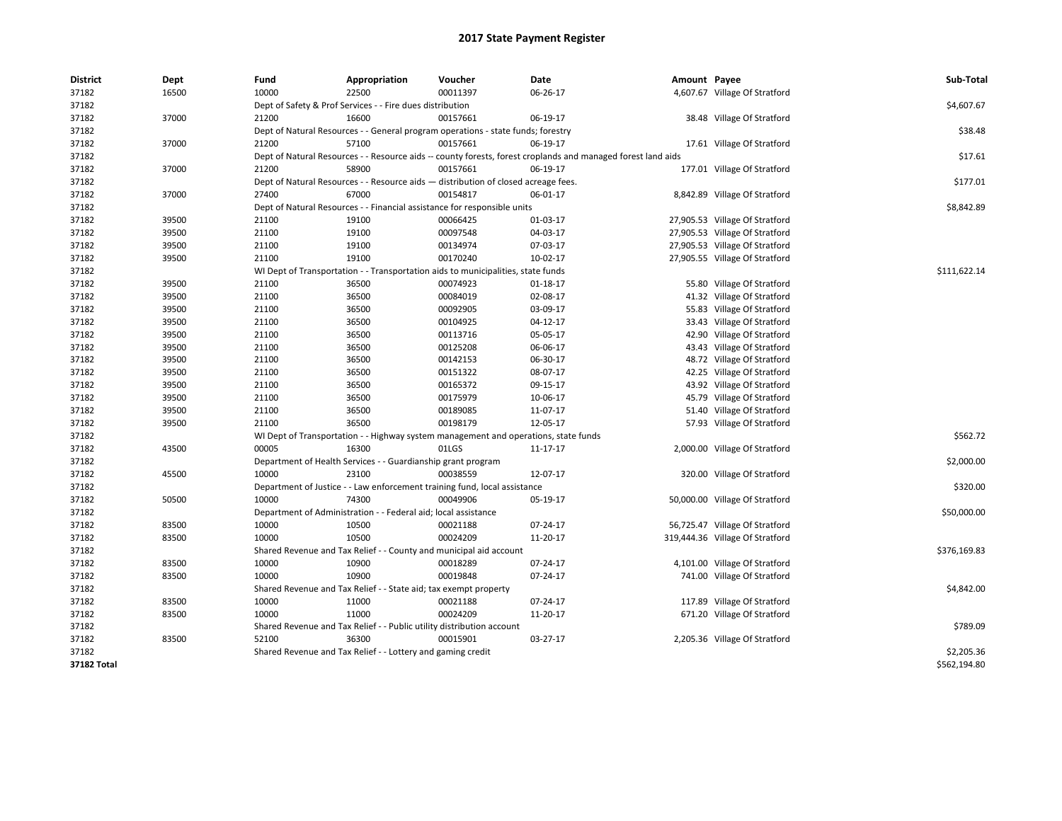# 2017 State Payment Register

| District | Dept | Fund | Appropriation | Voucher | Date | Amount | Payee | Sub-Total |
|---|---|---|---|---|---|---|---|---|
| 37182 | 16500 | 10000 | 22500 | 00011397 | 06-26-17 | 4,607.67 | Village Of Stratford | |
| 37182 | | Dept of Safety & Prof Services - - Fire dues distribution | | | | | | $4,607.67 |
| 37182 | 37000 | 21200 | 16600 | 00157661 | 06-19-17 | 38.48 | Village Of Stratford | |
| 37182 | | Dept of Natural Resources - - General program operations - state funds; forestry | | | | | | $38.48 |
| 37182 | 37000 | 21200 | 57100 | 00157661 | 06-19-17 | 17.61 | Village Of Stratford | |
| 37182 | | Dept of Natural Resources - - Resource aids -- county forests, forest croplands and managed forest land aids | | | | | | $17.61 |
| 37182 | 37000 | 21200 | 58900 | 00157661 | 06-19-17 | 177.01 | Village Of Stratford | |
| 37182 | | Dept of Natural Resources - - Resource aids — distribution of closed acreage fees. | | | | | | $177.01 |
| 37182 | 37000 | 27400 | 67000 | 00154817 | 06-01-17 | 8,842.89 | Village Of Stratford | |
| 37182 | | Dept of Natural Resources - - Financial assistance for responsible units | | | | | | $8,842.89 |
| 37182 | 39500 | 21100 | 19100 | 00066425 | 01-03-17 | 27,905.53 | Village Of Stratford | |
| 37182 | 39500 | 21100 | 19100 | 00097548 | 04-03-17 | 27,905.53 | Village Of Stratford | |
| 37182 | 39500 | 21100 | 19100 | 00134974 | 07-03-17 | 27,905.53 | Village Of Stratford | |
| 37182 | 39500 | 21100 | 19100 | 00170240 | 10-02-17 | 27,905.55 | Village Of Stratford | |
| 37182 | | WI Dept of Transportation - - Transportation aids to municipalities, state funds | | | | | | $111,622.14 |
| 37182 | 39500 | 21100 | 36500 | 00074923 | 01-18-17 | 55.80 | Village Of Stratford | |
| 37182 | 39500 | 21100 | 36500 | 00084019 | 02-08-17 | 41.32 | Village Of Stratford | |
| 37182 | 39500 | 21100 | 36500 | 00092905 | 03-09-17 | 55.83 | Village Of Stratford | |
| 37182 | 39500 | 21100 | 36500 | 00104925 | 04-12-17 | 33.43 | Village Of Stratford | |
| 37182 | 39500 | 21100 | 36500 | 00113716 | 05-05-17 | 42.90 | Village Of Stratford | |
| 37182 | 39500 | 21100 | 36500 | 00125208 | 06-06-17 | 43.43 | Village Of Stratford | |
| 37182 | 39500 | 21100 | 36500 | 00142153 | 06-30-17 | 48.72 | Village Of Stratford | |
| 37182 | 39500 | 21100 | 36500 | 00151322 | 08-07-17 | 42.25 | Village Of Stratford | |
| 37182 | 39500 | 21100 | 36500 | 00165372 | 09-15-17 | 43.92 | Village Of Stratford | |
| 37182 | 39500 | 21100 | 36500 | 00175979 | 10-06-17 | 45.79 | Village Of Stratford | |
| 37182 | 39500 | 21100 | 36500 | 00189085 | 11-07-17 | 51.40 | Village Of Stratford | |
| 37182 | 39500 | 21100 | 36500 | 00198179 | 12-05-17 | 57.93 | Village Of Stratford | |
| 37182 | | WI Dept of Transportation - - Highway system management and operations, state funds | | | | | | $562.72 |
| 37182 | 43500 | 00005 | 16300 | 01LGS | 11-17-17 | 2,000.00 | Village Of Stratford | |
| 37182 | | Department of Health Services - - Guardianship grant program | | | | | | $2,000.00 |
| 37182 | 45500 | 10000 | 23100 | 00038559 | 12-07-17 | 320.00 | Village Of Stratford | |
| 37182 | | Department of Justice - - Law enforcement training fund, local assistance | | | | | | $320.00 |
| 37182 | 50500 | 10000 | 74300 | 00049906 | 05-19-17 | 50,000.00 | Village Of Stratford | |
| 37182 | | Department of Administration - - Federal aid; local assistance | | | | | | $50,000.00 |
| 37182 | 83500 | 10000 | 10500 | 00021188 | 07-24-17 | 56,725.47 | Village Of Stratford | |
| 37182 | 83500 | 10000 | 10500 | 00024209 | 11-20-17 | 319,444.36 | Village Of Stratford | |
| 37182 | | Shared Revenue and Tax Relief - - County and municipal aid account | | | | | | $376,169.83 |
| 37182 | 83500 | 10000 | 10900 | 00018289 | 07-24-17 | 4,101.00 | Village Of Stratford | |
| 37182 | 83500 | 10000 | 10900 | 00019848 | 07-24-17 | 741.00 | Village Of Stratford | |
| 37182 | | Shared Revenue and Tax Relief - - State aid; tax exempt property | | | | | | $4,842.00 |
| 37182 | 83500 | 10000 | 11000 | 00021188 | 07-24-17 | 117.89 | Village Of Stratford | |
| 37182 | 83500 | 10000 | 11000 | 00024209 | 11-20-17 | 671.20 | Village Of Stratford | |
| 37182 | | Shared Revenue and Tax Relief - - Public utility distribution account | | | | | | $789.09 |
| 37182 | 83500 | 52100 | 36300 | 00015901 | 03-27-17 | 2,205.36 | Village Of Stratford | |
| 37182 | | Shared Revenue and Tax Relief - - Lottery and gaming credit | | | | | | $2,205.36 |
| **37182 Total** | | | | | | | | $562,194.80 |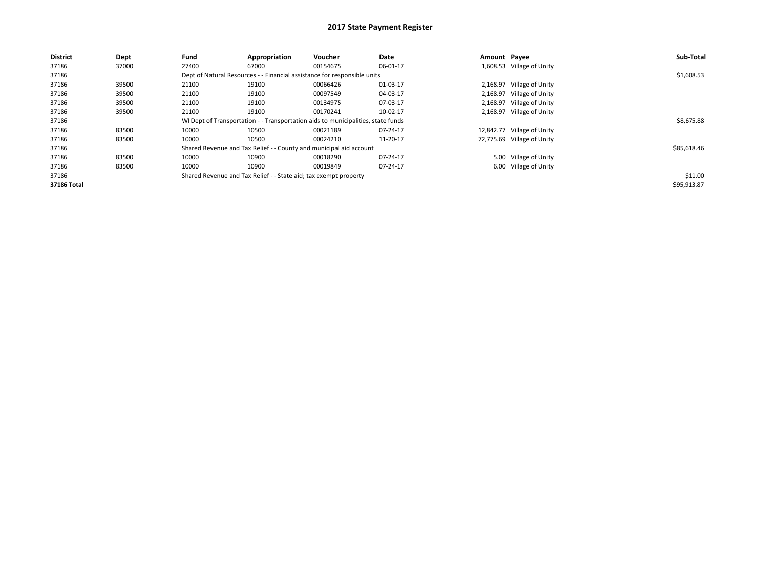# 2017 State Payment Register

| District | Dept | Fund | Appropriation | Voucher | Date | Amount | Payee | Sub-Total |
|---|---|---|---|---|---|---|---|---|
| 37186 | 37000 | 27400 | 67000 | 00154675 | 06-01-17 | 1,608.53 | Village of Unity | |
| 37186 | | Dept of Natural Resources - - Financial assistance for responsible units | | | | | | $1,608.53 |
| 37186 | 39500 | 21100 | 19100 | 00066426 | 01-03-17 | 2,168.97 | Village of Unity | |
| 37186 | 39500 | 21100 | 19100 | 00097549 | 04-03-17 | 2,168.97 | Village of Unity | |
| 37186 | 39500 | 21100 | 19100 | 00134975 | 07-03-17 | 2,168.97 | Village of Unity | |
| 37186 | 39500 | 21100 | 19100 | 00170241 | 10-02-17 | 2,168.97 | Village of Unity | |
| 37186 | | WI Dept of Transportation - - Transportation aids to municipalities, state funds | | | | | | $8,675.88 |
| 37186 | 83500 | 10000 | 10500 | 00021189 | 07-24-17 | 12,842.77 | Village of Unity | |
| 37186 | 83500 | 10000 | 10500 | 00024210 | 11-20-17 | 72,775.69 | Village of Unity | |
| 37186 | | Shared Revenue and Tax Relief - - County and municipal aid account | | | | | | $85,618.46 |
| 37186 | 83500 | 10000 | 10900 | 00018290 | 07-24-17 | 5.00 | Village of Unity | |
| 37186 | 83500 | 10000 | 10900 | 00019849 | 07-24-17 | 6.00 | Village of Unity | |
| 37186 | | Shared Revenue and Tax Relief - - State aid; tax exempt property | | | | | | $11.00 |
| **37186 Total** | | | | | | | | $95,913.87 |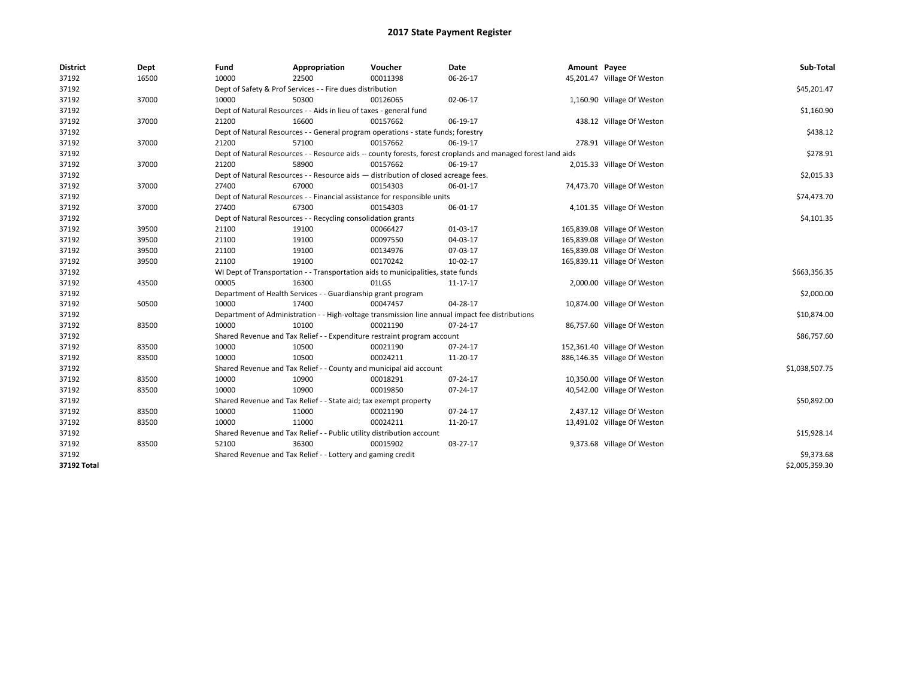# 2017 State Payment Register

| District | Dept | Fund | Appropriation | Voucher | Date | Amount | Payee | Sub-Total |
|---|---|---|---|---|---|---|---|---|
| 37192 | 16500 | 10000 | 22500 | 00011398 | 06-26-17 | 45,201.47 | Village Of Weston | |
| 37192 | | Dept of Safety & Prof Services - - Fire dues distribution | | | | | | $45,201.47 |
| 37192 | 37000 | 10000 | 50300 | 00126065 | 02-06-17 | 1,160.90 | Village Of Weston | |
| 37192 | | Dept of Natural Resources - - Aids in lieu of taxes - general fund | | | | | | $1,160.90 |
| 37192 | 37000 | 21200 | 16600 | 00157662 | 06-19-17 | 438.12 | Village Of Weston | |
| 37192 | | Dept of Natural Resources - - General program operations - state funds; forestry | | | | | | $438.12 |
| 37192 | 37000 | 21200 | 57100 | 00157662 | 06-19-17 | 278.91 | Village Of Weston | |
| 37192 | | Dept of Natural Resources - - Resource aids -- county forests, forest croplands and managed forest land aids | | | | | | $278.91 |
| 37192 | 37000 | 21200 | 58900 | 00157662 | 06-19-17 | 2,015.33 | Village Of Weston | |
| 37192 | | Dept of Natural Resources - - Resource aids — distribution of closed acreage fees. | | | | | | $2,015.33 |
| 37192 | 37000 | 27400 | 67000 | 00154303 | 06-01-17 | 74,473.70 | Village Of Weston | |
| 37192 | | Dept of Natural Resources - - Financial assistance for responsible units | | | | | | $74,473.70 |
| 37192 | 37000 | 27400 | 67300 | 00154303 | 06-01-17 | 4,101.35 | Village Of Weston | |
| 37192 | | Dept of Natural Resources - - Recycling consolidation grants | | | | | | $4,101.35 |
| 37192 | 39500 | 21100 | 19100 | 00066427 | 01-03-17 | 165,839.08 | Village Of Weston | |
| 37192 | 39500 | 21100 | 19100 | 00097550 | 04-03-17 | 165,839.08 | Village Of Weston | |
| 37192 | 39500 | 21100 | 19100 | 00134976 | 07-03-17 | 165,839.08 | Village Of Weston | |
| 37192 | 39500 | 21100 | 19100 | 00170242 | 10-02-17 | 165,839.11 | Village Of Weston | |
| 37192 | | WI Dept of Transportation - - Transportation aids to municipalities, state funds | | | | | | $663,356.35 |
| 37192 | 43500 | 00005 | 16300 | 01LGS | 11-17-17 | 2,000.00 | Village Of Weston | |
| 37192 | | Department of Health Services - - Guardianship grant program | | | | | | $2,000.00 |
| 37192 | 50500 | 10000 | 17400 | 00047457 | 04-28-17 | 10,874.00 | Village Of Weston | |
| 37192 | | Department of Administration - - High-voltage transmission line annual impact fee distributions | | | | | | $10,874.00 |
| 37192 | 83500 | 10000 | 10100 | 00021190 | 07-24-17 | 86,757.60 | Village Of Weston | |
| 37192 | | Shared Revenue and Tax Relief - - Expenditure restraint program account | | | | | | $86,757.60 |
| 37192 | 83500 | 10000 | 10500 | 00021190 | 07-24-17 | 152,361.40 | Village Of Weston | |
| 37192 | 83500 | 10000 | 10500 | 00024211 | 11-20-17 | 886,146.35 | Village Of Weston | |
| 37192 | | Shared Revenue and Tax Relief - - County and municipal aid account | | | | | | $1,038,507.75 |
| 37192 | 83500 | 10000 | 10900 | 00018291 | 07-24-17 | 10,350.00 | Village Of Weston | |
| 37192 | 83500 | 10000 | 10900 | 00019850 | 07-24-17 | 40,542.00 | Village Of Weston | |
| 37192 | | Shared Revenue and Tax Relief - - State aid; tax exempt property | | | | | | $50,892.00 |
| 37192 | 83500 | 10000 | 11000 | 00021190 | 07-24-17 | 2,437.12 | Village Of Weston | |
| 37192 | 83500 | 10000 | 11000 | 00024211 | 11-20-17 | 13,491.02 | Village Of Weston | |
| 37192 | | Shared Revenue and Tax Relief - - Public utility distribution account | | | | | | $15,928.14 |
| 37192 | 83500 | 52100 | 36300 | 00015902 | 03-27-17 | 9,373.68 | Village Of Weston | |
| 37192 | | Shared Revenue and Tax Relief - - Lottery and gaming credit | | | | | | $9,373.68 |
| **37192 Total** | | | | | | | | $2,005,359.30 |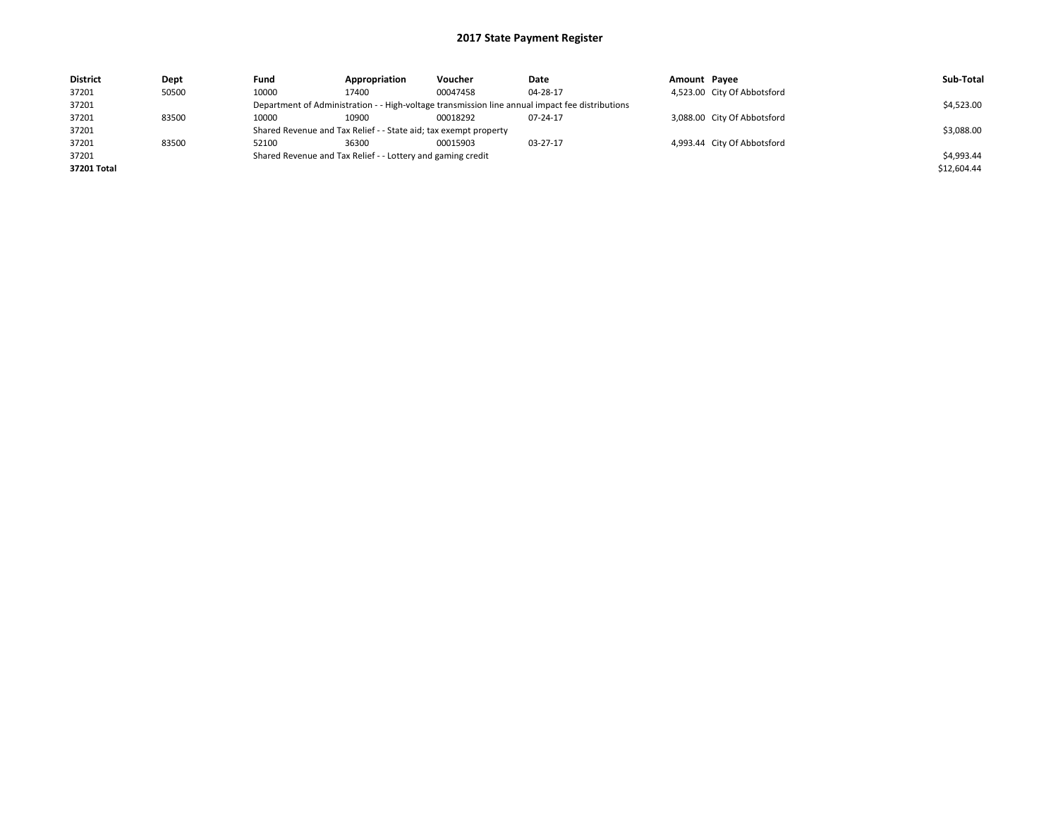# 2017 State Payment Register

| District | Dept | Fund | Appropriation | Voucher | Date | Amount | Payee | Sub-Total |
|---|---|---|---|---|---|---|---|---|
| 37201 | 50500 | 10000 | 17400 | 00047458 | 04-28-17 | 4,523.00 | City Of Abbotsford | |
| 37201 | | Department of Administration - - High-voltage transmission line annual impact fee distributions | | | | | | $4,523.00 |
| 37201 | 83500 | 10000 | 10900 | 00018292 | 07-24-17 | 3,088.00 | City Of Abbotsford | |
| 37201 | | Shared Revenue and Tax Relief - - State aid; tax exempt property | | | | | | $3,088.00 |
| 37201 | 83500 | 52100 | 36300 | 00015903 | 03-27-17 | 4,993.44 | City Of Abbotsford | |
| 37201 | | Shared Revenue and Tax Relief - - Lottery and gaming credit | | | | | | $4,993.44 |
| **37201 Total** | | | | | | | | $12,604.44 |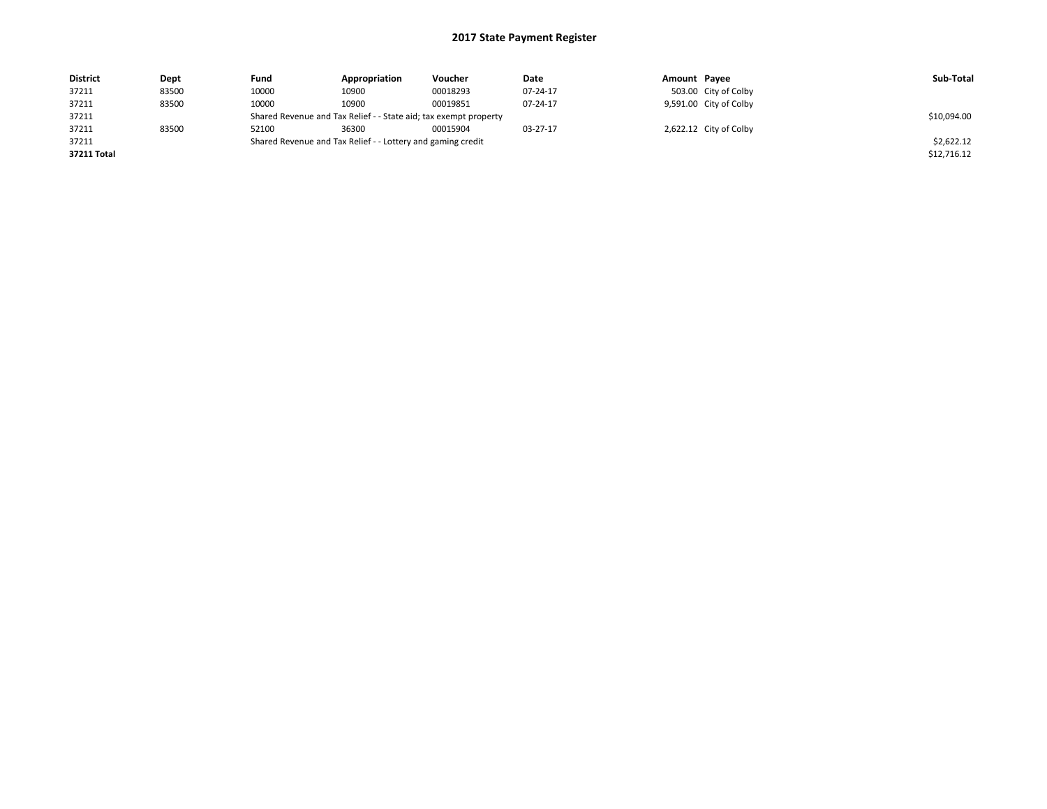# 2017 State Payment Register

| District | Dept | Fund | Appropriation | Voucher | Date | Amount | Payee | Sub-Total |
|---|---|---|---|---|---|---|---|---|
| 37211 | 83500 | 10000 | 10900 | 00018293 | 07-24-17 | 503.00 | City of Colby | |
| 37211 | 83500 | 10000 | 10900 | 00019851 | 07-24-17 | 9,591.00 | City of Colby | |
| 37211 | | Shared Revenue and Tax Relief - - State aid; tax exempt property | | | | | | $10,094.00 |
| 37211 | 83500 | 52100 | 36300 | 00015904 | 03-27-17 | 2,622.12 | City of Colby | |
| 37211 | | Shared Revenue and Tax Relief - - Lottery and gaming credit | | | | | | $2,622.12 |
| **37211 Total** | | | | | | | | $12,716.12 |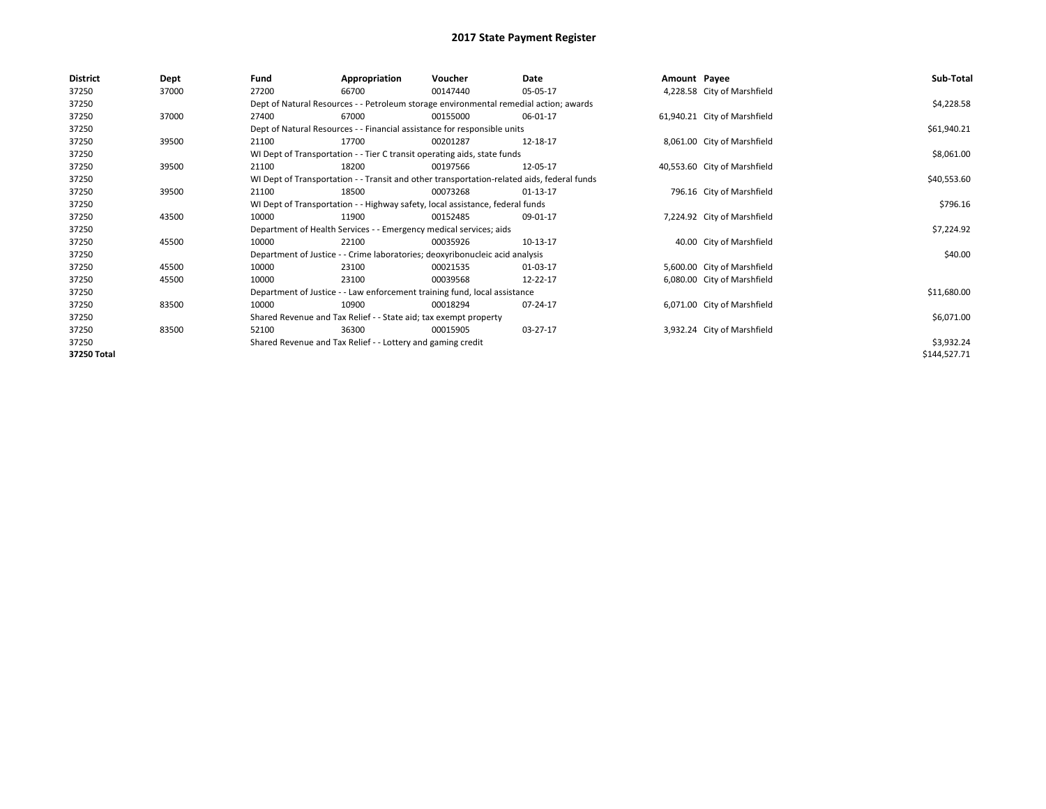# 2017 State Payment Register

| District | Dept | Fund | Appropriation | Voucher | Date | Amount | Payee | Sub-Total |
|---|---|---|---|---|---|---|---|---|
| 37250 | 37000 | 27200 | 66700 | 00147440 | 05-05-17 | 4,228.58 | City of Marshfield | |
| 37250 | | Dept of Natural Resources - - Petroleum storage environmental remedial action; awards | | | | | | $4,228.58 |
| 37250 | 37000 | 27400 | 67000 | 00155000 | 06-01-17 | 61,940.21 | City of Marshfield | |
| 37250 | | Dept of Natural Resources - - Financial assistance for responsible units | | | | | | $61,940.21 |
| 37250 | 39500 | 21100 | 17700 | 00201287 | 12-18-17 | 8,061.00 | City of Marshfield | |
| 37250 | | WI Dept of Transportation - - Tier C transit operating aids, state funds | | | | | | $8,061.00 |
| 37250 | 39500 | 21100 | 18200 | 00197566 | 12-05-17 | 40,553.60 | City of Marshfield | |
| 37250 | | WI Dept of Transportation - - Transit and other transportation-related aids, federal funds | | | | | | $40,553.60 |
| 37250 | 39500 | 21100 | 18500 | 00073268 | 01-13-17 | 796.16 | City of Marshfield | |
| 37250 | | WI Dept of Transportation - - Highway safety, local assistance, federal funds | | | | | | $796.16 |
| 37250 | 43500 | 10000 | 11900 | 00152485 | 09-01-17 | 7,224.92 | City of Marshfield | |
| 37250 | | Department of Health Services - - Emergency medical services; aids | | | | | | $7,224.92 |
| 37250 | 45500 | 10000 | 22100 | 00035926 | 10-13-17 | 40.00 | City of Marshfield | |
| 37250 | | Department of Justice - - Crime laboratories; deoxyribonucleic acid analysis | | | | | | $40.00 |
| 37250 | 45500 | 10000 | 23100 | 00021535 | 01-03-17 | 5,600.00 | City of Marshfield | |
| 37250 | 45500 | 10000 | 23100 | 00039568 | 12-22-17 | 6,080.00 | City of Marshfield | |
| 37250 | | Department of Justice - - Law enforcement training fund, local assistance | | | | | | $11,680.00 |
| 37250 | 83500 | 10000 | 10900 | 00018294 | 07-24-17 | 6,071.00 | City of Marshfield | |
| 37250 | | Shared Revenue and Tax Relief - - State aid; tax exempt property | | | | | | $6,071.00 |
| 37250 | 83500 | 52100 | 36300 | 00015905 | 03-27-17 | 3,932.24 | City of Marshfield | |
| 37250 | | Shared Revenue and Tax Relief - - Lottery and gaming credit | | | | | | $3,932.24 |
| **37250 Total** | | | | | | | | $144,527.71 |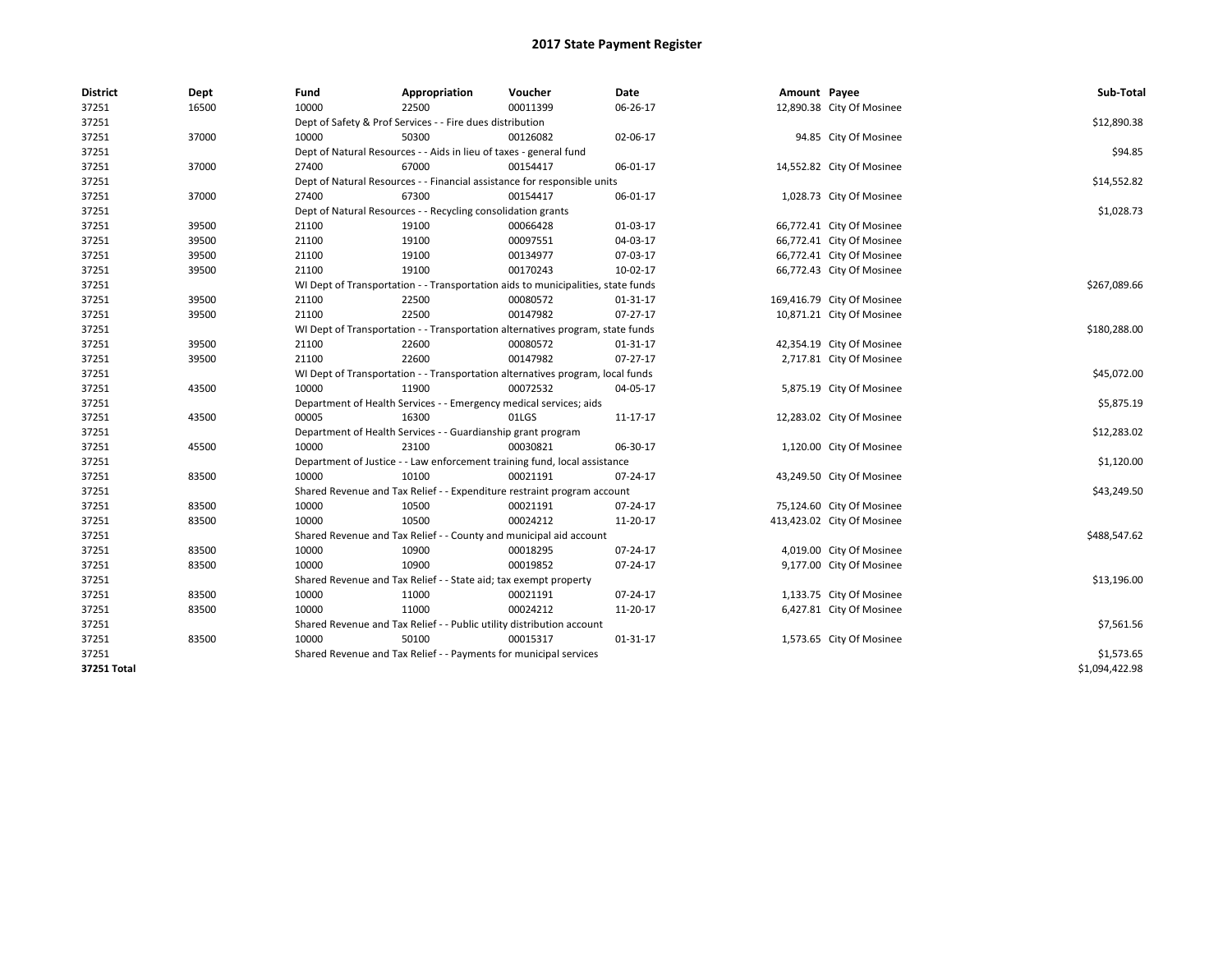# 2017 State Payment Register

| District | Dept | Fund | Appropriation | Voucher | Date | Amount | Payee | Sub-Total |
|---|---|---|---|---|---|---|---|---|
| 37251 | 16500 | 10000 | 22500 | 00011399 | 06-26-17 | 12,890.38 | City Of Mosinee | |
| 37251 | | Dept of Safety & Prof Services - - Fire dues distribution | | | | | | $12,890.38 |
| 37251 | 37000 | 10000 | 50300 | 00126082 | 02-06-17 | 94.85 | City Of Mosinee | |
| 37251 | | Dept of Natural Resources - - Aids in lieu of taxes - general fund | | | | | | $94.85 |
| 37251 | 37000 | 27400 | 67000 | 00154417 | 06-01-17 | 14,552.82 | City Of Mosinee | |
| 37251 | | Dept of Natural Resources - - Financial assistance for responsible units | | | | | | $14,552.82 |
| 37251 | 37000 | 27400 | 67300 | 00154417 | 06-01-17 | 1,028.73 | City Of Mosinee | |
| 37251 | | Dept of Natural Resources - - Recycling consolidation grants | | | | | | $1,028.73 |
| 37251 | 39500 | 21100 | 19100 | 00066428 | 01-03-17 | 66,772.41 | City Of Mosinee | |
| 37251 | 39500 | 21100 | 19100 | 00097551 | 04-03-17 | 66,772.41 | City Of Mosinee | |
| 37251 | 39500 | 21100 | 19100 | 00134977 | 07-03-17 | 66,772.41 | City Of Mosinee | |
| 37251 | 39500 | 21100 | 19100 | 00170243 | 10-02-17 | 66,772.43 | City Of Mosinee | |
| 37251 | | WI Dept of Transportation - - Transportation aids to municipalities, state funds | | | | | | $267,089.66 |
| 37251 | 39500 | 21100 | 22500 | 00080572 | 01-31-17 | 169,416.79 | City Of Mosinee | |
| 37251 | 39500 | 21100 | 22500 | 00147982 | 07-27-17 | 10,871.21 | City Of Mosinee | |
| 37251 | | WI Dept of Transportation - - Transportation alternatives program, state funds | | | | | | $180,288.00 |
| 37251 | 39500 | 21100 | 22600 | 00080572 | 01-31-17 | 42,354.19 | City Of Mosinee | |
| 37251 | 39500 | 21100 | 22600 | 00147982 | 07-27-17 | 2,717.81 | City Of Mosinee | |
| 37251 | | WI Dept of Transportation - - Transportation alternatives program, local funds | | | | | | $45,072.00 |
| 37251 | 43500 | 10000 | 11900 | 00072532 | 04-05-17 | 5,875.19 | City Of Mosinee | |
| 37251 | | Department of Health Services - - Emergency medical services; aids | | | | | | $5,875.19 |
| 37251 | 43500 | 00005 | 16300 | 01LGS | 11-17-17 | 12,283.02 | City Of Mosinee | |
| 37251 | | Department of Health Services - - Guardianship grant program | | | | | | $12,283.02 |
| 37251 | 45500 | 10000 | 23100 | 00030821 | 06-30-17 | 1,120.00 | City Of Mosinee | |
| 37251 | | Department of Justice - - Law enforcement training fund, local assistance | | | | | | $1,120.00 |
| 37251 | 83500 | 10000 | 10100 | 00021191 | 07-24-17 | 43,249.50 | City Of Mosinee | |
| 37251 | | Shared Revenue and Tax Relief - - Expenditure restraint program account | | | | | | $43,249.50 |
| 37251 | 83500 | 10000 | 10500 | 00021191 | 07-24-17 | 75,124.60 | City Of Mosinee | |
| 37251 | 83500 | 10000 | 10500 | 00024212 | 11-20-17 | 413,423.02 | City Of Mosinee | |
| 37251 | | Shared Revenue and Tax Relief - - County and municipal aid account | | | | | | $488,547.62 |
| 37251 | 83500 | 10000 | 10900 | 00018295 | 07-24-17 | 4,019.00 | City Of Mosinee | |
| 37251 | 83500 | 10000 | 10900 | 00019852 | 07-24-17 | 9,177.00 | City Of Mosinee | |
| 37251 | | Shared Revenue and Tax Relief - - State aid; tax exempt property | | | | | | $13,196.00 |
| 37251 | 83500 | 10000 | 11000 | 00021191 | 07-24-17 | 1,133.75 | City Of Mosinee | |
| 37251 | 83500 | 10000 | 11000 | 00024212 | 11-20-17 | 6,427.81 | City Of Mosinee | |
| 37251 | | Shared Revenue and Tax Relief - - Public utility distribution account | | | | | | $7,561.56 |
| 37251 | 83500 | 10000 | 50100 | 00015317 | 01-31-17 | 1,573.65 | City Of Mosinee | |
| 37251 | | Shared Revenue and Tax Relief - - Payments for municipal services | | | | | | $1,573.65 |
| **37251 Total** | | | | | | | | $1,094,422.98 |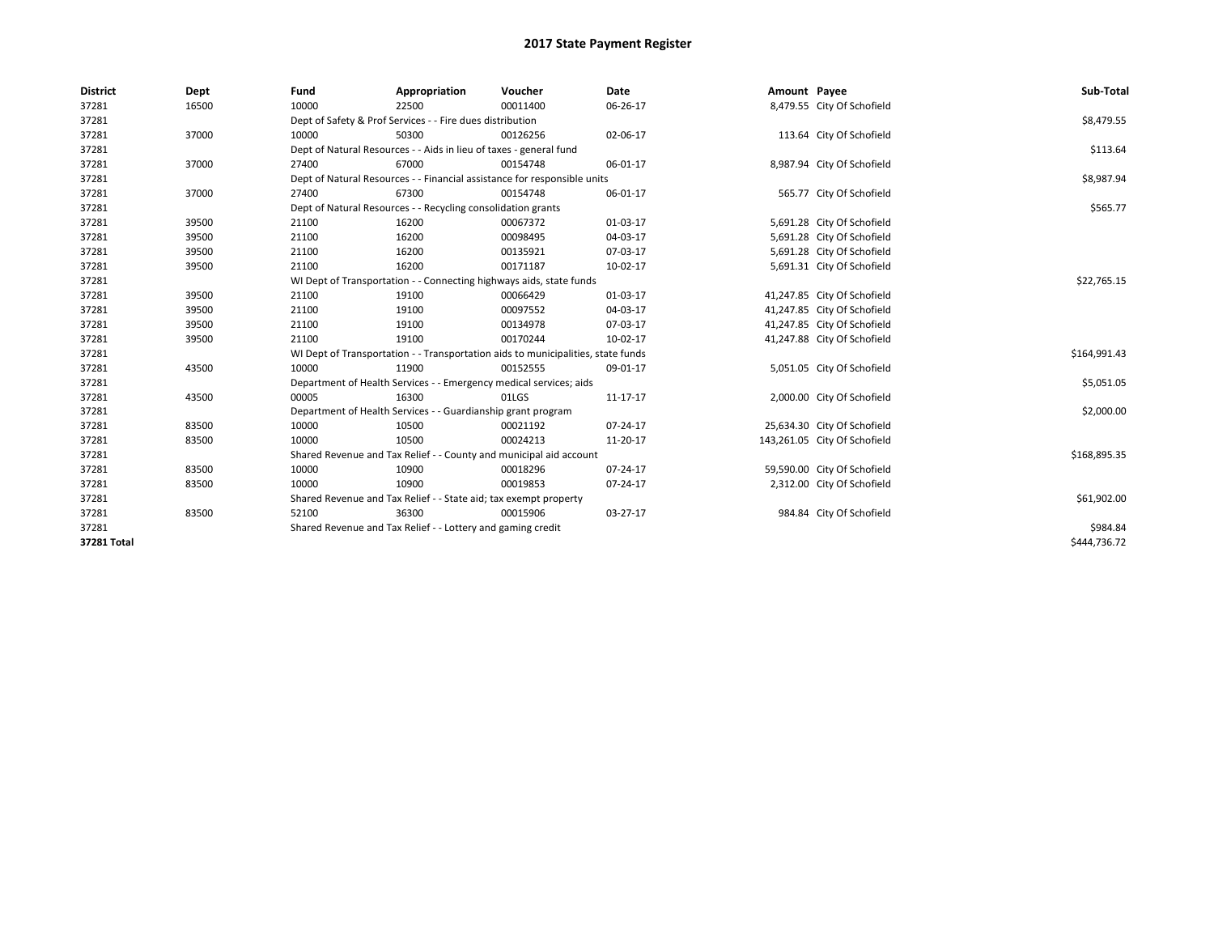# 2017 State Payment Register

| District | Dept | Fund | Appropriation | Voucher | Date | Amount | Payee | Sub-Total |
|---|---|---|---|---|---|---|---|---|
| 37281 | 16500 | 10000 | 22500 | 00011400 | 06-26-17 | 8,479.55 | City Of Schofield | |
| 37281 | | Dept of Safety & Prof Services - - Fire dues distribution | | | | | | $8,479.55 |
| 37281 | 37000 | 10000 | 50300 | 00126256 | 02-06-17 | 113.64 | City Of Schofield | |
| 37281 | | Dept of Natural Resources - - Aids in lieu of taxes - general fund | | | | | | $113.64 |
| 37281 | 37000 | 27400 | 67000 | 00154748 | 06-01-17 | 8,987.94 | City Of Schofield | |
| 37281 | | Dept of Natural Resources - - Financial assistance for responsible units | | | | | | $8,987.94 |
| 37281 | 37000 | 27400 | 67300 | 00154748 | 06-01-17 | 565.77 | City Of Schofield | |
| 37281 | | Dept of Natural Resources - - Recycling consolidation grants | | | | | | $565.77 |
| 37281 | 39500 | 21100 | 16200 | 00067372 | 01-03-17 | 5,691.28 | City Of Schofield | |
| 37281 | 39500 | 21100 | 16200 | 00098495 | 04-03-17 | 5,691.28 | City Of Schofield | |
| 37281 | 39500 | 21100 | 16200 | 00135921 | 07-03-17 | 5,691.28 | City Of Schofield | |
| 37281 | 39500 | 21100 | 16200 | 00171187 | 10-02-17 | 5,691.31 | City Of Schofield | |
| 37281 | | WI Dept of Transportation - - Connecting highways aids, state funds | | | | | | $22,765.15 |
| 37281 | 39500 | 21100 | 19100 | 00066429 | 01-03-17 | 41,247.85 | City Of Schofield | |
| 37281 | 39500 | 21100 | 19100 | 00097552 | 04-03-17 | 41,247.85 | City Of Schofield | |
| 37281 | 39500 | 21100 | 19100 | 00134978 | 07-03-17 | 41,247.85 | City Of Schofield | |
| 37281 | 39500 | 21100 | 19100 | 00170244 | 10-02-17 | 41,247.88 | City Of Schofield | |
| 37281 | | WI Dept of Transportation - - Transportation aids to municipalities, state funds | | | | | | $164,991.43 |
| 37281 | 43500 | 10000 | 11900 | 00152555 | 09-01-17 | 5,051.05 | City Of Schofield | |
| 37281 | | Department of Health Services - - Emergency medical services; aids | | | | | | $5,051.05 |
| 37281 | 43500 | 00005 | 16300 | 01LGS | 11-17-17 | 2,000.00 | City Of Schofield | |
| 37281 | | Department of Health Services - - Guardianship grant program | | | | | | $2,000.00 |
| 37281 | 83500 | 10000 | 10500 | 00021192 | 07-24-17 | 25,634.30 | City Of Schofield | |
| 37281 | 83500 | 10000 | 10500 | 00024213 | 11-20-17 | 143,261.05 | City Of Schofield | |
| 37281 | | Shared Revenue and Tax Relief - - County and municipal aid account | | | | | | $168,895.35 |
| 37281 | 83500 | 10000 | 10900 | 00018296 | 07-24-17 | 59,590.00 | City Of Schofield | |
| 37281 | 83500 | 10000 | 10900 | 00019853 | 07-24-17 | 2,312.00 | City Of Schofield | |
| 37281 | | Shared Revenue and Tax Relief - - State aid; tax exempt property | | | | | | $61,902.00 |
| 37281 | 83500 | 52100 | 36300 | 00015906 | 03-27-17 | 984.84 | City Of Schofield | |
| 37281 | | Shared Revenue and Tax Relief - - Lottery and gaming credit | | | | | | $984.84 |
| **37281 Total** | | | | | | | | $444,736.72 |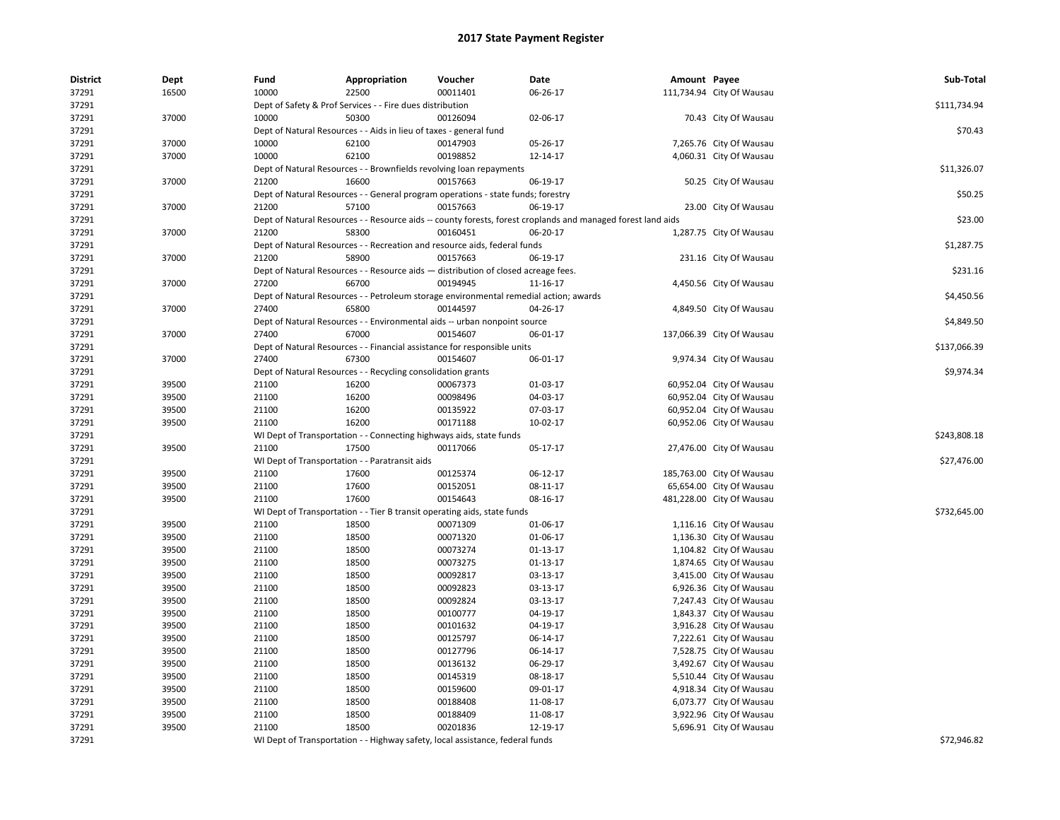# 2017 State Payment Register

| District | Dept | Fund | Appropriation | Voucher | Date | Amount | Payee | Sub-Total |
|---|---|---|---|---|---|---|---|---|
| 37291 | 16500 | 10000 | 22500 | 00011401 | 06-26-17 | 111,734.94 | City Of Wausau | |
| 37291 | | Dept of Safety & Prof Services - - Fire dues distribution | | | | | | $111,734.94 |
| 37291 | 37000 | 10000 | 50300 | 00126094 | 02-06-17 | 70.43 | City Of Wausau | |
| 37291 | | Dept of Natural Resources - - Aids in lieu of taxes - general fund | | | | | | $70.43 |
| 37291 | 37000 | 10000 | 62100 | 00147903 | 05-26-17 | 7,265.76 | City Of Wausau | |
| 37291 | 37000 | 10000 | 62100 | 00198852 | 12-14-17 | 4,060.31 | City Of Wausau | |
| 37291 | | Dept of Natural Resources - - Brownfields revolving loan repayments | | | | | | $11,326.07 |
| 37291 | 37000 | 21200 | 16600 | 00157663 | 06-19-17 | 50.25 | City Of Wausau | |
| 37291 | | Dept of Natural Resources - - General program operations - state funds; forestry | | | | | | $50.25 |
| 37291 | 37000 | 21200 | 57100 | 00157663 | 06-19-17 | 23.00 | City Of Wausau | |
| 37291 | | Dept of Natural Resources - - Resource aids -- county forests, forest croplands and managed forest land aids | | | | | | $23.00 |
| 37291 | 37000 | 21200 | 58300 | 00160451 | 06-20-17 | 1,287.75 | City Of Wausau | |
| 37291 | | Dept of Natural Resources - - Recreation and resource aids, federal funds | | | | | | $1,287.75 |
| 37291 | 37000 | 21200 | 58900 | 00157663 | 06-19-17 | 231.16 | City Of Wausau | |
| 37291 | | Dept of Natural Resources - - Resource aids — distribution of closed acreage fees. | | | | | | $231.16 |
| 37291 | 37000 | 27200 | 66700 | 00194945 | 11-16-17 | 4,450.56 | City Of Wausau | |
| 37291 | | Dept of Natural Resources - - Petroleum storage environmental remedial action; awards | | | | | | $4,450.56 |
| 37291 | 37000 | 27400 | 65800 | 00144597 | 04-26-17 | 4,849.50 | City Of Wausau | |
| 37291 | | Dept of Natural Resources - - Environmental aids -- urban nonpoint source | | | | | | $4,849.50 |
| 37291 | 37000 | 27400 | 67000 | 00154607 | 06-01-17 | 137,066.39 | City Of Wausau | |
| 37291 | | Dept of Natural Resources - - Financial assistance for responsible units | | | | | | $137,066.39 |
| 37291 | 37000 | 27400 | 67300 | 00154607 | 06-01-17 | 9,974.34 | City Of Wausau | |
| 37291 | | Dept of Natural Resources - - Recycling consolidation grants | | | | | | $9,974.34 |
| 37291 | 39500 | 21100 | 16200 | 00067373 | 01-03-17 | 60,952.04 | City Of Wausau | |
| 37291 | 39500 | 21100 | 16200 | 00098496 | 04-03-17 | 60,952.04 | City Of Wausau | |
| 37291 | 39500 | 21100 | 16200 | 00135922 | 07-03-17 | 60,952.04 | City Of Wausau | |
| 37291 | 39500 | 21100 | 16200 | 00171188 | 10-02-17 | 60,952.06 | City Of Wausau | |
| 37291 | | WI Dept of Transportation - - Connecting highways aids, state funds | | | | | | $243,808.18 |
| 37291 | 39500 | 21100 | 17500 | 00117066 | 05-17-17 | 27,476.00 | City Of Wausau | |
| 37291 | | WI Dept of Transportation - - Paratransit aids | | | | | | $27,476.00 |
| 37291 | 39500 | 21100 | 17600 | 00125374 | 06-12-17 | 185,763.00 | City Of Wausau | |
| 37291 | 39500 | 21100 | 17600 | 00152051 | 08-11-17 | 65,654.00 | City Of Wausau | |
| 37291 | 39500 | 21100 | 17600 | 00154643 | 08-16-17 | 481,228.00 | City Of Wausau | |
| 37291 | | WI Dept of Transportation - - Tier B transit operating aids, state funds | | | | | | $732,645.00 |
| 37291 | 39500 | 21100 | 18500 | 00071309 | 01-06-17 | 1,116.16 | City Of Wausau | |
| 37291 | 39500 | 21100 | 18500 | 00071320 | 01-06-17 | 1,136.30 | City Of Wausau | |
| 37291 | 39500 | 21100 | 18500 | 00073274 | 01-13-17 | 1,104.82 | City Of Wausau | |
| 37291 | 39500 | 21100 | 18500 | 00073275 | 01-13-17 | 1,874.65 | City Of Wausau | |
| 37291 | 39500 | 21100 | 18500 | 00092817 | 03-13-17 | 3,415.00 | City Of Wausau | |
| 37291 | 39500 | 21100 | 18500 | 00092823 | 03-13-17 | 6,926.36 | City Of Wausau | |
| 37291 | 39500 | 21100 | 18500 | 00092824 | 03-13-17 | 7,247.43 | City Of Wausau | |
| 37291 | 39500 | 21100 | 18500 | 00100777 | 04-19-17 | 1,843.37 | City Of Wausau | |
| 37291 | 39500 | 21100 | 18500 | 00101632 | 04-19-17 | 3,916.28 | City Of Wausau | |
| 37291 | 39500 | 21100 | 18500 | 00125797 | 06-14-17 | 7,222.61 | City Of Wausau | |
| 37291 | 39500 | 21100 | 18500 | 00127796 | 06-14-17 | 7,528.75 | City Of Wausau | |
| 37291 | 39500 | 21100 | 18500 | 00136132 | 06-29-17 | 3,492.67 | City Of Wausau | |
| 37291 | 39500 | 21100 | 18500 | 00145319 | 08-18-17 | 5,510.44 | City Of Wausau | |
| 37291 | 39500 | 21100 | 18500 | 00159600 | 09-01-17 | 4,918.34 | City Of Wausau | |
| 37291 | 39500 | 21100 | 18500 | 00188408 | 11-08-17 | 6,073.77 | City Of Wausau | |
| 37291 | 39500 | 21100 | 18500 | 00188409 | 11-08-17 | 3,922.96 | City Of Wausau | |
| 37291 | 39500 | 21100 | 18500 | 00201836 | 12-19-17 | 5,696.91 | City Of Wausau | |
| 37291 | | WI Dept of Transportation - - Highway safety, local assistance, federal funds | | | | | | $72,946.82 |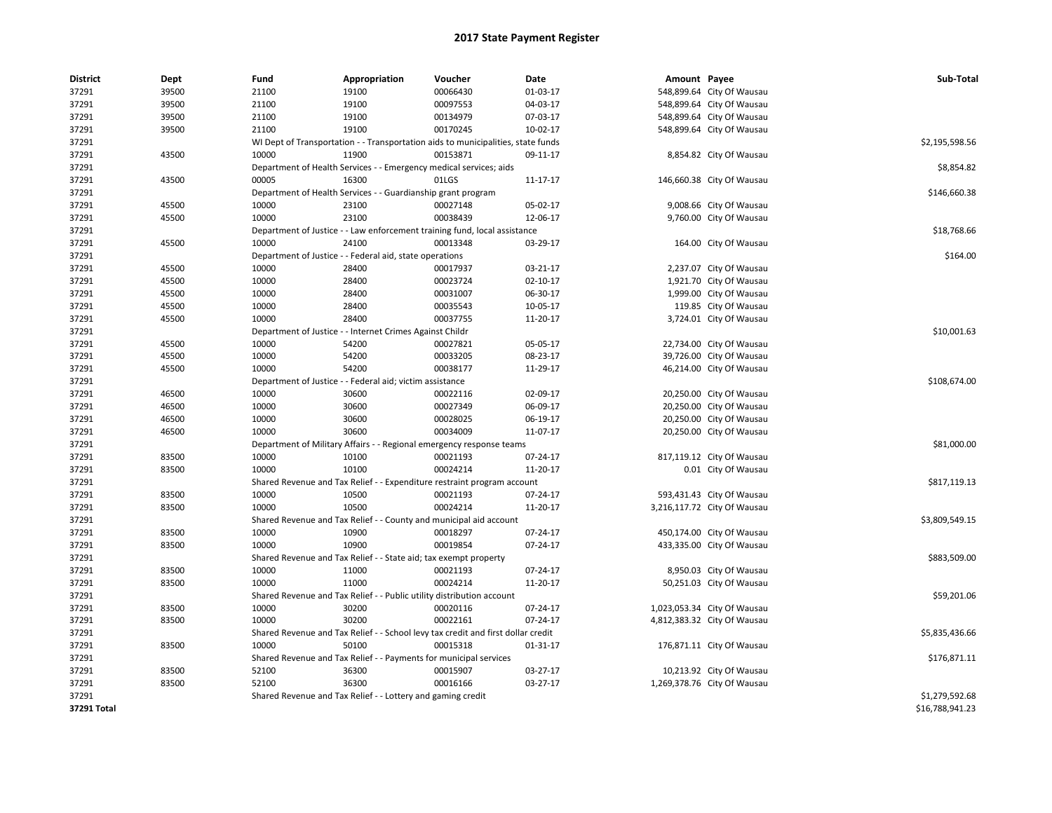# 2017 State Payment Register

| District | Dept | Fund | Appropriation | Voucher | Date | Amount | Payee | Sub-Total |
|---|---|---|---|---|---|---|---|---|
| 37291 | 39500 | 21100 | 19100 | 00066430 | 01-03-17 | 548,899.64 | City Of Wausau | |
| 37291 | 39500 | 21100 | 19100 | 00097553 | 04-03-17 | 548,899.64 | City Of Wausau | |
| 37291 | 39500 | 21100 | 19100 | 00134979 | 07-03-17 | 548,899.64 | City Of Wausau | |
| 37291 | 39500 | 21100 | 19100 | 00170245 | 10-02-17 | 548,899.64 | City Of Wausau | |
| 37291 | | WI Dept of Transportation - - Transportation aids to municipalities, state funds | | | | | | $2,195,598.56 |
| 37291 | 43500 | 10000 | 11900 | 00153871 | 09-11-17 | 8,854.82 | City Of Wausau | |
| 37291 | | Department of Health Services - - Emergency medical services; aids | | | | | | $8,854.82 |
| 37291 | 43500 | 00005 | 16300 | 01LGS | 11-17-17 | 146,660.38 | City Of Wausau | |
| 37291 | | Department of Health Services - - Guardianship grant program | | | | | | $146,660.38 |
| 37291 | 45500 | 10000 | 23100 | 00027148 | 05-02-17 | 9,008.66 | City Of Wausau | |
| 37291 | 45500 | 10000 | 23100 | 00038439 | 12-06-17 | 9,760.00 | City Of Wausau | |
| 37291 | | Department of Justice - - Law enforcement training fund, local assistance | | | | | | $18,768.66 |
| 37291 | 45500 | 10000 | 24100 | 00013348 | 03-29-17 | 164.00 | City Of Wausau | |
| 37291 | | Department of Justice - - Federal aid, state operations | | | | | | $164.00 |
| 37291 | 45500 | 10000 | 28400 | 00017937 | 03-21-17 | 2,237.07 | City Of Wausau | |
| 37291 | 45500 | 10000 | 28400 | 00023724 | 02-10-17 | 1,921.70 | City Of Wausau | |
| 37291 | 45500 | 10000 | 28400 | 00031007 | 06-30-17 | 1,999.00 | City Of Wausau | |
| 37291 | 45500 | 10000 | 28400 | 00035543 | 10-05-17 | 119.85 | City Of Wausau | |
| 37291 | 45500 | 10000 | 28400 | 00037755 | 11-20-17 | 3,724.01 | City Of Wausau | |
| 37291 | | Department of Justice - - Internet Crimes Against Childr | | | | | | $10,001.63 |
| 37291 | 45500 | 10000 | 54200 | 00027821 | 05-05-17 | 22,734.00 | City Of Wausau | |
| 37291 | 45500 | 10000 | 54200 | 00033205 | 08-23-17 | 39,726.00 | City Of Wausau | |
| 37291 | 45500 | 10000 | 54200 | 00038177 | 11-29-17 | 46,214.00 | City Of Wausau | |
| 37291 | | Department of Justice - - Federal aid; victim assistance | | | | | | $108,674.00 |
| 37291 | 46500 | 10000 | 30600 | 00022116 | 02-09-17 | 20,250.00 | City Of Wausau | |
| 37291 | 46500 | 10000 | 30600 | 00027349 | 06-09-17 | 20,250.00 | City Of Wausau | |
| 37291 | 46500 | 10000 | 30600 | 00028025 | 06-19-17 | 20,250.00 | City Of Wausau | |
| 37291 | 46500 | 10000 | 30600 | 00034009 | 11-07-17 | 20,250.00 | City Of Wausau | |
| 37291 | | Department of Military Affairs - - Regional emergency response teams | | | | | | $81,000.00 |
| 37291 | 83500 | 10000 | 10100 | 00021193 | 07-24-17 | 817,119.12 | City Of Wausau | |
| 37291 | 83500 | 10000 | 10100 | 00024214 | 11-20-17 | 0.01 | City Of Wausau | |
| 37291 | | Shared Revenue and Tax Relief - - Expenditure restraint program account | | | | | | $817,119.13 |
| 37291 | 83500 | 10000 | 10500 | 00021193 | 07-24-17 | 593,431.43 | City Of Wausau | |
| 37291 | 83500 | 10000 | 10500 | 00024214 | 11-20-17 | 3,216,117.72 | City Of Wausau | |
| 37291 | | Shared Revenue and Tax Relief - - County and municipal aid account | | | | | | $3,809,549.15 |
| 37291 | 83500 | 10000 | 10900 | 00018297 | 07-24-17 | 450,174.00 | City Of Wausau | |
| 37291 | 83500 | 10000 | 10900 | 00019854 | 07-24-17 | 433,335.00 | City Of Wausau | |
| 37291 | | Shared Revenue and Tax Relief - - State aid; tax exempt property | | | | | | $883,509.00 |
| 37291 | 83500 | 10000 | 11000 | 00021193 | 07-24-17 | 8,950.03 | City Of Wausau | |
| 37291 | 83500 | 10000 | 11000 | 00024214 | 11-20-17 | 50,251.03 | City Of Wausau | |
| 37291 | | Shared Revenue and Tax Relief - - Public utility distribution account | | | | | | $59,201.06 |
| 37291 | 83500 | 10000 | 30200 | 00020116 | 07-24-17 | 1,023,053.34 | City Of Wausau | |
| 37291 | 83500 | 10000 | 30200 | 00022161 | 07-24-17 | 4,812,383.32 | City Of Wausau | |
| 37291 | | Shared Revenue and Tax Relief - - School levy tax credit and first dollar credit | | | | | | $5,835,436.66 |
| 37291 | 83500 | 10000 | 50100 | 00015318 | 01-31-17 | 176,871.11 | City Of Wausau | |
| 37291 | | Shared Revenue and Tax Relief - - Payments for municipal services | | | | | | $176,871.11 |
| 37291 | 83500 | 52100 | 36300 | 00015907 | 03-27-17 | 10,213.92 | City Of Wausau | |
| 37291 | 83500 | 52100 | 36300 | 00016166 | 03-27-17 | 1,269,378.76 | City Of Wausau | |
| 37291 | | Shared Revenue and Tax Relief - - Lottery and gaming credit | | | | | | $1,279,592.68 |
| **37291 Total** | | | | | | | | $16,788,941.23 |